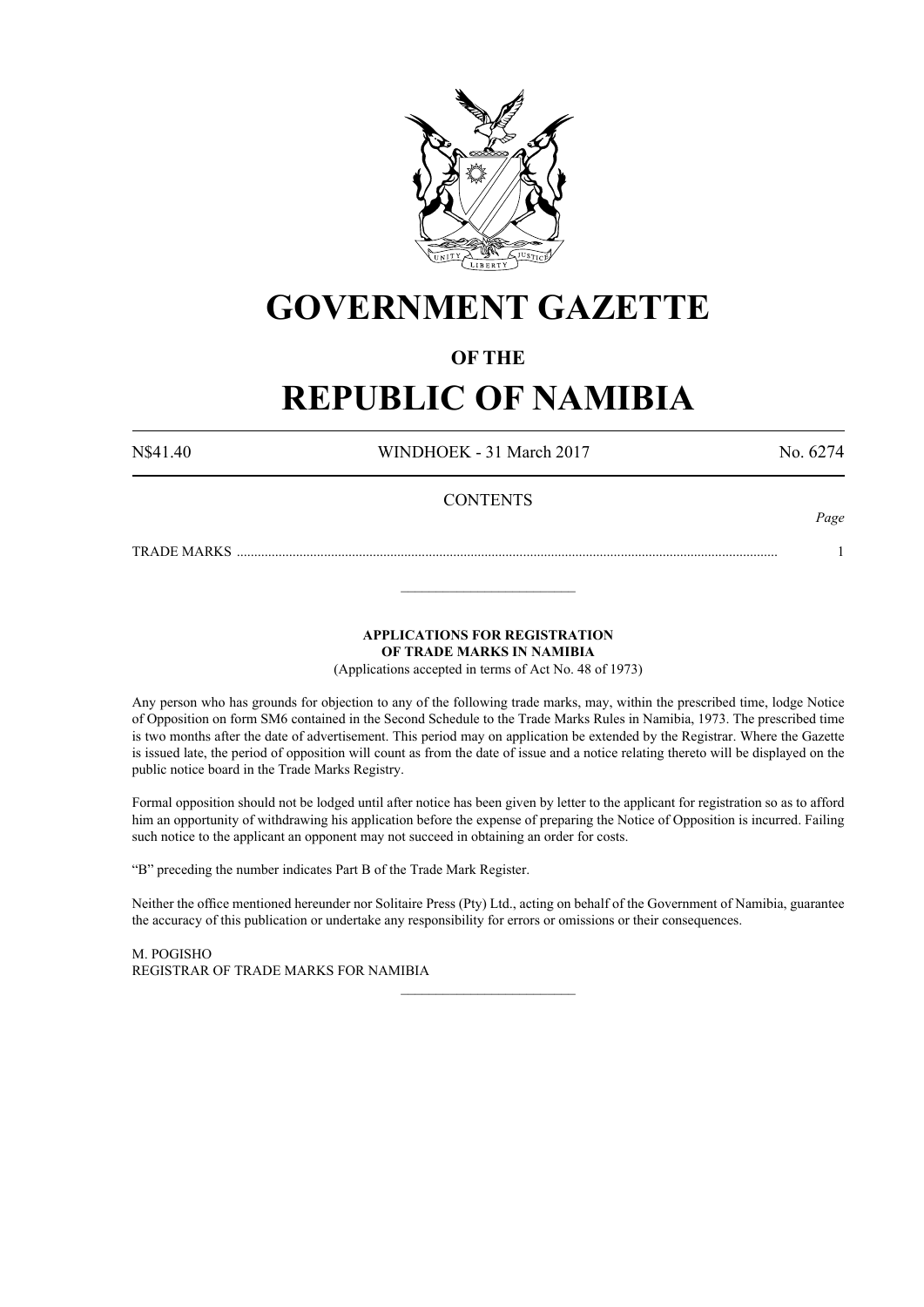# GOVERNMENT GAZETTE

## OF THE

# REPUBLIC OF NAMIBIA

N$41.40 WINDHOEK - 31 March 2017 No. 6274

CONTENTS

| | *Page* |
|---|---|
| TRADE MARKS | 1 |

---

**APPLICATIONS FOR REGISTRATION OF TRADE MARKS IN NAMIBIA**

(Applications accepted in terms of Act No. 48 of 1973)

Any person who has grounds for objection to any of the following trade marks, may, within the prescribed time, lodge Notice of Opposition on form SM6 contained in the Second Schedule to the Trade Marks Rules in Namibia, 1973. The prescribed time is two months after the date of advertisement. This period may on application be extended by the Registrar. Where the Gazette is issued late, the period of opposition will count as from the date of issue and a notice relating thereto will be displayed on the public notice board in the Trade Marks Registry.

Formal opposition should not be lodged until after notice has been given by letter to the applicant for registration so as to afford him an opportunity of withdrawing his application before the expense of preparing the Notice of Opposition is incurred. Failing such notice to the applicant an opponent may not succeed in obtaining an order for costs.

"B" preceding the number indicates Part B of the Trade Mark Register.

Neither the office mentioned hereunder nor Solitaire Press (Pty) Ltd., acting on behalf of the Government of Namibia, guarantee the accuracy of this publication or undertake any responsibility for errors or omissions or their consequences.

M. POGISHO
REGISTRAR OF TRADE MARKS FOR NAMIBIA

---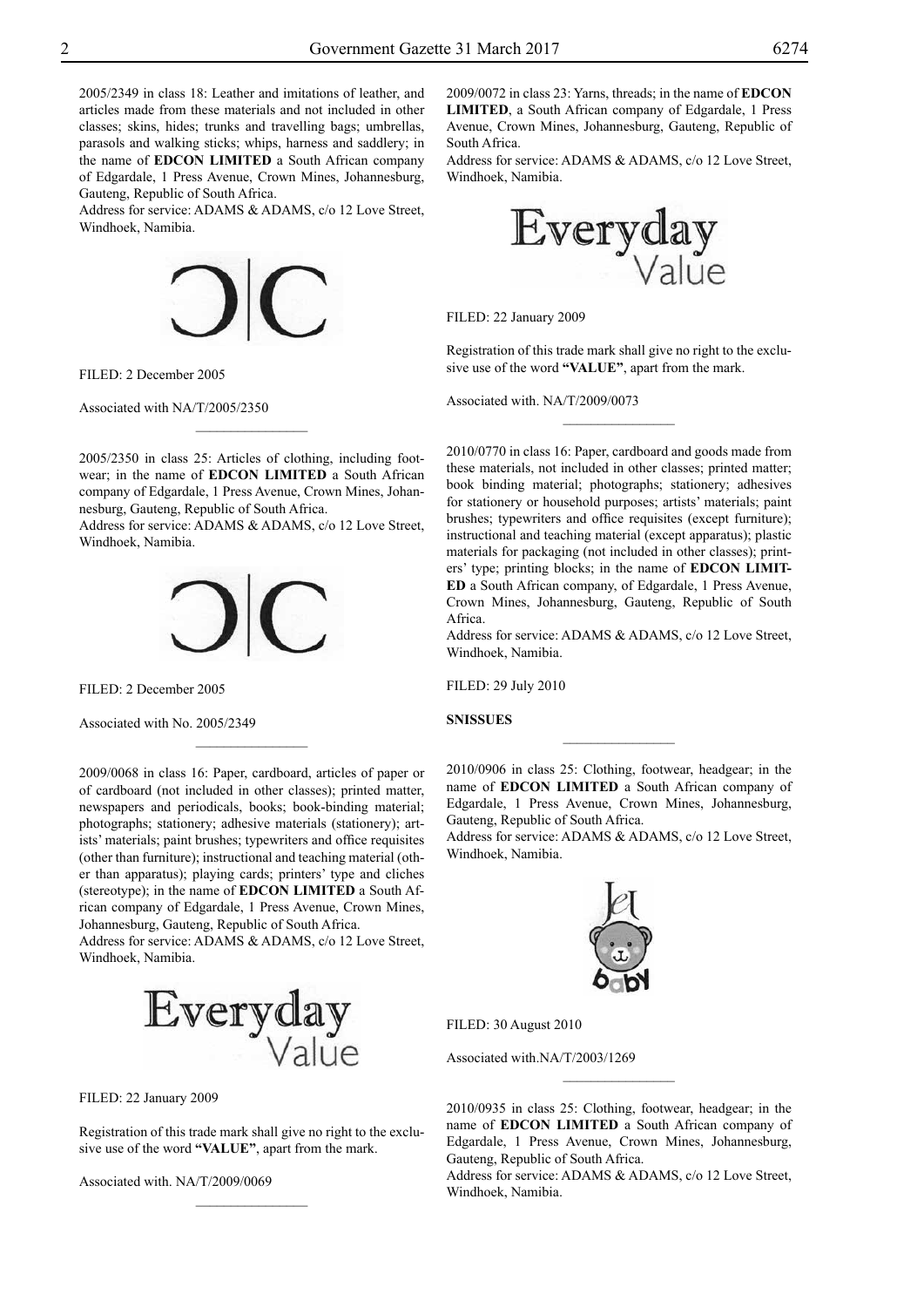2005/2349 in class 18: Leather and imitations of leather, and articles made from these materials and not included in other classes; skins, hides; trunks and travelling bags; umbrellas, parasols and walking sticks; whips, harness and saddlery; in the name of **EDCON LIMITED** a South African company of Edgardale, 1 Press Avenue, Crown Mines, Johannesburg, Gauteng, Republic of South Africa.

Address for service: ADAMS & ADAMS, c/o 12 Love Street, Windhoek, Namibia.

FILED: 2 December 2005

Associated with NA/T/2005/2350

---

2005/2350 in class 25: Articles of clothing, including footwear; in the name of **EDCON LIMITED** a South African company of Edgardale, 1 Press Avenue, Crown Mines, Johannesburg, Gauteng, Republic of South Africa.

Address for service: ADAMS & ADAMS, c/o 12 Love Street, Windhoek, Namibia.

FILED: 2 December 2005

Associated with No. 2005/2349

---

2009/0068 in class 16: Paper, cardboard, articles of paper or of cardboard (not included in other classes); printed matter, newspapers and periodicals, books; book-binding material; photographs; stationery; adhesive materials (stationery); artists' materials; paint brushes; typewriters and office requisites (other than furniture); instructional and teaching material (other than apparatus); playing cards; printers' type and cliches (stereotype); in the name of **EDCON LIMITED** a South African company of Edgardale, 1 Press Avenue, Crown Mines, Johannesburg, Gauteng, Republic of South Africa.

Address for service: ADAMS & ADAMS, c/o 12 Love Street, Windhoek, Namibia.

FILED: 22 January 2009

Registration of this trade mark shall give no right to the exclusive use of the word **"VALUE"**, apart from the mark.

Associated with. NA/T/2009/0069

---

2009/0072 in class 23: Yarns, threads; in the name of **EDCON LIMITED**, a South African company of Edgardale, 1 Press Avenue, Crown Mines, Johannesburg, Gauteng, Republic of South Africa.

Address for service: ADAMS & ADAMS, c/o 12 Love Street, Windhoek, Namibia.

FILED: 22 January 2009

Registration of this trade mark shall give no right to the exclusive use of the word **"VALUE"**, apart from the mark.

Associated with. NA/T/2009/0073

---

2010/0770 in class 16: Paper, cardboard and goods made from these materials, not included in other classes; printed matter; book binding material; photographs; stationery; adhesives for stationery or household purposes; artists' materials; paint brushes; typewriters and office requisites (except furniture); instructional and teaching material (except apparatus); plastic materials for packaging (not included in other classes); printers' type; printing blocks; in the name of **EDCON LIMITED** a South African company, of Edgardale, 1 Press Avenue, Crown Mines, Johannesburg, Gauteng, Republic of South Africa.

Address for service: ADAMS & ADAMS, c/o 12 Love Street, Windhoek, Namibia.

FILED: 29 July 2010

**SNISSUES**

---

2010/0906 in class 25: Clothing, footwear, headgear; in the name of **EDCON LIMITED** a South African company of Edgardale, 1 Press Avenue, Crown Mines, Johannesburg, Gauteng, Republic of South Africa.

Address for service: ADAMS & ADAMS, c/o 12 Love Street, Windhoek, Namibia.

FILED: 30 August 2010

Associated with.NA/T/2003/1269

---

2010/0935 in class 25: Clothing, footwear, headgear; in the name of **EDCON LIMITED** a South African company of Edgardale, 1 Press Avenue, Crown Mines, Johannesburg, Gauteng, Republic of South Africa.

Address for service: ADAMS & ADAMS, c/o 12 Love Street, Windhoek, Namibia.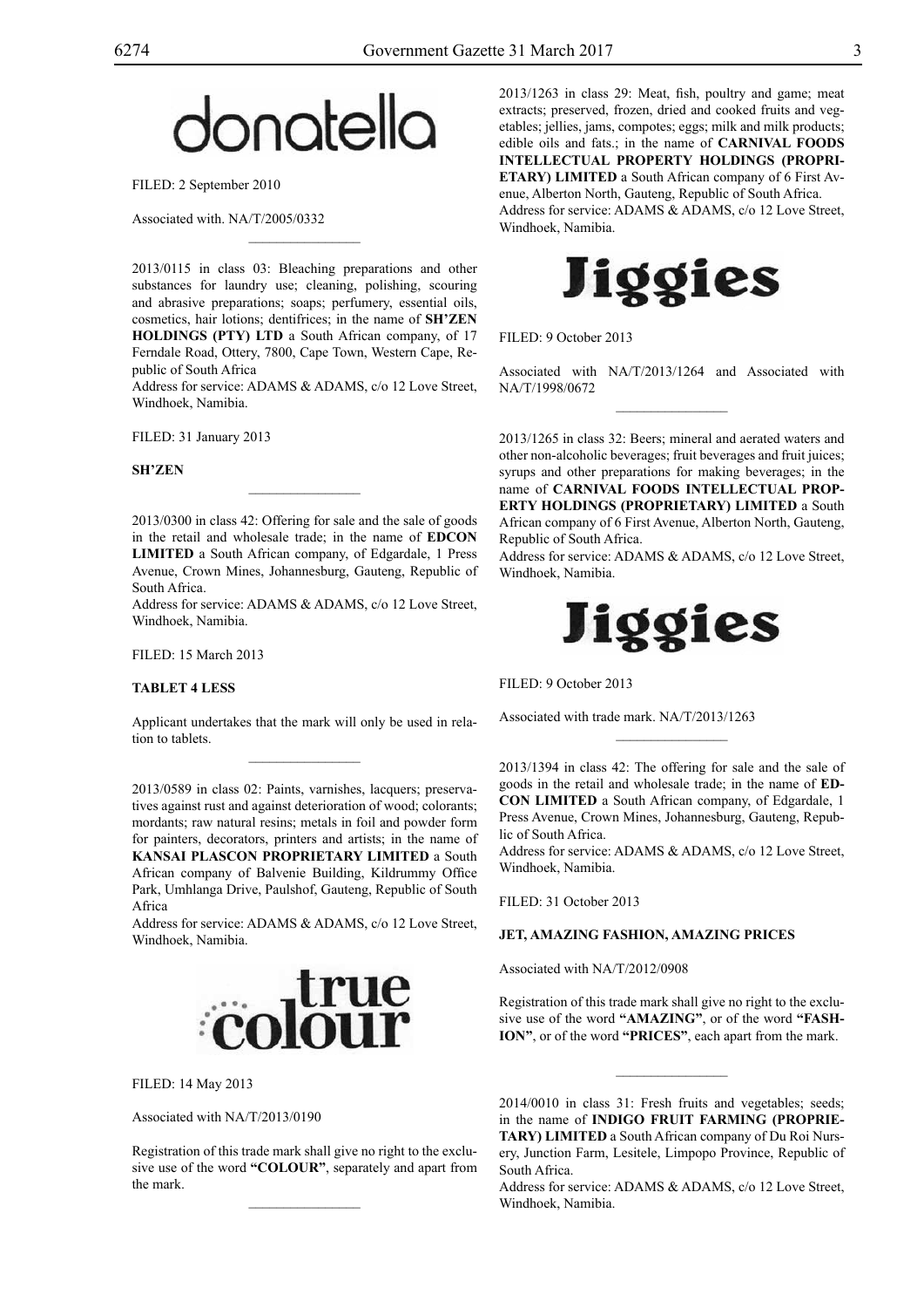donatella

FILED: 2 September 2010

Associated with. NA/T/2005/0332

2013/0115 in class 03: Bleaching preparations and other substances for laundry use; cleaning, polishing, scouring and abrasive preparations; soaps; perfumery, essential oils, cosmetics, hair lotions; dentifrices; in the name of **SH'ZEN HOLDINGS (PTY) LTD** a South African company, of 17 Ferndale Road, Ottery, 7800, Cape Town, Western Cape, Republic of South Africa
Address for service: ADAMS & ADAMS, c/o 12 Love Street, Windhoek, Namibia.

FILED: 31 January 2013

**SH'ZEN**

2013/0300 in class 42: Offering for sale and the sale of goods in the retail and wholesale trade; in the name of **EDCON LIMITED** a South African company, of Edgardale, 1 Press Avenue, Crown Mines, Johannesburg, Gauteng, Republic of South Africa.
Address for service: ADAMS & ADAMS, c/o 12 Love Street, Windhoek, Namibia.

FILED: 15 March 2013

**TABLET 4 LESS**

Applicant undertakes that the mark will only be used in relation to tablets.

2013/0589 in class 02: Paints, varnishes, lacquers; preservatives against rust and against deterioration of wood; colorants; mordants; raw natural resins; metals in foil and powder form for painters, decorators, printers and artists; in the name of **KANSAI PLASCON PROPRIETARY LIMITED** a South African company of Balvenie Building, Kildrummy Office Park, Umhlanga Drive, Paulshof, Gauteng, Republic of South Africa
Address for service: ADAMS & ADAMS, c/o 12 Love Street, Windhoek, Namibia.

true colour

FILED: 14 May 2013

Associated with NA/T/2013/0190

Registration of this trade mark shall give no right to the exclusive use of the word **"COLOUR"**, separately and apart from the mark.

2013/1263 in class 29: Meat, fish, poultry and game; meat extracts; preserved, frozen, dried and cooked fruits and vegetables; jellies, jams, compotes; eggs; milk and milk products; edible oils and fats.; in the name of **CARNIVAL FOODS INTELLECTUAL PROPERTY HOLDINGS (PROPRIETARY) LIMITED** a South African company of 6 First Avenue, Alberton North, Gauteng, Republic of South Africa.
Address for service: ADAMS & ADAMS, c/o 12 Love Street, Windhoek, Namibia.

Jiggies

FILED: 9 October 2013

Associated with NA/T/2013/1264 and Associated with NA/T/1998/0672

2013/1265 in class 32: Beers; mineral and aerated waters and other non-alcoholic beverages; fruit beverages and fruit juices; syrups and other preparations for making beverages; in the name of **CARNIVAL FOODS INTELLECTUAL PROPERTY HOLDINGS (PROPRIETARY) LIMITED** a South African company of 6 First Avenue, Alberton North, Gauteng, Republic of South Africa.
Address for service: ADAMS & ADAMS, c/o 12 Love Street, Windhoek, Namibia.

Jiggies

FILED: 9 October 2013

Associated with trade mark. NA/T/2013/1263

2013/1394 in class 42: The offering for sale and the sale of goods in the retail and wholesale trade; in the name of **EDCON LIMITED** a South African company, of Edgardale, 1 Press Avenue, Crown Mines, Johannesburg, Gauteng, Republic of South Africa.
Address for service: ADAMS & ADAMS, c/o 12 Love Street, Windhoek, Namibia.

FILED: 31 October 2013

**JET, AMAZING FASHION, AMAZING PRICES**

Associated with NA/T/2012/0908

Registration of this trade mark shall give no right to the exclusive use of the word **"AMAZING"**, or of the word **"FASHION"**, or of the word **"PRICES"**, each apart from the mark.

2014/0010 in class 31: Fresh fruits and vegetables; seeds; in the name of **INDIGO FRUIT FARMING (PROPRIETARY) LIMITED** a South African company of Du Roi Nursery, Junction Farm, Lesitele, Limpopo Province, Republic of South Africa.
Address for service: ADAMS & ADAMS, c/o 12 Love Street, Windhoek, Namibia.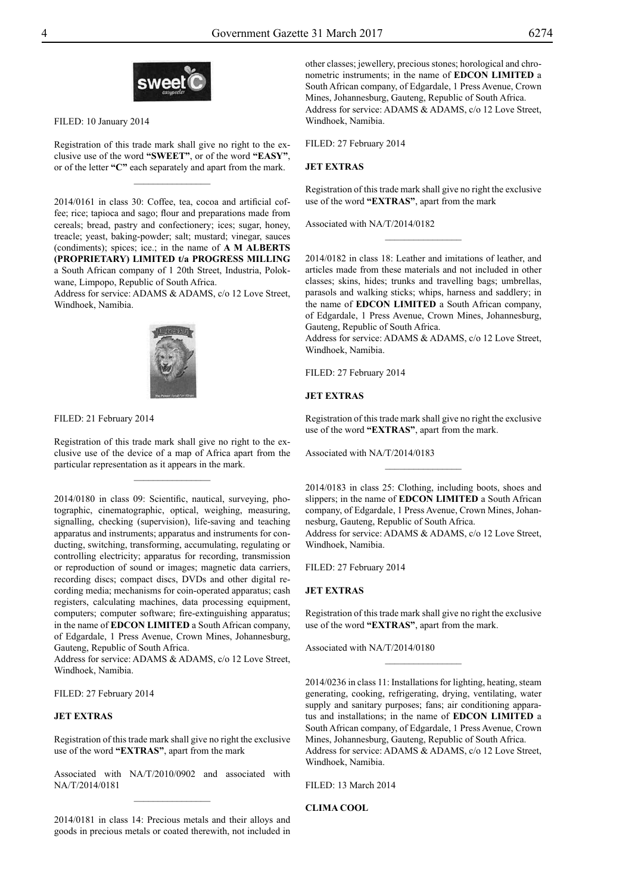FILED: 10 January 2014

Registration of this trade mark shall give no right to the exclusive use of the word **"SWEET"**, or of the word **"EASY"**, or of the letter **"C"** each separately and apart from the mark.

---

2014/0161 in class 30: Coffee, tea, cocoa and artificial coffee; rice; tapioca and sago; flour and preparations made from cereals; bread, pastry and confectionery; ices; sugar, honey, treacle; yeast, baking-powder; salt; mustard; vinegar, sauces (condiments); spices; ice.; in the name of **A M ALBERTS (PROPRIETARY) LIMITED t/a PROGRESS MILLING** a South African company of 1 20th Street, Industria, Polokwane, Limpopo, Republic of South Africa.
Address for service: ADAMS & ADAMS, c/o 12 Love Street, Windhoek, Namibia.

FILED: 21 February 2014

Registration of this trade mark shall give no right to the exclusive use of the device of a map of Africa apart from the particular representation as it appears in the mark.

---

2014/0180 in class 09: Scientific, nautical, surveying, photographic, cinematographic, optical, weighing, measuring, signalling, checking (supervision), life-saving and teaching apparatus and instruments; apparatus and instruments for conducting, switching, transforming, accumulating, regulating or controlling electricity; apparatus for recording, transmission or reproduction of sound or images; magnetic data carriers, recording discs; compact discs, DVDs and other digital recording media; mechanisms for coin-operated apparatus; cash registers, calculating machines, data processing equipment, computers; computer software; fire-extinguishing apparatus; in the name of **EDCON LIMITED** a South African company, of Edgardale, 1 Press Avenue, Crown Mines, Johannesburg, Gauteng, Republic of South Africa.
Address for service: ADAMS & ADAMS, c/o 12 Love Street, Windhoek, Namibia.

FILED: 27 February 2014

**JET EXTRAS**

Registration of this trade mark shall give no right the exclusive use of the word **"EXTRAS"**, apart from the mark

Associated with NA/T/2010/0902 and associated with NA/T/2014/0181

---

2014/0181 in class 14: Precious metals and their alloys and goods in precious metals or coated therewith, not included in other classes; jewellery, precious stones; horological and chronometric instruments; in the name of **EDCON LIMITED** a South African company, of Edgardale, 1 Press Avenue, Crown Mines, Johannesburg, Gauteng, Republic of South Africa.
Address for service: ADAMS & ADAMS, c/o 12 Love Street, Windhoek, Namibia.

FILED: 27 February 2014

**JET EXTRAS**

Registration of this trade mark shall give no right the exclusive use of the word **"EXTRAS"**, apart from the mark

Associated with NA/T/2014/0182

---

2014/0182 in class 18: Leather and imitations of leather, and articles made from these materials and not included in other classes; skins, hides; trunks and travelling bags; umbrellas, parasols and walking sticks; whips, harness and saddlery; in the name of **EDCON LIMITED** a South African company, of Edgardale, 1 Press Avenue, Crown Mines, Johannesburg, Gauteng, Republic of South Africa.
Address for service: ADAMS & ADAMS, c/o 12 Love Street, Windhoek, Namibia.

FILED: 27 February 2014

**JET EXTRAS**

Registration of this trade mark shall give no right the exclusive use of the word **"EXTRAS"**, apart from the mark.

Associated with NA/T/2014/0183

---

2014/0183 in class 25: Clothing, including boots, shoes and slippers; in the name of **EDCON LIMITED** a South African company, of Edgardale, 1 Press Avenue, Crown Mines, Johannesburg, Gauteng, Republic of South Africa.
Address for service: ADAMS & ADAMS, c/o 12 Love Street, Windhoek, Namibia.

FILED: 27 February 2014

**JET EXTRAS**

Registration of this trade mark shall give no right the exclusive use of the word **"EXTRAS"**, apart from the mark.

Associated with NA/T/2014/0180

---

2014/0236 in class 11: Installations for lighting, heating, steam generating, cooking, refrigerating, drying, ventilating, water supply and sanitary purposes; fans; air conditioning apparatus and installations; in the name of **EDCON LIMITED** a South African company, of Edgardale, 1 Press Avenue, Crown Mines, Johannesburg, Gauteng, Republic of South Africa.
Address for service: ADAMS & ADAMS, c/o 12 Love Street, Windhoek, Namibia.

FILED: 13 March 2014

**CLIMA COOL**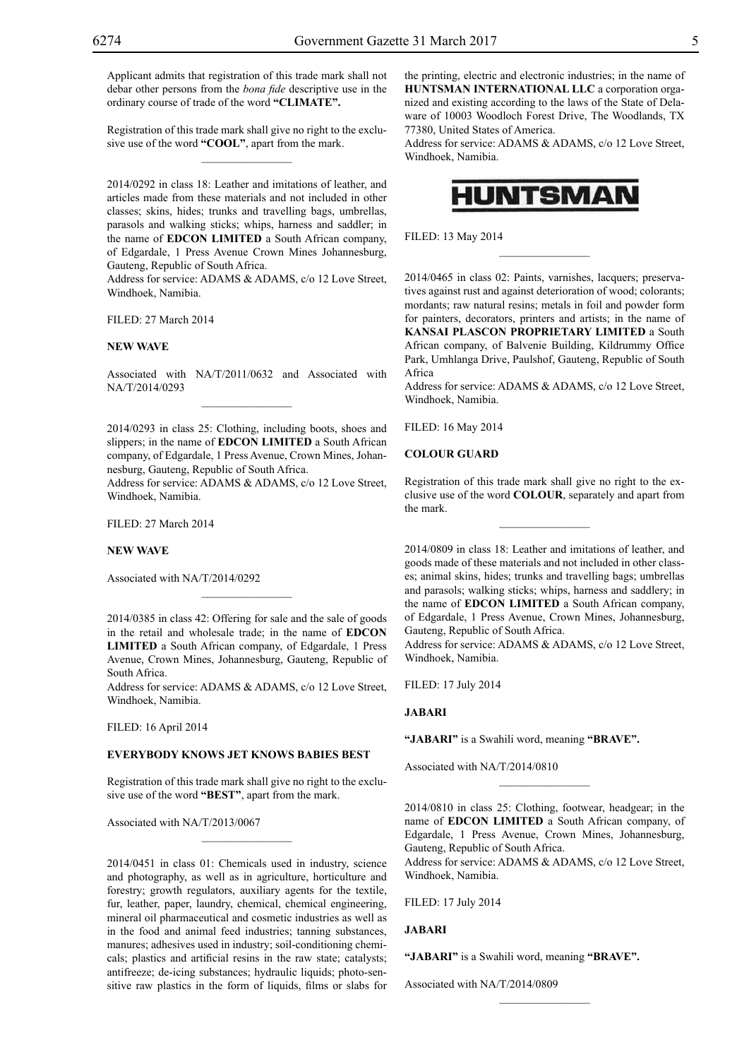Applicant admits that registration of this trade mark shall not debar other persons from the *bona fide* descriptive use in the ordinary course of trade of the word **"CLIMATE".**

Registration of this trade mark shall give no right to the exclusive use of the word **"COOL"**, apart from the mark.

---

2014/0292 in class 18: Leather and imitations of leather, and articles made from these materials and not included in other classes; skins, hides; trunks and travelling bags, umbrellas, parasols and walking sticks; whips, harness and saddler; in the name of **EDCON LIMITED** a South African company, of Edgardale, 1 Press Avenue Crown Mines Johannesburg, Gauteng, Republic of South Africa.
Address for service: ADAMS & ADAMS, c/o 12 Love Street, Windhoek, Namibia.

FILED: 27 March 2014

**NEW WAVE**

Associated with NA/T/2011/0632 and Associated with NA/T/2014/0293

---

2014/0293 in class 25: Clothing, including boots, shoes and slippers; in the name of **EDCON LIMITED** a South African company, of Edgardale, 1 Press Avenue, Crown Mines, Johannesburg, Gauteng, Republic of South Africa.
Address for service: ADAMS & ADAMS, c/o 12 Love Street, Windhoek, Namibia.

FILED: 27 March 2014

**NEW WAVE**

Associated with NA/T/2014/0292

---

2014/0385 in class 42: Offering for sale and the sale of goods in the retail and wholesale trade; in the name of **EDCON LIMITED** a South African company, of Edgardale, 1 Press Avenue, Crown Mines, Johannesburg, Gauteng, Republic of South Africa.
Address for service: ADAMS & ADAMS, c/o 12 Love Street, Windhoek, Namibia.

FILED: 16 April 2014

**EVERYBODY KNOWS JET KNOWS BABIES BEST**

Registration of this trade mark shall give no right to the exclusive use of the word **"BEST"**, apart from the mark.

Associated with NA/T/2013/0067

---

2014/0451 in class 01: Chemicals used in industry, science and photography, as well as in agriculture, horticulture and forestry; growth regulators, auxiliary agents for the textile, fur, leather, paper, laundry, chemical, chemical engineering, mineral oil pharmaceutical and cosmetic industries as well as in the food and animal feed industries; tanning substances, manures; adhesives used in industry; soil-conditioning chemicals; plastics and artificial resins in the raw state; catalysts; antifreeze; de-icing substances; hydraulic liquids; photo-sensitive raw plastics in the form of liquids, films or slabs for the printing, electric and electronic industries; in the name of **HUNTSMAN INTERNATIONAL LLC** a corporation organized and existing according to the laws of the State of Delaware of 10003 Woodloch Forest Drive, The Woodlands, TX 77380, United States of America.
Address for service: ADAMS & ADAMS, c/o 12 Love Street, Windhoek, Namibia.

**HUNTSMAN**

FILED: 13 May 2014

---

2014/0465 in class 02: Paints, varnishes, lacquers; preservatives against rust and against deterioration of wood; colorants; mordants; raw natural resins; metals in foil and powder form for painters, decorators, printers and artists; in the name of **KANSAI PLASCON PROPRIETARY LIMITED** a South African company, of Balvenie Building, Kildrummy Office Park, Umhlanga Drive, Paulshof, Gauteng, Republic of South Africa
Address for service: ADAMS & ADAMS, c/o 12 Love Street, Windhoek, Namibia.

FILED: 16 May 2014

**COLOUR GUARD**

Registration of this trade mark shall give no right to the exclusive use of the word **COLOUR**, separately and apart from the mark.

---

2014/0809 in class 18: Leather and imitations of leather, and goods made of these materials and not included in other classes; animal skins, hides; trunks and travelling bags; umbrellas and parasols; walking sticks; whips, harness and saddlery; in the name of **EDCON LIMITED** a South African company, of Edgardale, 1 Press Avenue, Crown Mines, Johannesburg, Gauteng, Republic of South Africa.
Address for service: ADAMS & ADAMS, c/o 12 Love Street, Windhoek, Namibia.

FILED: 17 July 2014

**JABARI**

**"JABARI"** is a Swahili word, meaning **"BRAVE".**

Associated with NA/T/2014/0810

---

2014/0810 in class 25: Clothing, footwear, headgear; in the name of **EDCON LIMITED** a South African company, of Edgardale, 1 Press Avenue, Crown Mines, Johannesburg, Gauteng, Republic of South Africa.
Address for service: ADAMS & ADAMS, c/o 12 Love Street, Windhoek, Namibia.

FILED: 17 July 2014

**JABARI**

**"JABARI"** is a Swahili word, meaning **"BRAVE".**

Associated with NA/T/2014/0809

---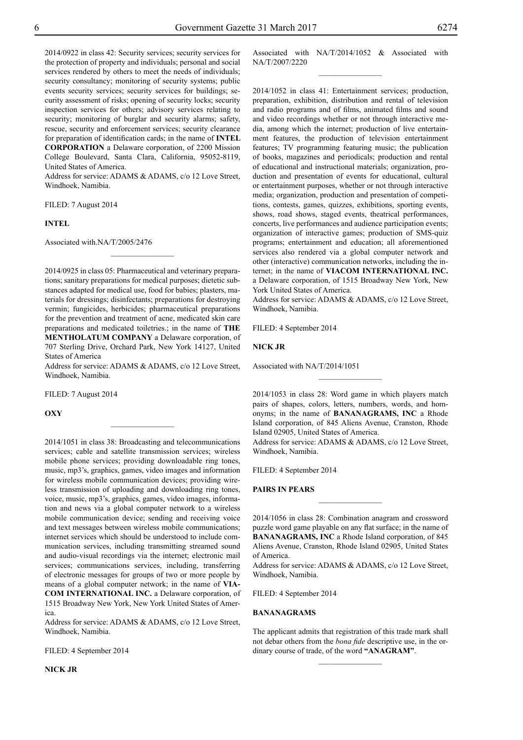2014/0922 in class 42: Security services; security services for the protection of property and individuals; personal and social services rendered by others to meet the needs of individuals; security consultancy; monitoring of security systems; public events security services; security services for buildings; security assessment of risks; opening of security locks; security inspection services for others; advisory services relating to security; monitoring of burglar and security alarms; safety, rescue, security and enforcement services; security clearance for preparation of identification cards; in the name of **INTEL CORPORATION** a Delaware corporation, of 2200 Mission College Boulevard, Santa Clara, California, 95052-8119, United States of America.

Address for service: ADAMS & ADAMS, c/o 12 Love Street, Windhoek, Namibia.

FILED: 7 August 2014

**INTEL**

Associated with.NA/T/2005/2476

---

2014/0925 in class 05: Pharmaceutical and veterinary preparations; sanitary preparations for medical purposes; dietetic substances adapted for medical use, food for babies; plasters, materials for dressings; disinfectants; preparations for destroying vermin; fungicides, herbicides; pharmaceutical preparations for the prevention and treatment of acne, medicated skin care preparations and medicated toiletries.; in the name of **THE MENTHOLATUM COMPANY** a Delaware corporation, of 707 Sterling Drive, Orchard Park, New York 14127, United States of America

Address for service: ADAMS & ADAMS, c/o 12 Love Street, Windhoek, Namibia.

FILED: 7 August 2014

**OXY**

---

2014/1051 in class 38: Broadcasting and telecommunications services; cable and satellite transmission services; wireless mobile phone services; providing downloadable ring tones, music, mp3's, graphics, games, video images and information for wireless mobile communication devices; providing wireless transmission of uploading and downloading ring tones, voice, music, mp3's, graphics, games, video images, information and news via a global computer network to a wireless mobile communication device; sending and receiving voice and text messages between wireless mobile communications; internet services which should be understood to include communication services, including transmitting streamed sound and audio-visual recordings via the internet; electronic mail services; communications services, including, transferring of electronic messages for groups of two or more people by means of a global computer network; in the name of **VIACOM INTERNATIONAL INC.** a Delaware corporation, of 1515 Broadway New York, New York United States of America.

Address for service: ADAMS & ADAMS, c/o 12 Love Street, Windhoek, Namibia.

FILED: 4 September 2014

**NICK JR**

Associated with NA/T/2014/1052 & Associated with NA/T/2007/2220

---

2014/1052 in class 41: Entertainment services; production, preparation, exhibition, distribution and rental of television and radio programs and of films, animated films and sound and video recordings whether or not through interactive media, among which the internet; production of live entertainment features, the production of television entertainment features; TV programming featuring music; the publication of books, magazines and periodicals; production and rental of educational and instructional materials; organization, production and presentation of events for educational, cultural or entertainment purposes, whether or not through interactive media; organization, production and presentation of competitions, contests, games, quizzes, exhibitions, sporting events, shows, road shows, staged events, theatrical performances, concerts, live performances and audience participation events; organization of interactive games; production of SMS-quiz programs; entertainment and education; all aforementioned services also rendered via a global computer network and other (interactive) communication networks, including the internet; in the name of **VIACOM INTERNATIONAL INC.** a Delaware corporation, of 1515 Broadway New York, New York United States of America.

Address for service: ADAMS & ADAMS, c/o 12 Love Street, Windhoek, Namibia.

FILED: 4 September 2014

**NICK JR**

Associated with NA/T/2014/1051

---

2014/1053 in class 28: Word game in which players match pairs of shapes, colors, letters, numbers, words, and homonyms; in the name of **BANANAGRAMS, INC** a Rhode Island corporation, of 845 Aliens Avenue, Cranston, Rhode Island 02905, United States of America.

Address for service: ADAMS & ADAMS, c/o 12 Love Street, Windhoek, Namibia.

FILED: 4 September 2014

**PAIRS IN PEARS**

---

2014/1056 in class 28: Combination anagram and crossword puzzle word game playable on any flat surface; in the name of **BANANAGRAMS, INC** a Rhode Island corporation, of 845 Aliens Avenue, Cranston, Rhode Island 02905, United States of America.

Address for service: ADAMS & ADAMS, c/o 12 Love Street, Windhoek, Namibia.

FILED: 4 September 2014

**BANANAGRAMS**

The applicant admits that registration of this trade mark shall not debar others from the *bona fide* descriptive use, in the ordinary course of trade, of the word **"ANAGRAM"**.

---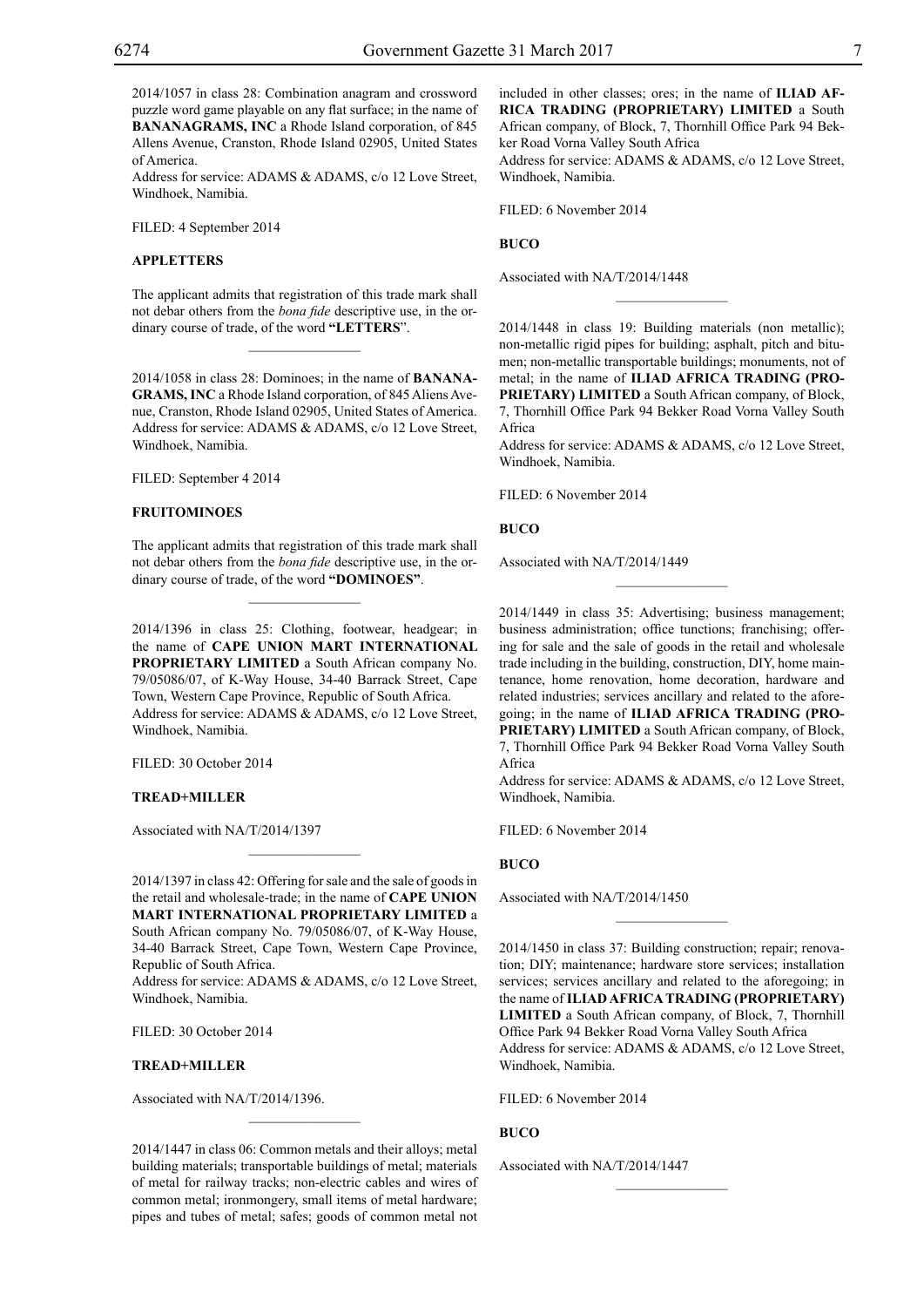2014/1057 in class 28: Combination anagram and crossword puzzle word game playable on any flat surface; in the name of **BANANAGRAMS, INC** a Rhode Island corporation, of 845 Allens Avenue, Cranston, Rhode Island 02905, United States of America.
Address for service: ADAMS & ADAMS, c/o 12 Love Street, Windhoek, Namibia.

FILED: 4 September 2014

**APPLETTERS**

The applicant admits that registration of this trade mark shall not debar others from the *bona fide* descriptive use, in the ordinary course of trade, of the word **"LETTERS"**.

---

2014/1058 in class 28: Dominoes; in the name of **BANANAGRAMS, INC** a Rhode Island corporation, of 845 Aliens Avenue, Cranston, Rhode Island 02905, United States of America.
Address for service: ADAMS & ADAMS, c/o 12 Love Street, Windhoek, Namibia.

FILED: September 4 2014

**FRUITOMINOES**

The applicant admits that registration of this trade mark shall not debar others from the *bona fide* descriptive use, in the ordinary course of trade, of the word **"DOMINOES"**.

---

2014/1396 in class 25: Clothing, footwear, headgear; in the name of **CAPE UNION MART INTERNATIONAL PROPRIETARY LIMITED** a South African company No. 79/05086/07, of K-Way House, 34-40 Barrack Street, Cape Town, Western Cape Province, Republic of South Africa.
Address for service: ADAMS & ADAMS, c/o 12 Love Street, Windhoek, Namibia.

FILED: 30 October 2014

**TREAD+MILLER**

Associated with NA/T/2014/1397

---

2014/1397 in class 42: Offering for sale and the sale of goods in the retail and wholesale-trade; in the name of **CAPE UNION MART INTERNATIONAL PROPRIETARY LIMITED** a South African company No. 79/05086/07, of K-Way House, 34-40 Barrack Street, Cape Town, Western Cape Province, Republic of South Africa.
Address for service: ADAMS & ADAMS, c/o 12 Love Street, Windhoek, Namibia.

FILED: 30 October 2014

**TREAD+MILLER**

Associated with NA/T/2014/1396.

---

2014/1447 in class 06: Common metals and their alloys; metal building materials; transportable buildings of metal; materials of metal for railway tracks; non-electric cables and wires of common metal; ironmongery, small items of metal hardware; pipes and tubes of metal; safes; goods of common metal not included in other classes; ores; in the name of **ILIAD AFRICA TRADING (PROPRIETARY) LIMITED** a South African company, of Block, 7, Thornhill Office Park 94 Bekker Road Vorna Valley South Africa
Address for service: ADAMS & ADAMS, c/o 12 Love Street, Windhoek, Namibia.

FILED: 6 November 2014

**BUCO**

Associated with NA/T/2014/1448

---

2014/1448 in class 19: Building materials (non metallic); non-metallic rigid pipes for building; asphalt, pitch and bitumen; non-metallic transportable buildings; monuments, not of metal; in the name of **ILIAD AFRICA TRADING (PROPRIETARY) LIMITED** a South African company, of Block, 7, Thornhill Office Park 94 Bekker Road Vorna Valley South Africa
Address for service: ADAMS & ADAMS, c/o 12 Love Street, Windhoek, Namibia.

FILED: 6 November 2014

**BUCO**

Associated with NA/T/2014/1449

---

2014/1449 in class 35: Advertising; business management; business administration; office tunctions; franchising; offering for sale and the sale of goods in the retail and wholesale trade including in the building, construction, DIY, home maintenance, home renovation, home decoration, hardware and related industries; services ancillary and related to the aforegoing; in the name of **ILIAD AFRICA TRADING (PROPRIETARY) LIMITED** a South African company, of Block, 7, Thornhill Office Park 94 Bekker Road Vorna Valley South Africa
Address for service: ADAMS & ADAMS, c/o 12 Love Street, Windhoek, Namibia.

FILED: 6 November 2014

**BUCO**

Associated with NA/T/2014/1450

---

2014/1450 in class 37: Building construction; repair; renovation; DIY; maintenance; hardware store services; installation services; services ancillary and related to the aforegoing; in the name of **ILIAD AFRICA TRADING (PROPRIETARY) LIMITED** a South African company, of Block, 7, Thornhill Office Park 94 Bekker Road Vorna Valley South Africa
Address for service: ADAMS & ADAMS, c/o 12 Love Street, Windhoek, Namibia.

FILED: 6 November 2014

**BUCO**

Associated with NA/T/2014/1447

---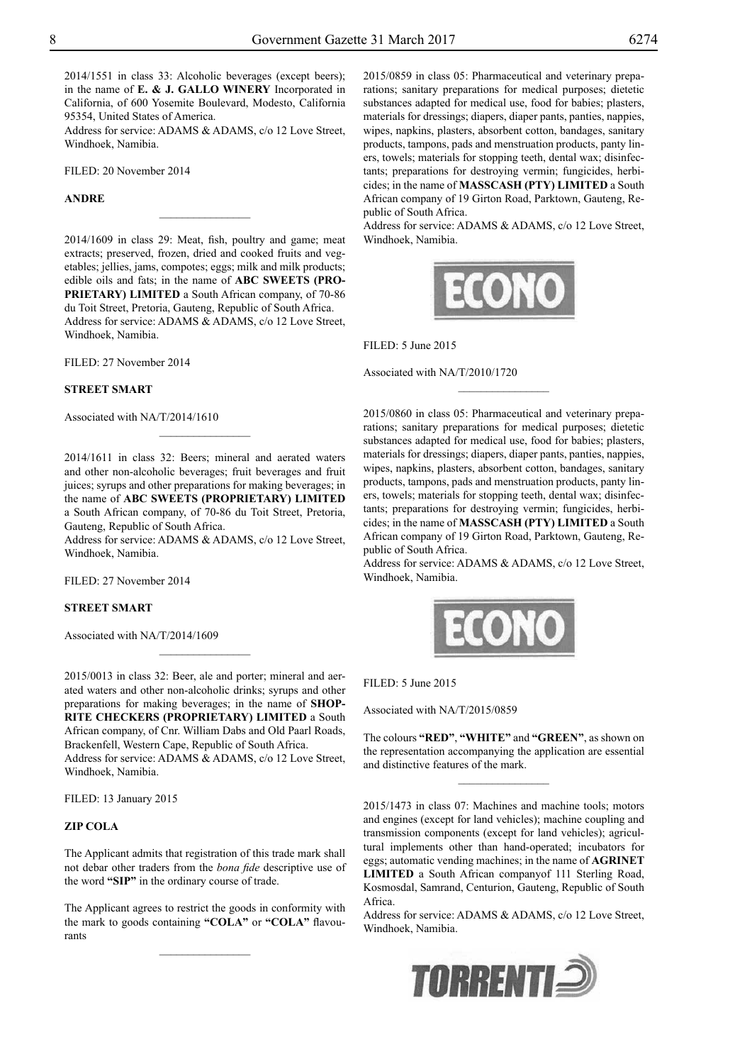2014/1551 in class 33: Alcoholic beverages (except beers); in the name of **E. & J. GALLO WINERY** Incorporated in California, of 600 Yosemite Boulevard, Modesto, California 95354, United States of America.
Address for service: ADAMS & ADAMS, c/o 12 Love Street, Windhoek, Namibia.

FILED: 20 November 2014

**ANDRE**

---

2014/1609 in class 29: Meat, fish, poultry and game; meat extracts; preserved, frozen, dried and cooked fruits and vegetables; jellies, jams, compotes; eggs; milk and milk products; edible oils and fats; in the name of **ABC SWEETS (PROPRIETARY) LIMITED** a South African company, of 70-86 du Toit Street, Pretoria, Gauteng, Republic of South Africa.
Address for service: ADAMS & ADAMS, c/o 12 Love Street, Windhoek, Namibia.

FILED: 27 November 2014

**STREET SMART**

Associated with NA/T/2014/1610

---

2014/1611 in class 32: Beers; mineral and aerated waters and other non-alcoholic beverages; fruit beverages and fruit juices; syrups and other preparations for making beverages; in the name of **ABC SWEETS (PROPRIETARY) LIMITED** a South African company, of 70-86 du Toit Street, Pretoria, Gauteng, Republic of South Africa.
Address for service: ADAMS & ADAMS, c/o 12 Love Street, Windhoek, Namibia.

FILED: 27 November 2014

**STREET SMART**

Associated with NA/T/2014/1609

---

2015/0013 in class 32: Beer, ale and porter; mineral and aerated waters and other non-alcoholic drinks; syrups and other preparations for making beverages; in the name of **SHOPRITE CHECKERS (PROPRIETARY) LIMITED** a South African company, of Cnr. William Dabs and Old Paarl Roads, Brackenfell, Western Cape, Republic of South Africa.
Address for service: ADAMS & ADAMS, c/o 12 Love Street, Windhoek, Namibia.

FILED: 13 January 2015

**ZIP COLA**

The Applicant admits that registration of this trade mark shall not debar other traders from the *bona fide* descriptive use of the word **"SIP"** in the ordinary course of trade.

The Applicant agrees to restrict the goods in conformity with the mark to goods containing **"COLA"** or **"COLA"** flavourants

---

2015/0859 in class 05: Pharmaceutical and veterinary preparations; sanitary preparations for medical purposes; dietetic substances adapted for medical use, food for babies; plasters, materials for dressings; diapers, diaper pants, panties, nappies, wipes, napkins, plasters, absorbent cotton, bandages, sanitary products, tampons, pads and menstruation products, panty liners, towels; materials for stopping teeth, dental wax; disinfectants; preparations for destroying vermin; fungicides, herbicides; in the name of **MASSCASH (PTY) LIMITED** a South African company of 19 Girton Road, Parktown, Gauteng, Republic of South Africa.
Address for service: ADAMS & ADAMS, c/o 12 Love Street, Windhoek, Namibia.

ECONO

FILED: 5 June 2015

Associated with NA/T/2010/1720

---

2015/0860 in class 05: Pharmaceutical and veterinary preparations; sanitary preparations for medical purposes; dietetic substances adapted for medical use, food for babies; plasters, materials for dressings; diapers, diaper pants, panties, nappies, wipes, napkins, plasters, absorbent cotton, bandages, sanitary products, tampons, pads and menstruation products, panty liners, towels; materials for stopping teeth, dental wax; disinfectants; preparations for destroying vermin; fungicides, herbicides; in the name of **MASSCASH (PTY) LIMITED** a South African company of 19 Girton Road, Parktown, Gauteng, Republic of South Africa.
Address for service: ADAMS & ADAMS, c/o 12 Love Street, Windhoek, Namibia.

ECONO

FILED: 5 June 2015

Associated with NA/T/2015/0859

The colours **"RED"**, **"WHITE"** and **"GREEN"**, as shown on the representation accompanying the application are essential and distinctive features of the mark.

---

2015/1473 in class 07: Machines and machine tools; motors and engines (except for land vehicles); machine coupling and transmission components (except for land vehicles); agricultural implements other than hand-operated; incubators for eggs; automatic vending machines; in the name of **AGRINET LIMITED** a South African companyof 111 Sterling Road, Kosmosdal, Samrand, Centurion, Gauteng, Republic of South Africa.
Address for service: ADAMS & ADAMS, c/o 12 Love Street, Windhoek, Namibia.

TORRENTI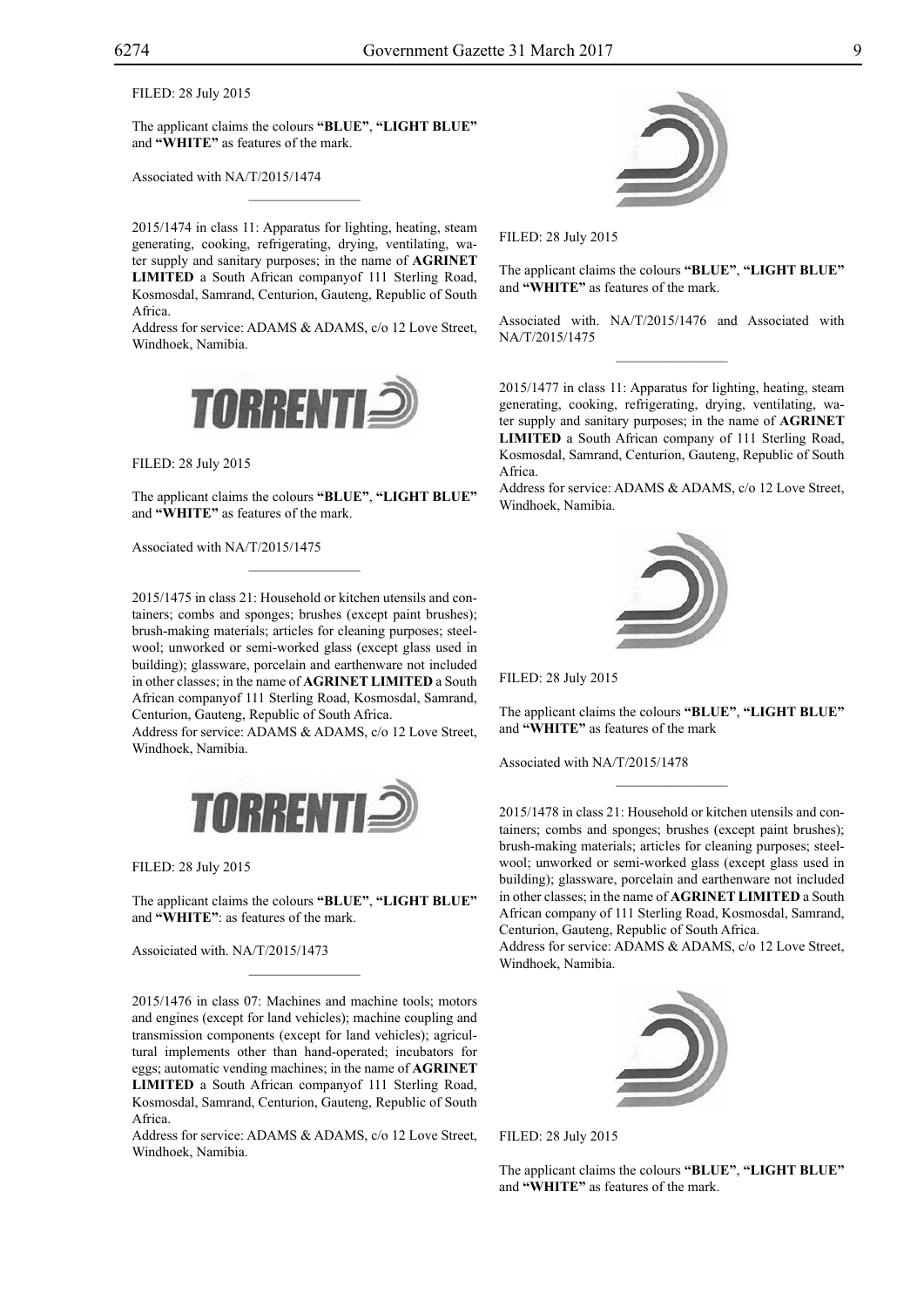FILED: 28 July 2015

The applicant claims the colours **"BLUE"**, **"LIGHT BLUE"** and **"WHITE"** as features of the mark.

Associated with NA/T/2015/1474

---

2015/1474 in class 11: Apparatus for lighting, heating, steam generating, cooking, refrigerating, drying, ventilating, water supply and sanitary purposes; in the name of **AGRINET LIMITED** a South African companyof 111 Sterling Road, Kosmosdal, Samrand, Centurion, Gauteng, Republic of South Africa.
Address for service: ADAMS & ADAMS, c/o 12 Love Street, Windhoek, Namibia.

FILED: 28 July 2015

The applicant claims the colours **"BLUE"**, **"LIGHT BLUE"** and **"WHITE"** as features of the mark.

Associated with NA/T/2015/1475

---

2015/1475 in class 21: Household or kitchen utensils and containers; combs and sponges; brushes (except paint brushes); brush-making materials; articles for cleaning purposes; steelwool; unworked or semi-worked glass (except glass used in building); glassware, porcelain and earthenware not included in other classes; in the name of **AGRINET LIMITED** a South African companyof 111 Sterling Road, Kosmosdal, Samrand, Centurion, Gauteng, Republic of South Africa.
Address for service: ADAMS & ADAMS, c/o 12 Love Street, Windhoek, Namibia.

FILED: 28 July 2015

The applicant claims the colours **"BLUE"**, **"LIGHT BLUE"** and **"WHITE"**: as features of the mark.

Assoiciated with. NA/T/2015/1473

---

2015/1476 in class 07: Machines and machine tools; motors and engines (except for land vehicles); machine coupling and transmission components (except for land vehicles); agricultural implements other than hand-operated; incubators for eggs; automatic vending machines; in the name of **AGRINET LIMITED** a South African companyof 111 Sterling Road, Kosmosdal, Samrand, Centurion, Gauteng, Republic of South Africa.
Address for service: ADAMS & ADAMS, c/o 12 Love Street, Windhoek, Namibia.

FILED: 28 July 2015

The applicant claims the colours **"BLUE"**, **"LIGHT BLUE"** and **"WHITE"** as features of the mark.

Associated with. NA/T/2015/1476 and Associated with NA/T/2015/1475

---

2015/1477 in class 11: Apparatus for lighting, heating, steam generating, cooking, refrigerating, drying, ventilating, water supply and sanitary purposes; in the name of **AGRINET LIMITED** a South African company of 111 Sterling Road, Kosmosdal, Samrand, Centurion, Gauteng, Republic of South Africa.
Address for service: ADAMS & ADAMS, c/o 12 Love Street, Windhoek, Namibia.

FILED: 28 July 2015

The applicant claims the colours **"BLUE"**, **"LIGHT BLUE"** and **"WHITE"** as features of the mark

Associated with NA/T/2015/1478

---

2015/1478 in class 21: Household or kitchen utensils and containers; combs and sponges; brushes (except paint brushes); brush-making materials; articles for cleaning purposes; steelwool; unworked or semi-worked glass (except glass used in building); glassware, porcelain and earthenware not included in other classes; in the name of **AGRINET LIMITED** a South African company of 111 Sterling Road, Kosmosdal, Samrand, Centurion, Gauteng, Republic of South Africa.
Address for service: ADAMS & ADAMS, c/o 12 Love Street, Windhoek, Namibia.

FILED: 28 July 2015

The applicant claims the colours **"BLUE"**, **"LIGHT BLUE"** and **"WHITE"** as features of the mark.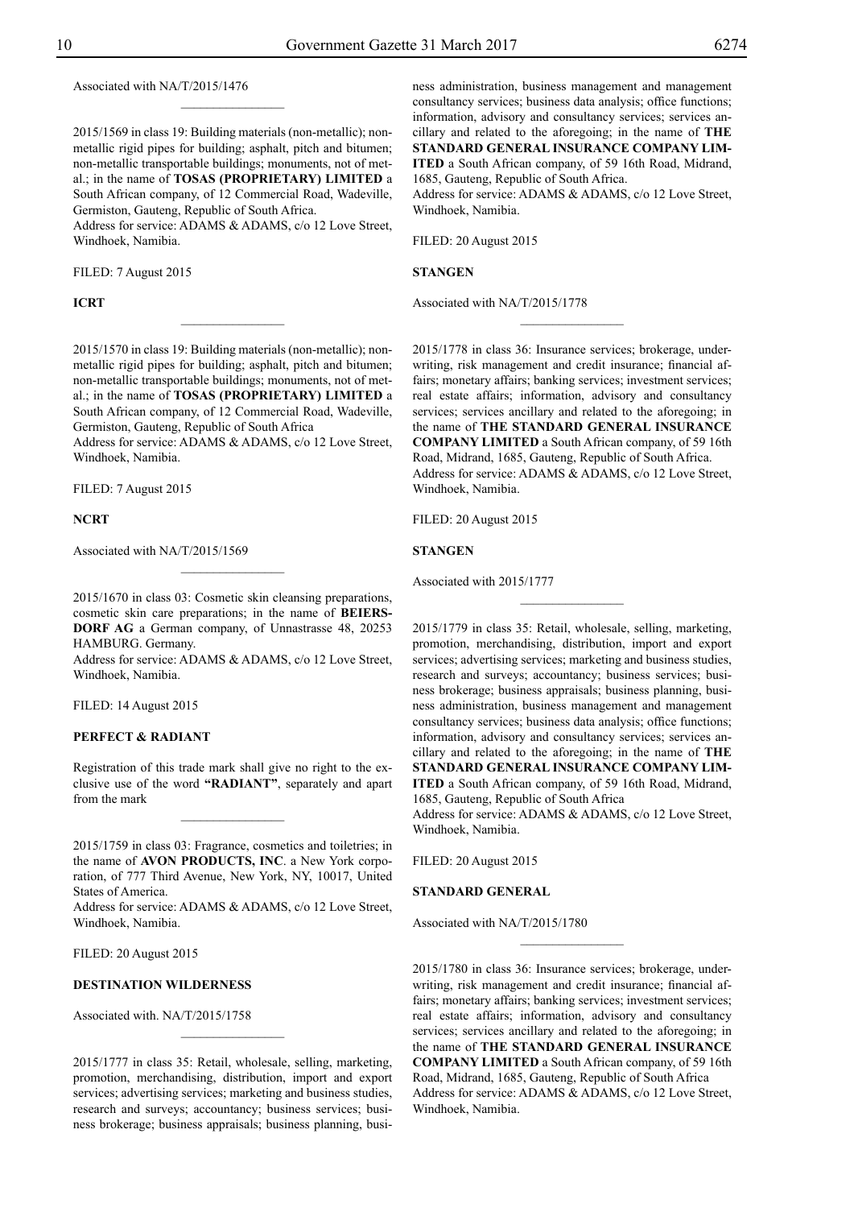Associated with NA/T/2015/1476

2015/1569 in class 19: Building materials (non-metallic); non-metallic rigid pipes for building; asphalt, pitch and bitumen; non-metallic transportable buildings; monuments, not of metal.; in the name of **TOSAS (PROPRIETARY) LIMITED** a South African company, of 12 Commercial Road, Wadeville, Germiston, Gauteng, Republic of South Africa.
Address for service: ADAMS & ADAMS, c/o 12 Love Street, Windhoek, Namibia.

FILED: 7 August 2015

**ICRT**

2015/1570 in class 19: Building materials (non-metallic); non-metallic rigid pipes for building; asphalt, pitch and bitumen; non-metallic transportable buildings; monuments, not of metal.; in the name of **TOSAS (PROPRIETARY) LIMITED** a South African company, of 12 Commercial Road, Wadeville, Germiston, Gauteng, Republic of South Africa
Address for service: ADAMS & ADAMS, c/o 12 Love Street, Windhoek, Namibia.

FILED: 7 August 2015

**NCRT**

Associated with NA/T/2015/1569

2015/1670 in class 03: Cosmetic skin cleansing preparations, cosmetic skin care preparations; in the name of **BEIERSDORF AG** a German company, of Unnastrasse 48, 20253 HAMBURG. Germany.
Address for service: ADAMS & ADAMS, c/o 12 Love Street, Windhoek, Namibia.

FILED: 14 August 2015

**PERFECT & RADIANT**

Registration of this trade mark shall give no right to the exclusive use of the word **"RADIANT"**, separately and apart from the mark

2015/1759 in class 03: Fragrance, cosmetics and toiletries; in the name of **AVON PRODUCTS, INC**. a New York corporation, of 777 Third Avenue, New York, NY, 10017, United States of America.
Address for service: ADAMS & ADAMS, c/o 12 Love Street, Windhoek, Namibia.

FILED: 20 August 2015

**DESTINATION WILDERNESS**

Associated with. NA/T/2015/1758

2015/1777 in class 35: Retail, wholesale, selling, marketing, promotion, merchandising, distribution, import and export services; advertising services; marketing and business studies, research and surveys; accountancy; business services; business brokerage; business appraisals; business planning, business administration, business management and management consultancy services; business data analysis; office functions; information, advisory and consultancy services; services ancillary and related to the aforegoing; in the name of **THE STANDARD GENERAL INSURANCE COMPANY LIMITED** a South African company, of 59 16th Road, Midrand, 1685, Gauteng, Republic of South Africa.
Address for service: ADAMS & ADAMS, c/o 12 Love Street, Windhoek, Namibia.

FILED: 20 August 2015

**STANGEN**

Associated with NA/T/2015/1778

2015/1778 in class 36: Insurance services; brokerage, underwriting, risk management and credit insurance; financial affairs; monetary affairs; banking services; investment services; real estate affairs; information, advisory and consultancy services; services ancillary and related to the aforegoing; in the name of **THE STANDARD GENERAL INSURANCE COMPANY LIMITED** a South African company, of 59 16th Road, Midrand, 1685, Gauteng, Republic of South Africa.
Address for service: ADAMS & ADAMS, c/o 12 Love Street, Windhoek, Namibia.

FILED: 20 August 2015

**STANGEN**

Associated with 2015/1777

2015/1779 in class 35: Retail, wholesale, selling, marketing, promotion, merchandising, distribution, import and export services; advertising services; marketing and business studies, research and surveys; accountancy; business services; business brokerage; business appraisals; business planning, business administration, business management and management consultancy services; business data analysis; office functions; information, advisory and consultancy services; services ancillary and related to the aforegoing; in the name of **THE STANDARD GENERAL INSURANCE COMPANY LIMITED** a South African company, of 59 16th Road, Midrand, 1685, Gauteng, Republic of South Africa
Address for service: ADAMS & ADAMS, c/o 12 Love Street, Windhoek, Namibia.

FILED: 20 August 2015

**STANDARD GENERAL**

Associated with NA/T/2015/1780

2015/1780 in class 36: Insurance services; brokerage, underwriting, risk management and credit insurance; financial affairs; monetary affairs; banking services; investment services; real estate affairs; information, advisory and consultancy services; services ancillary and related to the aforegoing; in the name of **THE STANDARD GENERAL INSURANCE COMPANY LIMITED** a South African company, of 59 16th Road, Midrand, 1685, Gauteng, Republic of South Africa
Address for service: ADAMS & ADAMS, c/o 12 Love Street, Windhoek, Namibia.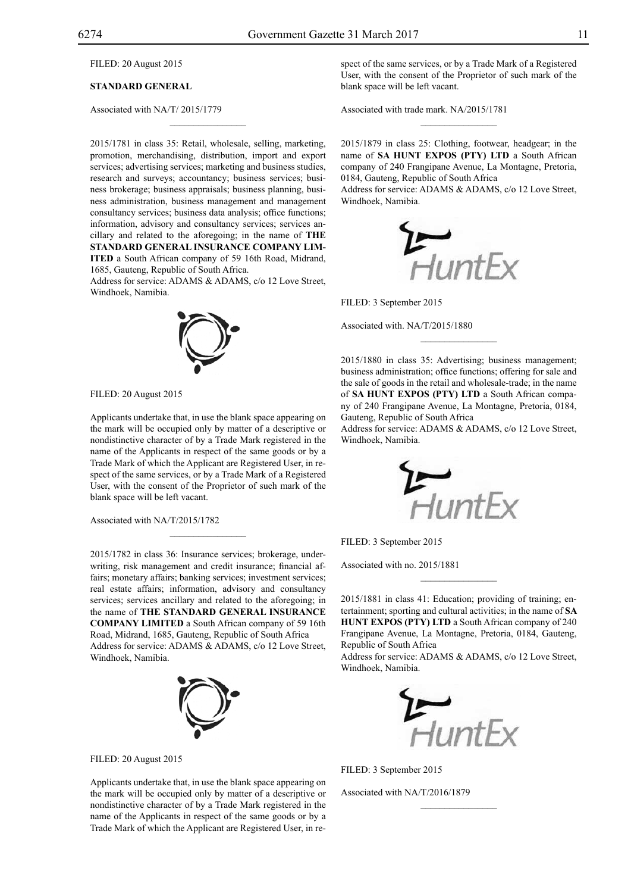FILED: 20 August 2015

**STANDARD GENERAL**

Associated with NA/T/ 2015/1779

2015/1781 in class 35: Retail, wholesale, selling, marketing, promotion, merchandising, distribution, import and export services; advertising services; marketing and business studies, research and surveys; accountancy; business services; business brokerage; business appraisals; business planning, business administration, business management and management consultancy services; business data analysis; office functions; information, advisory and consultancy services; services ancillary and related to the aforegoing; in the name of **THE STANDARD GENERAL INSURANCE COMPANY LIMITED** a South African company of 59 16th Road, Midrand, 1685, Gauteng, Republic of South Africa.
Address for service: ADAMS & ADAMS, c/o 12 Love Street, Windhoek, Namibia.

FILED: 20 August 2015

Applicants undertake that, in use the blank space appearing on the mark will be occupied only by matter of a descriptive or nondistinctive character of by a Trade Mark registered in the name of the Applicants in respect of the same goods or by a Trade Mark of which the Applicant are Registered User, in respect of the same services, or by a Trade Mark of a Registered User, with the consent of the Proprietor of such mark of the blank space will be left vacant.

Associated with NA/T/2015/1782

2015/1782 in class 36: Insurance services; brokerage, underwriting, risk management and credit insurance; financial affairs; monetary affairs; banking services; investment services; real estate affairs; information, advisory and consultancy services; services ancillary and related to the aforegoing; in the name of **THE STANDARD GENERAL INSURANCE COMPANY LIMITED** a South African company of 59 16th Road, Midrand, 1685, Gauteng, Republic of South Africa
Address for service: ADAMS & ADAMS, c/o 12 Love Street, Windhoek, Namibia.

FILED: 20 August 2015

Applicants undertake that, in use the blank space appearing on the mark will be occupied only by matter of a descriptive or nondistinctive character of by a Trade Mark registered in the name of the Applicants in respect of the same goods or by a Trade Mark of which the Applicant are Registered User, in respect of the same services, or by a Trade Mark of a Registered User, with the consent of the Proprietor of such mark of the blank space will be left vacant.

Associated with trade mark. NA/2015/1781

2015/1879 in class 25: Clothing, footwear, headgear; in the name of **SA HUNT EXPOS (PTY) LTD** a South African company of 240 Frangipane Avenue, La Montagne, Pretoria, 0184, Gauteng, Republic of South Africa
Address for service: ADAMS & ADAMS, c/o 12 Love Street, Windhoek, Namibia.

FILED: 3 September 2015

Associated with. NA/T/2015/1880

2015/1880 in class 35: Advertising; business management; business administration; office functions; offering for sale and the sale of goods in the retail and wholesale-trade; in the name of **SA HUNT EXPOS (PTY) LTD** a South African company of 240 Frangipane Avenue, La Montagne, Pretoria, 0184, Gauteng, Republic of South Africa
Address for service: ADAMS & ADAMS, c/o 12 Love Street, Windhoek, Namibia.

FILED: 3 September 2015

Associated with no. 2015/1881

2015/1881 in class 41: Education; providing of training; entertainment; sporting and cultural activities; in the name of **SA HUNT EXPOS (PTY) LTD** a South African company of 240 Frangipane Avenue, La Montagne, Pretoria, 0184, Gauteng, Republic of South Africa
Address for service: ADAMS & ADAMS, c/o 12 Love Street, Windhoek, Namibia.

FILED: 3 September 2015

Associated with NA/T/2016/1879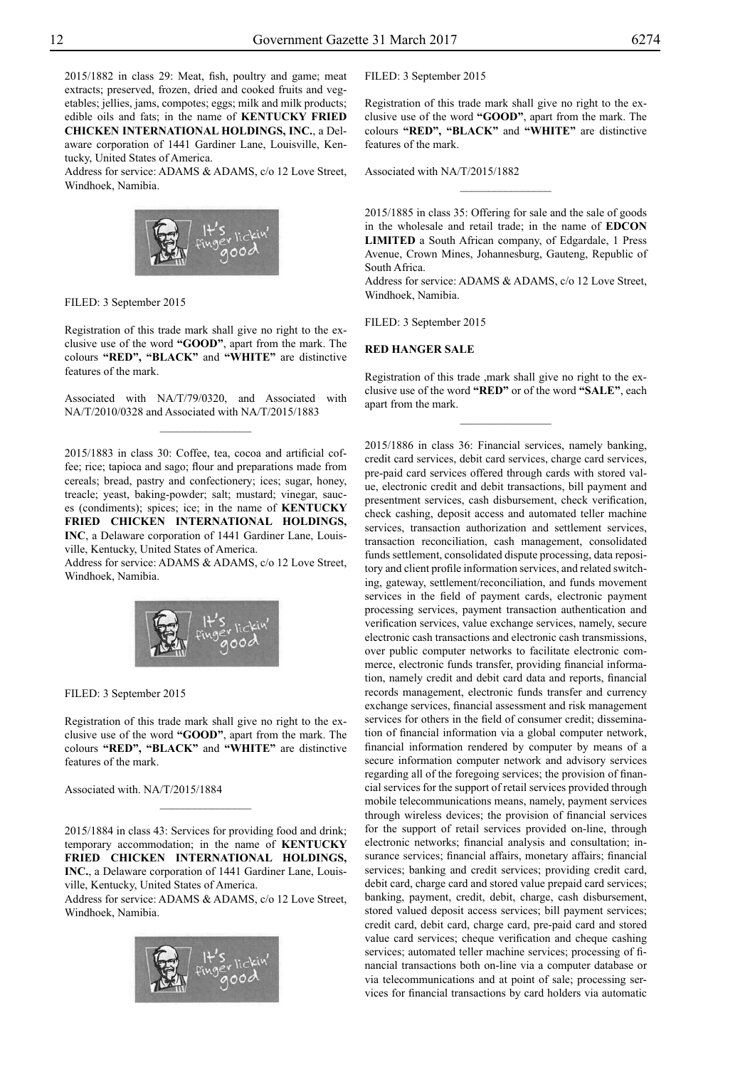2015/1882 in class 29: Meat, fish, poultry and game; meat extracts; preserved, frozen, dried and cooked fruits and vegetables; jellies, jams, compotes; eggs; milk and milk products; edible oils and fats; in the name of **KENTUCKY FRIED CHICKEN INTERNATIONAL HOLDINGS, INC.**, a Delaware corporation of 1441 Gardiner Lane, Louisville, Kentucky, United States of America.

Address for service: ADAMS & ADAMS, c/o 12 Love Street, Windhoek, Namibia.

FILED: 3 September 2015

Registration of this trade mark shall give no right to the exclusive use of the word **"GOOD"**, apart from the mark. The colours **"RED", "BLACK"** and **"WHITE"** are distinctive features of the mark.

Associated with NA/T/79/0320, and Associated with NA/T/2010/0328 and Associated with NA/T/2015/1883

---

2015/1883 in class 30: Coffee, tea, cocoa and artificial coffee; rice; tapioca and sago; flour and preparations made from cereals; bread, pastry and confectionery; ices; sugar, honey, treacle; yeast, baking-powder; salt; mustard; vinegar, sauces (condiments); spices; ice; in the name of **KENTUCKY FRIED CHICKEN INTERNATIONAL HOLDINGS, INC**, a Delaware corporation of 1441 Gardiner Lane, Louisville, Kentucky, United States of America.

Address for service: ADAMS & ADAMS, c/o 12 Love Street, Windhoek, Namibia.

FILED: 3 September 2015

Registration of this trade mark shall give no right to the exclusive use of the word **"GOOD"**, apart from the mark. The colours **"RED", "BLACK"** and **"WHITE"** are distinctive features of the mark.

Associated with. NA/T/2015/1884

---

2015/1884 in class 43: Services for providing food and drink; temporary accommodation; in the name of **KENTUCKY FRIED CHICKEN INTERNATIONAL HOLDINGS, INC.**, a Delaware corporation of 1441 Gardiner Lane, Louisville, Kentucky, United States of America.

Address for service: ADAMS & ADAMS, c/o 12 Love Street, Windhoek, Namibia.

FILED: 3 September 2015

Registration of this trade mark shall give no right to the exclusive use of the word **"GOOD"**, apart from the mark. The colours **"RED", "BLACK"** and **"WHITE"** are distinctive features of the mark.

Associated with NA/T/2015/1882

---

2015/1885 in class 35: Offering for sale and the sale of goods in the wholesale and retail trade; in the name of **EDCON LIMITED** a South African company, of Edgardale, 1 Press Avenue, Crown Mines, Johannesburg, Gauteng, Republic of South Africa.

Address for service: ADAMS & ADAMS, c/o 12 Love Street, Windhoek, Namibia.

FILED: 3 September 2015

**RED HANGER SALE**

Registration of this trade ,mark shall give no right to the exclusive use of the word **"RED"** or of the word **"SALE"**, each apart from the mark.

---

2015/1886 in class 36: Financial services, namely banking, credit card services, debit card services, charge card services, pre-paid card services offered through cards with stored value, electronic credit and debit transactions, bill payment and presentment services, cash disbursement, check verification, check cashing, deposit access and automated teller machine services, transaction authorization and settlement services, transaction reconciliation, cash management, consolidated funds settlement, consolidated dispute processing, data repository and client profile information services, and related switching, gateway, settlement/reconciliation, and funds movement services in the field of payment cards, electronic payment processing services, payment transaction authentication and verification services, value exchange services, namely, secure electronic cash transactions and electronic cash transmissions, over public computer networks to facilitate electronic commerce, electronic funds transfer, providing financial information, namely credit and debit card data and reports, financial records management, electronic funds transfer and currency exchange services, financial assessment and risk management services for others in the field of consumer credit; dissemination of financial information via a global computer network, financial information rendered by computer by means of a secure information computer network and advisory services regarding all of the foregoing services; the provision of financial services for the support of retail services provided through mobile telecommunications means, namely, payment services through wireless devices; the provision of financial services for the support of retail services provided on-line, through electronic networks; financial analysis and consultation; insurance services; financial affairs, monetary affairs; financial services; banking and credit services; providing credit card, debit card, charge card and stored value prepaid card services; banking, payment, credit, debit, charge, cash disbursement, stored valued deposit access services; bill payment services; credit card, debit card, charge card, pre-paid card and stored value card services; cheque verification and cheque cashing services; automated teller machine services; processing of financial transactions both on-line via a computer database or via telecommunications and at point of sale; processing services for financial transactions by card holders via automatic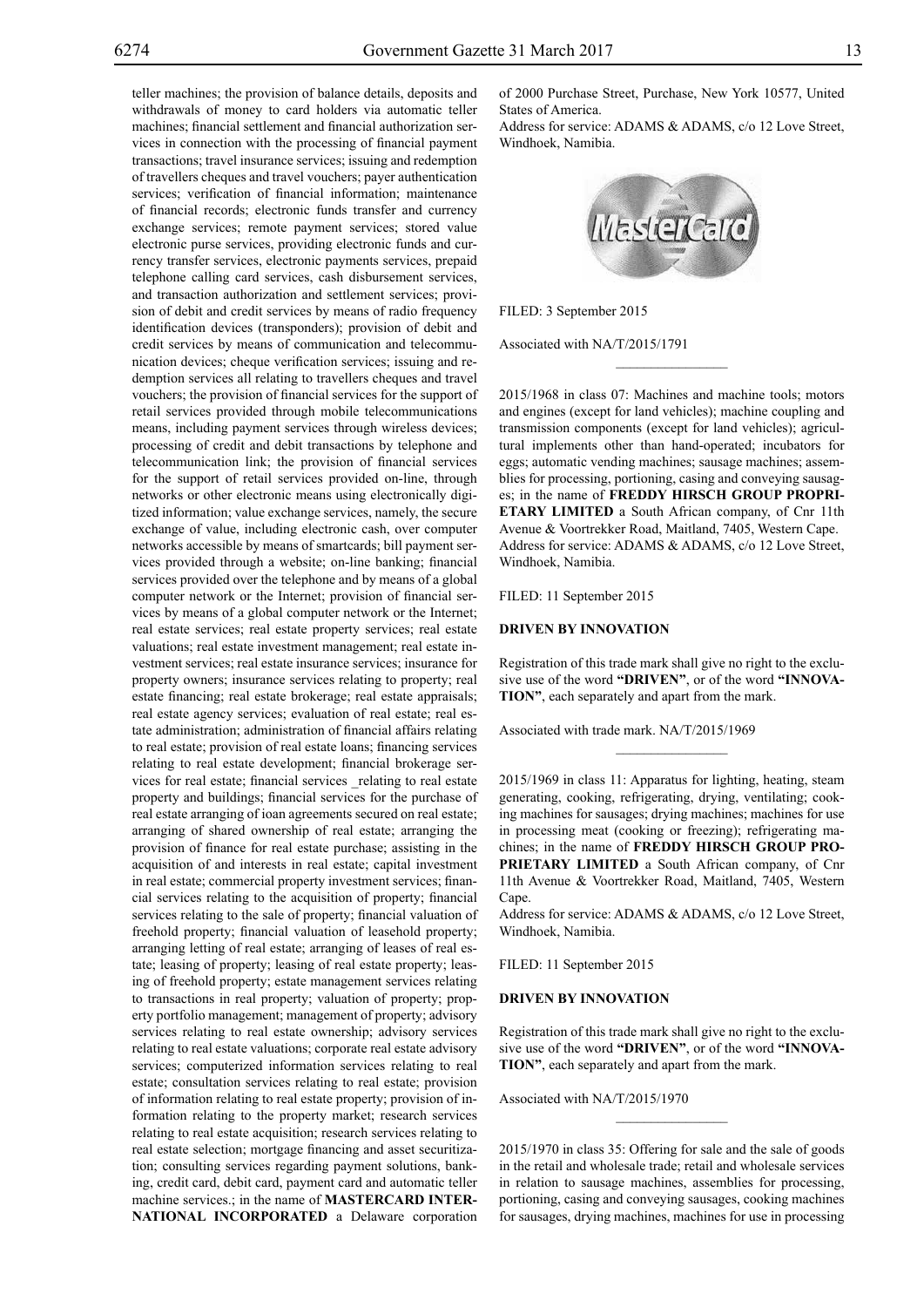teller machines; the provision of balance details, deposits and withdrawals of money to card holders via automatic teller machines; financial settlement and financial authorization services in connection with the processing of financial payment transactions; travel insurance services; issuing and redemption of travellers cheques and travel vouchers; payer authentication services; verification of financial information; maintenance of financial records; electronic funds transfer and currency exchange services; remote payment services; stored value electronic purse services, providing electronic funds and currency transfer services, electronic payments services, prepaid telephone calling card services, cash disbursement services, and transaction authorization and settlement services; provision of debit and credit services by means of radio frequency identification devices (transponders); provision of debit and credit services by means of communication and telecommunication devices; cheque verification services; issuing and redemption services all relating to travellers cheques and travel vouchers; the provision of financial services for the support of retail services provided through mobile telecommunications means, including payment services through wireless devices; processing of credit and debit transactions by telephone and telecommunication link; the provision of financial services for the support of retail services provided on-line, through networks or other electronic means using electronically digitized information; value exchange services, namely, the secure exchange of value, including electronic cash, over computer networks accessible by means of smartcards; bill payment services provided through a website; on-line banking; financial services provided over the telephone and by means of a global computer network or the Internet; provision of financial services by means of a global computer network or the Internet; real estate services; real estate property services; real estate valuations; real estate investment management; real estate investment services; real estate insurance services; insurance for property owners; insurance services relating to property; real estate financing; real estate brokerage; real estate appraisals; real estate agency services; evaluation of real estate; real estate administration; administration of financial affairs relating to real estate; provision of real estate loans; financing services relating to real estate development; financial brokerage services for real estate; financial services _relating to real estate property and buildings; financial services for the purchase of real estate arranging of ioan agreements secured on real estate; arranging of shared ownership of real estate; arranging the provision of finance for real estate purchase; assisting in the acquisition of and interests in real estate; capital investment in real estate; commercial property investment services; financial services relating to the acquisition of property; financial services relating to the sale of property; financial valuation of freehold property; financial valuation of leasehold property; arranging letting of real estate; arranging of leases of real estate; leasing of property; leasing of real estate property; leasing of freehold property; estate management services relating to transactions in real property; valuation of property; property portfolio management; management of property; advisory services relating to real estate ownership; advisory services relating to real estate valuations; corporate real estate advisory services; computerized information services relating to real estate; consultation services relating to real estate; provision of information relating to real estate property; provision of information relating to the property market; research services relating to real estate acquisition; research services relating to real estate selection; mortgage financing and asset securitization; consulting services regarding payment solutions, banking, credit card, debit card, payment card and automatic teller machine services.; in the name of **MASTERCARD INTERNATIONAL INCORPORATED** a Delaware corporation of 2000 Purchase Street, Purchase, New York 10577, United States of America.
Address for service: ADAMS & ADAMS, c/o 12 Love Street, Windhoek, Namibia.

FILED: 3 September 2015

Associated with NA/T/2015/1791

2015/1968 in class 07: Machines and machine tools; motors and engines (except for land vehicles); machine coupling and transmission components (except for land vehicles); agricultural implements other than hand-operated; incubators for eggs; automatic vending machines; sausage machines; assemblies for processing, portioning, casing and conveying sausages; in the name of **FREDDY HIRSCH GROUP PROPRIETARY LIMITED** a South African company, of Cnr 11th Avenue & Voortrekker Road, Maitland, 7405, Western Cape.
Address for service: ADAMS & ADAMS, c/o 12 Love Street, Windhoek, Namibia.

FILED: 11 September 2015

**DRIVEN BY INNOVATION**

Registration of this trade mark shall give no right to the exclusive use of the word **"DRIVEN"**, or of the word **"INNOVATION"**, each separately and apart from the mark.

Associated with trade mark. NA/T/2015/1969

2015/1969 in class 11: Apparatus for lighting, heating, steam generating, cooking, refrigerating, drying, ventilating; cooking machines for sausages; drying machines; machines for use in processing meat (cooking or freezing); refrigerating machines; in the name of **FREDDY HIRSCH GROUP PROPRIETARY LIMITED** a South African company, of Cnr 11th Avenue & Voortrekker Road, Maitland, 7405, Western Cape.
Address for service: ADAMS & ADAMS, c/o 12 Love Street, Windhoek, Namibia.

FILED: 11 September 2015

**DRIVEN BY INNOVATION**

Registration of this trade mark shall give no right to the exclusive use of the word **"DRIVEN"**, or of the word **"INNOVATION"**, each separately and apart from the mark.

Associated with NA/T/2015/1970

2015/1970 in class 35: Offering for sale and the sale of goods in the retail and wholesale trade; retail and wholesale services in relation to sausage machines, assemblies for processing, portioning, casing and conveying sausages, cooking machines for sausages, drying machines, machines for use in processing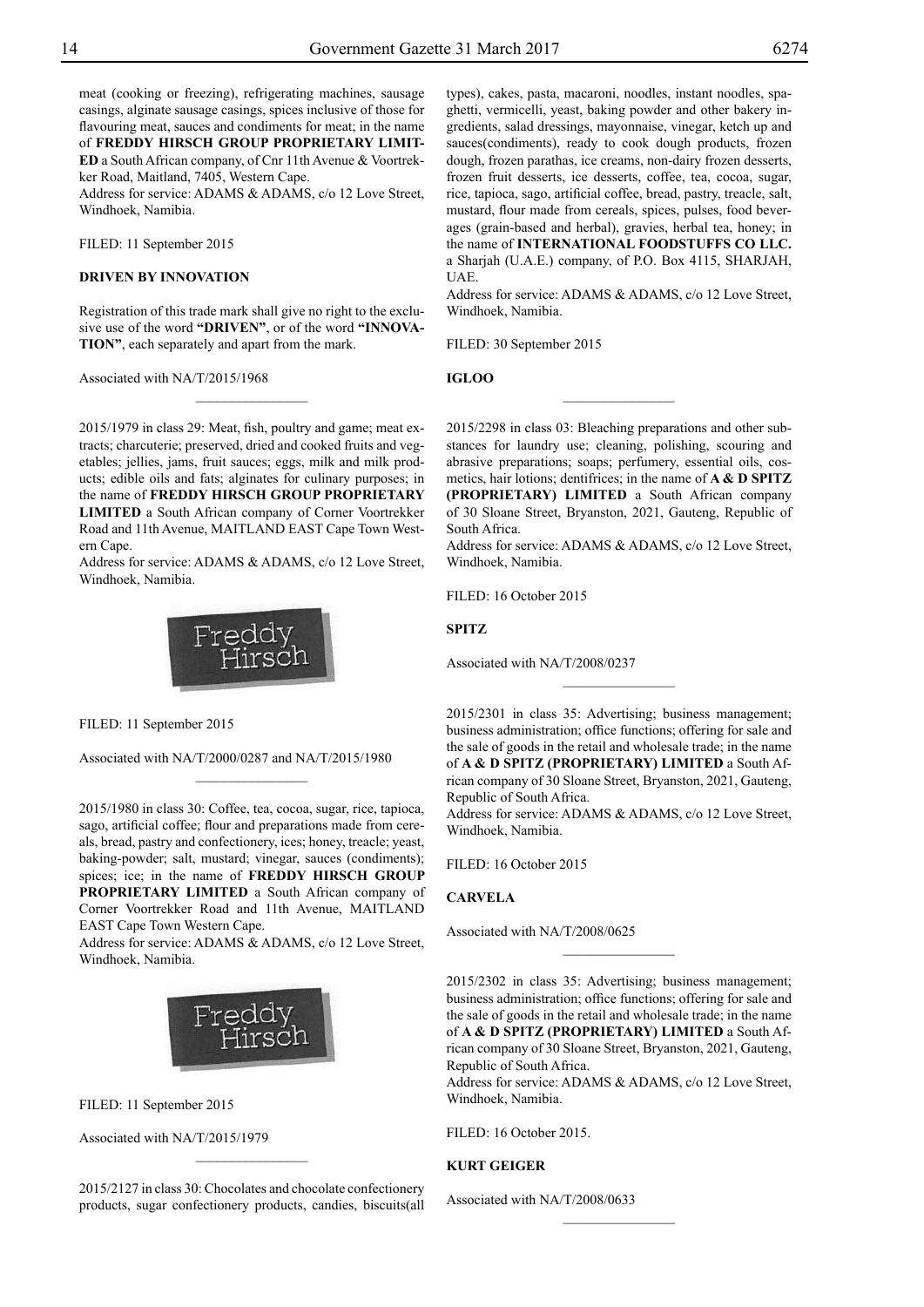meat (cooking or freezing), refrigerating machines, sausage casings, alginate sausage casings, spices inclusive of those for flavouring meat, sauces and condiments for meat; in the name of **FREDDY HIRSCH GROUP PROPRIETARY LIMITED** a South African company, of Cnr 11th Avenue & Voortrekker Road, Maitland, 7405, Western Cape.

Address for service: ADAMS & ADAMS, c/o 12 Love Street, Windhoek, Namibia.

FILED: 11 September 2015

**DRIVEN BY INNOVATION**

Registration of this trade mark shall give no right to the exclusive use of the word **"DRIVEN"**, or of the word **"INNOVATION"**, each separately and apart from the mark.

Associated with NA/T/2015/1968

---

2015/1979 in class 29: Meat, fish, poultry and game; meat extracts; charcuterie; preserved, dried and cooked fruits and vegetables; jellies, jams, fruit sauces; eggs, milk and milk products; edible oils and fats; alginates for culinary purposes; in the name of **FREDDY HIRSCH GROUP PROPRIETARY LIMITED** a South African company of Corner Voortrekker Road and 11th Avenue, MAITLAND EAST Cape Town Western Cape.

Address for service: ADAMS & ADAMS, c/o 12 Love Street, Windhoek, Namibia.

Freddy Hirsch

FILED: 11 September 2015

Associated with NA/T/2000/0287 and NA/T/2015/1980

---

2015/1980 in class 30: Coffee, tea, cocoa, sugar, rice, tapioca, sago, artificial coffee; flour and preparations made from cereals, bread, pastry and confectionery, ices; honey, treacle; yeast, baking-powder; salt, mustard; vinegar, sauces (condiments); spices; ice; in the name of **FREDDY HIRSCH GROUP PROPRIETARY LIMITED** a South African company of Corner Voortrekker Road and 11th Avenue, MAITLAND EAST Cape Town Western Cape.

Address for service: ADAMS & ADAMS, c/o 12 Love Street, Windhoek, Namibia.

Freddy Hirsch

FILED: 11 September 2015

Associated with NA/T/2015/1979

---

2015/2127 in class 30: Chocolates and chocolate confectionery products, sugar confectionery products, candies, biscuits(all types), cakes, pasta, macaroni, noodles, instant noodles, spaghetti, vermicelli, yeast, baking powder and other bakery ingredients, salad dressings, mayonnaise, vinegar, ketch up and sauces(condiments), ready to cook dough products, frozen dough, frozen parathas, ice creams, non-dairy frozen desserts, frozen fruit desserts, ice desserts, coffee, tea, cocoa, sugar, rice, tapioca, sago, artificial coffee, bread, pastry, treacle, salt, mustard, flour made from cereals, spices, pulses, food beverages (grain-based and herbal), gravies, herbal tea, honey; in the name of **INTERNATIONAL FOODSTUFFS CO LLC.** a Sharjah (U.A.E.) company, of P.O. Box 4115, SHARJAH, UAE.

Address for service: ADAMS & ADAMS, c/o 12 Love Street, Windhoek, Namibia.

FILED: 30 September 2015

**IGLOO**

---

2015/2298 in class 03: Bleaching preparations and other substances for laundry use; cleaning, polishing, scouring and abrasive preparations; soaps; perfumery, essential oils, cosmetics, hair lotions; dentifrices; in the name of **A & D SPITZ (PROPRIETARY) LIMITED** a South African company of 30 Sloane Street, Bryanston, 2021, Gauteng, Republic of South Africa.

Address for service: ADAMS & ADAMS, c/o 12 Love Street, Windhoek, Namibia.

FILED: 16 October 2015

**SPITZ**

Associated with NA/T/2008/0237

---

2015/2301 in class 35: Advertising; business management; business administration; office functions; offering for sale and the sale of goods in the retail and wholesale trade; in the name of **A & D SPITZ (PROPRIETARY) LIMITED** a South African company of 30 Sloane Street, Bryanston, 2021, Gauteng, Republic of South Africa.

Address for service: ADAMS & ADAMS, c/o 12 Love Street, Windhoek, Namibia.

FILED: 16 October 2015

**CARVELA**

Associated with NA/T/2008/0625

---

2015/2302 in class 35: Advertising; business management; business administration; office functions; offering for sale and the sale of goods in the retail and wholesale trade; in the name of **A & D SPITZ (PROPRIETARY) LIMITED** a South African company of 30 Sloane Street, Bryanston, 2021, Gauteng, Republic of South Africa.

Address for service: ADAMS & ADAMS, c/o 12 Love Street, Windhoek, Namibia.

FILED: 16 October 2015.

**KURT GEIGER**

Associated with NA/T/2008/0633

---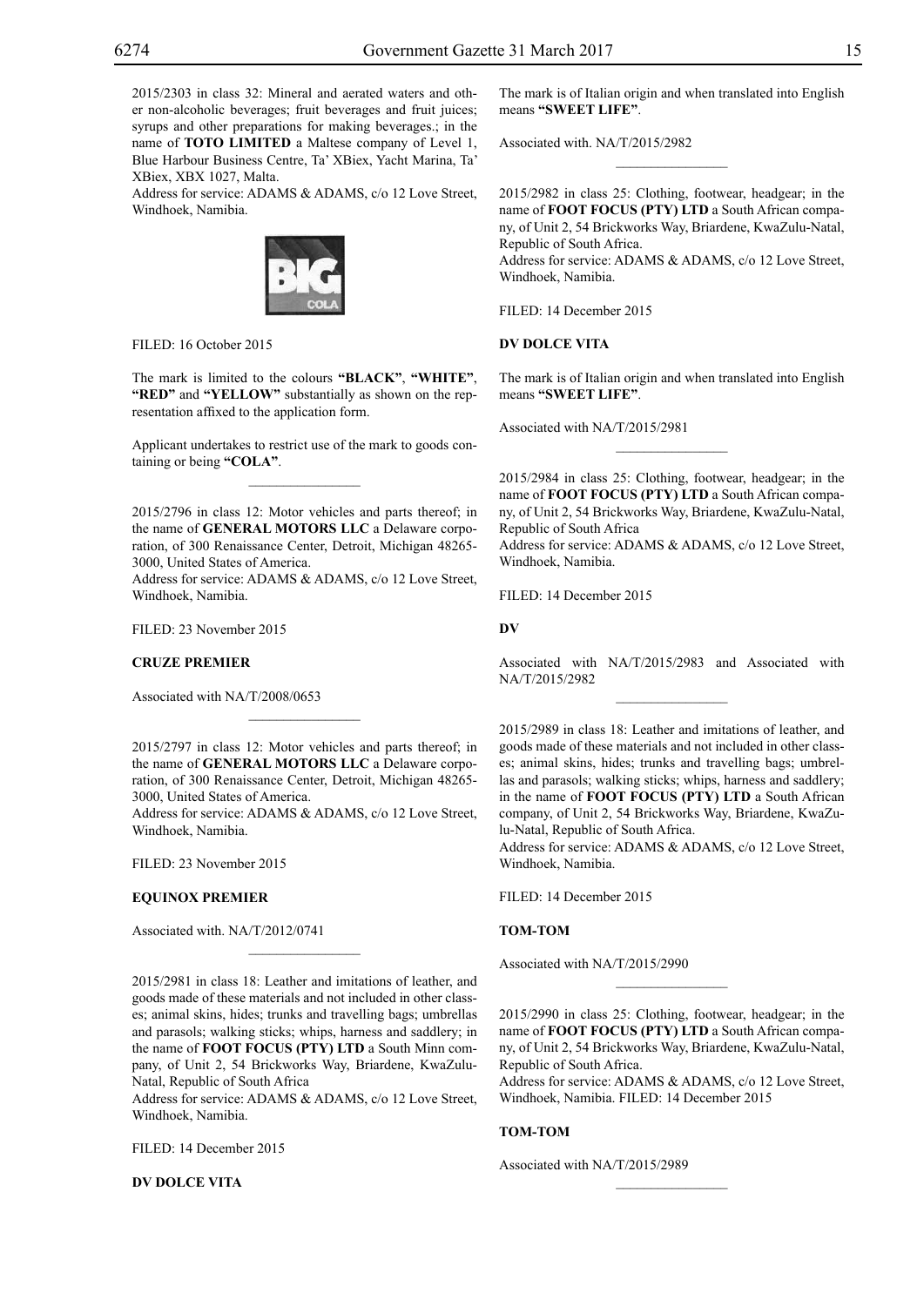2015/2303 in class 32: Mineral and aerated waters and other non-alcoholic beverages; fruit beverages and fruit juices; syrups and other preparations for making beverages.; in the name of **TOTO LIMITED** a Maltese company of Level 1, Blue Harbour Business Centre, Ta' XBiex, Yacht Marina, Ta' XBiex, XBX 1027, Malta.
Address for service: ADAMS & ADAMS, c/o 12 Love Street, Windhoek, Namibia.

FILED: 16 October 2015

The mark is limited to the colours **"BLACK"**, **"WHITE"**, **"RED"** and **"YELLOW"** substantially as shown on the representation affixed to the application form.

Applicant undertakes to restrict use of the mark to goods containing or being **"COLA"**.

---

2015/2796 in class 12: Motor vehicles and parts thereof; in the name of **GENERAL MOTORS LLC** a Delaware corporation, of 300 Renaissance Center, Detroit, Michigan 48265-3000, United States of America.
Address for service: ADAMS & ADAMS, c/o 12 Love Street, Windhoek, Namibia.

FILED: 23 November 2015

**CRUZE PREMIER**

Associated with NA/T/2008/0653

---

2015/2797 in class 12: Motor vehicles and parts thereof; in the name of **GENERAL MOTORS LLC** a Delaware corporation, of 300 Renaissance Center, Detroit, Michigan 48265-3000, United States of America.
Address for service: ADAMS & ADAMS, c/o 12 Love Street, Windhoek, Namibia.

FILED: 23 November 2015

**EQUINOX PREMIER**

Associated with. NA/T/2012/0741

---

2015/2981 in class 18: Leather and imitations of leather, and goods made of these materials and not included in other classes; animal skins, hides; trunks and travelling bags; umbrellas and parasols; walking sticks; whips, harness and saddlery; in the name of **FOOT FOCUS (PTY) LTD** a South Minn company, of Unit 2, 54 Brickworks Way, Briardene, KwaZulu-Natal, Republic of South Africa
Address for service: ADAMS & ADAMS, c/o 12 Love Street, Windhoek, Namibia.

FILED: 14 December 2015

**DV DOLCE VITA**

The mark is of Italian origin and when translated into English means **"SWEET LIFE"**.

Associated with. NA/T/2015/2982

---

2015/2982 in class 25: Clothing, footwear, headgear; in the name of **FOOT FOCUS (PTY) LTD** a South African company, of Unit 2, 54 Brickworks Way, Briardene, KwaZulu-Natal, Republic of South Africa.
Address for service: ADAMS & ADAMS, c/o 12 Love Street, Windhoek, Namibia.

FILED: 14 December 2015

**DV DOLCE VITA**

The mark is of Italian origin and when translated into English means **"SWEET LIFE"**.

Associated with NA/T/2015/2981

---

2015/2984 in class 25: Clothing, footwear, headgear; in the name of **FOOT FOCUS (PTY) LTD** a South African company, of Unit 2, 54 Brickworks Way, Briardene, KwaZulu-Natal, Republic of South Africa
Address for service: ADAMS & ADAMS, c/o 12 Love Street, Windhoek, Namibia.

FILED: 14 December 2015

**DV**

Associated with NA/T/2015/2983 and Associated with NA/T/2015/2982

---

2015/2989 in class 18: Leather and imitations of leather, and goods made of these materials and not included in other classes; animal skins, hides; trunks and travelling bags; umbrellas and parasols; walking sticks; whips, harness and saddlery; in the name of **FOOT FOCUS (PTY) LTD** a South African company, of Unit 2, 54 Brickworks Way, Briardene, KwaZulu-Natal, Republic of South Africa.
Address for service: ADAMS & ADAMS, c/o 12 Love Street, Windhoek, Namibia.

FILED: 14 December 2015

**TOM-TOM**

Associated with NA/T/2015/2990

---

2015/2990 in class 25: Clothing, footwear, headgear; in the name of **FOOT FOCUS (PTY) LTD** a South African company, of Unit 2, 54 Brickworks Way, Briardene, KwaZulu-Natal, Republic of South Africa.
Address for service: ADAMS & ADAMS, c/o 12 Love Street, Windhoek, Namibia. FILED: 14 December 2015

**TOM-TOM**

Associated with NA/T/2015/2989

---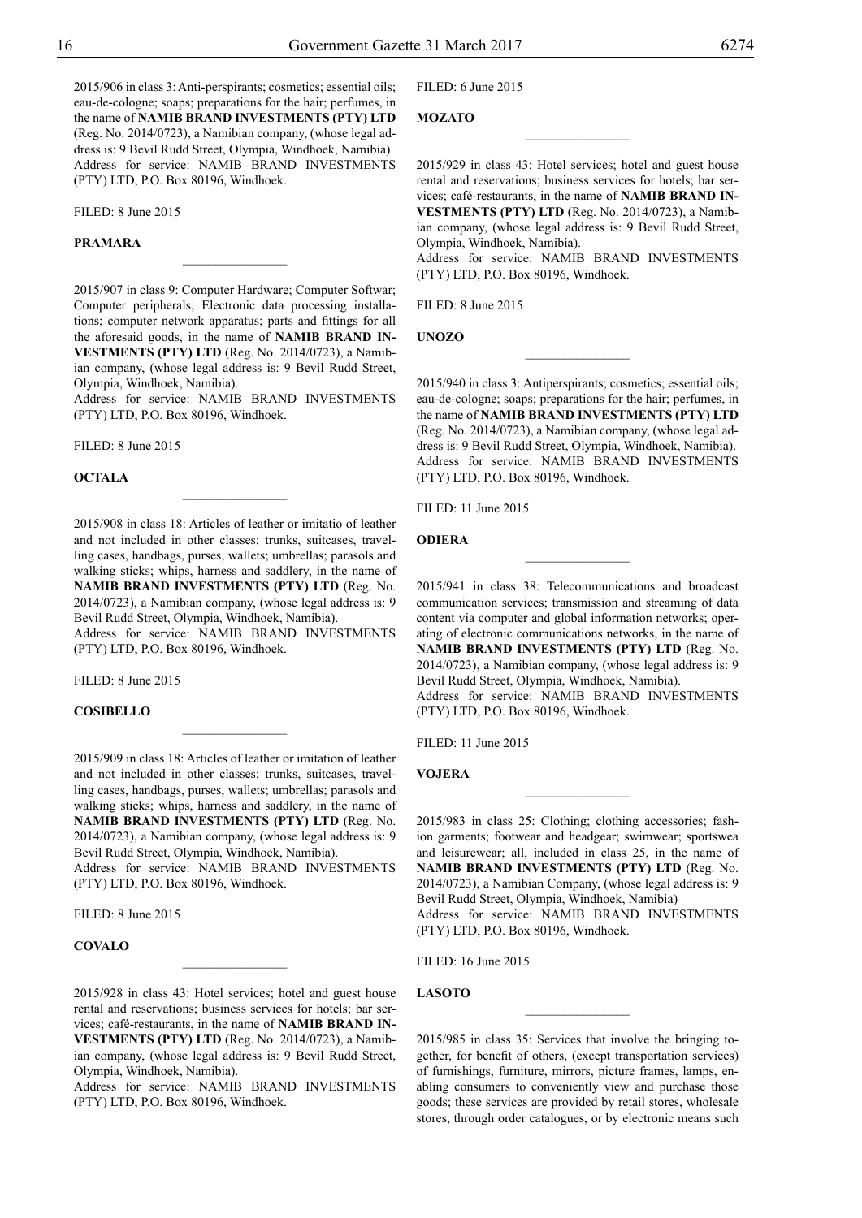2015/906 in class 3: Anti-perspirants; cosmetics; essential oils; eau-de-cologne; soaps; preparations for the hair; perfumes, in the name of **NAMIB BRAND INVESTMENTS (PTY) LTD** (Reg. No. 2014/0723), a Namibian company, (whose legal address is: 9 Bevil Rudd Street, Olympia, Windhoek, Namibia).
Address for service: NAMIB BRAND INVESTMENTS (PTY) LTD, P.O. Box 80196, Windhoek.

FILED: 8 June 2015

**PRAMARA**

________________

2015/907 in class 9: Computer Hardware; Computer Softwar; Computer peripherals; Electronic data processing installations; computer network apparatus; parts and fittings for all the aforesaid goods, in the name of **NAMIB BRAND INVESTMENTS (PTY) LTD** (Reg. No. 2014/0723), a Namibian company, (whose legal address is: 9 Bevil Rudd Street, Olympia, Windhoek, Namibia).
Address for service: NAMIB BRAND INVESTMENTS (PTY) LTD, P.O. Box 80196, Windhoek.

FILED: 8 June 2015

**OCTALA**

________________

2015/908 in class 18: Articles of leather or imitatio of leather and not included in other classes; trunks, suitcases, travelling cases, handbags, purses, wallets; umbrellas; parasols and walking sticks; whips, harness and saddlery, in the name of **NAMIB BRAND INVESTMENTS (PTY) LTD** (Reg. No. 2014/0723), a Namibian company, (whose legal address is: 9 Bevil Rudd Street, Olympia, Windhoek, Namibia).
Address for service: NAMIB BRAND INVESTMENTS (PTY) LTD, P.O. Box 80196, Windhoek.

FILED: 8 June 2015

**COSIBELLO**

________________

2015/909 in class 18: Articles of leather or imitation of leather and not included in other classes; trunks, suitcases, travelling cases, handbags, purses, wallets; umbrellas; parasols and walking sticks; whips, harness and saddlery, in the name of **NAMIB BRAND INVESTMENTS (PTY) LTD** (Reg. No. 2014/0723), a Namibian company, (whose legal address is: 9 Bevil Rudd Street, Olympia, Windhoek, Namibia).
Address for service: NAMIB BRAND INVESTMENTS (PTY) LTD, P.O. Box 80196, Windhoek.

FILED: 8 June 2015

**COVALO**

________________

2015/928 in class 43: Hotel services; hotel and guest house rental and reservations; business services for hotels; bar services; café-restaurants, in the name of **NAMIB BRAND INVESTMENTS (PTY) LTD** (Reg. No. 2014/0723), a Namibian company, (whose legal address is: 9 Bevil Rudd Street, Olympia, Windhoek, Namibia).
Address for service: NAMIB BRAND INVESTMENTS (PTY) LTD, P.O. Box 80196, Windhoek.

FILED: 6 June 2015

**MOZATO**

________________

2015/929 in class 43: Hotel services; hotel and guest house rental and reservations; business services for hotels; bar services; café-restaurants, in the name of **NAMIB BRAND INVESTMENTS (PTY) LTD** (Reg. No. 2014/0723), a Namibian company, (whose legal address is: 9 Bevil Rudd Street, Olympia, Windhoek, Namibia).
Address for service: NAMIB BRAND INVESTMENTS (PTY) LTD, P.O. Box 80196, Windhoek.

FILED: 8 June 2015

**UNOZO**

________________

2015/940 in class 3: Antiperspirants; cosmetics; essential oils; eau-de-cologne; soaps; preparations for the hair; perfumes, in the name of **NAMIB BRAND INVESTMENTS (PTY) LTD** (Reg. No. 2014/0723), a Namibian company, (whose legal address is: 9 Bevil Rudd Street, Olympia, Windhoek, Namibia).
Address for service: NAMIB BRAND INVESTMENTS (PTY) LTD, P.O. Box 80196, Windhoek.

FILED: 11 June 2015

**ODIERA**

________________

2015/941 in class 38: Telecommunications and broadcast communication services; transmission and streaming of data content via computer and global information networks; operating of electronic communications networks, in the name of **NAMIB BRAND INVESTMENTS (PTY) LTD** (Reg. No. 2014/0723), a Namibian company, (whose legal address is: 9 Bevil Rudd Street, Olympia, Windhoek, Namibia).
Address for service: NAMIB BRAND INVESTMENTS (PTY) LTD, P.O. Box 80196, Windhoek.

FILED: 11 June 2015

**VOJERA**

________________

2015/983 in class 25: Clothing; clothing accessories; fashion garments; footwear and headgear; swimwear; sportswea and leisurewear; all, included in class 25, in the name of **NAMIB BRAND INVESTMENTS (PTY) LTD** (Reg. No. 2014/0723), a Namibian Company, (whose legal address is: 9 Bevil Rudd Street, Olympia, Windhoek, Namibia)
Address for service: NAMIB BRAND INVESTMENTS (PTY) LTD, P.O. Box 80196, Windhoek.

FILED: 16 June 2015

**LASOTO**

________________

2015/985 in class 35: Services that involve the bringing together, for benefit of others, (except transportation services) of furnishings, furniture, mirrors, picture frames, lamps, enabling consumers to conveniently view and purchase those goods; these services are provided by retail stores, wholesale stores, through order catalogues, or by electronic means such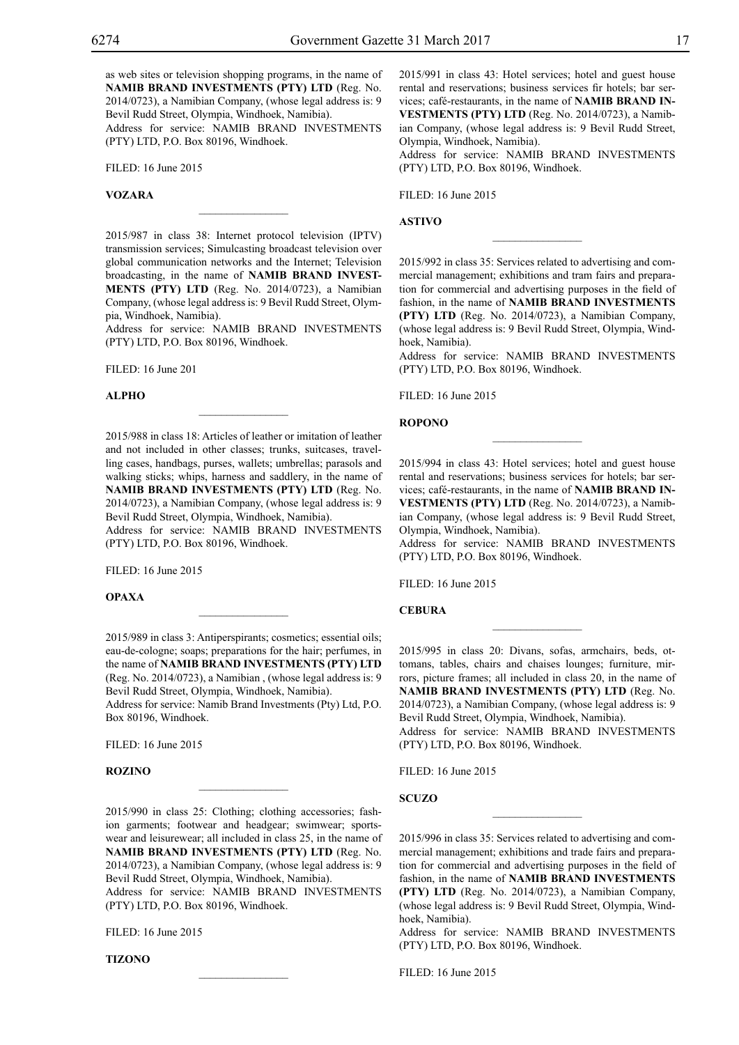as web sites or television shopping programs, in the name of **NAMIB BRAND INVESTMENTS (PTY) LTD** (Reg. No. 2014/0723), a Namibian Company, (whose legal address is: 9 Bevil Rudd Street, Olympia, Windhoek, Namibia).
Address for service: NAMIB BRAND INVESTMENTS (PTY) LTD, P.O. Box 80196, Windhoek.

FILED: 16 June 2015

**VOZARA**

________________

2015/987 in class 38: Internet protocol television (IPTV) transmission services; Simulcasting broadcast television over global communication networks and the Internet; Television broadcasting, in the name of **NAMIB BRAND INVESTMENTS (PTY) LTD** (Reg. No. 2014/0723), a Namibian Company, (whose legal address is: 9 Bevil Rudd Street, Olympia, Windhoek, Namibia).
Address for service: NAMIB BRAND INVESTMENTS (PTY) LTD, P.O. Box 80196, Windhoek.

FILED: 16 June 201

**ALPHO**

________________

2015/988 in class 18: Articles of leather or imitation of leather and not included in other classes; trunks, suitcases, travelling cases, handbags, purses, wallets; umbrellas; parasols and walking sticks; whips, harness and saddlery, in the name of **NAMIB BRAND INVESTMENTS (PTY) LTD** (Reg. No. 2014/0723), a Namibian Company, (whose legal address is: 9 Bevil Rudd Street, Olympia, Windhoek, Namibia).
Address for service: NAMIB BRAND INVESTMENTS (PTY) LTD, P.O. Box 80196, Windhoek.

FILED: 16 June 2015

**OPAXA**

________________

2015/989 in class 3: Antiperspirants; cosmetics; essential oils; eau-de-cologne; soaps; preparations for the hair; perfumes, in the name of **NAMIB BRAND INVESTMENTS (PTY) LTD** (Reg. No. 2014/0723), a Namibian , (whose legal address is: 9 Bevil Rudd Street, Olympia, Windhoek, Namibia).
Address for service: Namib Brand Investments (Pty) Ltd, P.O. Box 80196, Windhoek.

FILED: 16 June 2015

**ROZINO**

________________

2015/990 in class 25: Clothing; clothing accessories; fashion garments; footwear and headgear; swimwear; sportswear and leisurewear; all included in class 25, in the name of **NAMIB BRAND INVESTMENTS (PTY) LTD** (Reg. No. 2014/0723), a Namibian Company, (whose legal address is: 9 Bevil Rudd Street, Olympia, Windhoek, Namibia).
Address for service: NAMIB BRAND INVESTMENTS (PTY) LTD, P.O. Box 80196, Windhoek.

FILED: 16 June 2015

**TIZONO**

________________

2015/991 in class 43: Hotel services; hotel and guest house rental and reservations; business services fir hotels; bar services; café-restaurants, in the name of **NAMIB BRAND INVESTMENTS (PTY) LTD** (Reg. No. 2014/0723), a Namibian Company, (whose legal address is: 9 Bevil Rudd Street, Olympia, Windhoek, Namibia).
Address for service: NAMIB BRAND INVESTMENTS (PTY) LTD, P.O. Box 80196, Windhoek.

FILED: 16 June 2015

**ASTIVO**

________________

2015/992 in class 35: Services related to advertising and commercial management; exhibitions and tram fairs and preparation for commercial and advertising purposes in the field of fashion, in the name of **NAMIB BRAND INVESTMENTS (PTY) LTD** (Reg. No. 2014/0723), a Namibian Company, (whose legal address is: 9 Bevil Rudd Street, Olympia, Windhoek, Namibia).
Address for service: NAMIB BRAND INVESTMENTS (PTY) LTD, P.O. Box 80196, Windhoek.

FILED: 16 June 2015

**ROPONO**

________________

2015/994 in class 43: Hotel services; hotel and guest house rental and reservations; business services for hotels; bar services; café-restaurants, in the name of **NAMIB BRAND INVESTMENTS (PTY) LTD** (Reg. No. 2014/0723), a Namibian Company, (whose legal address is: 9 Bevil Rudd Street, Olympia, Windhoek, Namibia).
Address for service: NAMIB BRAND INVESTMENTS (PTY) LTD, P.O. Box 80196, Windhoek.

FILED: 16 June 2015

**CEBURA**

________________

2015/995 in class 20: Divans, sofas, armchairs, beds, ottomans, tables, chairs and chaises lounges; furniture, mirrors, picture frames; all included in class 20, in the name of **NAMIB BRAND INVESTMENTS (PTY) LTD** (Reg. No. 2014/0723), a Namibian Company, (whose legal address is: 9 Bevil Rudd Street, Olympia, Windhoek, Namibia).
Address for service: NAMIB BRAND INVESTMENTS (PTY) LTD, P.O. Box 80196, Windhoek.

FILED: 16 June 2015

**SCUZO**

________________

2015/996 in class 35: Services related to advertising and commercial management; exhibitions and trade fairs and preparation for commercial and advertising purposes in the field of fashion, in the name of **NAMIB BRAND INVESTMENTS (PTY) LTD** (Reg. No. 2014/0723), a Namibian Company, (whose legal address is: 9 Bevil Rudd Street, Olympia, Windhoek, Namibia).
Address for service: NAMIB BRAND INVESTMENTS (PTY) LTD, P.O. Box 80196, Windhoek.

FILED: 16 June 2015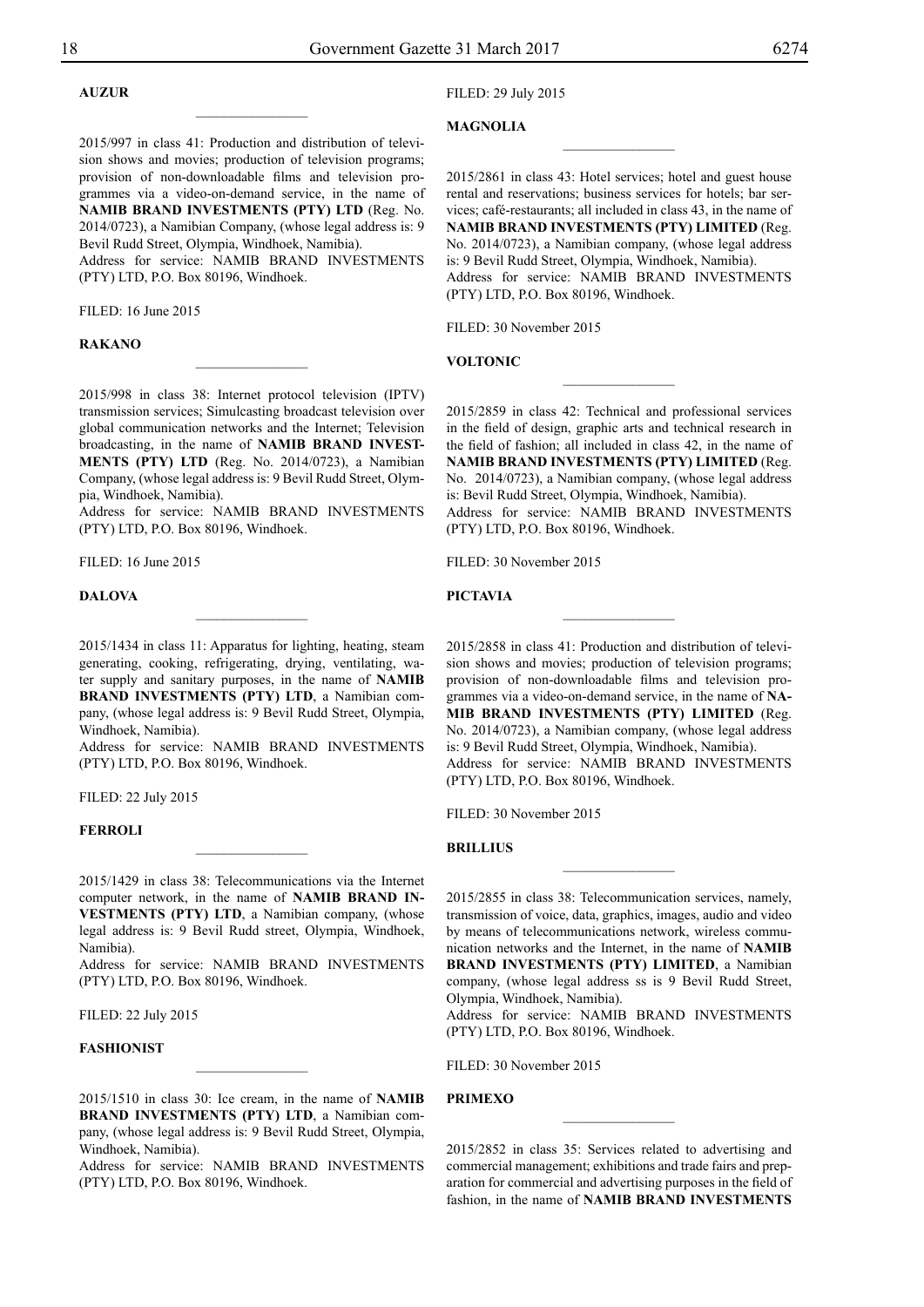**AUZUR**

2015/997 in class 41: Production and distribution of television shows and movies; production of television programs; provision of non-downloadable films and television programmes via a video-on-demand service, in the name of **NAMIB BRAND INVESTMENTS (PTY) LTD** (Reg. No. 2014/0723), a Namibian Company, (whose legal address is: 9 Bevil Rudd Street, Olympia, Windhoek, Namibia).
Address for service: NAMIB BRAND INVESTMENTS (PTY) LTD, P.O. Box 80196, Windhoek.

FILED: 16 June 2015

**RAKANO**

2015/998 in class 38: Internet protocol television (IPTV) transmission services; Simulcasting broadcast television over global communication networks and the Internet; Television broadcasting, in the name of **NAMIB BRAND INVESTMENTS (PTY) LTD** (Reg. No. 2014/0723), a Namibian Company, (whose legal address is: 9 Bevil Rudd Street, Olympia, Windhoek, Namibia).
Address for service: NAMIB BRAND INVESTMENTS (PTY) LTD, P.O. Box 80196, Windhoek.

FILED: 16 June 2015

**DALOVA**

2015/1434 in class 11: Apparatus for lighting, heating, steam generating, cooking, refrigerating, drying, ventilating, water supply and sanitary purposes, in the name of **NAMIB BRAND INVESTMENTS (PTY) LTD**, a Namibian company, (whose legal address is: 9 Bevil Rudd Street, Olympia, Windhoek, Namibia).
Address for service: NAMIB BRAND INVESTMENTS (PTY) LTD, P.O. Box 80196, Windhoek.

FILED: 22 July 2015

**FERROLI**

2015/1429 in class 38: Telecommunications via the Internet computer network, in the name of **NAMIB BRAND INVESTMENTS (PTY) LTD**, a Namibian company, (whose legal address is: 9 Bevil Rudd street, Olympia, Windhoek, Namibia).
Address for service: NAMIB BRAND INVESTMENTS (PTY) LTD, P.O. Box 80196, Windhoek.

FILED: 22 July 2015

**FASHIONIST**

2015/1510 in class 30: Ice cream, in the name of **NAMIB BRAND INVESTMENTS (PTY) LTD**, a Namibian company, (whose legal address is: 9 Bevil Rudd Street, Olympia, Windhoek, Namibia).
Address for service: NAMIB BRAND INVESTMENTS (PTY) LTD, P.O. Box 80196, Windhoek.

FILED: 29 July 2015

**MAGNOLIA**

2015/2861 in class 43: Hotel services; hotel and guest house rental and reservations; business services for hotels; bar services; café-restaurants; all included in class 43, in the name of **NAMIB BRAND INVESTMENTS (PTY) LIMITED** (Reg. No. 2014/0723), a Namibian company, (whose legal address is: 9 Bevil Rudd Street, Olympia, Windhoek, Namibia).
Address for service: NAMIB BRAND INVESTMENTS (PTY) LTD, P.O. Box 80196, Windhoek.

FILED: 30 November 2015

**VOLTONIC**

2015/2859 in class 42: Technical and professional services in the field of design, graphic arts and technical research in the field of fashion; all included in class 42, in the name of **NAMIB BRAND INVESTMENTS (PTY) LIMITED** (Reg. No. 2014/0723), a Namibian company, (whose legal address is: Bevil Rudd Street, Olympia, Windhoek, Namibia).
Address for service: NAMIB BRAND INVESTMENTS (PTY) LTD, P.O. Box 80196, Windhoek.

FILED: 30 November 2015

**PICTAVIA**

2015/2858 in class 41: Production and distribution of television shows and movies; production of television programs; provision of non-downloadable films and television programmes via a video-on-demand service, in the name of **NAMIB BRAND INVESTMENTS (PTY) LIMITED** (Reg. No. 2014/0723), a Namibian company, (whose legal address is: 9 Bevil Rudd Street, Olympia, Windhoek, Namibia).
Address for service: NAMIB BRAND INVESTMENTS (PTY) LTD, P.O. Box 80196, Windhoek.

FILED: 30 November 2015

**BRILLIUS**

2015/2855 in class 38: Telecommunication services, namely, transmission of voice, data, graphics, images, audio and video by means of telecommunications network, wireless communication networks and the Internet, in the name of **NAMIB BRAND INVESTMENTS (PTY) LIMITED**, a Namibian company, (whose legal address ss is 9 Bevil Rudd Street, Olympia, Windhoek, Namibia).
Address for service: NAMIB BRAND INVESTMENTS (PTY) LTD, P.O. Box 80196, Windhoek.

FILED: 30 November 2015

**PRIMEXO**

2015/2852 in class 35: Services related to advertising and commercial management; exhibitions and trade fairs and preparation for commercial and advertising purposes in the field of fashion, in the name of **NAMIB BRAND INVESTMENTS**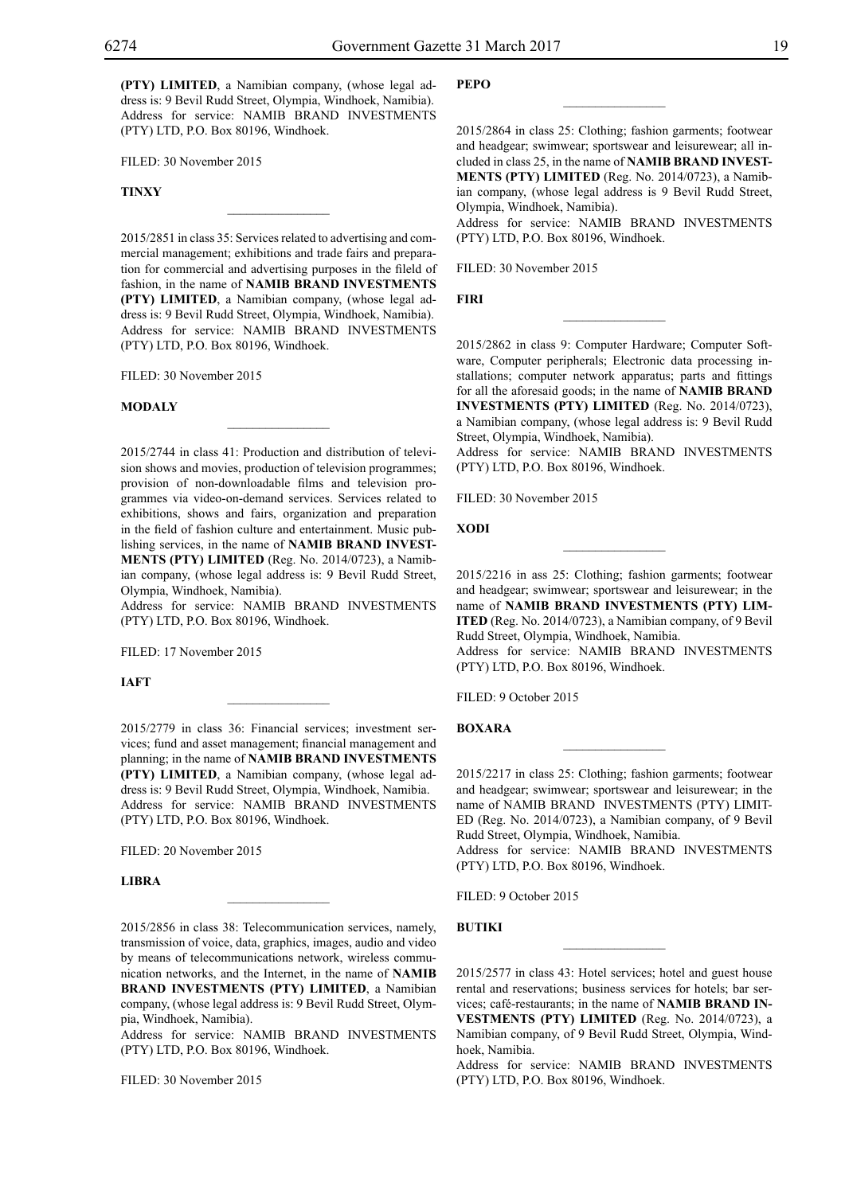**(PTY) LIMITED**, a Namibian company, (whose legal address is: 9 Bevil Rudd Street, Olympia, Windhoek, Namibia). Address for service: NAMIB BRAND INVESTMENTS (PTY) LTD, P.O. Box 80196, Windhoek.

FILED: 30 November 2015

**TINXY**

---

2015/2851 in class 35: Services related to advertising and commercial management; exhibitions and trade fairs and preparation for commercial and advertising purposes in the fileld of fashion, in the name of **NAMIB BRAND INVESTMENTS (PTY) LIMITED**, a Namibian company, (whose legal address is: 9 Bevil Rudd Street, Olympia, Windhoek, Namibia). Address for service: NAMIB BRAND INVESTMENTS (PTY) LTD, P.O. Box 80196, Windhoek.

FILED: 30 November 2015

**MODALY**

---

2015/2744 in class 41: Production and distribution of television shows and movies, production of television programmes; provision of non-downloadable films and television programmes via video-on-demand services. Services related to exhibitions, shows and fairs, organization and preparation in the field of fashion culture and entertainment. Music publishing services, in the name of **NAMIB BRAND INVESTMENTS (PTY) LIMITED** (Reg. No. 2014/0723), a Namibian company, (whose legal address is: 9 Bevil Rudd Street, Olympia, Windhoek, Namibia).
Address for service: NAMIB BRAND INVESTMENTS (PTY) LTD, P.O. Box 80196, Windhoek.

FILED: 17 November 2015

**IAFT**

---

2015/2779 in class 36: Financial services; investment services; fund and asset management; financial management and planning; in the name of **NAMIB BRAND INVESTMENTS (PTY) LIMITED**, a Namibian company, (whose legal address is: 9 Bevil Rudd Street, Olympia, Windhoek, Namibia.
Address for service: NAMIB BRAND INVESTMENTS (PTY) LTD, P.O. Box 80196, Windhoek.

FILED: 20 November 2015

**LIBRA**

---

2015/2856 in class 38: Telecommunication services, namely, transmission of voice, data, graphics, images, audio and video by means of telecommunications network, wireless communication networks, and the Internet, in the name of **NAMIB BRAND INVESTMENTS (PTY) LIMITED**, a Namibian company, (whose legal address is: 9 Bevil Rudd Street, Olympia, Windhoek, Namibia).
Address for service: NAMIB BRAND INVESTMENTS (PTY) LTD, P.O. Box 80196, Windhoek.

FILED: 30 November 2015

**PEPO**

---

2015/2864 in class 25: Clothing; fashion garments; footwear and headgear; swimwear; sportswear and leisurewear; all included in class 25, in the name of **NAMIB BRAND INVESTMENTS (PTY) LIMITED** (Reg. No. 2014/0723), a Namibian company, (whose legal address is 9 Bevil Rudd Street, Olympia, Windhoek, Namibia).
Address for service: NAMIB BRAND INVESTMENTS (PTY) LTD, P.O. Box 80196, Windhoek.

FILED: 30 November 2015

**FIRI**

---

2015/2862 in class 9: Computer Hardware; Computer Software, Computer peripherals; Electronic data processing installations; computer network apparatus; parts and fittings for all the aforesaid goods; in the name of **NAMIB BRAND INVESTMENTS (PTY) LIMITED** (Reg. No. 2014/0723), a Namibian company, (whose legal address is: 9 Bevil Rudd Street, Olympia, Windhoek, Namibia).
Address for service: NAMIB BRAND INVESTMENTS (PTY) LTD, P.O. Box 80196, Windhoek.

FILED: 30 November 2015

**XODI**

---

2015/2216 in ass 25: Clothing; fashion garments; footwear and headgear; swimwear; sportswear and leisurewear; in the name of **NAMIB BRAND INVESTMENTS (PTY) LIMITED** (Reg. No. 2014/0723), a Namibian company, of 9 Bevil Rudd Street, Olympia, Windhoek, Namibia.
Address for service: NAMIB BRAND INVESTMENTS (PTY) LTD, P.O. Box 80196, Windhoek.

FILED: 9 October 2015

**BOXARA**

---

2015/2217 in class 25: Clothing; fashion garments; footwear and headgear; swimwear; sportswear and leisurewear; in the name of NAMIB BRAND INVESTMENTS (PTY) LIMITED (Reg. No. 2014/0723), a Namibian company, of 9 Bevil Rudd Street, Olympia, Windhoek, Namibia.
Address for service: NAMIB BRAND INVESTMENTS (PTY) LTD, P.O. Box 80196, Windhoek.

FILED: 9 October 2015

**BUTIKI**

---

2015/2577 in class 43: Hotel services; hotel and guest house rental and reservations; business services for hotels; bar services; café-restaurants; in the name of **NAMIB BRAND INVESTMENTS (PTY) LIMITED** (Reg. No. 2014/0723), a Namibian company, of 9 Bevil Rudd Street, Olympia, Windhoek, Namibia.
Address for service: NAMIB BRAND INVESTMENTS (PTY) LTD, P.O. Box 80196, Windhoek.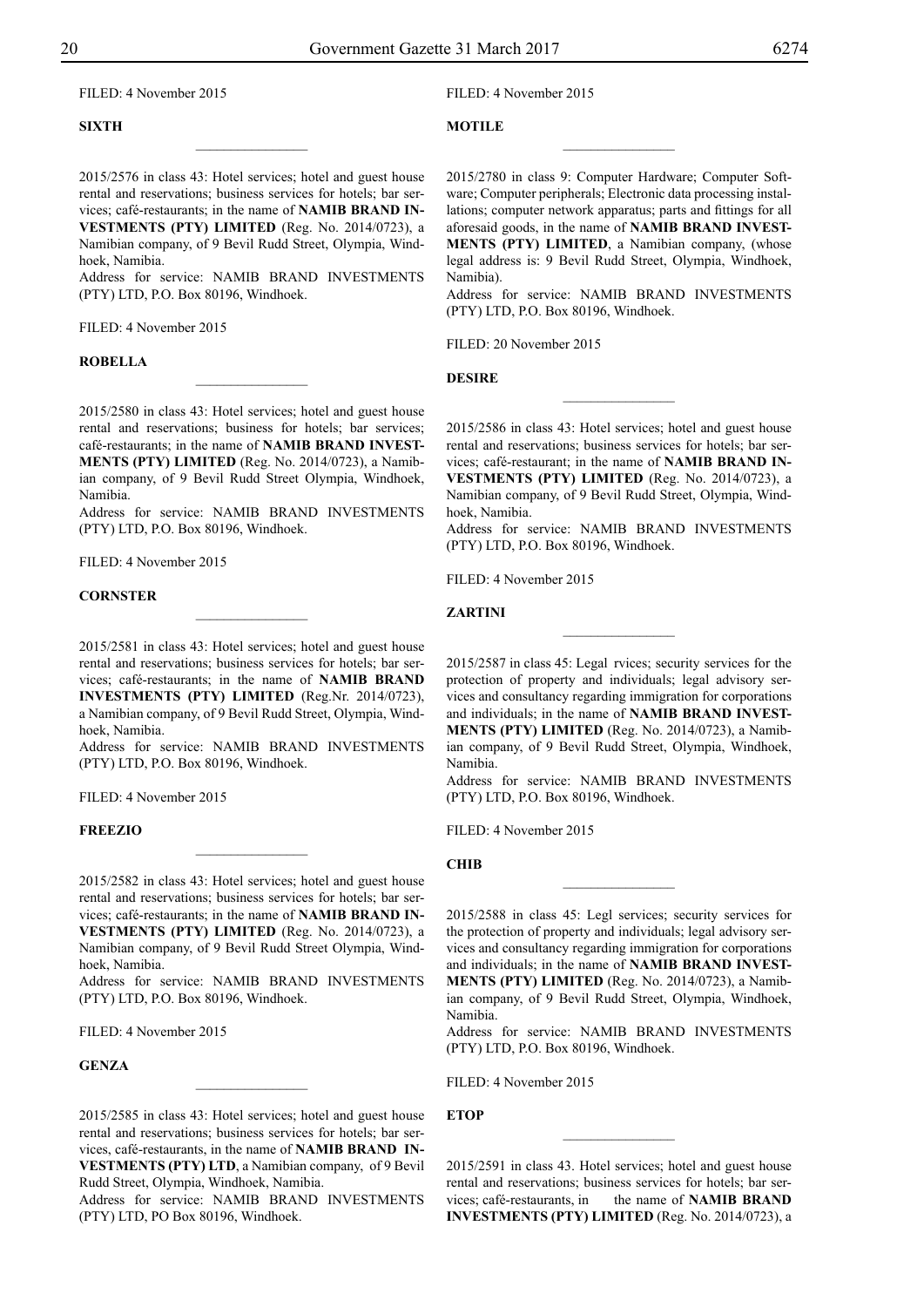FILED: 4 November 2015

**SIXTH**

---

2015/2576 in class 43: Hotel services; hotel and guest house rental and reservations; business services for hotels; bar services; café-restaurants; in the name of **NAMIB BRAND INVESTMENTS (PTY) LIMITED** (Reg. No. 2014/0723), a Namibian company, of 9 Bevil Rudd Street, Olympia, Windhoek, Namibia.
Address for service: NAMIB BRAND INVESTMENTS (PTY) LTD, P.O. Box 80196, Windhoek.

FILED: 4 November 2015

**ROBELLA**

---

2015/2580 in class 43: Hotel services; hotel and guest house rental and reservations; business for hotels; bar services; café-restaurants; in the name of **NAMIB BRAND INVESTMENTS (PTY) LIMITED** (Reg. No. 2014/0723), a Namibian company, of 9 Bevil Rudd Street Olympia, Windhoek, Namibia.
Address for service: NAMIB BRAND INVESTMENTS (PTY) LTD, P.O. Box 80196, Windhoek.

FILED: 4 November 2015

**CORNSTER**

---

2015/2581 in class 43: Hotel services; hotel and guest house rental and reservations; business services for hotels; bar services; café-restaurants; in the name of **NAMIB BRAND INVESTMENTS (PTY) LIMITED** (Reg.Nr. 2014/0723), a Namibian company, of 9 Bevil Rudd Street, Olympia, Windhoek, Namibia.
Address for service: NAMIB BRAND INVESTMENTS (PTY) LTD, P.O. Box 80196, Windhoek.

FILED: 4 November 2015

**FREEZIO**

---

2015/2582 in class 43: Hotel services; hotel and guest house rental and reservations; business services for hotels; bar services; café-restaurants; in the name of **NAMIB BRAND INVESTMENTS (PTY) LIMITED** (Reg. No. 2014/0723), a Namibian company, of 9 Bevil Rudd Street Olympia, Windhoek, Namibia.
Address for service: NAMIB BRAND INVESTMENTS (PTY) LTD, P.O. Box 80196, Windhoek.

FILED: 4 November 2015

**GENZA**

---

2015/2585 in class 43: Hotel services; hotel and guest house rental and reservations; business services for hotels; bar services, café-restaurants, in the name of **NAMIB BRAND INVESTMENTS (PTY) LTD**, a Namibian company, of 9 Bevil Rudd Street, Olympia, Windhoek, Namibia.
Address for service: NAMIB BRAND INVESTMENTS (PTY) LTD, PO Box 80196, Windhoek.

FILED: 4 November 2015

**MOTILE**

---

2015/2780 in class 9: Computer Hardware; Computer Software; Computer peripherals; Electronic data processing installations; computer network apparatus; parts and fittings for all aforesaid goods, in the name of **NAMIB BRAND INVESTMENTS (PTY) LIMITED**, a Namibian company, (whose legal address is: 9 Bevil Rudd Street, Olympia, Windhoek, Namibia).
Address for service: NAMIB BRAND INVESTMENTS (PTY) LTD, P.O. Box 80196, Windhoek.

FILED: 20 November 2015

**DESIRE**

---

2015/2586 in class 43: Hotel services; hotel and guest house rental and reservations; business services for hotels; bar services; café-restaurant; in the name of **NAMIB BRAND INVESTMENTS (PTY) LIMITED** (Reg. No. 2014/0723), a Namibian company, of 9 Bevil Rudd Street, Olympia, Windhoek, Namibia.
Address for service: NAMIB BRAND INVESTMENTS (PTY) LTD, P.O. Box 80196, Windhoek.

FILED: 4 November 2015

**ZARTINI**

---

2015/2587 in class 45: Legal rvices; security services for the protection of property and individuals; legal advisory services and consultancy regarding immigration for corporations and individuals; in the name of **NAMIB BRAND INVESTMENTS (PTY) LIMITED** (Reg. No. 2014/0723), a Namibian company, of 9 Bevil Rudd Street, Olympia, Windhoek, Namibia.
Address for service: NAMIB BRAND INVESTMENTS (PTY) LTD, P.O. Box 80196, Windhoek.

FILED: 4 November 2015

**CHIB**

---

2015/2588 in class 45: Legl services; security services for the protection of property and individuals; legal advisory services and consultancy regarding immigration for corporations and individuals; in the name of **NAMIB BRAND INVESTMENTS (PTY) LIMITED** (Reg. No. 2014/0723), a Namibian company, of 9 Bevil Rudd Street, Olympia, Windhoek, Namibia.
Address for service: NAMIB BRAND INVESTMENTS (PTY) LTD, P.O. Box 80196, Windhoek.

FILED: 4 November 2015

**ETOP**

---

2015/2591 in class 43. Hotel services; hotel and guest house rental and reservations; business services for hotels; bar services; café-restaurants, in the name of **NAMIB BRAND INVESTMENTS (PTY) LIMITED** (Reg. No. 2014/0723), a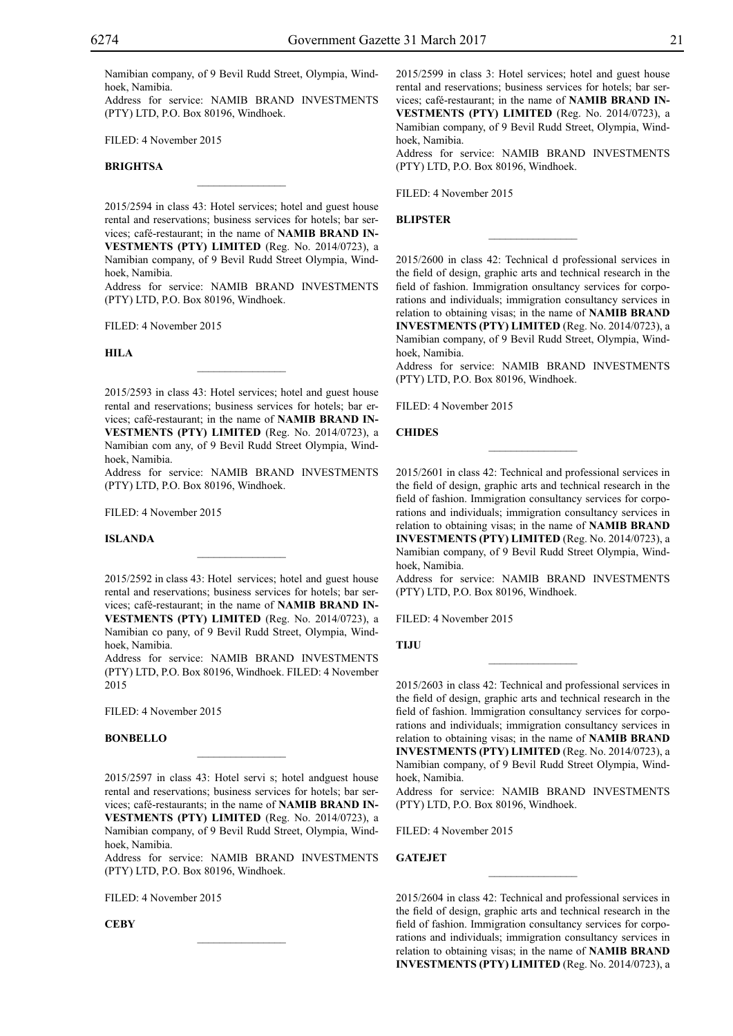Namibian company, of 9 Bevil Rudd Street, Olympia, Windhoek, Namibia.
Address for service: NAMIB BRAND INVESTMENTS (PTY) LTD, P.O. Box 80196, Windhoek.

FILED: 4 November 2015

**BRIGHTSA**

________________

2015/2594 in class 43: Hotel services; hotel and guest house rental and reservations; business services for hotels; bar services; café-restaurant; in the name of **NAMIB BRAND INVESTMENTS (PTY) LIMITED** (Reg. No. 2014/0723), a Namibian company, of 9 Bevil Rudd Street Olympia, Windhoek, Namibia.
Address for service: NAMIB BRAND INVESTMENTS (PTY) LTD, P.O. Box 80196, Windhoek.

FILED: 4 November 2015

**HILA**

________________

2015/2593 in class 43: Hotel services; hotel and guest house rental and reservations; business services for hotels; bar ervices; café-restaurant; in the name of **NAMIB BRAND INVESTMENTS (PTY) LIMITED** (Reg. No. 2014/0723), a Namibian com any, of 9 Bevil Rudd Street Olympia, Windhoek, Namibia.
Address for service: NAMIB BRAND INVESTMENTS (PTY) LTD, P.O. Box 80196, Windhoek.

FILED: 4 November 2015

**ISLANDA**

________________

2015/2592 in class 43: Hotel services; hotel and guest house rental and reservations; business services for hotels; bar services; café-restaurant; in the name of **NAMIB BRAND INVESTMENTS (PTY) LIMITED** (Reg. No. 2014/0723), a Namibian co pany, of 9 Bevil Rudd Street, Olympia, Windhoek, Namibia.
Address for service: NAMIB BRAND INVESTMENTS (PTY) LTD, P.O. Box 80196, Windhoek. FILED: 4 November 2015

FILED: 4 November 2015

**BONBELLO**

________________

2015/2597 in class 43: Hotel servi s; hotel andguest house rental and reservations; business services for hotels; bar services; café-restaurants; in the name of **NAMIB BRAND INVESTMENTS (PTY) LIMITED** (Reg. No. 2014/0723), a Namibian company, of 9 Bevil Rudd Street, Olympia, Windhoek, Namibia.
Address for service: NAMIB BRAND INVESTMENTS (PTY) LTD, P.O. Box 80196, Windhoek.

FILED: 4 November 2015

**CEBY**

________________

2015/2599 in class 3: Hotel services; hotel and guest house rental and reservations; business services for hotels; bar services; café-restaurant; in the name of **NAMIB BRAND INVESTMENTS (PTY) LIMITED** (Reg. No. 2014/0723), a Namibian company, of 9 Bevil Rudd Street, Olympia, Windhoek, Namibia.
Address for service: NAMIB BRAND INVESTMENTS (PTY) LTD, P.O. Box 80196, Windhoek.

FILED: 4 November 2015

**BLIPSTER**

________________

2015/2600 in class 42: Technical d professional services in the field of design, graphic arts and technical research in the field of fashion. Immigration onsultancy services for corporations and individuals; immigration consultancy services in relation to obtaining visas; in the name of **NAMIB BRAND INVESTMENTS (PTY) LIMITED** (Reg. No. 2014/0723), a Namibian company, of 9 Bevil Rudd Street, Olympia, Windhoek, Namibia.
Address for service: NAMIB BRAND INVESTMENTS (PTY) LTD, P.O. Box 80196, Windhoek.

FILED: 4 November 2015

**CHIDES**

________________

2015/2601 in class 42: Technical and professional services in the field of design, graphic arts and technical research in the field of fashion. Immigration consultancy services for corporations and individuals; immigration consultancy services in relation to obtaining visas; in the name of **NAMIB BRAND INVESTMENTS (PTY) LIMITED** (Reg. No. 2014/0723), a Namibian company, of 9 Bevil Rudd Street Olympia, Windhoek, Namibia.
Address for service: NAMIB BRAND INVESTMENTS (PTY) LTD, P.O. Box 80196, Windhoek.

FILED: 4 November 2015

**TIJU**

________________

2015/2603 in class 42: Technical and professional services in the field of design, graphic arts and technical research in the field of fashion. lmmigration consultancy services for corporations and individuals; immigration consultancy services in relation to obtaining visas; in the name of **NAMIB BRAND INVESTMENTS (PTY) LIMITED** (Reg. No. 2014/0723), a Namibian company, of 9 Bevil Rudd Street Olympia, Windhoek, Namibia.
Address for service: NAMIB BRAND INVESTMENTS (PTY) LTD, P.O. Box 80196, Windhoek.

FILED: 4 November 2015

**GATEJET**

________________

2015/2604 in class 42: Technical and professional services in the field of design, graphic arts and technical research in the field of fashion. Immigration consultancy services for corporations and individuals; immigration consultancy services in relation to obtaining visas; in the name of **NAMIB BRAND INVESTMENTS (PTY) LIMITED** (Reg. No. 2014/0723), a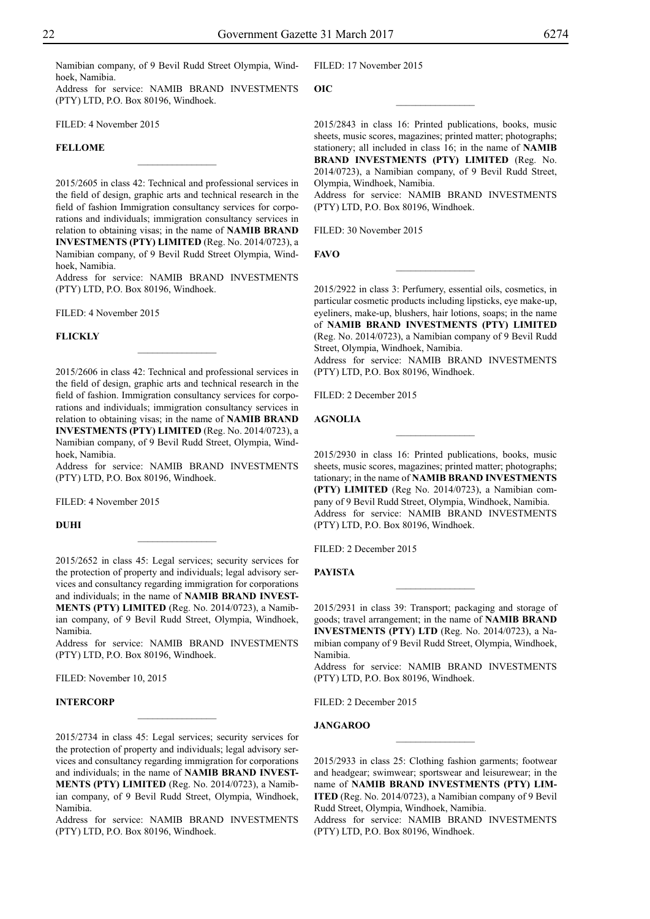Namibian company, of 9 Bevil Rudd Street Olympia, Windhoek, Namibia.
Address for service: NAMIB BRAND INVESTMENTS (PTY) LTD, P.O. Box 80196, Windhoek.

FILED: 4 November 2015

**FELLOME**

________________

2015/2605 in class 42: Technical and professional services in the field of design, graphic arts and technical research in the field of fashion Immigration consultancy services for corporations and individuals; immigration consultancy services in relation to obtaining visas; in the name of **NAMIB BRAND INVESTMENTS (PTY) LIMITED** (Reg. No. 2014/0723), a Namibian company, of 9 Bevil Rudd Street Olympia, Windhoek, Namibia.
Address for service: NAMIB BRAND INVESTMENTS (PTY) LTD, P.O. Box 80196, Windhoek.

FILED: 4 November 2015

**FLICKLY**

________________

2015/2606 in class 42: Technical and professional services in the field of design, graphic arts and technical research in the field of fashion. Immigration consultancy services for corporations and individuals; immigration consultancy services in relation to obtaining visas; in the name of **NAMIB BRAND INVESTMENTS (PTY) LIMITED** (Reg. No. 2014/0723), a Namibian company, of 9 Bevil Rudd Street, Olympia, Windhoek, Namibia.
Address for service: NAMIB BRAND INVESTMENTS (PTY) LTD, P.O. Box 80196, Windhoek.

FILED: 4 November 2015

**DUHI**

________________

2015/2652 in class 45: Legal services; security services for the protection of property and individuals; legal advisory services and consultancy regarding immigration for corporations and individuals; in the name of **NAMIB BRAND INVESTMENTS (PTY) LIMITED** (Reg. No. 2014/0723), a Namibian company, of 9 Bevil Rudd Street, Olympia, Windhoek, Namibia.
Address for service: NAMIB BRAND INVESTMENTS (PTY) LTD, P.O. Box 80196, Windhoek.

FILED: November 10, 2015

**INTERCORP**

________________

2015/2734 in class 45: Legal services; security services for the protection of property and individuals; legal advisory services and consultancy regarding immigration for corporations and individuals; in the name of **NAMIB BRAND INVESTMENTS (PTY) LIMITED** (Reg. No. 2014/0723), a Namibian company, of 9 Bevil Rudd Street, Olympia, Windhoek, Namibia.
Address for service: NAMIB BRAND INVESTMENTS (PTY) LTD, P.O. Box 80196, Windhoek.

FILED: 17 November 2015

**OIC**

________________

2015/2843 in class 16: Printed publications, books, music sheets, music scores, magazines; printed matter; photographs; stationery; all included in class 16; in the name of **NAMIB BRAND INVESTMENTS (PTY) LIMITED** (Reg. No. 2014/0723), a Namibian company, of 9 Bevil Rudd Street, Olympia, Windhoek, Namibia.
Address for service: NAMIB BRAND INVESTMENTS (PTY) LTD, P.O. Box 80196, Windhoek.

FILED: 30 November 2015

**FAVO**

________________

2015/2922 in class 3: Perfumery, essential oils, cosmetics, in particular cosmetic products including lipsticks, eye make-up, eyeliners, make-up, blushers, hair lotions, soaps; in the name of **NAMIB BRAND INVESTMENTS (PTY) LIMITED** (Reg. No. 2014/0723), a Namibian company of 9 Bevil Rudd Street, Olympia, Windhoek, Namibia.
Address for service: NAMIB BRAND INVESTMENTS (PTY) LTD, P.O. Box 80196, Windhoek.

FILED: 2 December 2015

**AGNOLIA**

________________

2015/2930 in class 16: Printed publications, books, music sheets, music scores, magazines; printed matter; photographs; tationary; in the name of **NAMIB BRAND INVESTMENTS (PTY) LIMITED** (Reg No. 2014/0723), a Namibian company of 9 Bevil Rudd Street, Olympia, Windhoek, Namibia.
Address for service: NAMIB BRAND INVESTMENTS (PTY) LTD, P.O. Box 80196, Windhoek.

FILED: 2 December 2015

**PAYISTA**

________________

2015/2931 in class 39: Transport; packaging and storage of goods; travel arrangement; in the name of **NAMIB BRAND INVESTMENTS (PTY) LTD** (Reg. No. 2014/0723), a Namibian company of 9 Bevil Rudd Street, Olympia, Windhoek, Namibia.
Address for service: NAMIB BRAND INVESTMENTS (PTY) LTD, P.O. Box 80196, Windhoek.

FILED: 2 December 2015

**JANGAROO**

________________

2015/2933 in class 25: Clothing fashion garments; footwear and headgear; swimwear; sportswear and leisurewear; in the name of **NAMIB BRAND INVESTMENTS (PTY) LIMITED** (Reg. No. 2014/0723), a Namibian company of 9 Bevil Rudd Street, Olympia, Windhoek, Namibia.
Address for service: NAMIB BRAND INVESTMENTS (PTY) LTD, P.O. Box 80196, Windhoek.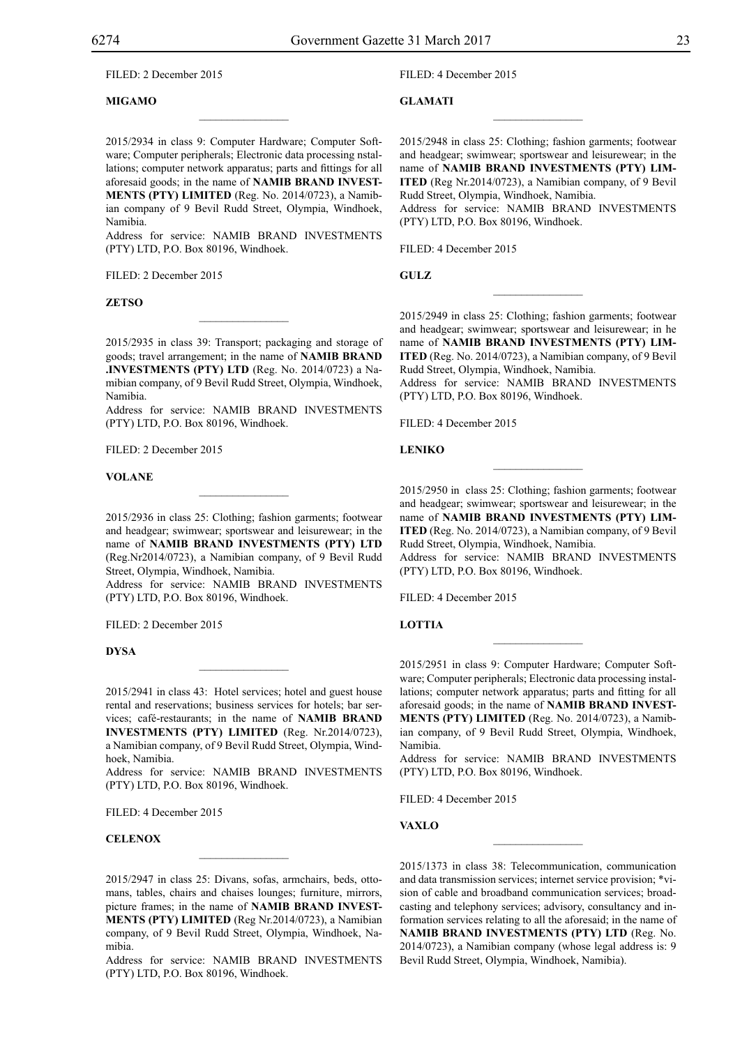FILED: 2 December 2015

**MIGAMO**

---

2015/2934 in class 9: Computer Hardware; Computer Software; Computer peripherals; Electronic data processing nstallations; computer network apparatus; parts and fittings for all aforesaid goods; in the name of **NAMIB BRAND INVESTMENTS (PTY) LIMITED** (Reg. No. 2014/0723), a Namibian company of 9 Bevil Rudd Street, Olympia, Windhoek, Namibia.
Address for service: NAMIB BRAND INVESTMENTS (PTY) LTD, P.O. Box 80196, Windhoek.

FILED: 2 December 2015

**ZETSO**

---

2015/2935 in class 39: Transport; packaging and storage of goods; travel arrangement; in the name of **NAMIB BRAND .INVESTMENTS (PTY) LTD** (Reg. No. 2014/0723) a Namibian company, of 9 Bevil Rudd Street, Olympia, Windhoek, Namibia.
Address for service: NAMIB BRAND INVESTMENTS (PTY) LTD, P.O. Box 80196, Windhoek.

FILED: 2 December 2015

**VOLANE**

---

2015/2936 in class 25: Clothing; fashion garments; footwear and headgear; swimwear; sportswear and leisurewear; in the name of **NAMIB BRAND INVESTMENTS (PTY) LTD** (Reg.Nr2014/0723), a Namibian company, of 9 Bevil Rudd Street, Olympia, Windhoek, Namibia.
Address for service: NAMIB BRAND INVESTMENTS (PTY) LTD, P.O. Box 80196, Windhoek.

FILED: 2 December 2015

**DYSA**

---

2015/2941 in class 43: Hotel services; hotel and guest house rental and reservations; business services for hotels; bar services; café-restaurants; in the name of **NAMIB BRAND INVESTMENTS (PTY) LIMITED** (Reg. Nr.2014/0723), a Namibian company, of 9 Bevil Rudd Street, Olympia, Windhoek, Namibia.
Address for service: NAMIB BRAND INVESTMENTS (PTY) LTD, P.O. Box 80196, Windhoek.

FILED: 4 December 2015

**CELENOX**

---

2015/2947 in class 25: Divans, sofas, armchairs, beds, ottomans, tables, chairs and chaises lounges; furniture, mirrors, picture frames; in the name of **NAMIB BRAND INVESTMENTS (PTY) LIMITED** (Reg Nr.2014/0723), a Namibian company, of 9 Bevil Rudd Street, Olympia, Windhoek, Namibia.
Address for service: NAMIB BRAND INVESTMENTS (PTY) LTD, P.O. Box 80196, Windhoek.

FILED: 4 December 2015

**GLAMATI**

---

2015/2948 in class 25: Clothing; fashion garments; footwear and headgear; swimwear; sportswear and leisurewear; in the name of **NAMIB BRAND INVESTMENTS (PTY) LIMITED** (Reg Nr.2014/0723), a Namibian company, of 9 Bevil Rudd Street, Olympia, Windhoek, Namibia.
Address for service: NAMIB BRAND INVESTMENTS (PTY) LTD, P.O. Box 80196, Windhoek.

FILED: 4 December 2015

**GULZ**

---

2015/2949 in class 25: Clothing; fashion garments; footwear and headgear; swimwear; sportswear and leisurewear; in he name of **NAMIB BRAND INVESTMENTS (PTY) LIMITED** (Reg. No. 2014/0723), a Namibian company, of 9 Bevil Rudd Street, Olympia, Windhoek, Namibia.
Address for service: NAMIB BRAND INVESTMENTS (PTY) LTD, P.O. Box 80196, Windhoek.

FILED: 4 December 2015

**LENIKO**

---

2015/2950 in class 25: Clothing; fashion garments; footwear and headgear; swimwear; sportswear and leisurewear; in the name of **NAMIB BRAND INVESTMENTS (PTY) LIMITED** (Reg. No. 2014/0723), a Namibian company, of 9 Bevil Rudd Street, Olympia, Windhoek, Namibia.
Address for service: NAMIB BRAND INVESTMENTS (PTY) LTD, P.O. Box 80196, Windhoek.

FILED: 4 December 2015

**LOTTIA**

---

2015/2951 in class 9: Computer Hardware; Computer Software; Computer peripherals; Electronic data processing installations; computer network apparatus; parts and fitting for all aforesaid goods; in the name of **NAMIB BRAND INVESTMENTS (PTY) LIMITED** (Reg. No. 2014/0723), a Namibian company, of 9 Bevil Rudd Street, Olympia, Windhoek, Namibia.
Address for service: NAMIB BRAND INVESTMENTS (PTY) LTD, P.O. Box 80196, Windhoek.

FILED: 4 December 2015

**VAXLO**

---

2015/1373 in class 38: Telecommunication, communication and data transmission services; internet service provision; *vision of cable and broadband communication services; broadcasting and telephony services; advisory, consultancy and information services relating to all the aforesaid; in the name of **NAMIB BRAND INVESTMENTS (PTY) LTD** (Reg. No. 2014/0723), a Namibian company (whose legal address is: 9 Bevil Rudd Street, Olympia, Windhoek, Namibia).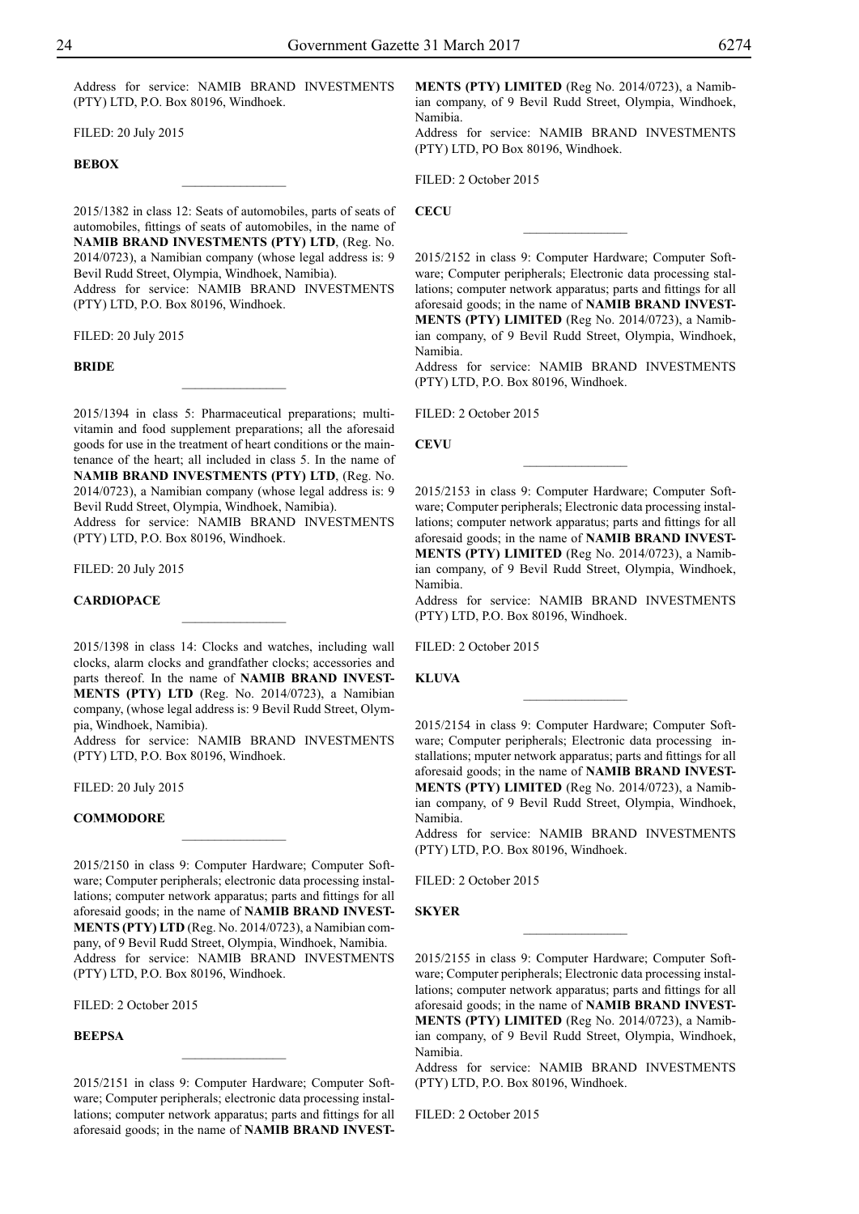Address for service: NAMIB BRAND INVESTMENTS (PTY) LTD, P.O. Box 80196, Windhoek.

FILED: 20 July 2015

**BEBOX**

---

2015/1382 in class 12: Seats of automobiles, parts of seats of automobiles, fittings of seats of automobiles, in the name of **NAMIB BRAND INVESTMENTS (PTY) LTD**, (Reg. No. 2014/0723), a Namibian company (whose legal address is: 9 Bevil Rudd Street, Olympia, Windhoek, Namibia).
Address for service: NAMIB BRAND INVESTMENTS (PTY) LTD, P.O. Box 80196, Windhoek.

FILED: 20 July 2015

**BRIDE**

---

2015/1394 in class 5: Pharmaceutical preparations; multivitamin and food supplement preparations; all the aforesaid goods for use in the treatment of heart conditions or the maintenance of the heart; all included in class 5. In the name of **NAMIB BRAND INVESTMENTS (PTY) LTD**, (Reg. No. 2014/0723), a Namibian company (whose legal address is: 9 Bevil Rudd Street, Olympia, Windhoek, Namibia).
Address for service: NAMIB BRAND INVESTMENTS (PTY) LTD, P.O. Box 80196, Windhoek.

FILED: 20 July 2015

**CARDIOPACE**

---

2015/1398 in class 14: Clocks and watches, including wall clocks, alarm clocks and grandfather clocks; accessories and parts thereof. In the name of **NAMIB BRAND INVESTMENTS (PTY) LTD** (Reg. No. 2014/0723), a Namibian company, (whose legal address is: 9 Bevil Rudd Street, Olympia, Windhoek, Namibia).
Address for service: NAMIB BRAND INVESTMENTS (PTY) LTD, P.O. Box 80196, Windhoek.

FILED: 20 July 2015

**COMMODORE**

---

2015/2150 in class 9: Computer Hardware; Computer Software; Computer peripherals; electronic data processing installations; computer network apparatus; parts and fittings for all aforesaid goods; in the name of **NAMIB BRAND INVESTMENTS (PTY) LTD** (Reg. No. 2014/0723), a Namibian company, of 9 Bevil Rudd Street, Olympia, Windhoek, Namibia.
Address for service: NAMIB BRAND INVESTMENTS (PTY) LTD, P.O. Box 80196, Windhoek.

FILED: 2 October 2015

**BEEPSA**

---

2015/2151 in class 9: Computer Hardware; Computer Software; Computer peripherals; electronic data processing installations; computer network apparatus; parts and fittings for all aforesaid goods; in the name of **NAMIB BRAND INVESTMENTS (PTY) LIMITED** (Reg No. 2014/0723), a Namibian company, of 9 Bevil Rudd Street, Olympia, Windhoek, Namibia.
Address for service: NAMIB BRAND INVESTMENTS (PTY) LTD, PO Box 80196, Windhoek.

FILED: 2 October 2015

**CECU**

---

2015/2152 in class 9: Computer Hardware; Computer Software; Computer peripherals; Electronic data processing stallations; computer network apparatus; parts and fittings for all aforesaid goods; in the name of **NAMIB BRAND INVESTMENTS (PTY) LIMITED** (Reg No. 2014/0723), a Namibian company, of 9 Bevil Rudd Street, Olympia, Windhoek, Namibia.
Address for service: NAMIB BRAND INVESTMENTS (PTY) LTD, P.O. Box 80196, Windhoek.

FILED: 2 October 2015

**CEVU**

---

2015/2153 in class 9: Computer Hardware; Computer Software; Computer peripherals; Electronic data processing installations; computer network apparatus; parts and fittings for all aforesaid goods; in the name of **NAMIB BRAND INVESTMENTS (PTY) LIMITED** (Reg No. 2014/0723), a Namibian company, of 9 Bevil Rudd Street, Olympia, Windhoek, Namibia.
Address for service: NAMIB BRAND INVESTMENTS (PTY) LTD, P.O. Box 80196, Windhoek.

FILED: 2 October 2015

**KLUVA**

---

2015/2154 in class 9: Computer Hardware; Computer Software; Computer peripherals; Electronic data processing installations; mputer network apparatus; parts and fittings for all aforesaid goods; in the name of **NAMIB BRAND INVESTMENTS (PTY) LIMITED** (Reg No. 2014/0723), a Namibian company, of 9 Bevil Rudd Street, Olympia, Windhoek, Namibia.
Address for service: NAMIB BRAND INVESTMENTS (PTY) LTD, P.O. Box 80196, Windhoek.

FILED: 2 October 2015

**SKYER**

---

2015/2155 in class 9: Computer Hardware; Computer Software; Computer peripherals; Electronic data processing installations; computer network apparatus; parts and fittings for all aforesaid goods; in the name of **NAMIB BRAND INVESTMENTS (PTY) LIMITED** (Reg No. 2014/0723), a Namibian company, of 9 Bevil Rudd Street, Olympia, Windhoek, Namibia.
Address for service: NAMIB BRAND INVESTMENTS (PTY) LTD, P.O. Box 80196, Windhoek.

FILED: 2 October 2015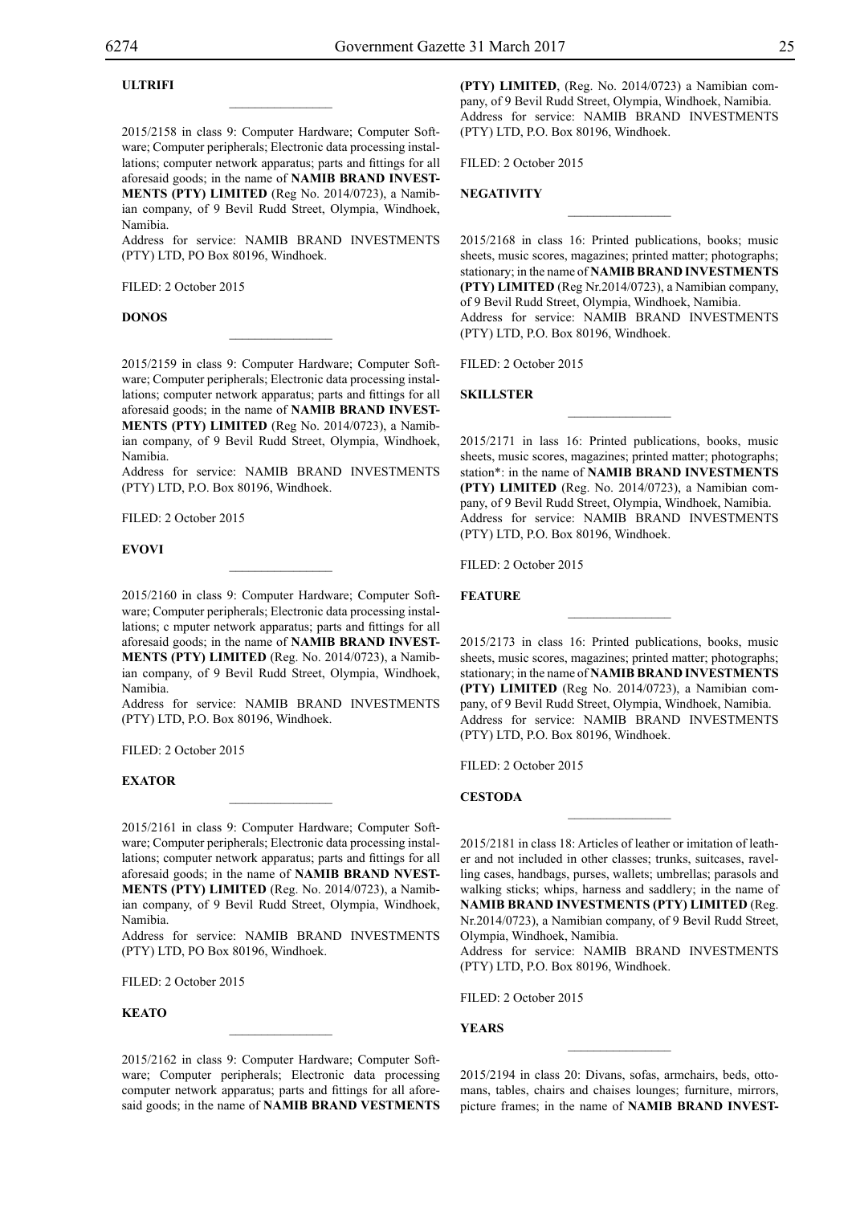**ULTRIFI**

2015/2158 in class 9: Computer Hardware; Computer Software; Computer peripherals; Electronic data processing installations; computer network apparatus; parts and fittings for all aforesaid goods; in the name of **NAMIB BRAND INVESTMENTS (PTY) LIMITED** (Reg No. 2014/0723), a Namibian company, of 9 Bevil Rudd Street, Olympia, Windhoek, Namibia.
Address for service: NAMIB BRAND INVESTMENTS (PTY) LTD, PO Box 80196, Windhoek.

FILED: 2 October 2015

**DONOS**

2015/2159 in class 9: Computer Hardware; Computer Software; Computer peripherals; Electronic data processing installations; computer network apparatus; parts and fittings for all aforesaid goods; in the name of **NAMIB BRAND INVESTMENTS (PTY) LIMITED** (Reg No. 2014/0723), a Namibian company, of 9 Bevil Rudd Street, Olympia, Windhoek, Namibia.
Address for service: NAMIB BRAND INVESTMENTS (PTY) LTD, P.O. Box 80196, Windhoek.

FILED: 2 October 2015

**EVOVI**

2015/2160 in class 9: Computer Hardware; Computer Software; Computer peripherals; Electronic data processing installations; c mputer network apparatus; parts and fittings for all aforesaid goods; in the name of **NAMIB BRAND INVESTMENTS (PTY) LIMITED** (Reg. No. 2014/0723), a Namibian company, of 9 Bevil Rudd Street, Olympia, Windhoek, Namibia.
Address for service: NAMIB BRAND INVESTMENTS (PTY) LTD, P.O. Box 80196, Windhoek.

FILED: 2 October 2015

**EXATOR**

2015/2161 in class 9: Computer Hardware; Computer Software; Computer peripherals; Electronic data processing installations; computer network apparatus; parts and fittings for all aforesaid goods; in the name of **NAMIB BRAND NVESTMENTS (PTY) LIMITED** (Reg. No. 2014/0723), a Namibian company, of 9 Bevil Rudd Street, Olympia, Windhoek, Namibia.
Address for service: NAMIB BRAND INVESTMENTS (PTY) LTD, PO Box 80196, Windhoek.

FILED: 2 October 2015

**KEATO**

2015/2162 in class 9: Computer Hardware; Computer Software; Computer peripherals; Electronic data processing computer network apparatus; parts and fittings for all aforesaid goods; in the name of **NAMIB BRAND VESTMENTS (PTY) LIMITED**, (Reg. No. 2014/0723) a Namibian company, of 9 Bevil Rudd Street, Olympia, Windhoek, Namibia.
Address for service: NAMIB BRAND INVESTMENTS (PTY) LTD, P.O. Box 80196, Windhoek.

FILED: 2 October 2015

**NEGATIVITY**

2015/2168 in class 16: Printed publications, books; music sheets, music scores, magazines; printed matter; photographs; stationary; in the name of **NAMIB BRAND INVESTMENTS (PTY) LIMITED** (Reg Nr.2014/0723), a Namibian company, of 9 Bevil Rudd Street, Olympia, Windhoek, Namibia.
Address for service: NAMIB BRAND INVESTMENTS (PTY) LTD, P.O. Box 80196, Windhoek.

FILED: 2 October 2015

**SKILLSTER**

2015/2171 in lass 16: Printed publications, books, music sheets, music scores, magazines; printed matter; photographs; station*: in the name of **NAMIB BRAND INVESTMENTS (PTY) LIMITED** (Reg. No. 2014/0723), a Namibian company, of 9 Bevil Rudd Street, Olympia, Windhoek, Namibia.
Address for service: NAMIB BRAND INVESTMENTS (PTY) LTD, P.O. Box 80196, Windhoek.

FILED: 2 October 2015

**FEATURE**

2015/2173 in class 16: Printed publications, books, music sheets, music scores, magazines; printed matter; photographs; stationary; in the name of **NAMIB BRAND INVESTMENTS (PTY) LIMITED** (Reg No. 2014/0723), a Namibian company, of 9 Bevil Rudd Street, Olympia, Windhoek, Namibia.
Address for service: NAMIB BRAND INVESTMENTS (PTY) LTD, P.O. Box 80196, Windhoek.

FILED: 2 October 2015

**CESTODA**

2015/2181 in class 18: Articles of leather or imitation of leather and not included in other classes; trunks, suitcases, ravelling cases, handbags, purses, wallets; umbrellas; parasols and walking sticks; whips, harness and saddlery; in the name of **NAMIB BRAND INVESTMENTS (PTY) LIMITED** (Reg. Nr.2014/0723), a Namibian company, of 9 Bevil Rudd Street, Olympia, Windhoek, Namibia.
Address for service: NAMIB BRAND INVESTMENTS (PTY) LTD, P.O. Box 80196, Windhoek.

FILED: 2 October 2015

**YEARS**

2015/2194 in class 20: Divans, sofas, armchairs, beds, ottomans, tables, chairs and chaises lounges; furniture, mirrors, picture frames; in the name of **NAMIB BRAND INVEST-**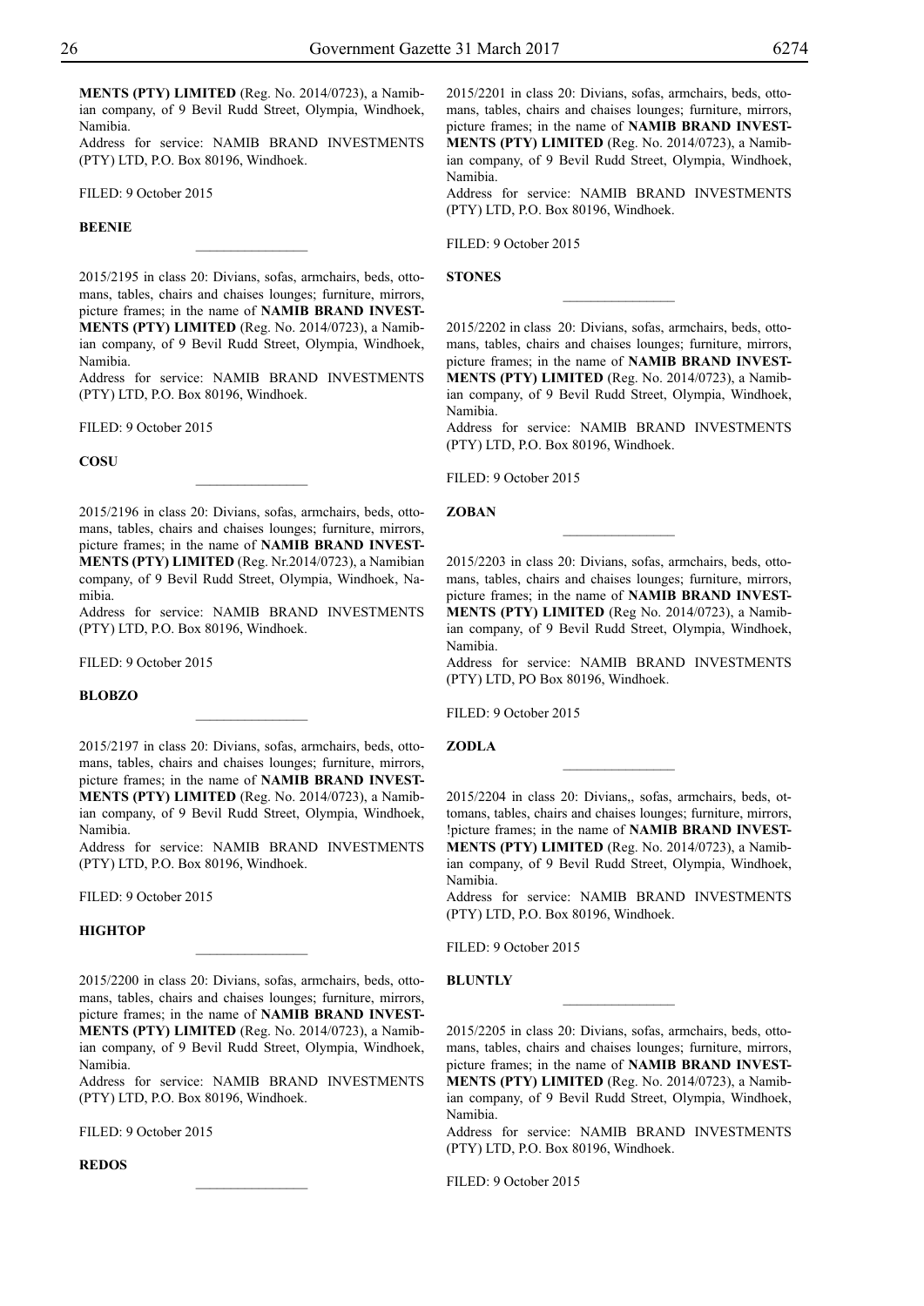**MENTS (PTY) LIMITED** (Reg. No. 2014/0723), a Namibian company, of 9 Bevil Rudd Street, Olympia, Windhoek, Namibia.
Address for service: NAMIB BRAND INVESTMENTS (PTY) LTD, P.O. Box 80196, Windhoek.

FILED: 9 October 2015

**BEENIE**

---

2015/2195 in class 20: Divians, sofas, armchairs, beds, ottomans, tables, chairs and chaises lounges; furniture, mirrors, picture frames; in the name of **NAMIB BRAND INVESTMENTS (PTY) LIMITED** (Reg. No. 2014/0723), a Namibian company, of 9 Bevil Rudd Street, Olympia, Windhoek, Namibia.
Address for service: NAMIB BRAND INVESTMENTS (PTY) LTD, P.O. Box 80196, Windhoek.

FILED: 9 October 2015

**COSU**

---

2015/2196 in class 20: Divians, sofas, armchairs, beds, ottomans, tables, chairs and chaises lounges; furniture, mirrors, picture frames; in the name of **NAMIB BRAND INVESTMENTS (PTY) LIMITED** (Reg. Nr.2014/0723), a Namibian company, of 9 Bevil Rudd Street, Olympia, Windhoek, Namibia.
Address for service: NAMIB BRAND INVESTMENTS (PTY) LTD, P.O. Box 80196, Windhoek.

FILED: 9 October 2015

**BLOBZO**

---

2015/2197 in class 20: Divians, sofas, armchairs, beds, ottomans, tables, chairs and chaises lounges; furniture, mirrors, picture frames; in the name of **NAMIB BRAND INVESTMENTS (PTY) LIMITED** (Reg. No. 2014/0723), a Namibian company, of 9 Bevil Rudd Street, Olympia, Windhoek, Namibia.
Address for service: NAMIB BRAND INVESTMENTS (PTY) LTD, P.O. Box 80196, Windhoek.

FILED: 9 October 2015

**HIGHTOP**

---

2015/2200 in class 20: Divians, sofas, armchairs, beds, ottomans, tables, chairs and chaises lounges; furniture, mirrors, picture frames; in the name of **NAMIB BRAND INVESTMENTS (PTY) LIMITED** (Reg. No. 2014/0723), a Namibian company, of 9 Bevil Rudd Street, Olympia, Windhoek, Namibia.
Address for service: NAMIB BRAND INVESTMENTS (PTY) LTD, P.O. Box 80196, Windhoek.

FILED: 9 October 2015

**REDOS**

---

2015/2201 in class 20: Divians, sofas, armchairs, beds, ottomans, tables, chairs and chaises lounges; furniture, mirrors, picture frames; in the name of **NAMIB BRAND INVESTMENTS (PTY) LIMITED** (Reg. No. 2014/0723), a Namibian company, of 9 Bevil Rudd Street, Olympia, Windhoek, Namibia.
Address for service: NAMIB BRAND INVESTMENTS (PTY) LTD, P.O. Box 80196, Windhoek.

FILED: 9 October 2015

**STONES**

---

2015/2202 in class 20: Divians, sofas, armchairs, beds, ottomans, tables, chairs and chaises lounges; furniture, mirrors, picture frames; in the name of **NAMIB BRAND INVESTMENTS (PTY) LIMITED** (Reg. No. 2014/0723), a Namibian company, of 9 Bevil Rudd Street, Olympia, Windhoek, Namibia.
Address for service: NAMIB BRAND INVESTMENTS (PTY) LTD, P.O. Box 80196, Windhoek.

FILED: 9 October 2015

**ZOBAN**

---

2015/2203 in class 20: Divians, sofas, armchairs, beds, ottomans, tables, chairs and chaises lounges; furniture, mirrors, picture frames; in the name of **NAMIB BRAND INVESTMENTS (PTY) LIMITED** (Reg No. 2014/0723), a Namibian company, of 9 Bevil Rudd Street, Olympia, Windhoek, Namibia.
Address for service: NAMIB BRAND INVESTMENTS (PTY) LTD, PO Box 80196, Windhoek.

FILED: 9 October 2015

**ZODLA**

---

2015/2204 in class 20: Divians,, sofas, armchairs, beds, ottomans, tables, chairs and chaises lounges; furniture, mirrors, !picture frames; in the name of **NAMIB BRAND INVESTMENTS (PTY) LIMITED** (Reg. No. 2014/0723), a Namibian company, of 9 Bevil Rudd Street, Olympia, Windhoek, Namibia.
Address for service: NAMIB BRAND INVESTMENTS (PTY) LTD, P.O. Box 80196, Windhoek.

FILED: 9 October 2015

**BLUNTLY**

---

2015/2205 in class 20: Divians, sofas, armchairs, beds, ottomans, tables, chairs and chaises lounges; furniture, mirrors, picture frames; in the name of **NAMIB BRAND INVESTMENTS (PTY) LIMITED** (Reg. No. 2014/0723), a Namibian company, of 9 Bevil Rudd Street, Olympia, Windhoek, Namibia.
Address for service: NAMIB BRAND INVESTMENTS (PTY) LTD, P.O. Box 80196, Windhoek.

FILED: 9 October 2015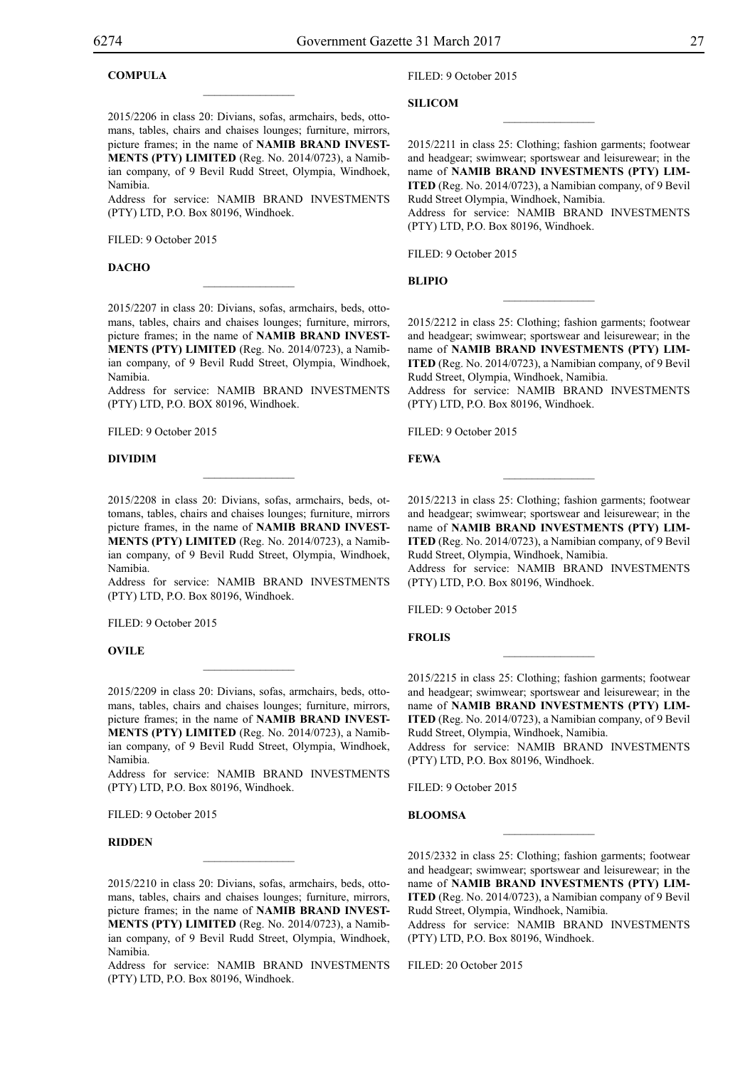**COMPULA**

2015/2206 in class 20: Divians, sofas, armchairs, beds, ottomans, tables, chairs and chaises lounges; furniture, mirrors, picture frames; in the name of **NAMIB BRAND INVESTMENTS (PTY) LIMITED** (Reg. No. 2014/0723), a Namibian company, of 9 Bevil Rudd Street, Olympia, Windhoek, Namibia.
Address for service: NAMIB BRAND INVESTMENTS (PTY) LTD, P.O. Box 80196, Windhoek.

FILED: 9 October 2015

**DACHO**

2015/2207 in class 20: Divians, sofas, armchairs, beds, ottomans, tables, chairs and chaises lounges; furniture, mirrors, picture frames; in the name of **NAMIB BRAND INVESTMENTS (PTY) LIMITED** (Reg. No. 2014/0723), a Namibian company, of 9 Bevil Rudd Street, Olympia, Windhoek, Namibia.
Address for service: NAMIB BRAND INVESTMENTS (PTY) LTD, P.O. BOX 80196, Windhoek.

FILED: 9 October 2015

**DIVIDIM**

2015/2208 in class 20: Divians, sofas, armchairs, beds, ottomans, tables, chairs and chaises lounges; furniture, mirrors picture frames, in the name of **NAMIB BRAND INVESTMENTS (PTY) LIMITED** (Reg. No. 2014/0723), a Namibian company, of 9 Bevil Rudd Street, Olympia, Windhoek, Namibia.
Address for service: NAMIB BRAND INVESTMENTS (PTY) LTD, P.O. Box 80196, Windhoek.

FILED: 9 October 2015

**OVILE**

2015/2209 in class 20: Divians, sofas, armchairs, beds, ottomans, tables, chairs and chaises lounges; furniture, mirrors, picture frames; in the name of **NAMIB BRAND INVESTMENTS (PTY) LIMITED** (Reg. No. 2014/0723), a Namibian company, of 9 Bevil Rudd Street, Olympia, Windhoek, Namibia.
Address for service: NAMIB BRAND INVESTMENTS (PTY) LTD, P.O. Box 80196, Windhoek.

FILED: 9 October 2015

**RIDDEN**

2015/2210 in class 20: Divians, sofas, armchairs, beds, ottomans, tables, chairs and chaises lounges; furniture, mirrors, picture frames; in the name of **NAMIB BRAND INVESTMENTS (PTY) LIMITED** (Reg. No. 2014/0723), a Namibian company, of 9 Bevil Rudd Street, Olympia, Windhoek, Namibia.
Address for service: NAMIB BRAND INVESTMENTS (PTY) LTD, P.O. Box 80196, Windhoek.

FILED: 9 October 2015

**SILICOM**

2015/2211 in class 25: Clothing; fashion garments; footwear and headgear; swimwear; sportswear and leisurewear; in the name of **NAMIB BRAND INVESTMENTS (PTY) LIMITED** (Reg. No. 2014/0723), a Namibian company, of 9 Bevil Rudd Street Olympia, Windhoek, Namibia.
Address for service: NAMIB BRAND INVESTMENTS (PTY) LTD, P.O. Box 80196, Windhoek.

FILED: 9 October 2015

**BLIPIO**

2015/2212 in class 25: Clothing; fashion garments; footwear and headgear; swimwear; sportswear and leisurewear; in the name of **NAMIB BRAND INVESTMENTS (PTY) LIMITED** (Reg. No. 2014/0723), a Namibian company, of 9 Bevil Rudd Street, Olympia, Windhoek, Namibia.
Address for service: NAMIB BRAND INVESTMENTS (PTY) LTD, P.O. Box 80196, Windhoek.

FILED: 9 October 2015

**FEWA**

2015/2213 in class 25: Clothing; fashion garments; footwear and headgear; swimwear; sportswear and leisurewear; in the name of **NAMIB BRAND INVESTMENTS (PTY) LIMITED** (Reg. No. 2014/0723), a Namibian company, of 9 Bevil Rudd Street, Olympia, Windhoek, Namibia.
Address for service: NAMIB BRAND INVESTMENTS (PTY) LTD, P.O. Box 80196, Windhoek.

FILED: 9 October 2015

**FROLIS**

2015/2215 in class 25: Clothing; fashion garments; footwear and headgear; swimwear; sportswear and leisurewear; in the name of **NAMIB BRAND INVESTMENTS (PTY) LIMITED** (Reg. No. 2014/0723), a Namibian company, of 9 Bevil Rudd Street, Olympia, Windhoek, Namibia.
Address for service: NAMIB BRAND INVESTMENTS (PTY) LTD, P.O. Box 80196, Windhoek.

FILED: 9 October 2015

**BLOOMSA**

2015/2332 in class 25: Clothing; fashion garments; footwear and headgear; swimwear; sportswear and leisurewear; in the name of **NAMIB BRAND INVESTMENTS (PTY) LIMITED** (Reg. No. 2014/0723), a Namibian company of 9 Bevil Rudd Street, Olympia, Windhoek, Namibia.
Address for service: NAMIB BRAND INVESTMENTS (PTY) LTD, P.O. Box 80196, Windhoek.

FILED: 20 October 2015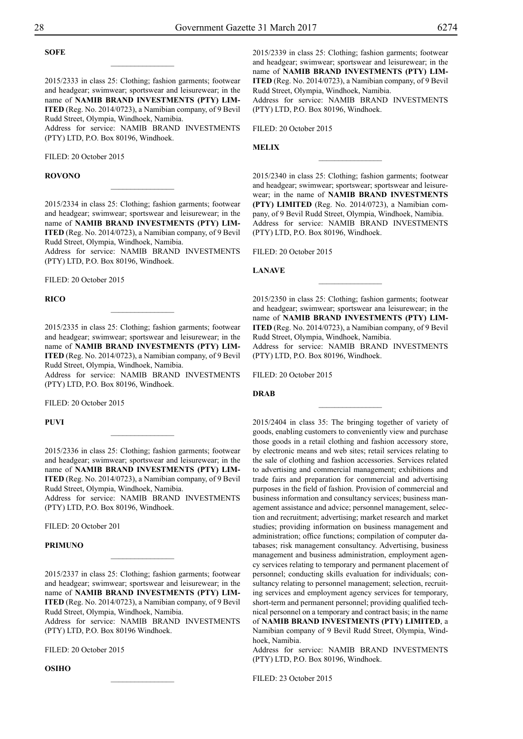**SOFE**

---

2015/2333 in class 25: Clothing; fashion garments; footwear and headgear; swimwear; sportswear and leisurewear; in the name of **NAMIB BRAND INVESTMENTS (PTY) LIMITED** (Reg. No. 2014/0723), a Namibian company, of 9 Bevil Rudd Street, Olympia, Windhoek, Namibia.
Address for service: NAMIB BRAND INVESTMENTS (PTY) LTD, P.O. Box 80196, Windhoek.

FILED: 20 October 2015

**ROVONO**

---

2015/2334 in class 25: Clothing; fashion garments; footwear and headgear; swimwear; sportswear and leisurewear; in the name of **NAMIB BRAND INVESTMENTS (PTY) LIMITED** (Reg. No. 2014/0723), a Namibian company, of 9 Bevil Rudd Street, Olympia, Windhoek, Namibia.
Address for service: NAMIB BRAND INVESTMENTS (PTY) LTD, P.O. Box 80196, Windhoek.

FILED: 20 October 2015

**RICO**

---

2015/2335 in class 25: Clothing; fashion garments; footwear and headgear; swimwear; sportswear and leisurewear; in the name of **NAMIB BRAND INVESTMENTS (PTY) LIMITED** (Reg. No. 2014/0723), a Namibian company, of 9 Bevil Rudd Street, Olympia, Windhoek, Namibia.
Address for service: NAMIB BRAND INVESTMENTS (PTY) LTD, P.O. Box 80196, Windhoek.

FILED: 20 October 2015

**PUVI**

---

2015/2336 in class 25: Clothing; fashion garments; footwear and headgear; swimwear; sportswear and leisurewear; in the name of **NAMIB BRAND INVESTMENTS (PTY) LIMITED** (Reg. No. 2014/0723), a Namibian company, of 9 Bevil Rudd Street, Olympia, Windhoek, Namibia.
Address for service: NAMIB BRAND INVESTMENTS (PTY) LTD, P.O. Box 80196, Windhoek.

FILED: 20 October 201

**PRIMUNO**

---

2015/2337 in class 25: Clothing; fashion garments; footwear and headgear; swimwear; sportswear and leisurewear; in the name of **NAMIB BRAND INVESTMENTS (PTY) LIMITED** (Reg. No. 2014/0723), a Namibian company, of 9 Bevil Rudd Street, Olympia, Windhoek, Namibia.
Address for service: NAMIB BRAND INVESTMENTS (PTY) LTD, P.O. Box 80196 Windhoek.

FILED: 20 October 2015

**OSIHO**

---

2015/2339 in class 25: Clothing; fashion garments; footwear and headgear; swimwear; sportswear and leisurewear; in the name of **NAMIB BRAND INVESTMENTS (PTY) LIMITED** (Reg. No. 2014/0723), a Namibian company, of 9 Bevil Rudd Street, Olympia, Windhoek, Namibia.
Address for service: NAMIB BRAND INVESTMENTS (PTY) LTD, P.O. Box 80196, Windhoek.

FILED: 20 October 2015

**MELIX**

---

2015/2340 in class 25: Clothing; fashion garments; footwear and headgear; swimwear; sportswear; sportswear and leisurewear; in the name of **NAMIB BRAND INVESTMENTS (PTY) LIMITED** (Reg. No. 2014/0723), a Namibian company, of 9 Bevil Rudd Street, Olympia, Windhoek, Namibia.
Address for service: NAMIB BRAND INVESTMENTS (PTY) LTD, P.O. Box 80196, Windhoek.

FILED: 20 October 2015

**LANAVE**

---

2015/2350 in class 25: Clothing; fashion garments; footwear and headgear; swimwear; sportswear ana leisurewear; in the name of **NAMIB BRAND INVESTMENTS (PTY) LIMITED** (Reg. No. 2014/0723), a Namibian company, of 9 Bevil Rudd Street, Olympia, Windhoek, Namibia.
Address for service: NAMIB BRAND INVESTMENTS (PTY) LTD, P.O. Box 80196, Windhoek.

FILED: 20 October 2015

**DRAB**

---

2015/2404 in class 35: The bringing together of variety of goods, enabling customers to conveniently view and purchase those goods in a retail clothing and fashion accessory store, by electronic means and web sites; retail services relating to the sale of clothing and fashion accessories. Services related to advertising and commercial management; exhibitions and trade fairs and preparation for commercial and advertising purposes in the field of fashion. Provision of commercial and business information and consultancy services; business management assistance and advice; personnel management, selection and recruitment; advertising; market research and market studies; providing information on business management and administration; office functions; compilation of computer databases; risk management consultancy. Advertising, business management and business administration, employment agency services relating to temporary and permanent placement of personnel; conducting skills evaluation for individuals; consultancy relating to personnel management; selection, recruiting services and employment agency services for temporary, short-term and permanent personnel; providing qualified technical personnel on a temporary and contract basis; in the name of **NAMIB BRAND INVESTMENTS (PTY) LIMITED**, a Namibian company of 9 Bevil Rudd Street, Olympia, Windhoek, Namibia.
Address for service: NAMIB BRAND INVESTMENTS (PTY) LTD, P.O. Box 80196, Windhoek.

FILED: 23 October 2015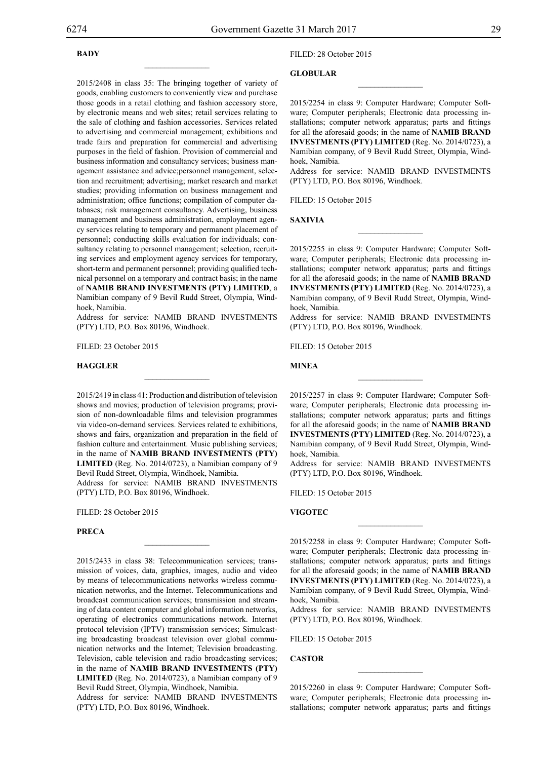**BADY**

2015/2408 in class 35: The bringing together of variety of goods, enabling customers to conveniently view and purchase those goods in a retail clothing and fashion accessory store, by electronic means and web sites; retail services relating to the sale of clothing and fashion accessories. Services related to advertising and commercial management; exhibitions and trade fairs and preparation for commercial and advertising purposes in the field of fashion. Provision of commercial and business information and consultancy services; business management assistance and advice;personnel management, selection and recruitment; advertising; market research and market studies; providing information on business management and administration; office functions; compilation of computer databases; risk management consultancy. Advertising, business management and business administration, employment agency services relating to temporary and permanent placement of personnel; conducting skills evaluation for individuals; consultancy relating to personnel management; selection, recruiting services and employment agency services for temporary, short-term and permanent personnel; providing qualified technical personnel on a temporary and contract basis; in the name of **NAMIB BRAND INVESTMENTS (PTY) LIMITED**, a Namibian company of 9 Bevil Rudd Street, Olympia, Windhoek, Namibia.

Address for service: NAMIB BRAND INVESTMENTS (PTY) LTD, P.O. Box 80196, Windhoek.

FILED: 23 October 2015

**HAGGLER**

2015/2419 in class 41: Production and distribution of television shows and movies; production of television programs; provision of non-downloadable films and television programmes via video-on-demand services. Services related tc exhibitions, shows and fairs, organization and preparation in the field of fashion culture and entertainment. Music publishing services; in the name of **NAMIB BRAND INVESTMENTS (PTY) LIMITED** (Reg. No. 2014/0723), a Namibian company of 9 Bevil Rudd Street, Olympia, Windhoek, Namibia.

Address for service: NAMIB BRAND INVESTMENTS (PTY) LTD, P.O. Box 80196, Windhoek.

FILED: 28 October 2015

**PRECA**

2015/2433 in class 38: Telecommunication services; transmission of voices, data, graphics, images, audio and video by means of telecommunications networks wireless communication networks, and the Internet. Telecommunications and broadcast communication services; transmission and streaming of data content computer and global information networks, operating of electronics communications network. Internet protocol television (IPTV) transmission services; Simulcasting broadcasting broadcast television over global communication networks and the Internet; Television broadcasting. Television, cable television and radio broadcasting services; in the name of **NAMIB BRAND INVESTMENTS (PTY) LIMITED** (Reg. No. 2014/0723), a Namibian company of 9 Bevil Rudd Street, Olympia, Windhoek, Namibia.

Address for service: NAMIB BRAND INVESTMENTS (PTY) LTD, P.O. Box 80196, Windhoek.

FILED: 28 October 2015

**GLOBULAR**

2015/2254 in class 9: Computer Hardware; Computer Software; Computer peripherals; Electronic data processing installations; computer network apparatus; parts and fittings for all the aforesaid goods; in the name of **NAMIB BRAND INVESTMENTS (PTY) LIMITED** (Reg. No. 2014/0723), a Namibian company, of 9 Bevil Rudd Street, Olympia, Windhoek, Namibia.

Address for service: NAMIB BRAND INVESTMENTS (PTY) LTD, P.O. Box 80196, Windhoek.

FILED: 15 October 2015

**SAXIVIA**

2015/2255 in class 9: Computer Hardware; Computer Software; Computer peripherals; Electronic data processing installations; computer network apparatus; parts and fittings for all the aforesaid goods; in the name of **NAMIB BRAND INVESTMENTS (PTY) LIMITED** (Reg. No. 2014/0723), a Namibian company, of 9 Bevil Rudd Street, Olympia, Windhoek, Namibia.

Address for service: NAMIB BRAND INVESTMENTS (PTY) LTD, P.O. Box 80196, Windhoek.

FILED: 15 October 2015

**MINEA**

2015/2257 in class 9: Computer Hardware; Computer Software; Computer peripherals; Electronic data processing installations; computer network apparatus; parts and fittings for all the aforesaid goods; in the name of **NAMIB BRAND INVESTMENTS (PTY) LIMITED** (Reg. No. 2014/0723), a Namibian company, of 9 Bevil Rudd Street, Olympia, Windhoek, Namibia.

Address for service: NAMIB BRAND INVESTMENTS (PTY) LTD, P.O. Box 80196, Windhoek.

FILED: 15 October 2015

**VIGOTEC**

2015/2258 in class 9: Computer Hardware; Computer Software; Computer peripherals; Electronic data processing installations; computer network apparatus; parts and fittings for all the aforesaid goods; in the name of **NAMIB BRAND INVESTMENTS (PTY) LIMITED** (Reg. No. 2014/0723), a Namibian company, of 9 Bevil Rudd Street, Olympia, Windhoek, Namibia.

Address for service: NAMIB BRAND INVESTMENTS (PTY) LTD, P.O. Box 80196, Windhoek.

FILED: 15 October 2015

**CASTOR**

2015/2260 in class 9: Computer Hardware; Computer Software; Computer peripherals; Electronic data processing installations; computer network apparatus; parts and fittings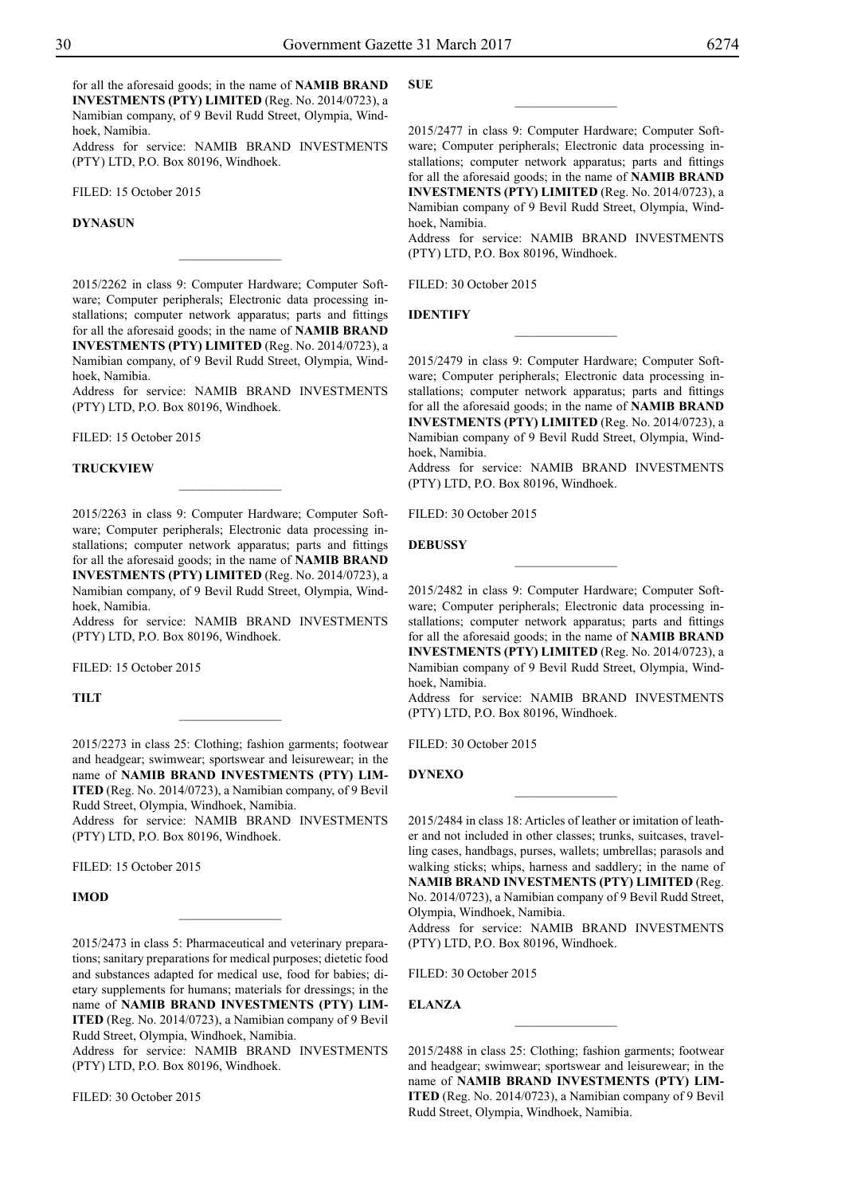for all the aforesaid goods; in the name of **NAMIB BRAND INVESTMENTS (PTY) LIMITED** (Reg. No. 2014/0723), a Namibian company, of 9 Bevil Rudd Street, Olympia, Windhoek, Namibia.
Address for service: NAMIB BRAND INVESTMENTS (PTY) LTD, P.O. Box 80196, Windhoek.

FILED: 15 October 2015

**DYNASUN**

________________

2015/2262 in class 9: Computer Hardware; Computer Software; Computer peripherals; Electronic data processing installations; computer network apparatus; parts and fittings for all the aforesaid goods; in the name of **NAMIB BRAND INVESTMENTS (PTY) LIMITED** (Reg. No. 2014/0723), a Namibian company, of 9 Bevil Rudd Street, Olympia, Windhoek, Namibia.
Address for service: NAMIB BRAND INVESTMENTS (PTY) LTD, P.O. Box 80196, Windhoek.

FILED: 15 October 2015

**TRUCKVIEW**

________________

2015/2263 in class 9: Computer Hardware; Computer Software; Computer peripherals; Electronic data processing installations; computer network apparatus; parts and fittings for all the aforesaid goods; in the name of **NAMIB BRAND INVESTMENTS (PTY) LIMITED** (Reg. No. 2014/0723), a Namibian company, of 9 Bevil Rudd Street, Olympia, Windhoek, Namibia.
Address for service: NAMIB BRAND INVESTMENTS (PTY) LTD, P.O. Box 80196, Windhoek.

FILED: 15 October 2015

**TILT**

________________

2015/2273 in class 25: Clothing; fashion garments; footwear and headgear; swimwear; sportswear and leisurewear; in the name of **NAMIB BRAND INVESTMENTS (PTY) LIMITED** (Reg. No. 2014/0723), a Namibian company, of 9 Bevil Rudd Street, Olympia, Windhoek, Namibia.
Address for service: NAMIB BRAND INVESTMENTS (PTY) LTD, P.O. Box 80196, Windhoek.

FILED: 15 October 2015

**IMOD**

________________

2015/2473 in class 5: Pharmaceutical and veterinary preparations; sanitary preparations for medical purposes; dietetic food and substances adapted for medical use, food for babies; dietary supplements for humans; materials for dressings; in the name of **NAMIB BRAND INVESTMENTS (PTY) LIMITED** (Reg. No. 2014/0723), a Namibian company of 9 Bevil Rudd Street, Olympia, Windhoek, Namibia.
Address for service: NAMIB BRAND INVESTMENTS (PTY) LTD, P.O. Box 80196, Windhoek.

FILED: 30 October 2015

**SUE**

________________

2015/2477 in class 9: Computer Hardware; Computer Software; Computer peripherals; Electronic data processing installations; computer network apparatus; parts and fittings for all the aforesaid goods; in the name of **NAMIB BRAND INVESTMENTS (PTY) LIMITED** (Reg. No. 2014/0723), a Namibian company of 9 Bevil Rudd Street, Olympia, Windhoek, Namibia.
Address for service: NAMIB BRAND INVESTMENTS (PTY) LTD, P.O. Box 80196, Windhoek.

FILED: 30 October 2015

**IDENTIFY**

________________

2015/2479 in class 9: Computer Hardware; Computer Software; Computer peripherals; Electronic data processing installations; computer network apparatus; parts and fittings for all the aforesaid goods; in the name of **NAMIB BRAND INVESTMENTS (PTY) LIMITED** (Reg. No. 2014/0723), a Namibian company of 9 Bevil Rudd Street, Olympia, Windhoek, Namibia.
Address for service: NAMIB BRAND INVESTMENTS (PTY) LTD, P.O. Box 80196, Windhoek.

FILED: 30 October 2015

**DEBUSSY**

________________

2015/2482 in class 9: Computer Hardware; Computer Software; Computer peripherals; Electronic data processing installations; computer network apparatus; parts and fittings for all the aforesaid goods; in the name of **NAMIB BRAND INVESTMENTS (PTY) LIMITED** (Reg. No. 2014/0723), a Namibian company of 9 Bevil Rudd Street, Olympia, Windhoek, Namibia.
Address for service: NAMIB BRAND INVESTMENTS (PTY) LTD, P.O. Box 80196, Windhoek.

FILED: 30 October 2015

**DYNEXO**

________________

2015/2484 in class 18: Articles of leather or imitation of leather and not included in other classes; trunks, suitcases, travelling cases, handbags, purses, wallets; umbrellas; parasols and walking sticks; whips, harness and saddlery; in the name of **NAMIB BRAND INVESTMENTS (PTY) LIMITED** (Reg. No. 2014/0723), a Namibian company of 9 Bevil Rudd Street, Olympia, Windhoek, Namibia.
Address for service: NAMIB BRAND INVESTMENTS (PTY) LTD, P.O. Box 80196, Windhoek.

FILED: 30 October 2015

**ELANZA**

________________

2015/2488 in class 25: Clothing; fashion garments; footwear and headgear; swimwear; sportswear and leisurewear; in the name of **NAMIB BRAND INVESTMENTS (PTY) LIMITED** (Reg. No. 2014/0723), a Namibian company of 9 Bevil Rudd Street, Olympia, Windhoek, Namibia.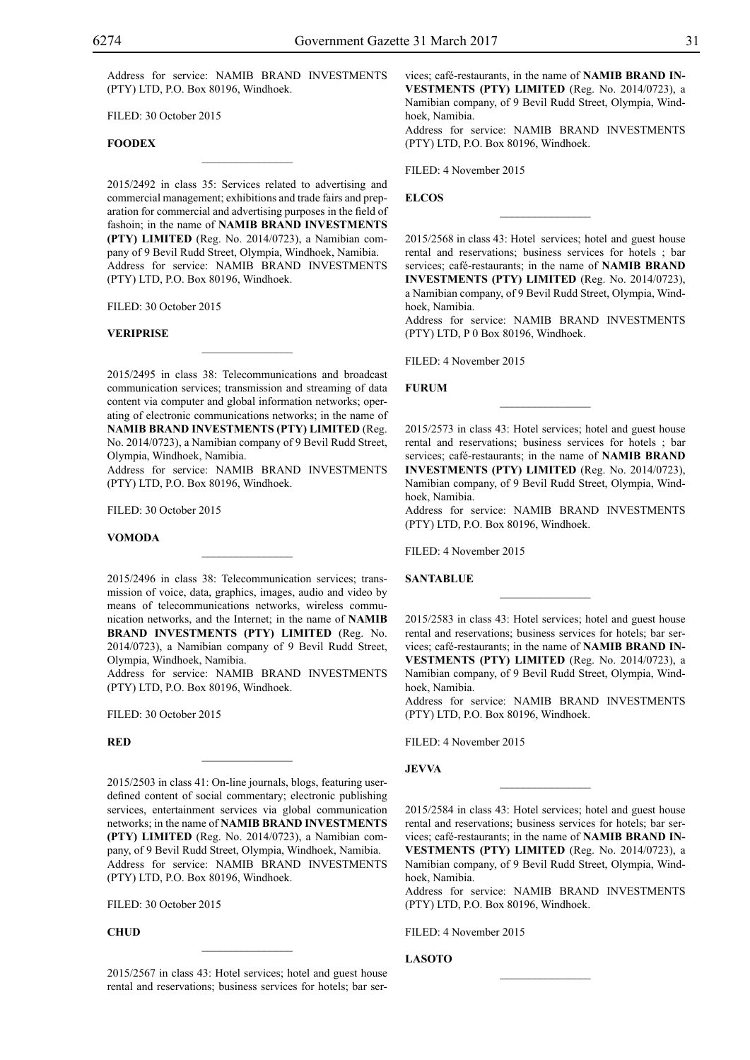Address for service: NAMIB BRAND INVESTMENTS (PTY) LTD, P.O. Box 80196, Windhoek.

FILED: 30 October 2015

**FOODEX**

---

2015/2492 in class 35: Services related to advertising and commercial management; exhibitions and trade fairs and preparation for commercial and advertising purposes in the field of fashoin; in the name of **NAMIB BRAND INVESTMENTS (PTY) LIMITED** (Reg. No. 2014/0723), a Namibian company of 9 Bevil Rudd Street, Olympia, Windhoek, Namibia.
Address for service: NAMIB BRAND INVESTMENTS (PTY) LTD, P.O. Box 80196, Windhoek.

FILED: 30 October 2015

**VERIPRISE**

---

2015/2495 in class 38: Telecommunications and broadcast communication services; transmission and streaming of data content via computer and global information networks; operating of electronic communications networks; in the name of **NAMIB BRAND INVESTMENTS (PTY) LIMITED** (Reg. No. 2014/0723), a Namibian company of 9 Bevil Rudd Street, Olympia, Windhoek, Namibia.
Address for service: NAMIB BRAND INVESTMENTS (PTY) LTD, P.O. Box 80196, Windhoek.

FILED: 30 October 2015

**VOMODA**

---

2015/2496 in class 38: Telecommunication services; transmission of voice, data, graphics, images, audio and video by means of telecommunications networks, wireless communication networks, and the Internet; in the name of **NAMIB BRAND INVESTMENTS (PTY) LIMITED** (Reg. No. 2014/0723), a Namibian company of 9 Bevil Rudd Street, Olympia, Windhoek, Namibia.
Address for service: NAMIB BRAND INVESTMENTS (PTY) LTD, P.O. Box 80196, Windhoek.

FILED: 30 October 2015

**RED**

---

2015/2503 in class 41: On-line journals, blogs, featuring user-defined content of social commentary; electronic publishing services, entertainment services via global communication networks; in the name of **NAMIB BRAND INVESTMENTS (PTY) LIMITED** (Reg. No. 2014/0723), a Namibian company, of 9 Bevil Rudd Street, Olympia, Windhoek, Namibia.
Address for service: NAMIB BRAND INVESTMENTS (PTY) LTD, P.O. Box 80196, Windhoek.

FILED: 30 October 2015

**CHUD**

---

2015/2567 in class 43: Hotel services; hotel and guest house rental and reservations; business services for hotels; bar services; café-restaurants, in the name of **NAMIB BRAND INVESTMENTS (PTY) LIMITED** (Reg. No. 2014/0723), a Namibian company, of 9 Bevil Rudd Street, Olympia, Windhoek, Namibia.
Address for service: NAMIB BRAND INVESTMENTS (PTY) LTD, P.O. Box 80196, Windhoek.

FILED: 4 November 2015

**ELCOS**

---

2015/2568 in class 43: Hotel services; hotel and guest house rental and reservations; business services for hotels ; bar services; café-restaurants; in the name of **NAMIB BRAND INVESTMENTS (PTY) LIMITED** (Reg. No. 2014/0723), a Namibian company, of 9 Bevil Rudd Street, Olympia, Windhoek, Namibia.
Address for service: NAMIB BRAND INVESTMENTS (PTY) LTD, P 0 Box 80196, Windhoek.

FILED: 4 November 2015

**FURUM**

---

2015/2573 in class 43: Hotel services; hotel and guest house rental and reservations; business services for hotels ; bar services; café-restaurants; in the name of **NAMIB BRAND INVESTMENTS (PTY) LIMITED** (Reg. No. 2014/0723), Namibian company, of 9 Bevil Rudd Street, Olympia, Windhoek, Namibia.
Address for service: NAMIB BRAND INVESTMENTS (PTY) LTD, P.O. Box 80196, Windhoek.

FILED: 4 November 2015

**SANTABLUE**

---

2015/2583 in class 43: Hotel services; hotel and guest house rental and reservations; business services for hotels; bar services; café-restaurants; in the name of **NAMIB BRAND INVESTMENTS (PTY) LIMITED** (Reg. No. 2014/0723), a Namibian company, of 9 Bevil Rudd Street, Olympia, Windhoek, Namibia.
Address for service: NAMIB BRAND INVESTMENTS (PTY) LTD, P.O. Box 80196, Windhoek.

FILED: 4 November 2015

**JEVVA**

---

2015/2584 in class 43: Hotel services; hotel and guest house rental and reservations; business services for hotels; bar services; café-restaurants; in the name of **NAMIB BRAND INVESTMENTS (PTY) LIMITED** (Reg. No. 2014/0723), a Namibian company, of 9 Bevil Rudd Street, Olympia, Windhoek, Namibia.
Address for service: NAMIB BRAND INVESTMENTS (PTY) LTD, P.O. Box 80196, Windhoek.

FILED: 4 November 2015

**LASOTO**

---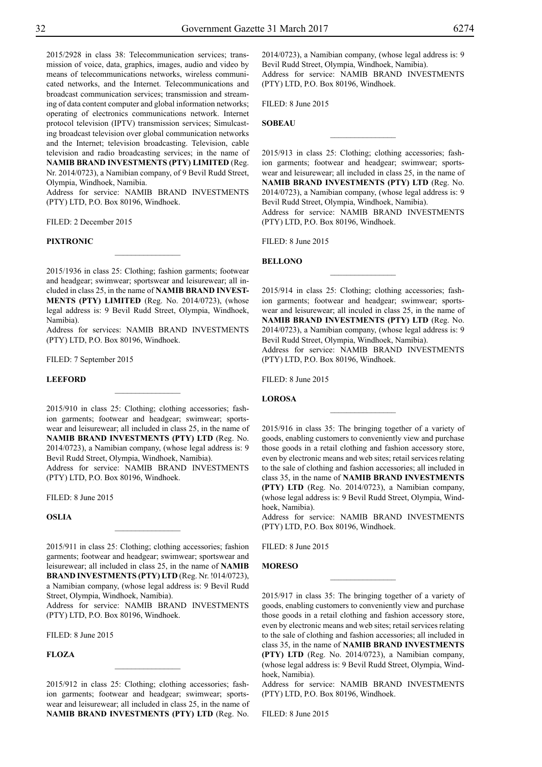2015/2928 in class 38: Telecommunication services; transmission of voice, data, graphics, images, audio and video by means of telecommunications networks, wireless communicated networks, and the Internet. Telecommunications and broadcast communication services; transmission and streaming of data content computer and global information networks; operating of electronics communications network. Internet protocol television (IPTV) transmission services; Simulcasting broadcast television over global communication networks and the Internet; television broadcasting. Television, cable television and radio broadcasting services; in the name of **NAMIB BRAND INVESTMENTS (PTY) LIMITED** (Reg. Nr. 2014/0723), a Namibian company, of 9 Bevil Rudd Street, Olympia, Windhoek, Namibia.
Address for service: NAMIB BRAND INVESTMENTS (PTY) LTD, P.O. Box 80196, Windhoek.

FILED: 2 December 2015

**PIXTRONIC**

---

2015/1936 in class 25: Clothing; fashion garments; footwear and headgear; swimwear; sportswear and leisurewear; all included in class 25, in the name of **NAMIB BRAND INVESTMENTS (PTY) LIMITED** (Reg. No. 2014/0723), (whose legal address is: 9 Bevil Rudd Street, Olympia, Windhoek, Namibia).
Address for services: NAMIB BRAND INVESTMENTS (PTY) LTD, P.O. Box 80196, Windhoek.

FILED: 7 September 2015

**LEEFORD**

---

2015/910 in class 25: Clothing; clothing accessories; fashion garments; footwear and headgear; swimwear; sportswear and leisurewear; all included in class 25, in the name of **NAMIB BRAND INVESTMENTS (PTY) LTD** (Reg. No. 2014/0723), a Namibian company, (whose legal address is: 9 Bevil Rudd Street, Olympia, Windhoek, Namibia).
Address for service: NAMIB BRAND INVESTMENTS (PTY) LTD, P.O. Box 80196, Windhoek.

FILED: 8 June 2015

**OSLIA**

---

2015/911 in class 25: Clothing; clothing accessories; fashion garments; footwear and headgear; swimwear; sportswear and leisurewear; all included in class 25, in the name of **NAMIB BRAND INVESTMENTS (PTY) LTD** (Reg. Nr. !014/0723), a Namibian company, (whose legal address is: 9 Bevil Rudd Street, Olympia, Windhoek, Namibia).
Address for service: NAMIB BRAND INVESTMENTS (PTY) LTD, P.O. Box 80196, Windhoek.

FILED: 8 June 2015

**FLOZA**

---

2015/912 in class 25: Clothing; clothing accessories; fashion garments; footwear and headgear; swimwear; sportswear and leisurewear; all included in class 25, in the name of **NAMIB BRAND INVESTMENTS (PTY) LTD** (Reg. No. 2014/0723), a Namibian company, (whose legal address is: 9 Bevil Rudd Street, Olympia, Windhoek, Namibia).
Address for service: NAMIB BRAND INVESTMENTS (PTY) LTD, P.O. Box 80196, Windhoek.

FILED: 8 June 2015

**SOBEAU**

---

2015/913 in class 25: Clothing; clothing accessories; fashion garments; footwear and headgear; swimwear; sportswear and leisurewear; all included in class 25, in the name of **NAMIB BRAND INVESTMENTS (PTY) LTD** (Reg. No. 2014/0723), a Namibian company, (whose legal address is: 9 Bevil Rudd Street, Olympia, Windhoek, Namibia).
Address for service: NAMIB BRAND INVESTMENTS (PTY) LTD, P.O. Box 80196, Windhoek.

FILED: 8 June 2015

**BELLONO**

---

2015/914 in class 25: Clothing; clothing accessories; fashion garments; footwear and headgear; swimwear; sportswear and leisurewear; all inculed in class 25, in the name of **NAMIB BRAND INVESTMENTS (PTY) LTD** (Reg. No. 2014/0723), a Namibian company, (whose legal address is: 9 Bevil Rudd Street, Olympia, Windhoek, Namibia).
Address for service: NAMIB BRAND INVESTMENTS (PTY) LTD, P.O. Box 80196, Windhoek.

FILED: 8 June 2015

**LOROSA**

---

2015/916 in class 35: The bringing together of a variety of goods, enabling customers to conveniently view and purchase those goods in a retail clothing and fashion accessory store, even by electronic means and web sites; retail services relating to the sale of clothing and fashion accessories; all included in class 35, in the name of **NAMIB BRAND INVESTMENTS (PTY) LTD** (Reg. No. 2014/0723), a Namibian company, (whose legal address is: 9 Bevil Rudd Street, Olympia, Windhoek, Namibia).
Address for service: NAMIB BRAND INVESTMENTS (PTY) LTD, P.O. Box 80196, Windhoek.

FILED: 8 June 2015

**MORESO**

---

2015/917 in class 35: The bringing together of a variety of goods, enabling customers to conveniently view and purchase those goods in a retail clothing and fashion accessory store, even by electronic means and web sites; retail services relating to the sale of clothing and fashion accessories; all included in class 35, in the name of **NAMIB BRAND INVESTMENTS (PTY) LTD** (Reg. No. 2014/0723), a Namibian company, (whose legal address is: 9 Bevil Rudd Street, Olympia, Windhoek, Namibia).
Address for service: NAMIB BRAND INVESTMENTS (PTY) LTD, P.O. Box 80196, Windhoek.

FILED: 8 June 2015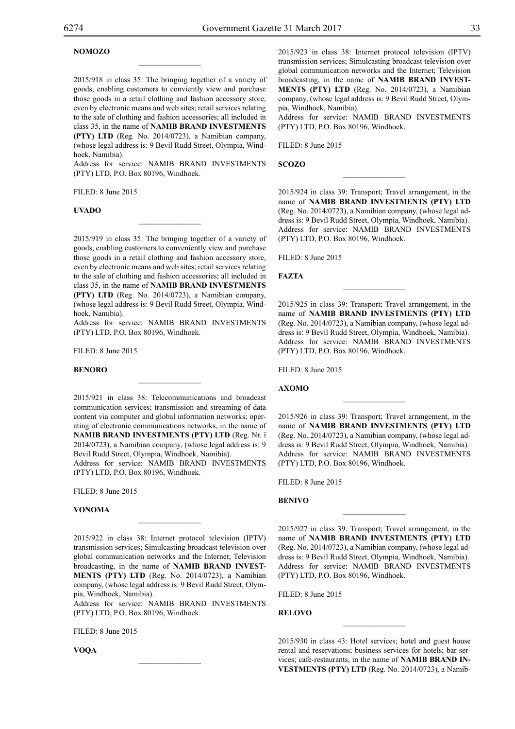**NOMOZO**

2015/918 in class 35: The bringing together of a variety of goods, enabling customers to conviently view and purchase those goods in a retail clothing and fashion accessory store, even by electronic means and web sites; retail services relating to the sale of clothing and fashion accessories; all included in class 35, in the name of **NAMIB BRAND INVESTMENTS (PTY) LTD** (Reg. No. 2014/0723), a Namibian company, (whose legal address is: 9 Bevil Rudd Street, Olympia, Windhoek, Namibia).
Address for service: NAMIB BRAND INVESTMENTS (PTY) LTD, P.O. Box 80196, Windhoek.

FILED: 8 June 2015

**UVADO**

2015/919 in class 35: The bringing together of a variety of goods, enabling customers to conveniently view and purchase those goods in a retail clothing and fashion accessory store, even by electronic means and web sites; retail services relating to the sale of clothing and fashion accessories; all included in class 35, in the name of **NAMIB BRAND INVESTMENTS (PTY) LTD** (Reg. No. 2014/0723), a Namibian company, (whose legal address is: 9 Bevil Rudd Street, Olympia, Windhoek, Namibia).
Address for service: NAMIB BRAND INVESTMENTS (PTY) LTD, P.O. Box 80196, Windhoek.

FILED: 8 June 2015

**BENORO**

2015/921 in class 38: Telecommunications and broadcast communication services; transmission and streaming of data content via computer and global information networks; operating of electronic communications networks, in the name of **NAMIB BRAND INVESTMENTS (PTY) LTD** (Reg. Nr. ï 2014/0723), a Namibian company, (whose legal address is: 9 Bevil Rudd Street, Olympia, Windhoek, Namibia).
Address for service: NAMIB BRAND INVESTMENTS (PTY) LTD, P.O. Box 80196, Windhoek.

FILED: 8 June 2015

**VONOMA**

2015/922 in class 38: Internet protocol television (IPTV) transmission services; Simulcasting broadcast television over global communication networks and the Internet; Television broadcasting, in the name of **NAMIB BRAND INVESTMENTS (PTY) LTD** (Reg. No. 2014/0723), a Namibian company, (whose legal address is: 9 Bevil Rudd Street, Olympia, Windhoek, Namibia).
Address for service: NAMIB BRAND INVESTMENTS (PTY) LTD, P.O. Box 80196, Windhoek.

FILED: 8 June 2015

**VOQA**

2015/923 in class 38: Internet protocol television (IPTV) transmission services; Simulcasting broadcast television over global communication networks and the Internet; Television broadcasting, in the name of **NAMIB BRAND INVESTMENTS (PTY) LTD** (Reg. No. 2014/0723), a Namibian company, (whose legal address is: 9 Bevil Rudd Street, Olympia, Windhoek, Namibia).
Address for service: NAMIB BRAND INVESTMENTS (PTY) LTD, P.O. Box 80196, Windhoek.

FILED: 8 June 2015

**SCOZO**

2015/924 in class 39: Transport; Travel arrangement, in the name of **NAMIB BRAND INVESTMENTS (PTY) LTD** (Reg. No. 2014/0723), a Namibian company, (whose legal address is: 9 Bevil Rudd Street, Olympia, Windhoek, Namibia).
Address for service: NAMIB BRAND INVESTMENTS (PTY) LTD, P.O. Box 80196, Windhoek.

FILED: 8 June 2015

**FAZTA**

2015/925 in class 39: Transport; Travel arrangement, in the name of **NAMIB BRAND INVESTMENTS (PTY) LTD** (Reg. No. 2014/0723), a Namibian company, (whose legal address is: 9 Bevil Rudd Street, Olympia, Windhoek, Namibia).
Address for service: NAMIB BRAND INVESTMENTS (PTY) LTD, P.O. Box 80196, Windhoek.

FILED: 8 June 2015

**AXOMO**

2015/926 in class 39: Transport; Travel arrangement, in the name of **NAMIB BRAND INVESTMENTS (PTY) LTD** (Reg. No. 2014/0723), a Namibian company, (whose legal address is: 9 Bevil Rudd Street, Olympia, Windhoek, Namibia).
Address for service: NAMIB BRAND INVESTMENTS (PTY) LTD, P.O. Box 80196, Windhoek.

FILED: 8 June 2015

**BENIVO**

2015/927 in class 39: Transport; Travel arrangement, in the name of **NAMIB BRAND INVESTMENTS (PTY) LTD** (Reg. No. 2014/0723), a Namibian company, (whose legal address is: 9 Bevil Rudd Street, Olympia, Windhoek, Namibia).
Address for service: NAMIB BRAND INVESTMENTS (PTY) LTD, P.O. Box 80196, Windhoek.

FILED: 8 June 2015

**RELOVO**

2015/930 in class 43: Hotel services; hotel and guest house rental and reservations; business services for hotels; bar services; café-restaurants, in the name of **NAMIB BRAND INVESTMENTS (PTY) LTD** (Reg. No. 2014/0723), a Namib-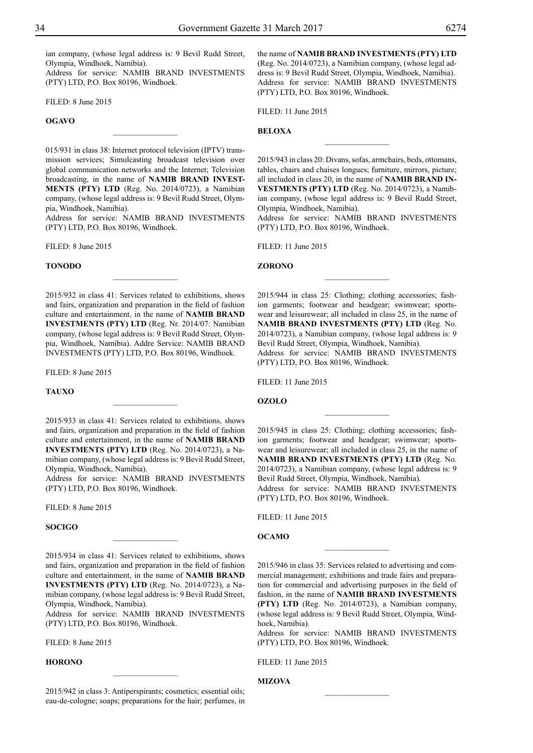ian company, (whose legal address is: 9 Bevil Rudd Street, Olympia, Windhoek, Namibia).
Address for service: NAMIB BRAND INVESTMENTS (PTY) LTD, P.O. Box 80196, Windhoek.

FILED: 8 June 2015

**OGAVO**

---

015/931 in class 38: Internet protocol television (IPTV) transmission services; Simulcasting broadcast television over global communication networks and the Internet; Television broadcasting, in the name of **NAMIB BRAND INVESTMENTS (PTY) LTD** (Reg. No. 2014/0723), a Namibian company, (whose legal address is: 9 Bevil Rudd Street, Olympia, Windhoek, Namibia).
Address for service: NAMIB BRAND INVESTMENTS (PTY) LTD, P.O. Box 80196, Windhoek.

FILED: 8 June 2015

**TONODO**

---

2015/932 in class 41: Services related to exhibitions, shows and fairs, organization and preparation in the field of fashion culture and entertainment, in the name of **NAMIB BRAND INVESTMENTS (PTY) LTD** (Reg. Nr. 2014/07: Namibian company, (whose legal address is: 9 Bevil Rudd Street, Olympia, Windhoek, Namibia). Addre Service: NAMIB BRAND INVESTMENTS (PTY) LTD, P.O. Box 80196, Windhoek.

FILED: 8 June 2015

**TAUXO**

---

2015/933 in class 41: Services related to exhibitions, shows and fairs, organization and preparation in the field of fashion culture and entertainment, in the name of **NAMIB BRAND INVESTMENTS (PTY) LTD** (Reg. No. 2014/0723), a Namibian company, (whose legal address is: 9 Bevil Rudd Street, Olympia, Windhoek, Namibia).
Address for service: NAMIB BRAND INVESTMENTS (PTY) LTD, P.O. Box 80196, Windhoek.

FILED: 8 June 2015

**SOCIGO**

---

2015/934 in class 41: Services related to exhibitions, shows and fairs, organization and preparation in the field of fashion culture and entertainment, in the name of **NAMIB BRAND INVESTMENTS (PTY) LTD** (Reg. No. 2014/0723), a Namibian company, (whose legal address is: 9 Bevil Rudd Street, Olympia, Windhoek, Namibia).
Address for service: NAMIB BRAND INVESTMENTS (PTY) LTD, P.O. Box 80196, Windhoek.

FILED: 8 June 2015

**HORONO**

---

2015/942 in class 3: Antiperspirants; cosmetics; essential oils; eau-de-cologne; soaps; preparations for the hair; perfumes, in the name of **NAMIB BRAND INVESTMENTS (PTY) LTD** (Reg. No. 2014/0723), a Namibian company, (whose legal address is: 9 Bevil Rudd Street, Olympia, Windhoek, Namibia).
Address for service: NAMIB BRAND INVESTMENTS (PTY) LTD, P.O. Box 80196, Windhoek.

FILED: 11 June 2015

**BELOXA**

---

2015/943 in class 20: Divans, sofas, armchairs, beds, ottomans, tables, chairs and chaises longues; furniture, mirrors, picture; all included in class 20, in the name of **NAMIB BRAND INVESTMENTS (PTY) LTD** (Reg. No. 2014/0723), a Namibian company, (whose legal address is: 9 Bevil Rudd Street, Olympia, Windhoek, Namibia).
Address for service: NAMIB BRAND INVESTMENTS (PTY) LTD, P.O. Box 80196, Windhoek.

FILED: 11 June 2015

**ZORONO**

---

2015/944 in class 25: Clothing; clothing accessories; fashion garments; footwear and headgear; swimwear; sportswear and leisurewear; all included in class 25, in the name of **NAMIB BRAND INVESTMENTS (PTY) LTD** (Reg. No. 2014/0723), a Namibian company, (whose legal address is: 9 Bevil Rudd Street, Olympia, Windhoek, Namibia).
Address for service: NAMIB BRAND INVESTMENTS (PTY) LTD, P.O. Box 80196, Windhoek.

FILED: 11 June 2015

**OZOLO**

---

2015/945 in class 25: Clothing; clothing accessories; fashion garments; footwear and headgear; swimwear; sportswear and leisurewear; all included in class 25, in the name of **NAMIB BRAND INVESTMENTS (PTY) LTD** (Reg. No. 2014/0723), a Namibian company, (whose legal address is: 9 Bevil Rudd Street, Olympia, Windhoek, Namibia).
Address for service: NAMIB BRAND INVESTMENTS (PTY) LTD, P.O. Box 80196, Windhoek.

FILED: 11 June 2015

**OCAMO**

---

2015/946 in class 35: Services related to advertising and commercial management; exhibitions and trade fairs and preparation for commercial and advertising purposes in the field of fashion, in the name of **NAMIB BRAND INVESTMENTS (PTY) LTD** (Reg. No. 2014/0723), a Namibian company, (whose legal address is: 9 Bevil Rudd Street, Olympia, Windhoek, Namibia).
Address for service: NAMIB BRAND INVESTMENTS (PTY) LTD, P.O. Box 80196, Windhoek.

FILED: 11 June 2015

**MIZOVA**

---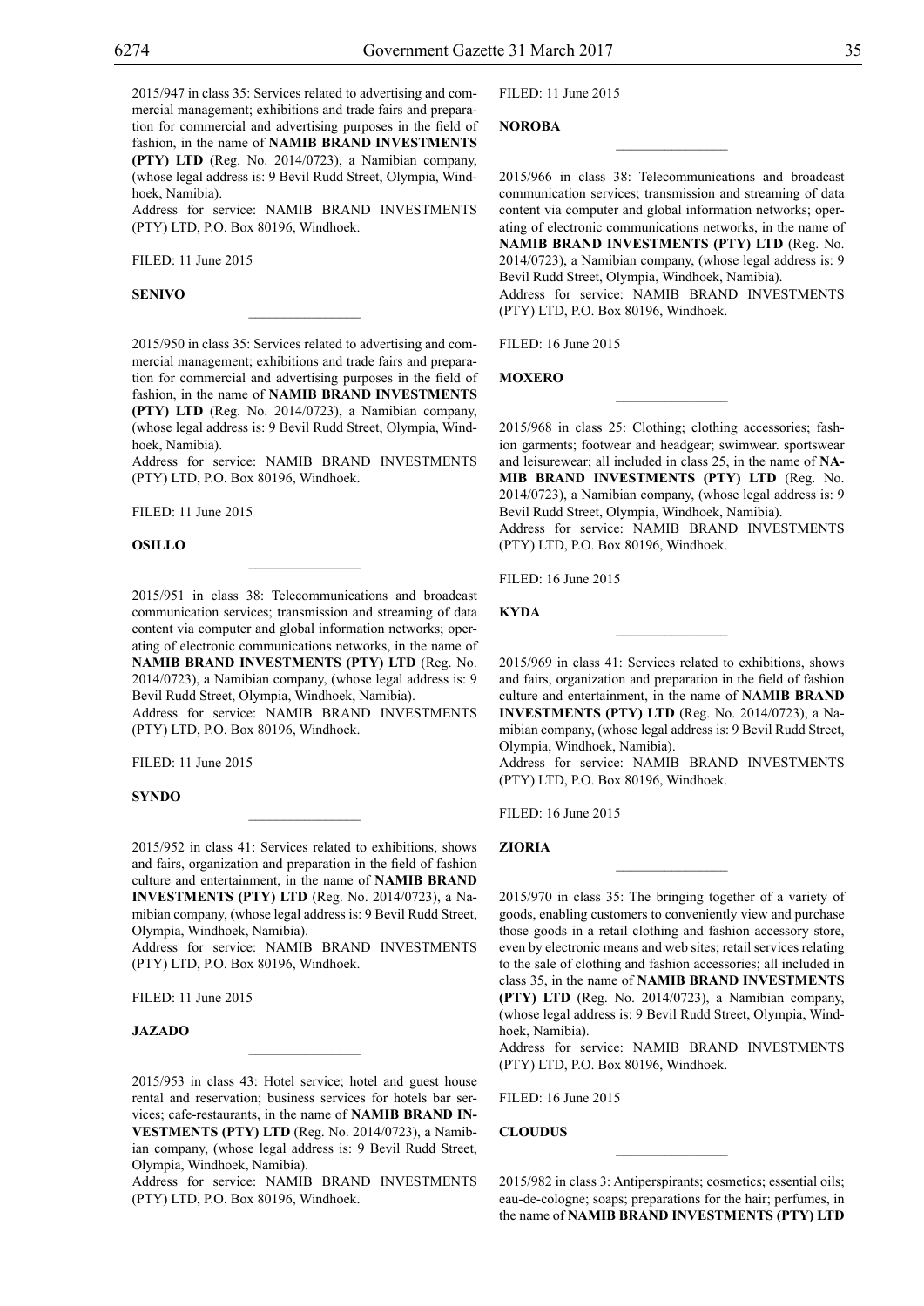2015/947 in class 35: Services related to advertising and commercial management; exhibitions and trade fairs and preparation for commercial and advertising purposes in the field of fashion, in the name of **NAMIB BRAND INVESTMENTS (PTY) LTD** (Reg. No. 2014/0723), a Namibian company, (whose legal address is: 9 Bevil Rudd Street, Olympia, Windhoek, Namibia).
Address for service: NAMIB BRAND INVESTMENTS (PTY) LTD, P.O. Box 80196, Windhoek.

FILED: 11 June 2015

**SENIVO**

---

2015/950 in class 35: Services related to advertising and commercial management; exhibitions and trade fairs and preparation for commercial and advertising purposes in the field of fashion, in the name of **NAMIB BRAND INVESTMENTS (PTY) LTD** (Reg. No. 2014/0723), a Namibian company, (whose legal address is: 9 Bevil Rudd Street, Olympia, Windhoek, Namibia).
Address for service: NAMIB BRAND INVESTMENTS (PTY) LTD, P.O. Box 80196, Windhoek.

FILED: 11 June 2015

**OSILLO**

---

2015/951 in class 38: Telecommunications and broadcast communication services; transmission and streaming of data content via computer and global information networks; operating of electronic communications networks, in the name of **NAMIB BRAND INVESTMENTS (PTY) LTD** (Reg. No. 2014/0723), a Namibian company, (whose legal address is: 9 Bevil Rudd Street, Olympia, Windhoek, Namibia).
Address for service: NAMIB BRAND INVESTMENTS (PTY) LTD, P.O. Box 80196, Windhoek.

FILED: 11 June 2015

**SYNDO**

---

2015/952 in class 41: Services related to exhibitions, shows and fairs, organization and preparation in the field of fashion culture and entertainment, in the name of **NAMIB BRAND INVESTMENTS (PTY) LTD** (Reg. No. 2014/0723), a Namibian company, (whose legal address is: 9 Bevil Rudd Street, Olympia, Windhoek, Namibia).
Address for service: NAMIB BRAND INVESTMENTS (PTY) LTD, P.O. Box 80196, Windhoek.

FILED: 11 June 2015

**JAZADO**

---

2015/953 in class 43: Hotel service; hotel and guest house rental and reservation; business services for hotels bar services; cafe-restaurants, in the name of **NAMIB BRAND INVESTMENTS (PTY) LTD** (Reg. No. 2014/0723), a Namibian company, (whose legal address is: 9 Bevil Rudd Street, Olympia, Windhoek, Namibia).
Address for service: NAMIB BRAND INVESTMENTS (PTY) LTD, P.O. Box 80196, Windhoek.

FILED: 11 June 2015

**NOROBA**

---

2015/966 in class 38: Telecommunications and broadcast communication services; transmission and streaming of data content via computer and global information networks; operating of electronic communications networks, in the name of **NAMIB BRAND INVESTMENTS (PTY) LTD** (Reg. No. 2014/0723), a Namibian company, (whose legal address is: 9 Bevil Rudd Street, Olympia, Windhoek, Namibia).
Address for service: NAMIB BRAND INVESTMENTS (PTY) LTD, P.O. Box 80196, Windhoek.

FILED: 16 June 2015

**MOXERO**

---

2015/968 in class 25: Clothing; clothing accessories; fashion garments; footwear and headgear; swimwear. sportswear and leisurewear; all included in class 25, in the name of **NAMIB BRAND INVESTMENTS (PTY) LTD** (Reg. No. 2014/0723), a Namibian company, (whose legal address is: 9 Bevil Rudd Street, Olympia, Windhoek, Namibia).
Address for service: NAMIB BRAND INVESTMENTS (PTY) LTD, P.O. Box 80196, Windhoek.

FILED: 16 June 2015

**KYDA**

---

2015/969 in class 41: Services related to exhibitions, shows and fairs, organization and preparation in the field of fashion culture and entertainment, in the name of **NAMIB BRAND INVESTMENTS (PTY) LTD** (Reg. No. 2014/0723), a Namibian company, (whose legal address is: 9 Bevil Rudd Street, Olympia, Windhoek, Namibia).
Address for service: NAMIB BRAND INVESTMENTS (PTY) LTD, P.O. Box 80196, Windhoek.

FILED: 16 June 2015

**ZIORIA**

---

2015/970 in class 35: The bringing together of a variety of goods, enabling customers to conveniently view and purchase those goods in a retail clothing and fashion accessory store, even by electronic means and web sites; retail services relating to the sale of clothing and fashion accessories; all included in class 35, in the name of **NAMIB BRAND INVESTMENTS (PTY) LTD** (Reg. No. 2014/0723), a Namibian company, (whose legal address is: 9 Bevil Rudd Street, Olympia, Windhoek, Namibia).
Address for service: NAMIB BRAND INVESTMENTS (PTY) LTD, P.O. Box 80196, Windhoek.

FILED: 16 June 2015

**CLOUDUS**

---

2015/982 in class 3: Antiperspirants; cosmetics; essential oils; eau-de-cologne; soaps; preparations for the hair; perfumes, in the name of **NAMIB BRAND INVESTMENTS (PTY) LTD**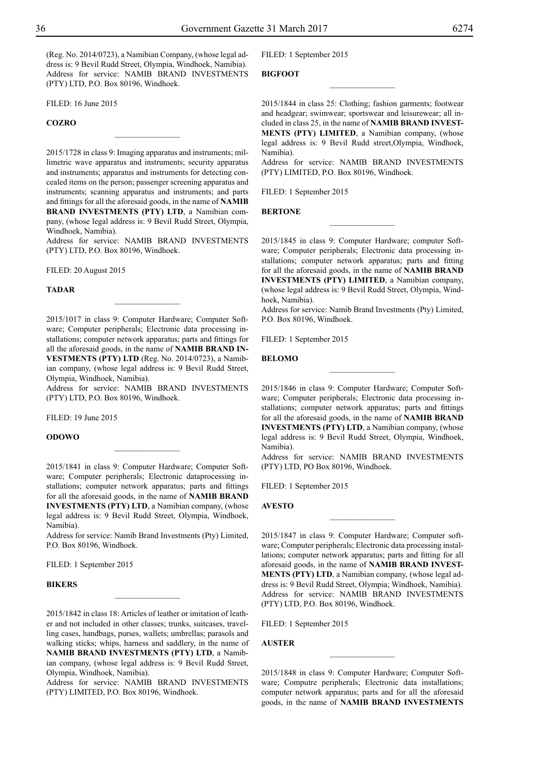(Reg. No. 2014/0723), a Namibian Company, (whose legal address is: 9 Bevil Rudd Street, Olympia, Windhoek, Namibia). Address for service: NAMIB BRAND INVESTMENTS (PTY) LTD, P.O. Box 80196, Windhoek.

FILED: 16 June 2015

**COZRO**

________________

2015/1728 in class 9: Imaging apparatus and instruments; millimetric wave apparatus and instruments; security apparatus and instruments; apparatus and instruments for detecting concealed items on the person; passenger screening apparatus and instruments; scanning apparatus and instruments; and parts and fittings for all the aforesaid goods, in the name of **NAMIB BRAND INVESTMENTS (PTY) LTD**, a Namibian company, (whose legal address is: 9 Bevil Rudd Street, Olympia, Windhoek, Namibia).
Address for service: NAMIB BRAND INVESTMENTS (PTY) LTD, P.O. Box 80196, Windhoek.

FILED: 20 August 2015

**TADAR**

________________

2015/1017 in class 9: Computer Hardware; Computer Software; Computer peripherals; Electronic data processing installations; computer network apparatus; parts and fittings for all the aforesaid goods, in the name of **NAMIB BRAND INVESTMENTS (PTY) LTD** (Reg. No. 2014/0723), a Namibian company, (whose legal address is: 9 Bevil Rudd Street, Olympia, Windhoek, Namibia).
Address for service: NAMIB BRAND INVESTMENTS (PTY) LTD, P.O. Box 80196, Windhoek.

FILED: 19 June 2015

**ODOWO**

________________

2015/1841 in class 9: Computer Hardware; Computer Software; Computer peripherals; Electronic dataprocessing installations; computer network apparatus; parts and fittings for all the aforesaid goods, in the name of **NAMIB BRAND INVESTMENTS (PTY) LTD**, a Namibian company, (whose legal address is: 9 Bevil Rudd Street, Olympia, Windhoek, Namibia).
Address for service: Namib Brand Investments (Pty) Limited, P.O. Box 80196, Windhoek.

FILED: 1 September 2015

**BIKERS**

________________

2015/1842 in class 18: Articles of leather or imitation of leather and not included in other classes; trunks, suitcases, travelling cases, handbags, purses, wallets; umbrellas; parasols and walking sticks; whips, harness and saddlery, in the name of **NAMIB BRAND INVESTMENTS (PTY) LTD**, a Namibian company, (whose legal address is: 9 Bevil Rudd Street, Olympia, Windhoek, Namibia).
Address for service: NAMIB BRAND INVESTMENTS (PTY) LIMITED, P.O. Box 80196, Windhoek.

FILED: 1 September 2015

**BIGFOOT**

________________

2015/1844 in class 25: Clothing; fashion garments; footwear and headgear; swimwear; sportswear and leisurewear; all included in class 25, in the name of **NAMIB BRAND INVESTMENTS (PTY) LIMITED**, a Namibian company, (whose legal address is: 9 Bevil Rudd street,Olympia, Windhoek, Namibia).
Address for service: NAMIB BRAND INVESTMENTS (PTY) LIMITED, P.O. Box 80196, Windhoek.

FILED: 1 September 2015

**BERTONE**

________________

2015/1845 in class 9: Computer Hardware; computer Software; Computer peripherals; Electronic data processing installations; computer network apparatus; parts and fitting for all the aforesaid goods, in the name of **NAMIB BRAND INVESTMENTS (PTY) LIMITED**, a Namibian company, (whose legal address is: 9 Bevil Rudd Street, Olympia, Windhoek, Namibia).
Address for service: Namib Brand Investments (Pty) Limited, P.O. Box 80196, Windhoek.

FILED: 1 September 2015

**BELOMO**

________________

2015/1846 in class 9: Computer Hardware; Computer Software; Computer peripherals; Electronic data processing installations; computer network apparatus; parts and fittings for all the aforesaid goods, in the name of **NAMIB BRAND INVESTMENTS (PTY) LTD**, a Namibian company, (whose legal address is: 9 Bevil Rudd Street, Olympia, Windhoek, Namibia).
Address for service: NAMIB BRAND INVESTMENTS (PTY) LTD, PO Box 80196, Windhoek.

FILED: 1 September 2015

**AVESTO**

________________

2015/1847 in class 9: Computer Hardware; Computer software; Computer peripherals; Electronic data processing installations; computer network apparatus; parts and fitting for all aforesaid goods, in the name of **NAMIB BRAND INVESTMENTS (PTY) LTD**, a Namibian company, (whose legal address is: 9 Bevil Rudd Street, Olympia; Windhoek, Namibia).
Address for service: NAMIB BRAND INVESTMENTS (PTY) LTD, P.O. Box 80196, Windhoek.

FILED: 1 September 2015

**AUSTER**

________________

2015/1848 in class 9: Computer Hardware; Computer Software; Computre peripherals; Electronic data installations; computer network apparatus; parts and for all the aforesaid goods, in the name of **NAMIB BRAND INVESTMENTS**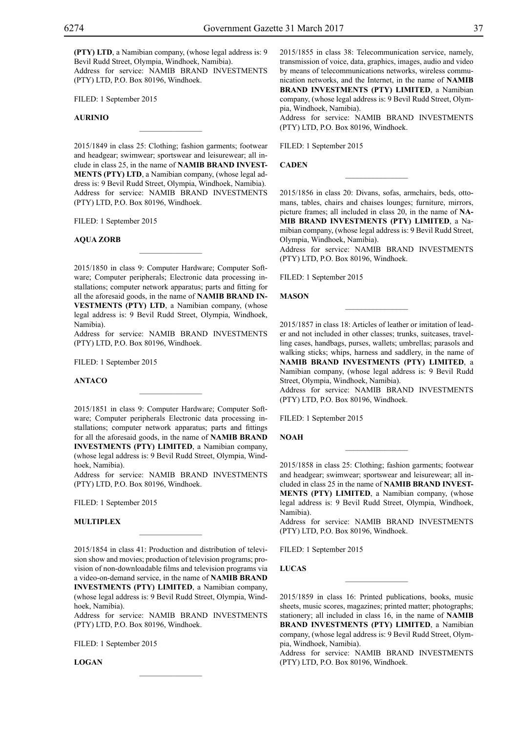**(PTY) LTD**, a Namibian company, (whose legal address is: 9 Bevil Rudd Street, Olympia, Windhoek, Namibia).
Address for service: NAMIB BRAND INVESTMENTS (PTY) LTD, P.O. Box 80196, Windhoek.

FILED: 1 September 2015

**AURINIO**

---

2015/1849 in class 25: Clothing; fashion garments; footwear and headgear; swimwear; sportswear and leisurewear; all include in class 25, in the name of **NAMIB BRAND INVESTMENTS (PTY) LTD**, a Namibian company, (whose legal address is: 9 Bevil Rudd Street, Olympia, Windhoek, Namibia).
Address for service: NAMIB BRAND INVESTMENTS (PTY) LTD, P.O. Box 80196, Windhoek.

FILED: 1 September 2015

**AQUA ZORB**

---

2015/1850 in class 9: Computer Hardware; Computer Software; Computer peripherals; Electronic data processing installations; computer network apparatus; parts and fitting for all the aforesaid goods, in the name of **NAMIB BRAND INVESTMENTS (PTY) LTD**, a Namibian company, (whose legal address is: 9 Bevil Rudd Street, Olympia, Windhoek, Namibia).
Address for service: NAMIB BRAND INVESTMENTS (PTY) LTD, P.O. Box 80196, Windhoek.

FILED: 1 September 2015

**ANTACO**

---

2015/1851 in class 9: Computer Hardware; Computer Software; Computer peripherals Electronic data processing installations; computer network apparatus; parts and fittings for all the aforesaid goods, in the name of **NAMIB BRAND INVESTMENTS (PTY) LIMITED**, a Namibian company, (whose legal address is: 9 Bevil Rudd Street, Olympia, Windhoek, Namibia).
Address for service: NAMIB BRAND INVESTMENTS (PTY) LTD, P.O. Box 80196, Windhoek.

FILED: 1 September 2015

**MULTIPLEX**

---

2015/1854 in class 41: Production and distribution of television show and movies; production of television programs; provision of non-downloadable films and television programs via a video-on-demand service, in the name of **NAMIB BRAND INVESTMENTS (PTY) LIMITED**, a Namibian company, (whose legal address is: 9 Bevil Rudd Street, Olympia, Windhoek, Namibia).
Address for service: NAMIB BRAND INVESTMENTS (PTY) LTD, P.O. Box 80196, Windhoek.

FILED: 1 September 2015

**LOGAN**

---

2015/1855 in class 38: Telecommunication service, namely, transmission of voice, data, graphics, images, audio and video by means of telecommunications networks, wireless communication networks, and the Internet, in the name of **NAMIB BRAND INVESTMENTS (PTY) LIMITED**, a Namibian company, (whose legal address is: 9 Bevil Rudd Street, Olympia, Windhoek, Namibia).
Address for service: NAMIB BRAND INVESTMENTS (PTY) LTD, P.O. Box 80196, Windhoek.

FILED: 1 September 2015

**CADEN**

---

2015/1856 in class 20: Divans, sofas, armchairs, beds, ottomans, tables, chairs and chaises lounges; furniture, mirrors, picture frames; all included in class 20, in the name of **NAMIB BRAND INVESTMENTS (PTY) LIMITED**, a Namibian company, (whose legal address is: 9 Bevil Rudd Street, Olympia, Windhoek, Namibia).
Address for service: NAMIB BRAND INVESTMENTS (PTY) LTD, P.O. Box 80196, Windhoek.

FILED: 1 September 2015

**MASON**

---

2015/1857 in class 18: Articles of leather or imitation of leader and not included in other classes; trunks, suitcases, travelling cases, handbags, purses, wallets; umbrellas; parasols and walking sticks; whips, harness and saddlery, in the name of **NAMIB BRAND INVESTMENTS (PTY) LIMITED**, a Namibian company, (whose legal address is: 9 Bevil Rudd Street, Olympia, Windhoek, Namibia).
Address for service: NAMIB BRAND INVESTMENTS (PTY) LTD, P.O. Box 80196, Windhoek.

FILED: 1 September 2015

**NOAH**

---

2015/1858 in class 25: Clothing; fashion garments; footwear and headgear; swimwear; sportswear and leisurewear; all included in class 25 in the name of **NAMIB BRAND INVESTMENTS (PTY) LIMITED**, a Namibian company, (whose legal address is: 9 Bevil Rudd Street, Olympia, Windhoek, Namibia).
Address for service: NAMIB BRAND INVESTMENTS (PTY) LTD, P.O. Box 80196, Windhoek.

FILED: 1 September 2015

**LUCAS**

---

2015/1859 in class 16: Printed publications, books, music sheets, music scores, magazines; printed matter; photographs; stationery; all included in class 16, in the name of **NAMIB BRAND INVESTMENTS (PTY) LIMITED**, a Namibian company, (whose legal address is: 9 Bevil Rudd Street, Olympia, Windhoek, Namibia).
Address for service: NAMIB BRAND INVESTMENTS (PTY) LTD, P.O. Box 80196, Windhoek.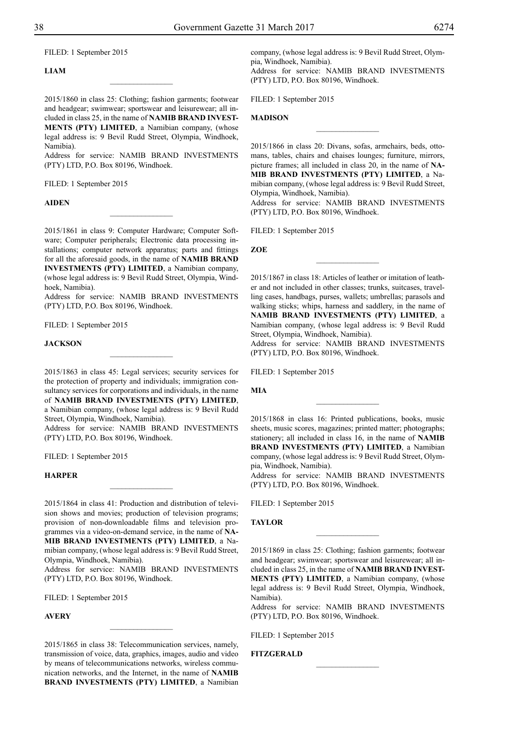FILED: 1 September 2015

**LIAM**

________________

2015/1860 in class 25: Clothing; fashion garments; footwear and headgear; swimwear; sportswear and leisurewear; all included in class 25, in the name of **NAMIB BRAND INVESTMENTS (PTY) LIMITED**, a Namibian company, (whose legal address is: 9 Bevil Rudd Street, Olympia, Windhoek, Namibia).

Address for service: NAMIB BRAND INVESTMENTS (PTY) LTD, P.O. Box 80196, Windhoek.

FILED: 1 September 2015

**AIDEN**

________________

2015/1861 in class 9: Computer Hardware; Computer Software; Computer peripherals; Electronic data processing installations; computer network apparatus; parts and fittings for all the aforesaid goods, in the name of **NAMIB BRAND INVESTMENTS (PTY) LIMITED**, a Namibian company, (whose legal address is: 9 Bevil Rudd Street, Olympia, Windhoek, Namibia).

Address for service: NAMIB BRAND INVESTMENTS (PTY) LTD, P.O. Box 80196, Windhoek.

FILED: 1 September 2015

**JACKSON**

________________

2015/1863 in class 45: Legal services; security services for the protection of property and individuals; immigration consultancy services for corporations and individuals, in the name of **NAMIB BRAND INVESTMENTS (PTY) LIMITED**, a Namibian company, (whose legal address is: 9 Bevil Rudd Street, Olympia, Windhoek, Namibia).

Address for service: NAMIB BRAND INVESTMENTS (PTY) LTD, P.O. Box 80196, Windhoek.

FILED: 1 September 2015

**HARPER**

________________

2015/1864 in class 41: Production and distribution of television shows and movies; production of television programs; provision of non-downloadable films and television programmes via a video-on-demand service, in the name of **NAMIB BRAND INVESTMENTS (PTY) LIMITED**, a Namibian company, (whose legal address is: 9 Bevil Rudd Street, Olympia, Windhoek, Namibia).

Address for service: NAMIB BRAND INVESTMENTS (PTY) LTD, P.O. Box 80196, Windhoek.

FILED: 1 September 2015

**AVERY**

________________

2015/1865 in class 38: Telecommunication services, namely, transmission of voice, data, graphics, images, audio and video by means of telecommunications networks, wireless communication networks, and the Internet, in the name of **NAMIB BRAND INVESTMENTS (PTY) LIMITED**, a Namibian company, (whose legal address is: 9 Bevil Rudd Street, Olympia, Windhoek, Namibia).

Address for service: NAMIB BRAND INVESTMENTS (PTY) LTD, P.O. Box 80196, Windhoek.

FILED: 1 September 2015

**MADISON**

________________

2015/1866 in class 20: Divans, sofas, armchairs, beds, ottomans, tables, chairs and chaises lounges; furniture, mirrors, picture frames; all included in class 20, in the name of **NAMIB BRAND INVESTMENTS (PTY) LIMITED**, a Namibian company, (whose legal address is: 9 Bevil Rudd Street, Olympia, Windhoek, Namibia).

Address for service: NAMIB BRAND INVESTMENTS (PTY) LTD, P.O. Box 80196, Windhoek.

FILED: 1 September 2015

**ZOE**

________________

2015/1867 in class 18: Articles of leather or imitation of leather and not included in other classes; trunks, suitcases, travelling cases, handbags, purses, wallets; umbrellas; parasols and walking sticks; whips, harness and saddlery, in the name of **NAMIB BRAND INVESTMENTS (PTY) LIMITED**, a Namibian company, (whose legal address is: 9 Bevil Rudd Street, Olympia, Windhoek, Namibia).

Address for service: NAMIB BRAND INVESTMENTS (PTY) LTD, P.O. Box 80196, Windhoek.

FILED: 1 September 2015

**MIA**

________________

2015/1868 in class 16: Printed publications, books, music sheets, music scores, magazines; printed matter; photographs; stationery; all included in class 16, in the name of **NAMIB BRAND INVESTMENTS (PTY) LIMITED**, a Namibian company, (whose legal address is: 9 Bevil Rudd Street, Olympia, Windhoek, Namibia).

Address for service: NAMIB BRAND INVESTMENTS (PTY) LTD, P.O. Box 80196, Windhoek.

FILED: 1 September 2015

**TAYLOR**

________________

2015/1869 in class 25: Clothing; fashion garments; footwear and headgear; swimwear; sportswear and leisurewear; all included in class 25, in the name of **NAMIB BRAND INVESTMENTS (PTY) LIMITED**, a Namibian company, (whose legal address is: 9 Bevil Rudd Street, Olympia, Windhoek, Namibia).

Address for service: NAMIB BRAND INVESTMENTS (PTY) LTD, P.O. Box 80196, Windhoek.

FILED: 1 September 2015

**FITZGERALD**

________________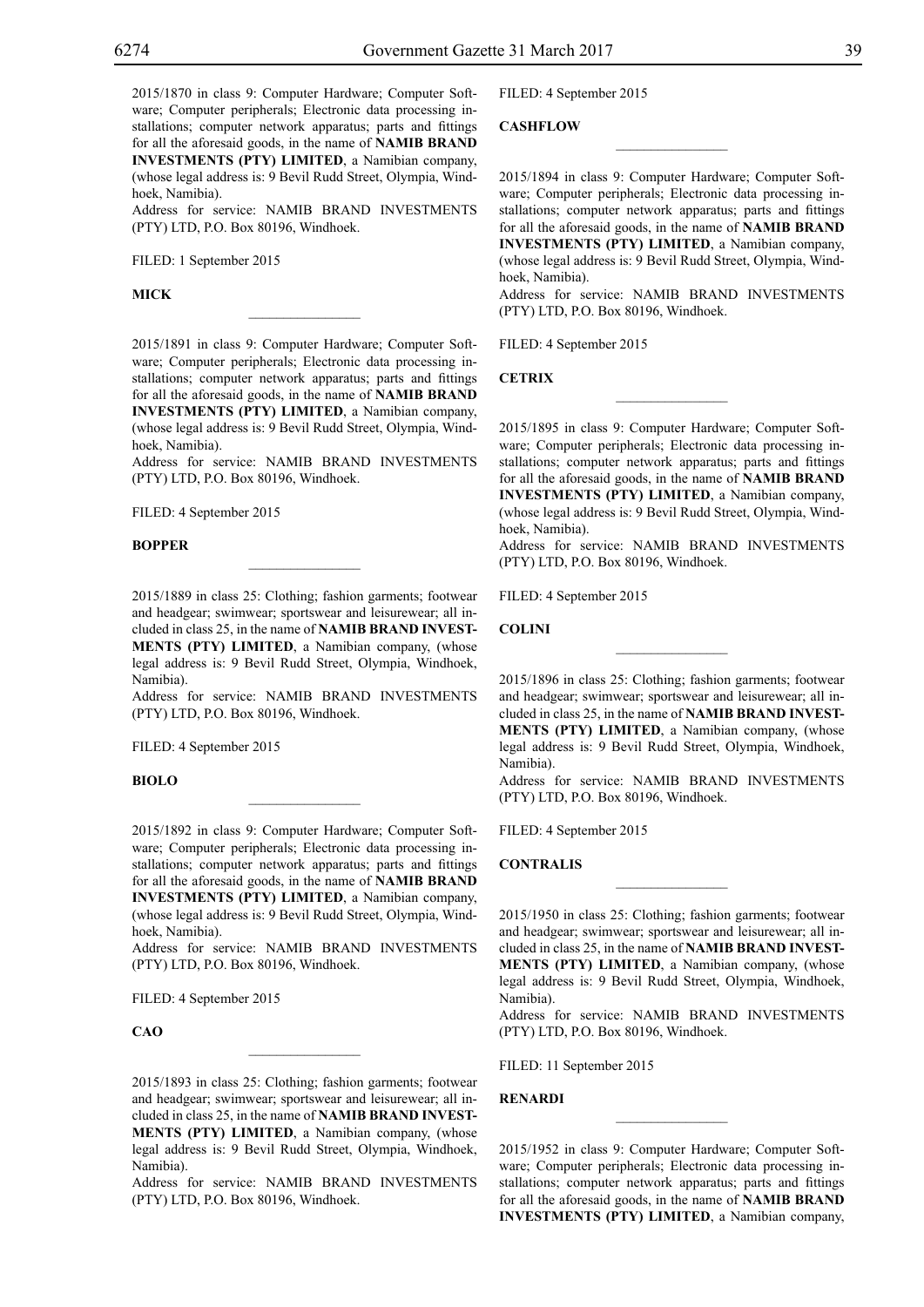2015/1870 in class 9: Computer Hardware; Computer Software; Computer peripherals; Electronic data processing installations; computer network apparatus; parts and fittings for all the aforesaid goods, in the name of **NAMIB BRAND INVESTMENTS (PTY) LIMITED**, a Namibian company, (whose legal address is: 9 Bevil Rudd Street, Olympia, Windhoek, Namibia).
Address for service: NAMIB BRAND INVESTMENTS (PTY) LTD, P.O. Box 80196, Windhoek.

FILED: 1 September 2015

**MICK**

---

2015/1891 in class 9: Computer Hardware; Computer Software; Computer peripherals; Electronic data processing installations; computer network apparatus; parts and fittings for all the aforesaid goods, in the name of **NAMIB BRAND INVESTMENTS (PTY) LIMITED**, a Namibian company, (whose legal address is: 9 Bevil Rudd Street, Olympia, Windhoek, Namibia).
Address for service: NAMIB BRAND INVESTMENTS (PTY) LTD, P.O. Box 80196, Windhoek.

FILED: 4 September 2015

**BOPPER**

---

2015/1889 in class 25: Clothing; fashion garments; footwear and headgear; swimwear; sportswear and leisurewear; all included in class 25, in the name of **NAMIB BRAND INVESTMENTS (PTY) LIMITED**, a Namibian company, (whose legal address is: 9 Bevil Rudd Street, Olympia, Windhoek, Namibia).
Address for service: NAMIB BRAND INVESTMENTS (PTY) LTD, P.O. Box 80196, Windhoek.

FILED: 4 September 2015

**BIOLO**

---

2015/1892 in class 9: Computer Hardware; Computer Software; Computer peripherals; Electronic data processing installations; computer network apparatus; parts and fittings for all the aforesaid goods, in the name of **NAMIB BRAND INVESTMENTS (PTY) LIMITED**, a Namibian company, (whose legal address is: 9 Bevil Rudd Street, Olympia, Windhoek, Namibia).
Address for service: NAMIB BRAND INVESTMENTS (PTY) LTD, P.O. Box 80196, Windhoek.

FILED: 4 September 2015

**CAO**

---

2015/1893 in class 25: Clothing; fashion garments; footwear and headgear; swimwear; sportswear and leisurewear; all included in class 25, in the name of **NAMIB BRAND INVESTMENTS (PTY) LIMITED**, a Namibian company, (whose legal address is: 9 Bevil Rudd Street, Olympia, Windhoek, Namibia).
Address for service: NAMIB BRAND INVESTMENTS (PTY) LTD, P.O. Box 80196, Windhoek.

FILED: 4 September 2015

**CASHFLOW**

---

2015/1894 in class 9: Computer Hardware; Computer Software; Computer peripherals; Electronic data processing installations; computer network apparatus; parts and fittings for all the aforesaid goods, in the name of **NAMIB BRAND INVESTMENTS (PTY) LIMITED**, a Namibian company, (whose legal address is: 9 Bevil Rudd Street, Olympia, Windhoek, Namibia).
Address for service: NAMIB BRAND INVESTMENTS (PTY) LTD, P.O. Box 80196, Windhoek.

FILED: 4 September 2015

**CETRIX**

---

2015/1895 in class 9: Computer Hardware; Computer Software; Computer peripherals; Electronic data processing installations; computer network apparatus; parts and fittings for all the aforesaid goods, in the name of **NAMIB BRAND INVESTMENTS (PTY) LIMITED**, a Namibian company, (whose legal address is: 9 Bevil Rudd Street, Olympia, Windhoek, Namibia).
Address for service: NAMIB BRAND INVESTMENTS (PTY) LTD, P.O. Box 80196, Windhoek.

FILED: 4 September 2015

**COLINI**

---

2015/1896 in class 25: Clothing; fashion garments; footwear and headgear; swimwear; sportswear and leisurewear; all included in class 25, in the name of **NAMIB BRAND INVESTMENTS (PTY) LIMITED**, a Namibian company, (whose legal address is: 9 Bevil Rudd Street, Olympia, Windhoek, Namibia).
Address for service: NAMIB BRAND INVESTMENTS (PTY) LTD, P.O. Box 80196, Windhoek.

FILED: 4 September 2015

**CONTRALIS**

---

2015/1950 in class 25: Clothing; fashion garments; footwear and headgear; swimwear; sportswear and leisurewear; all included in class 25, in the name of **NAMIB BRAND INVESTMENTS (PTY) LIMITED**, a Namibian company, (whose legal address is: 9 Bevil Rudd Street, Olympia, Windhoek, Namibia).
Address for service: NAMIB BRAND INVESTMENTS (PTY) LTD, P.O. Box 80196, Windhoek.

FILED: 11 September 2015

**RENARDI**

---

2015/1952 in class 9: Computer Hardware; Computer Software; Computer peripherals; Electronic data processing installations; computer network apparatus; parts and fittings for all the aforesaid goods, in the name of **NAMIB BRAND INVESTMENTS (PTY) LIMITED**, a Namibian company,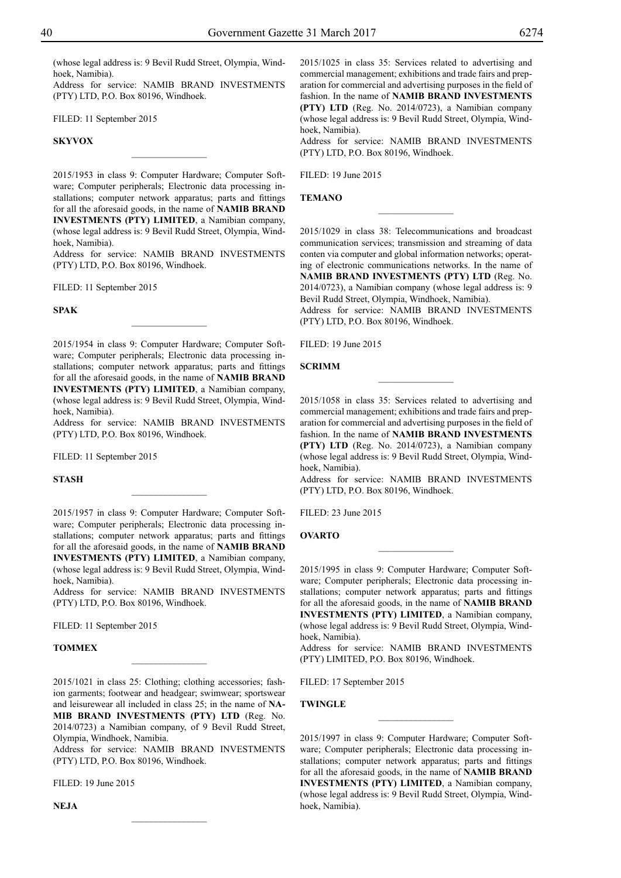(whose legal address is: 9 Bevil Rudd Street, Olympia, Windhoek, Namibia).
Address for service: NAMIB BRAND INVESTMENTS (PTY) LTD, P.O. Box 80196, Windhoek.

FILED: 11 September 2015

**SKYVOX**

________________

2015/1953 in class 9: Computer Hardware; Computer Software; Computer peripherals; Electronic data processing installations; computer network apparatus; parts and fittings for all the aforesaid goods, in the name of **NAMIB BRAND INVESTMENTS (PTY) LIMITED**, a Namibian company, (whose legal address is: 9 Bevil Rudd Street, Olympia, Windhoek, Namibia).
Address for service: NAMIB BRAND INVESTMENTS (PTY) LTD, P.O. Box 80196, Windhoek.

FILED: 11 September 2015

**SPAK**

________________

2015/1954 in class 9: Computer Hardware; Computer Software; Computer peripherals; Electronic data processing installations; computer network apparatus; parts and fittings for all the aforesaid goods, in the name of **NAMIB BRAND INVESTMENTS (PTY) LIMITED**, a Namibian company, (whose legal address is: 9 Bevil Rudd Street, Olympia, Windhoek, Namibia).
Address for service: NAMIB BRAND INVESTMENTS (PTY) LTD, P.O. Box 80196, Windhoek.

FILED: 11 September 2015

**STASH**

________________

2015/1957 in class 9: Computer Hardware; Computer Software; Computer peripherals; Electronic data processing installations; computer network apparatus; parts and fittings for all the aforesaid goods, in the name of **NAMIB BRAND INVESTMENTS (PTY) LIMITED**, a Namibian company, (whose legal address is: 9 Bevil Rudd Street, Olympia, Windhoek, Namibia).
Address for service: NAMIB BRAND INVESTMENTS (PTY) LTD, P.O. Box 80196, Windhoek.

FILED: 11 September 2015

**TOMMEX**

________________

2015/1021 in class 25: Clothing; clothing accessories; fashion garments; footwear and headgear; swimwear; sportswear and leisurewear all included in class 25; in the name of **NAMIB BRAND INVESTMENTS (PTY) LTD** (Reg. No. 2014/0723) a Namibian company, of 9 Bevil Rudd Street, Olympia, Windhoek, Namibia.
Address for service: NAMIB BRAND INVESTMENTS (PTY) LTD, P.O. Box 80196, Windhoek.

FILED: 19 June 2015

**NEJA**

________________

2015/1025 in class 35: Services related to advertising and commercial management; exhibitions and trade fairs and preparation for commercial and advertising purposes in the field of fashion. In the name of **NAMIB BRAND INVESTMENTS (PTY) LTD** (Reg. No. 2014/0723), a Namibian company (whose legal address is: 9 Bevil Rudd Street, Olympia, Windhoek, Namibia).
Address for service: NAMIB BRAND INVESTMENTS (PTY) LTD, P.O. Box 80196, Windhoek.

FILED: 19 June 2015

**TEMANO**

________________

2015/1029 in class 38: Telecommunications and broadcast communication services; transmission and streaming of data conten via computer and global information networks; operating of electronic communications networks. In the name of **NAMIB BRAND INVESTMENTS (PTY) LTD** (Reg. No. 2014/0723), a Namibian company (whose legal address is: 9 Bevil Rudd Street, Olympia, Windhoek, Namibia).
Address for service: NAMIB BRAND INVESTMENTS (PTY) LTD, P.O. Box 80196, Windhoek.

FILED: 19 June 2015

**SCRIMM**

________________

2015/1058 in class 35: Services related to advertising and commercial management; exhibitions and trade fairs and preparation for commercial and advertising purposes in the field of fashion. In the name of **NAMIB BRAND INVESTMENTS (PTY) LTD** (Reg. No. 2014/0723), a Namibian company (whose legal address is: 9 Bevil Rudd Street, Olympia, Windhoek, Namibia).
Address for service: NAMIB BRAND INVESTMENTS (PTY) LTD, P.O. Box 80196, Windhoek.

FILED: 23 June 2015

**OVARTO**

________________

2015/1995 in class 9: Computer Hardware; Computer Software; Computer peripherals; Electronic data processing installations; computer network apparatus; parts and fittings for all the aforesaid goods, in the name of **NAMIB BRAND INVESTMENTS (PTY) LIMITED**, a Namibian company, (whose legal address is: 9 Bevil Rudd Street, Olympia, Windhoek, Namibia).
Address for service: NAMIB BRAND INVESTMENTS (PTY) LIMITED, P.O. Box 80196, Windhoek.

FILED: 17 September 2015

**TWINGLE**

________________

2015/1997 in class 9: Computer Hardware; Computer Software; Computer peripherals; Electronic data processing installations; computer network apparatus; parts and fittings for all the aforesaid goods, in the name of **NAMIB BRAND INVESTMENTS (PTY) LIMITED**, a Namibian company, (whose legal address is: 9 Bevil Rudd Street, Olympia, Windhoek, Namibia).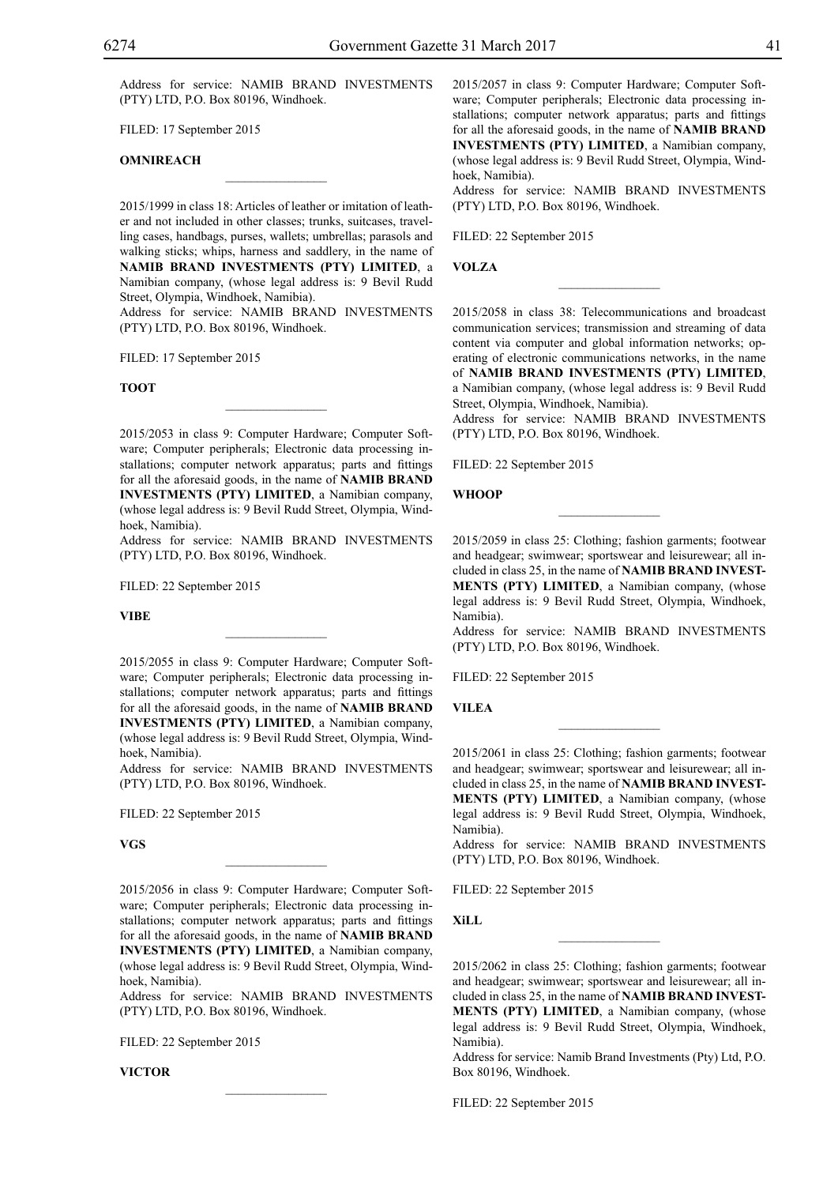Address for service: NAMIB BRAND INVESTMENTS (PTY) LTD, P.O. Box 80196, Windhoek.

FILED: 17 September 2015

**OMNIREACH**

---

2015/1999 in class 18: Articles of leather or imitation of leather and not included in other classes; trunks, suitcases, travelling cases, handbags, purses, wallets; umbrellas; parasols and walking sticks; whips, harness and saddlery, in the name of **NAMIB BRAND INVESTMENTS (PTY) LIMITED**, a Namibian company, (whose legal address is: 9 Bevil Rudd Street, Olympia, Windhoek, Namibia).
Address for service: NAMIB BRAND INVESTMENTS (PTY) LTD, P.O. Box 80196, Windhoek.

FILED: 17 September 2015

**TOOT**

---

2015/2053 in class 9: Computer Hardware; Computer Software; Computer peripherals; Electronic data processing installations; computer network apparatus; parts and fittings for all the aforesaid goods, in the name of **NAMIB BRAND INVESTMENTS (PTY) LIMITED**, a Namibian company, (whose legal address is: 9 Bevil Rudd Street, Olympia, Windhoek, Namibia).
Address for service: NAMIB BRAND INVESTMENTS (PTY) LTD, P.O. Box 80196, Windhoek.

FILED: 22 September 2015

**VIBE**

---

2015/2055 in class 9: Computer Hardware; Computer Software; Computer peripherals; Electronic data processing installations; computer network apparatus; parts and fittings for all the aforesaid goods, in the name of **NAMIB BRAND INVESTMENTS (PTY) LIMITED**, a Namibian company, (whose legal address is: 9 Bevil Rudd Street, Olympia, Windhoek, Namibia).
Address for service: NAMIB BRAND INVESTMENTS (PTY) LTD, P.O. Box 80196, Windhoek.

FILED: 22 September 2015

**VGS**

---

2015/2056 in class 9: Computer Hardware; Computer Software; Computer peripherals; Electronic data processing installations; computer network apparatus; parts and fittings for all the aforesaid goods, in the name of **NAMIB BRAND INVESTMENTS (PTY) LIMITED**, a Namibian company, (whose legal address is: 9 Bevil Rudd Street, Olympia, Windhoek, Namibia).
Address for service: NAMIB BRAND INVESTMENTS (PTY) LTD, P.O. Box 80196, Windhoek.

FILED: 22 September 2015

**VICTOR**

---

2015/2057 in class 9: Computer Hardware; Computer Software; Computer peripherals; Electronic data processing installations; computer network apparatus; parts and fittings for all the aforesaid goods, in the name of **NAMIB BRAND INVESTMENTS (PTY) LIMITED**, a Namibian company, (whose legal address is: 9 Bevil Rudd Street, Olympia, Windhoek, Namibia).
Address for service: NAMIB BRAND INVESTMENTS (PTY) LTD, P.O. Box 80196, Windhoek.

FILED: 22 September 2015

**VOLZA**

---

2015/2058 in class 38: Telecommunications and broadcast communication services; transmission and streaming of data content via computer and global information networks; operating of electronic communications networks, in the name of **NAMIB BRAND INVESTMENTS (PTY) LIMITED**, a Namibian company, (whose legal address is: 9 Bevil Rudd Street, Olympia, Windhoek, Namibia).
Address for service: NAMIB BRAND INVESTMENTS (PTY) LTD, P.O. Box 80196, Windhoek.

FILED: 22 September 2015

**WHOOP**

---

2015/2059 in class 25: Clothing; fashion garments; footwear and headgear; swimwear; sportswear and leisurewear; all included in class 25, in the name of **NAMIB BRAND INVESTMENTS (PTY) LIMITED**, a Namibian company, (whose legal address is: 9 Bevil Rudd Street, Olympia, Windhoek, Namibia).
Address for service: NAMIB BRAND INVESTMENTS (PTY) LTD, P.O. Box 80196, Windhoek.

FILED: 22 September 2015

**VILEA**

---

2015/2061 in class 25: Clothing; fashion garments; footwear and headgear; swimwear; sportswear and leisurewear; all included in class 25, in the name of **NAMIB BRAND INVESTMENTS (PTY) LIMITED**, a Namibian company, (whose legal address is: 9 Bevil Rudd Street, Olympia, Windhoek, Namibia).
Address for service: NAMIB BRAND INVESTMENTS (PTY) LTD, P.O. Box 80196, Windhoek.

FILED: 22 September 2015

**XiLL**

---

2015/2062 in class 25: Clothing; fashion garments; footwear and headgear; swimwear; sportswear and leisurewear; all included in class 25, in the name of **NAMIB BRAND INVESTMENTS (PTY) LIMITED**, a Namibian company, (whose legal address is: 9 Bevil Rudd Street, Olympia, Windhoek, Namibia).
Address for service: Namib Brand Investments (Pty) Ltd, P.O. Box 80196, Windhoek.

FILED: 22 September 2015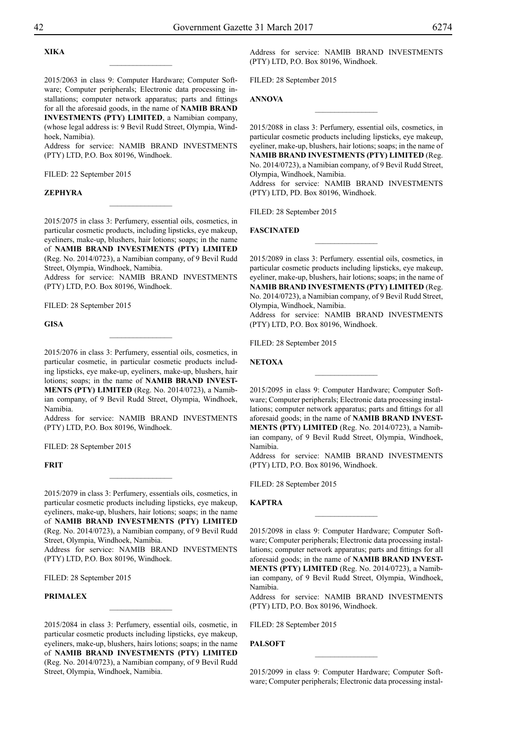**XIKA**

2015/2063 in class 9: Computer Hardware; Computer Software; Computer peripherals; Electronic data processing installations; computer network apparatus; parts and fittings for all the aforesaid goods, in the name of **NAMIB BRAND INVESTMENTS (PTY) LIMITED**, a Namibian company, (whose legal address is: 9 Bevil Rudd Street, Olympia, Windhoek, Namibia).
Address for service: NAMIB BRAND INVESTMENTS (PTY) LTD, P.O. Box 80196, Windhoek.

FILED: 22 September 2015

**ZEPHYRA**

2015/2075 in class 3: Perfumery, essential oils, cosmetics, in particular cosmetic products, including lipsticks, eye makeup, eyeliners, make-up, blushers, hair lotions; soaps; in the name of **NAMIB BRAND INVESTMENTS (PTY) LIMITED** (Reg. No. 2014/0723), a Namibian company, of 9 Bevil Rudd Street, Olympia, Windhoek, Namibia.
Address for service: NAMIB BRAND INVESTMENTS (PTY) LTD, P.O. Box 80196, Windhoek.

FILED: 28 September 2015

**GISA**

2015/2076 in class 3: Perfumery, essential oils, cosmetics, in particular cosmetic, in particular cosmetic products including lipsticks, eye make-up, eyeliners, make-up, blushers, hair lotions; soaps; in the name of **NAMIB BRAND INVESTMENTS (PTY) LIMITED** (Reg. No. 2014/0723), a Namibian company, of 9 Bevil Rudd Street, Olympia, Windhoek, Namibia.
Address for service: NAMIB BRAND INVESTMENTS (PTY) LTD, P.O. Box 80196, Windhoek.

FILED: 28 September 2015

**FRIT**

2015/2079 in class 3: Perfumery, essentials oils, cosmetics, in particular cosmetic products including lipsticks, eye makeup, eyeliners, make-up, blushers, hair lotions; soaps; in the name of **NAMIB BRAND INVESTMENTS (PTY) LIMITED** (Reg. No. 2014/0723), a Namibian company, of 9 Bevil Rudd Street, Olympia, Windhoek, Namibia.
Address for service: NAMIB BRAND INVESTMENTS (PTY) LTD, P.O. Box 80196, Windhoek.

FILED: 28 September 2015

**PRIMALEX**

2015/2084 in class 3: Perfumery, essential oils, cosmetic, in particular cosmetic products including lipsticks, eye makeup, eyeliners, make-up, blushers, hairs lotions; soaps; in the name of **NAMIB BRAND INVESTMENTS (PTY) LIMITED** (Reg. No. 2014/0723), a Namibian company, of 9 Bevil Rudd Street, Olympia, Windhoek, Namibia.
Address for service: NAMIB BRAND INVESTMENTS (PTY) LTD, P.O. Box 80196, Windhoek.

FILED: 28 September 2015

**ANNOVA**

2015/2088 in class 3: Perfumery, essential oils, cosmetics, in particular cosmetic products including lipsticks, eye makeup, eyeliner, make-up, blushers, hair lotions; soaps; in the name of **NAMIB BRAND INVESTMENTS (PTY) LIMITED** (Reg. No. 2014/0723), a Namibian company, of 9 Bevil Rudd Street, Olympia, Windhoek, Namibia.
Address for service: NAMIB BRAND INVESTMENTS (PTY) LTD, PD. Box 80196, Windhoek.

FILED: 28 September 2015

**FASCINATED**

2015/2089 in class 3: Perfumery. essential oils, cosmetics, in particular cosmetic products including lipsticks, eye makeup, eyeliner, make-up, blushers, hair lotions; soaps; in the name of **NAMIB BRAND INVESTMENTS (PTY) LIMITED** (Reg. No. 2014/0723), a Namibian company, of 9 Bevil Rudd Street, Olympia, Windhoek, Namibia.
Address for service: NAMIB BRAND INVESTMENTS (PTY) LTD, P.O. Box 80196, Windhoek.

FILED: 28 September 2015

**NETOXA**

2015/2095 in class 9: Computer Hardware; Computer Software; Computer peripherals; Electronic data processing installations; computer network apparatus; parts and fittings for all aforesaid goods; in the name of **NAMIB BRAND INVESTMENTS (PTY) LIMITED** (Reg. No. 2014/0723), a Namibian company, of 9 Bevil Rudd Street, Olympia, Windhoek, Namibia.
Address for service: NAMIB BRAND INVESTMENTS (PTY) LTD, P.O. Box 80196, Windhoek.

FILED: 28 September 2015

**KAPTRA**

2015/2098 in class 9: Computer Hardware; Computer Software; Computer peripherals; Electronic data processing installations; computer network apparatus; parts and fittings for all aforesaid goods; in the name of **NAMIB BRAND INVESTMENTS (PTY) LIMITED** (Reg. No. 2014/0723), a Namibian company, of 9 Bevil Rudd Street, Olympia, Windhoek, Namibia.
Address for service: NAMIB BRAND INVESTMENTS (PTY) LTD, P.O. Box 80196, Windhoek.

FILED: 28 September 2015

**PALSOFT**

2015/2099 in class 9: Computer Hardware; Computer Software; Computer peripherals; Electronic data processing instal-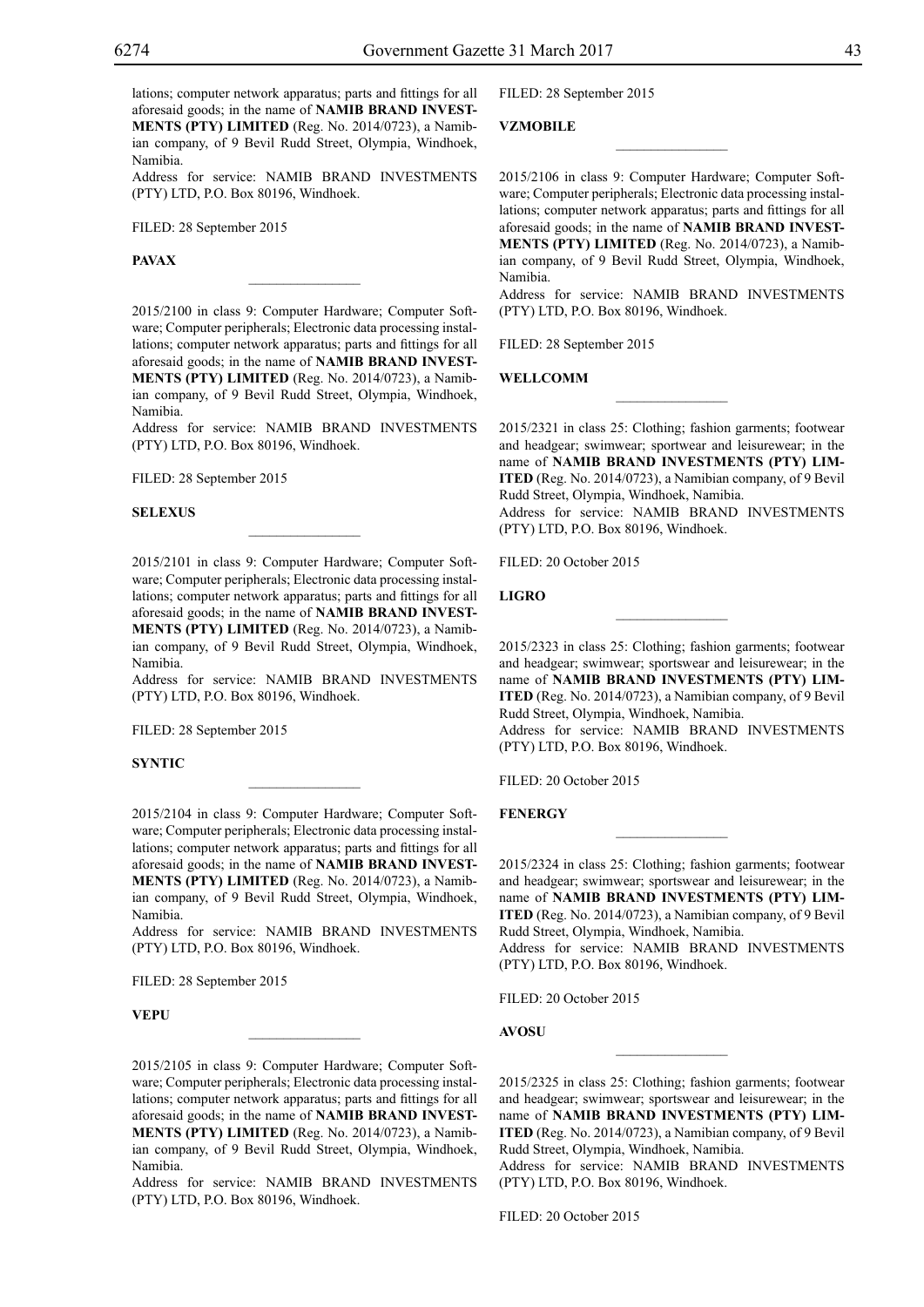lations; computer network apparatus; parts and fittings for all aforesaid goods; in the name of **NAMIB BRAND INVESTMENTS (PTY) LIMITED** (Reg. No. 2014/0723), a Namibian company, of 9 Bevil Rudd Street, Olympia, Windhoek, Namibia.
Address for service: NAMIB BRAND INVESTMENTS (PTY) LTD, P.O. Box 80196, Windhoek.

FILED: 28 September 2015

**PAVAX**

---

2015/2100 in class 9: Computer Hardware; Computer Software; Computer peripherals; Electronic data processing installations; computer network apparatus; parts and fittings for all aforesaid goods; in the name of **NAMIB BRAND INVESTMENTS (PTY) LIMITED** (Reg. No. 2014/0723), a Namibian company, of 9 Bevil Rudd Street, Olympia, Windhoek, Namibia.
Address for service: NAMIB BRAND INVESTMENTS (PTY) LTD, P.O. Box 80196, Windhoek.

FILED: 28 September 2015

**SELEXUS**

---

2015/2101 in class 9: Computer Hardware; Computer Software; Computer peripherals; Electronic data processing installations; computer network apparatus; parts and fittings for all aforesaid goods; in the name of **NAMIB BRAND INVESTMENTS (PTY) LIMITED** (Reg. No. 2014/0723), a Namibian company, of 9 Bevil Rudd Street, Olympia, Windhoek, Namibia.
Address for service: NAMIB BRAND INVESTMENTS (PTY) LTD, P.O. Box 80196, Windhoek.

FILED: 28 September 2015

**SYNTIC**

---

2015/2104 in class 9: Computer Hardware; Computer Software; Computer peripherals; Electronic data processing installations; computer network apparatus; parts and fittings for all aforesaid goods; in the name of **NAMIB BRAND INVESTMENTS (PTY) LIMITED** (Reg. No. 2014/0723), a Namibian company, of 9 Bevil Rudd Street, Olympia, Windhoek, Namibia.
Address for service: NAMIB BRAND INVESTMENTS (PTY) LTD, P.O. Box 80196, Windhoek.

FILED: 28 September 2015

**VEPU**

---

2015/2105 in class 9: Computer Hardware; Computer Software; Computer peripherals; Electronic data processing installations; computer network apparatus; parts and fittings for all aforesaid goods; in the name of **NAMIB BRAND INVESTMENTS (PTY) LIMITED** (Reg. No. 2014/0723), a Namibian company, of 9 Bevil Rudd Street, Olympia, Windhoek, Namibia.
Address for service: NAMIB BRAND INVESTMENTS (PTY) LTD, P.O. Box 80196, Windhoek.

FILED: 28 September 2015

**VZMOBILE**

---

2015/2106 in class 9: Computer Hardware; Computer Software; Computer peripherals; Electronic data processing installations; computer network apparatus; parts and fittings for all aforesaid goods; in the name of **NAMIB BRAND INVESTMENTS (PTY) LIMITED** (Reg. No. 2014/0723), a Namibian company, of 9 Bevil Rudd Street, Olympia, Windhoek, Namibia.
Address for service: NAMIB BRAND INVESTMENTS (PTY) LTD, P.O. Box 80196, Windhoek.

FILED: 28 September 2015

**WELLCOMM**

---

2015/2321 in class 25: Clothing; fashion garments; footwear and headgear; swimwear; sportwear and leisurewear; in the name of **NAMIB BRAND INVESTMENTS (PTY) LIMITED** (Reg. No. 2014/0723), a Namibian company, of 9 Bevil Rudd Street, Olympia, Windhoek, Namibia.
Address for service: NAMIB BRAND INVESTMENTS (PTY) LTD, P.O. Box 80196, Windhoek.

FILED: 20 October 2015

**LIGRO**

---

2015/2323 in class 25: Clothing; fashion garments; footwear and headgear; swimwear; sportswear and leisurewear; in the name of **NAMIB BRAND INVESTMENTS (PTY) LIMITED** (Reg. No. 2014/0723), a Namibian company, of 9 Bevil Rudd Street, Olympia, Windhoek, Namibia.
Address for service: NAMIB BRAND INVESTMENTS (PTY) LTD, P.O. Box 80196, Windhoek.

FILED: 20 October 2015

**FENERGY**

---

2015/2324 in class 25: Clothing; fashion garments; footwear and headgear; swimwear; sportswear and leisurewear; in the name of **NAMIB BRAND INVESTMENTS (PTY) LIMITED** (Reg. No. 2014/0723), a Namibian company, of 9 Bevil Rudd Street, Olympia, Windhoek, Namibia.
Address for service: NAMIB BRAND INVESTMENTS (PTY) LTD, P.O. Box 80196, Windhoek.

FILED: 20 October 2015

**AVOSU**

---

2015/2325 in class 25: Clothing; fashion garments; footwear and headgear; swimwear; sportswear and leisurewear; in the name of **NAMIB BRAND INVESTMENTS (PTY) LIMITED** (Reg. No. 2014/0723), a Namibian company, of 9 Bevil Rudd Street, Olympia, Windhoek, Namibia.
Address for service: NAMIB BRAND INVESTMENTS (PTY) LTD, P.O. Box 80196, Windhoek.

FILED: 20 October 2015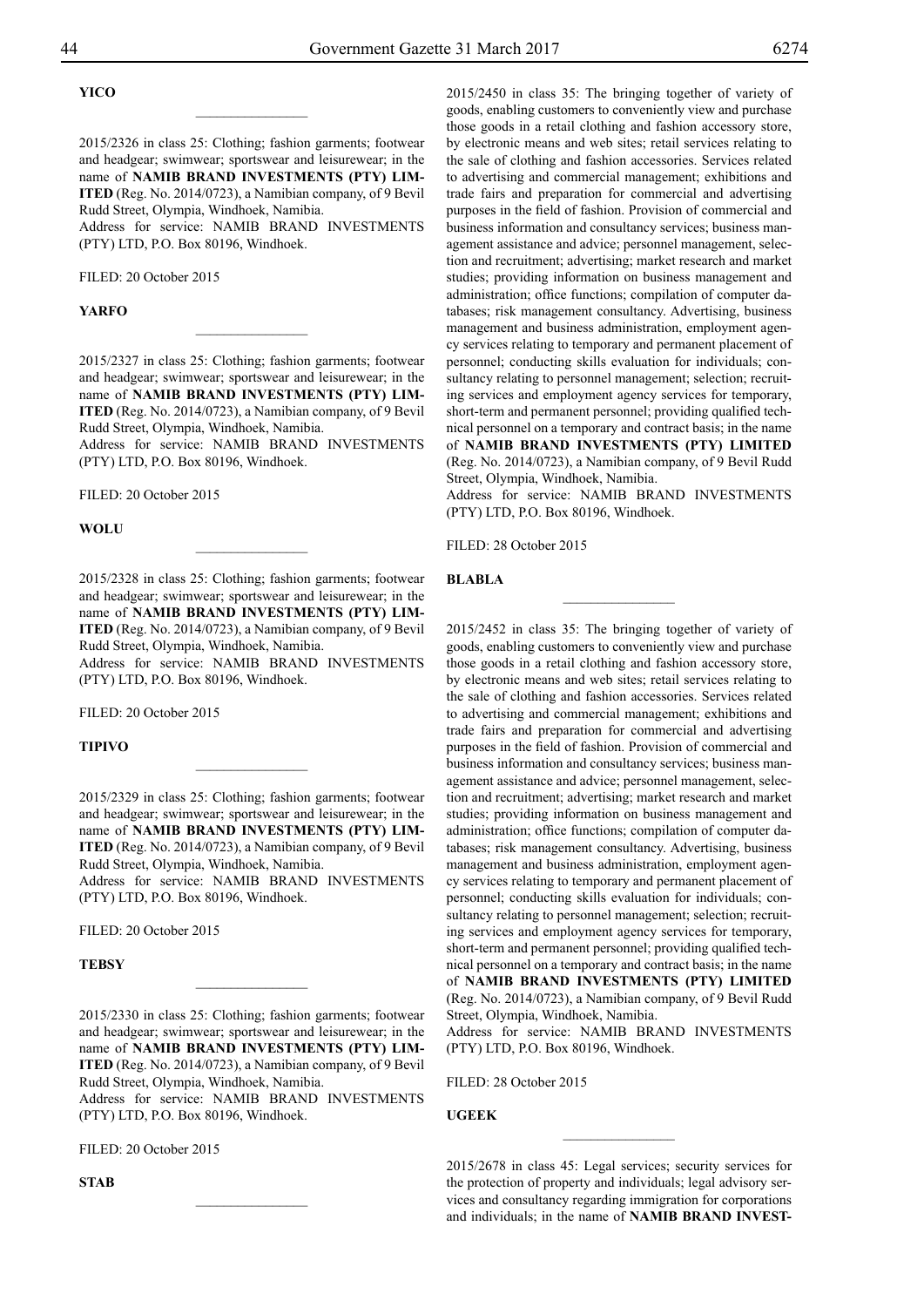**YICO**

---

2015/2326 in class 25: Clothing; fashion garments; footwear and headgear; swimwear; sportswear and leisurewear; in the name of **NAMIB BRAND INVESTMENTS (PTY) LIMITED** (Reg. No. 2014/0723), a Namibian company, of 9 Bevil Rudd Street, Olympia, Windhoek, Namibia.
Address for service: NAMIB BRAND INVESTMENTS (PTY) LTD, P.O. Box 80196, Windhoek.

FILED: 20 October 2015

**YARFO**

---

2015/2327 in class 25: Clothing; fashion garments; footwear and headgear; swimwear; sportswear and leisurewear; in the name of **NAMIB BRAND INVESTMENTS (PTY) LIMITED** (Reg. No. 2014/0723), a Namibian company, of 9 Bevil Rudd Street, Olympia, Windhoek, Namibia.
Address for service: NAMIB BRAND INVESTMENTS (PTY) LTD, P.O. Box 80196, Windhoek.

FILED: 20 October 2015

**WOLU**

---

2015/2328 in class 25: Clothing; fashion garments; footwear and headgear; swimwear; sportswear and leisurewear; in the name of **NAMIB BRAND INVESTMENTS (PTY) LIMITED** (Reg. No. 2014/0723), a Namibian company, of 9 Bevil Rudd Street, Olympia, Windhoek, Namibia.
Address for service: NAMIB BRAND INVESTMENTS (PTY) LTD, P.O. Box 80196, Windhoek.

FILED: 20 October 2015

**TIPIVO**

---

2015/2329 in class 25: Clothing; fashion garments; footwear and headgear; swimwear; sportswear and leisurewear; in the name of **NAMIB BRAND INVESTMENTS (PTY) LIMITED** (Reg. No. 2014/0723), a Namibian company, of 9 Bevil Rudd Street, Olympia, Windhoek, Namibia.
Address for service: NAMIB BRAND INVESTMENTS (PTY) LTD, P.O. Box 80196, Windhoek.

FILED: 20 October 2015

**TEBSY**

---

2015/2330 in class 25: Clothing; fashion garments; footwear and headgear; swimwear; sportswear and leisurewear; in the name of **NAMIB BRAND INVESTMENTS (PTY) LIMITED** (Reg. No. 2014/0723), a Namibian company, of 9 Bevil Rudd Street, Olympia, Windhoek, Namibia.
Address for service: NAMIB BRAND INVESTMENTS (PTY) LTD, P.O. Box 80196, Windhoek.

FILED: 20 October 2015

**STAB**

---

2015/2450 in class 35: The bringing together of variety of goods, enabling customers to conveniently view and purchase those goods in a retail clothing and fashion accessory store, by electronic means and web sites; retail services relating to the sale of clothing and fashion accessories. Services related to advertising and commercial management; exhibitions and trade fairs and preparation for commercial and advertising purposes in the field of fashion. Provision of commercial and business information and consultancy services; business management assistance and advice; personnel management, selection and recruitment; advertising; market research and market studies; providing information on business management and administration; office functions; compilation of computer databases; risk management consultancy. Advertising, business management and business administration, employment agency services relating to temporary and permanent placement of personnel; conducting skills evaluation for individuals; consultancy relating to personnel management; selection; recruiting services and employment agency services for temporary, short-term and permanent personnel; providing qualified technical personnel on a temporary and contract basis; in the name of **NAMIB BRAND INVESTMENTS (PTY) LIMITED** (Reg. No. 2014/0723), a Namibian company, of 9 Bevil Rudd Street, Olympia, Windhoek, Namibia.
Address for service: NAMIB BRAND INVESTMENTS (PTY) LTD, P.O. Box 80196, Windhoek.

FILED: 28 October 2015

**BLABLA**

---

2015/2452 in class 35: The bringing together of variety of goods, enabling customers to conveniently view and purchase those goods in a retail clothing and fashion accessory store, by electronic means and web sites; retail services relating to the sale of clothing and fashion accessories. Services related to advertising and commercial management; exhibitions and trade fairs and preparation for commercial and advertising purposes in the field of fashion. Provision of commercial and business information and consultancy services; business management assistance and advice; personnel management, selection and recruitment; advertising; market research and market studies; providing information on business management and administration; office functions; compilation of computer databases; risk management consultancy. Advertising, business management and business administration, employment agency services relating to temporary and permanent placement of personnel; conducting skills evaluation for individuals; consultancy relating to personnel management; selection; recruiting services and employment agency services for temporary, short-term and permanent personnel; providing qualified technical personnel on a temporary and contract basis; in the name of **NAMIB BRAND INVESTMENTS (PTY) LIMITED** (Reg. No. 2014/0723), a Namibian company, of 9 Bevil Rudd Street, Olympia, Windhoek, Namibia.
Address for service: NAMIB BRAND INVESTMENTS (PTY) LTD, P.O. Box 80196, Windhoek.

FILED: 28 October 2015

**UGEEK**

---

2015/2678 in class 45: Legal services; security services for the protection of property and individuals; legal advisory services and consultancy regarding immigration for corporations and individuals; in the name of **NAMIB BRAND INVEST-**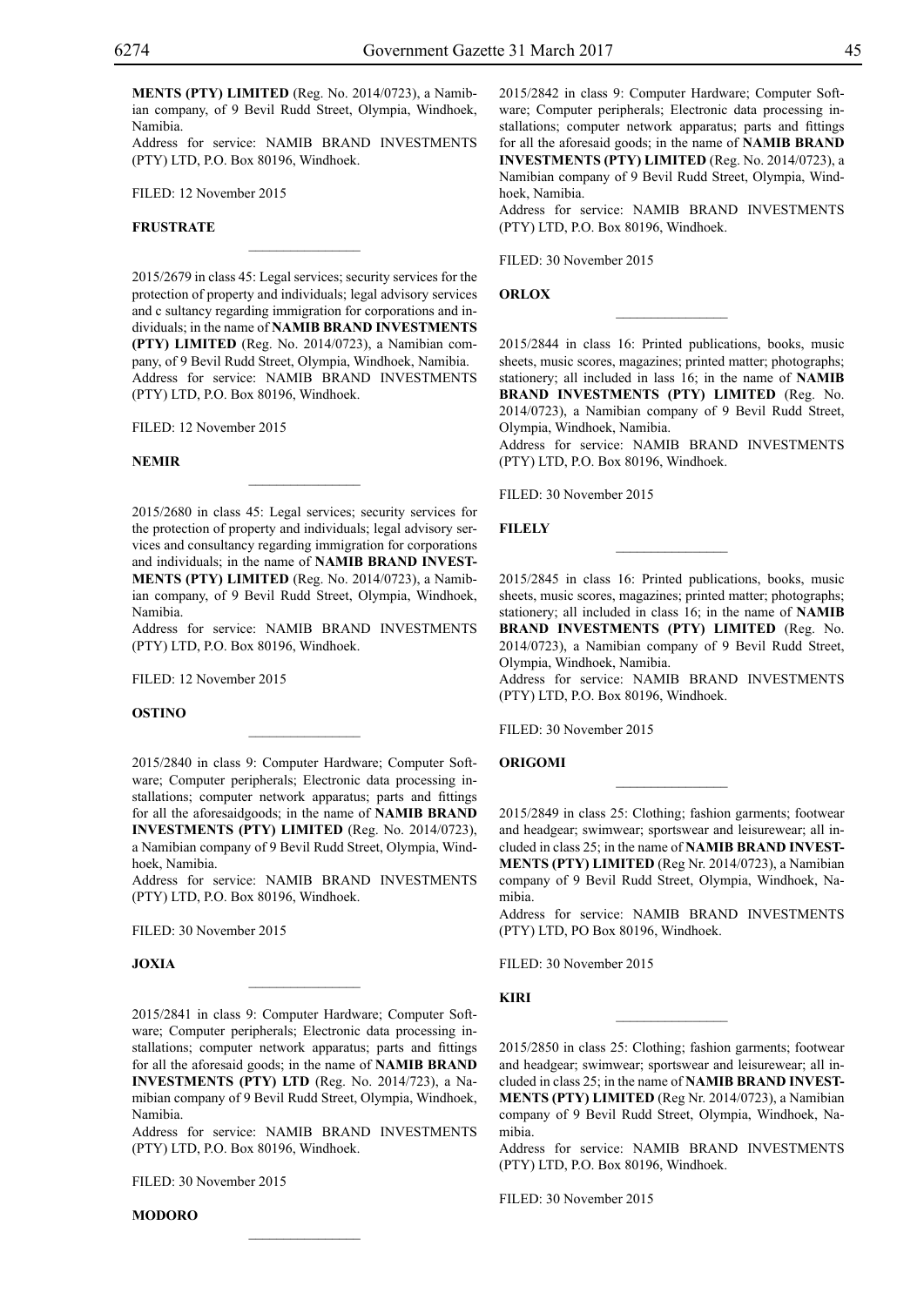**MENTS (PTY) LIMITED** (Reg. No. 2014/0723), a Namibian company, of 9 Bevil Rudd Street, Olympia, Windhoek, Namibia.
Address for service: NAMIB BRAND INVESTMENTS (PTY) LTD, P.O. Box 80196, Windhoek.

FILED: 12 November 2015

**FRUSTRATE**

________________

2015/2679 in class 45: Legal services; security services for the protection of property and individuals; legal advisory services and c sultancy regarding immigration for corporations and individuals; in the name of **NAMIB BRAND INVESTMENTS (PTY) LIMITED** (Reg. No. 2014/0723), a Namibian company, of 9 Bevil Rudd Street, Olympia, Windhoek, Namibia.
Address for service: NAMIB BRAND INVESTMENTS (PTY) LTD, P.O. Box 80196, Windhoek.

FILED: 12 November 2015

**NEMIR**

________________

2015/2680 in class 45: Legal services; security services for the protection of property and individuals; legal advisory services and consultancy regarding immigration for corporations and individuals; in the name of **NAMIB BRAND INVESTMENTS (PTY) LIMITED** (Reg. No. 2014/0723), a Namibian company, of 9 Bevil Rudd Street, Olympia, Windhoek, Namibia.
Address for service: NAMIB BRAND INVESTMENTS (PTY) LTD, P.O. Box 80196, Windhoek.

FILED: 12 November 2015

**OSTINO**

________________

2015/2840 in class 9: Computer Hardware; Computer Software; Computer peripherals; Electronic data processing installations; computer network apparatus; parts and fittings for all the aforesaidgoods; in the name of **NAMIB BRAND INVESTMENTS (PTY) LIMITED** (Reg. No. 2014/0723), a Namibian company of 9 Bevil Rudd Street, Olympia, Windhoek, Namibia.
Address for service: NAMIB BRAND INVESTMENTS (PTY) LTD, P.O. Box 80196, Windhoek.

FILED: 30 November 2015

**JOXIA**

________________

2015/2841 in class 9: Computer Hardware; Computer Software; Computer peripherals; Electronic data processing installations; computer network apparatus; parts and fittings for all the aforesaid goods; in the name of **NAMIB BRAND INVESTMENTS (PTY) LTD** (Reg. No. 2014/723), a Namibian company of 9 Bevil Rudd Street, Olympia, Windhoek, Namibia.
Address for service: NAMIB BRAND INVESTMENTS (PTY) LTD, P.O. Box 80196, Windhoek.

FILED: 30 November 2015

**MODORO**

________________

2015/2842 in class 9: Computer Hardware; Computer Software; Computer peripherals; Electronic data processing installations; computer network apparatus; parts and fittings for all the aforesaid goods; in the name of **NAMIB BRAND INVESTMENTS (PTY) LIMITED** (Reg. No. 2014/0723), a Namibian company of 9 Bevil Rudd Street, Olympia, Windhoek, Namibia.
Address for service: NAMIB BRAND INVESTMENTS (PTY) LTD, P.O. Box 80196, Windhoek.

FILED: 30 November 2015

**ORLOX**

________________

2015/2844 in class 16: Printed publications, books, music sheets, music scores, magazines; printed matter; photographs; stationery; all included in lass 16; in the name of **NAMIB BRAND INVESTMENTS (PTY) LIMITED** (Reg. No. 2014/0723), a Namibian company of 9 Bevil Rudd Street, Olympia, Windhoek, Namibia.
Address for service: NAMIB BRAND INVESTMENTS (PTY) LTD, P.O. Box 80196, Windhoek.

FILED: 30 November 2015

**FILELY**

________________

2015/2845 in class 16: Printed publications, books, music sheets, music scores, magazines; printed matter; photographs; stationery; all included in class 16; in the name of **NAMIB BRAND INVESTMENTS (PTY) LIMITED** (Reg. No. 2014/0723), a Namibian company of 9 Bevil Rudd Street, Olympia, Windhoek, Namibia.
Address for service: NAMIB BRAND INVESTMENTS (PTY) LTD, P.O. Box 80196, Windhoek.

FILED: 30 November 2015

**ORIGOMI**

________________

2015/2849 in class 25: Clothing; fashion garments; footwear and headgear; swimwear; sportswear and leisurewear; all included in class 25; in the name of **NAMIB BRAND INVESTMENTS (PTY) LIMITED** (Reg Nr. 2014/0723), a Namibian company of 9 Bevil Rudd Street, Olympia, Windhoek, Namibia.
Address for service: NAMIB BRAND INVESTMENTS (PTY) LTD, PO Box 80196, Windhoek.

FILED: 30 November 2015

**KIRI**

________________

2015/2850 in class 25: Clothing; fashion garments; footwear and headgear; swimwear; sportswear and leisurewear; all included in class 25; in the name of **NAMIB BRAND INVESTMENTS (PTY) LIMITED** (Reg Nr. 2014/0723), a Namibian company of 9 Bevil Rudd Street, Olympia, Windhoek, Namibia.
Address for service: NAMIB BRAND INVESTMENTS (PTY) LTD, P.O. Box 80196, Windhoek.

FILED: 30 November 2015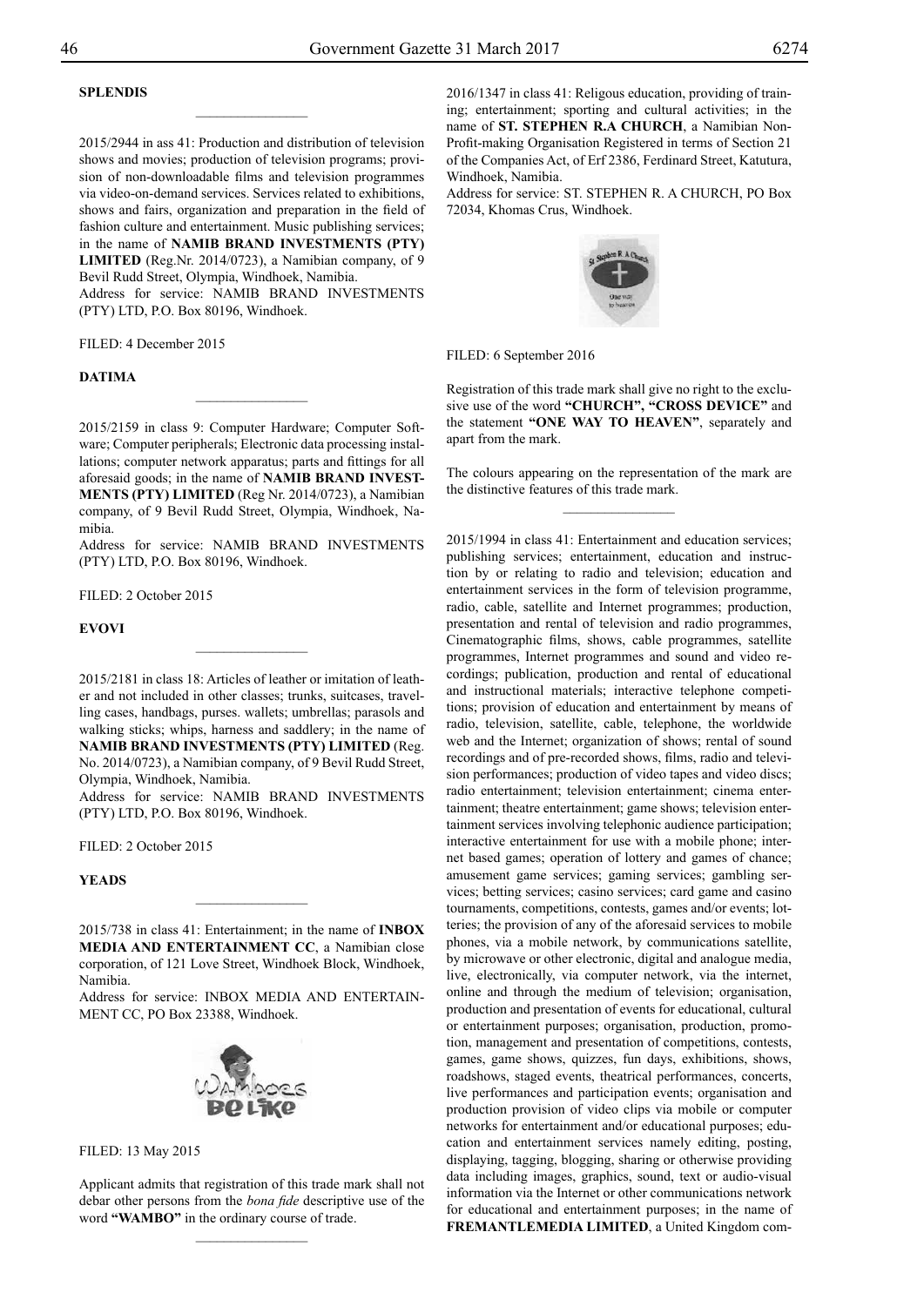**SPLENDIS**

---

2015/2944 in ass 41: Production and distribution of television shows and movies; production of television programs; provision of non-downloadable films and television programmes via video-on-demand services. Services related to exhibitions, shows and fairs, organization and preparation in the field of fashion culture and entertainment. Music publishing services; in the name of **NAMIB BRAND INVESTMENTS (PTY) LIMITED** (Reg.Nr. 2014/0723), a Namibian company, of 9 Bevil Rudd Street, Olympia, Windhoek, Namibia.
Address for service: NAMIB BRAND INVESTMENTS (PTY) LTD, P.O. Box 80196, Windhoek.

FILED: 4 December 2015

**DATIMA**

---

2015/2159 in class 9: Computer Hardware; Computer Software; Computer peripherals; Electronic data processing installations; computer network apparatus; parts and fittings for all aforesaid goods; in the name of **NAMIB BRAND INVESTMENTS (PTY) LIMITED** (Reg Nr. 2014/0723), a Namibian company, of 9 Bevil Rudd Street, Olympia, Windhoek, Namibia.
Address for service: NAMIB BRAND INVESTMENTS (PTY) LTD, P.O. Box 80196, Windhoek.

FILED: 2 October 2015

**EVOVI**

---

2015/2181 in class 18: Articles of leather or imitation of leather and not included in other classes; trunks, suitcases, travelling cases, handbags, purses. wallets; umbrellas; parasols and walking sticks; whips, harness and saddlery; in the name of **NAMIB BRAND INVESTMENTS (PTY) LIMITED** (Reg. No. 2014/0723), a Namibian company, of 9 Bevil Rudd Street, Olympia, Windhoek, Namibia.
Address for service: NAMIB BRAND INVESTMENTS (PTY) LTD, P.O. Box 80196, Windhoek.

FILED: 2 October 2015

**YEADS**

---

2015/738 in class 41: Entertainment; in the name of **INBOX MEDIA AND ENTERTAINMENT CC**, a Namibian close corporation, of 121 Love Street, Windhoek Block, Windhoek, Namibia.
Address for service: INBOX MEDIA AND ENTERTAINMENT CC, PO Box 23388, Windhoek.

FILED: 13 May 2015

Applicant admits that registration of this trade mark shall not debar other persons from the *bona fide* descriptive use of the word **"WAMBO"** in the ordinary course of trade.

---

2016/1347 in class 41: Religous education, providing of training; entertainment; sporting and cultural activities; in the name of **ST. STEPHEN R.A CHURCH**, a Namibian Non-Profit-making Organisation Registered in terms of Section 21 of the Companies Act, of Erf 2386, Ferdinard Street, Katutura, Windhoek, Namibia.
Address for service: ST. STEPHEN R. A CHURCH, PO Box 72034, Khomas Crus, Windhoek.

FILED: 6 September 2016

Registration of this trade mark shall give no right to the exclusive use of the word **"CHURCH", "CROSS DEVICE"** and the statement **"ONE WAY TO HEAVEN"**, separately and apart from the mark.

The colours appearing on the representation of the mark are the distinctive features of this trade mark.

---

2015/1994 in class 41: Entertainment and education services; publishing services; entertainment, education and instruction by or relating to radio and television; education and entertainment services in the form of television programme, radio, cable, satellite and Internet programmes; production, presentation and rental of television and radio programmes, Cinematographic films, shows, cable programmes, satellite programmes, Internet programmes and sound and video recordings; publication, production and rental of educational and instructional materials; interactive telephone competitions; provision of education and entertainment by means of radio, television, satellite, cable, telephone, the worldwide web and the Internet; organization of shows; rental of sound recordings and of pre-recorded shows, films, radio and television performances; production of video tapes and video discs; radio entertainment; television entertainment; cinema entertainment; theatre entertainment; game shows; television entertainment services involving telephonic audience participation; interactive entertainment for use with a mobile phone; internet based games; operation of lottery and games of chance; amusement game services; gaming services; gambling services; betting services; casino services; card game and casino tournaments, competitions, contests, games and/or events; lotteries; the provision of any of the aforesaid services to mobile phones, via a mobile network, by communications satellite, by microwave or other electronic, digital and analogue media, live, electronically, via computer network, via the internet, online and through the medium of television; organisation, production and presentation of events for educational, cultural or entertainment purposes; organisation, production, promotion, management and presentation of competitions, contests, games, game shows, quizzes, fun days, exhibitions, shows, roadshows, staged events, theatrical performances, concerts, live performances and participation events; organisation and production provision of video clips via mobile or computer networks for entertainment and/or educational purposes; education and entertainment services namely editing, posting, displaying, tagging, blogging, sharing or otherwise providing data including images, graphics, sound, text or audio-visual information via the Internet or other communications network for educational and entertainment purposes; in the name of **FREMANTLEMEDIA LIMITED**, a United Kingdom com-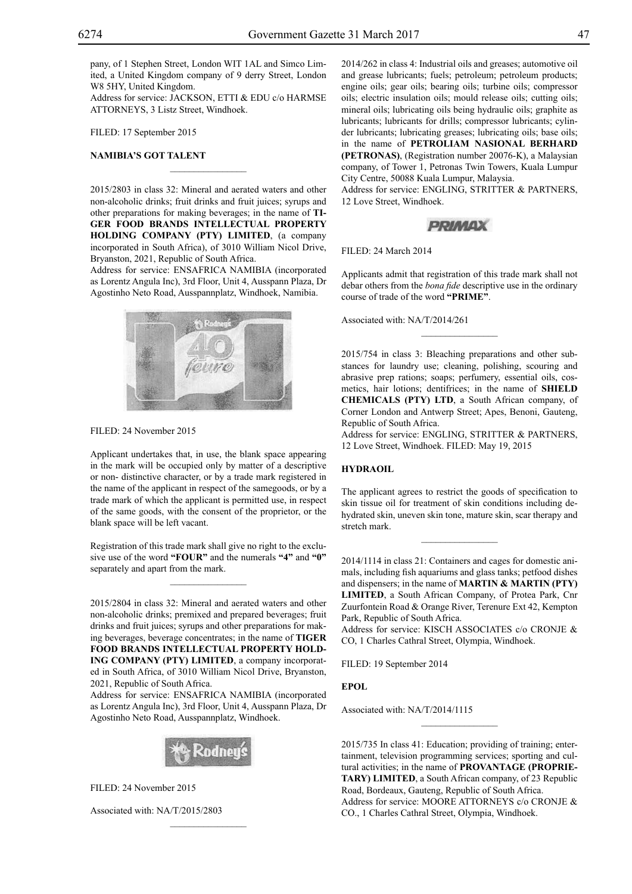pany, of 1 Stephen Street, London WIT 1AL and Simco Limited, a United Kingdom company of 9 derry Street, London W8 5HY, United Kingdom.
Address for service: JACKSON, ETTI & EDU c/o HARMSE ATTORNEYS, 3 Listz Street, Windhoek.

FILED: 17 September 2015

**NAMIBIA'S GOT TALENT**

---

2015/2803 in class 32: Mineral and aerated waters and other non-alcoholic drinks; fruit drinks and fruit juices; syrups and other preparations for making beverages; in the name of **TIGER FOOD BRANDS INTELLECTUAL PROPERTY HOLDING COMPANY (PTY) LIMITED**, (a company incorporated in South Africa), of 3010 William Nicol Drive, Bryanston, 2021, Republic of South Africa.
Address for service: ENSAFRICA NAMIBIA (incorporated as Lorentz Angula Inc), 3rd Floor, Unit 4, Ausspann Plaza, Dr Agostinho Neto Road, Ausspannplatz, Windhoek, Namibia.

FILED: 24 November 2015

Applicant undertakes that, in use, the blank space appearing in the mark will be occupied only by matter of a descriptive or non- distinctive character, or by a trade mark registered in the name of the applicant in respect of the samegoods, or by a trade mark of which the applicant is permitted use, in respect of the same goods, with the consent of the proprietor, or the blank space will be left vacant.

Registration of this trade mark shall give no right to the exclusive use of the word **"FOUR"** and the numerals **"4"** and **"0"** separately and apart from the mark.

---

2015/2804 in class 32: Mineral and aerated waters and other non-alcoholic drinks; premixed and prepared beverages; fruit drinks and fruit juices; syrups and other preparations for making beverages, beverage concentrates; in the name of **TIGER FOOD BRANDS INTELLECTUAL PROPERTY HOLDING COMPANY (PTY) LIMITED**, a company incorporated in South Africa, of 3010 William Nicol Drive, Bryanston, 2021, Republic of South Africa.
Address for service: ENSAFRICA NAMIBIA (incorporated as Lorentz Angula Inc), 3rd Floor, Unit 4, Ausspann Plaza, Dr Agostinho Neto Road, Ausspannplatz, Windhoek.

FILED: 24 November 2015

Associated with: NA/T/2015/2803

---

2014/262 in class 4: Industrial oils and greases; automotive oil and grease lubricants; fuels; petroleum; petroleum products; engine oils; gear oils; bearing oils; turbine oils; compressor oils; electric insulation oils; mould release oils; cutting oils; mineral oils; lubricating oils being hydraulic oils; graphite as lubricants; lubricants for drills; compressor lubricants; cylinder lubricants; lubricating greases; lubricating oils; base oils; in the name of **PETROLIAM NASIONAL BERHARD (PETRONAS)**, (Registration number 20076-K), a Malaysian company, of Tower 1, Petronas Twin Towers, Kuala Lumpur City Centre, 50088 Kuala Lumpur, Malaysia.
Address for service: ENGLING, STRITTER & PARTNERS, 12 Love Street, Windhoek.

FILED: 24 March 2014

Applicants admit that registration of this trade mark shall not debar others from the *bona fide* descriptive use in the ordinary course of trade of the word **"PRIME"**.

Associated with: NA/T/2014/261

---

2015/754 in class 3: Bleaching preparations and other substances for laundry use; cleaning, polishing, scouring and abrasive prep rations; soaps; perfumery, essential oils, cosmetics, hair lotions; dentifrices; in the name of **SHIELD CHEMICALS (PTY) LTD**, a South African company, of Corner London and Antwerp Street; Apes, Benoni, Gauteng, Republic of South Africa.
Address for service: ENGLING, STRITTER & PARTNERS, 12 Love Street, Windhoek. FILED: May 19, 2015

**HYDRAOIL**

The applicant agrees to restrict the goods of specification to skin tissue oil for treatment of skin conditions including dehydrated skin, uneven skin tone, mature skin, scar therapy and stretch mark.

---

2014/1114 in class 21: Containers and cages for domestic animals, including fish aquariums and glass tanks; petfood dishes and dispensers; in the name of **MARTIN & MARTIN (PTY) LIMITED**, a South African Company, of Protea Park, Cnr Zuurfontein Road & Orange River, Terenure Ext 42, Kempton Park, Republic of South Africa.
Address for service: KISCH ASSOCIATES c/o CRONJE & CO, 1 Charles Cathral Street, Olympia, Windhoek.

FILED: 19 September 2014

**EPOL**

Associated with: NA/T/2014/1115

---

2015/735 In class 41: Education; providing of training; entertainment, television programming services; sporting and cultural activities; in the name of **PROVANTAGE (PROPRIETARY) LIMITED**, a South African company, of 23 Republic Road, Bordeaux, Gauteng, Republic of South Africa.
Address for service: MOORE ATTORNEYS c/o CRONJE & CO., 1 Charles Cathral Street, Olympia, Windhoek.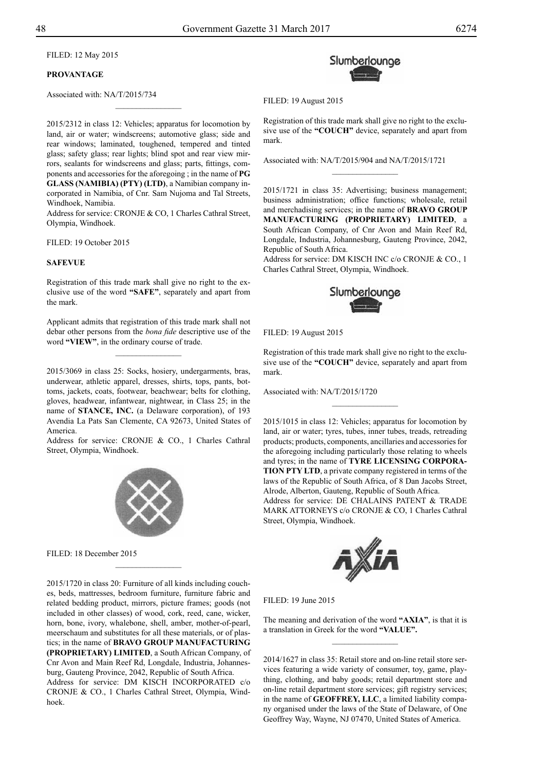FILED: 12 May 2015

**PROVANTAGE**

Associated with: NA/T/2015/734

---

2015/2312 in class 12: Vehicles; apparatus for locomotion by land, air or water; windscreens; automotive glass; side and rear windows; laminated, toughened, tempered and tinted glass; safety glass; rear lights; blind spot and rear view mirrors, sealants for windscreens and glass; parts, fittings, components and accessories for the aforegoing ; in the name of **PG GLASS (NAMIBIA) (PTY) (LTD)**, a Namibian company incorporated in Namibia, of Cnr. Sam Nujoma and Tal Streets, Windhoek, Namibia.
Address for service: CRONJE & CO, 1 Charles Cathral Street, Olympia, Windhoek.

FILED: 19 October 2015

**SAFEVUE**

Registration of this trade mark shall give no right to the exclusive use of the word **"SAFE"**, separately and apart from the mark.

Applicant admits that registration of this trade mark shall not debar other persons from the *bona fide* descriptive use of the word **"VIEW"**, in the ordinary course of trade.

---

2015/3069 in class 25: Socks, hosiery, undergarments, bras, underwear, athletic apparel, dresses, shirts, tops, pants, bottoms, jackets, coats, footwear, beachwear; belts for clothing, gloves, headwear, infantwear, nightwear, in Class 25; in the name of **STANCE, INC.** (a Delaware corporation), of 193 Avendia La Pats San Clemente, CA 92673, United States of America.
Address for service: CRONJE & CO., 1 Charles Cathral Street, Olympia, Windhoek.

FILED: 18 December 2015

---

2015/1720 in class 20: Furniture of all kinds including couches, beds, mattresses, bedroom furniture, furniture fabric and related bedding product, mirrors, picture frames; goods (not included in other classes) of wood, cork, reed, cane, wicker, horn, bone, ivory, whalebone, shell, amber, mother-of-pearl, meerschaum and substitutes for all these materials, or of plastics; in the name of **BRAVO GROUP MANUFACTURING (PROPRIETARY) LIMITED**, a South African Company, of Cnr Avon and Main Reef Rd, Longdale, Industria, Johannesburg, Gauteng Province, 2042, Republic of South Africa.
Address for service: DM KISCH INCORPORATED c/o CRONJE & CO., 1 Charles Cathral Street, Olympia, Windhoek.

Slumberlounge

FILED: 19 August 2015

Registration of this trade mark shall give no right to the exclusive use of the **"COUCH"** device, separately and apart from mark.

Associated with: NA/T/2015/904 and NA/T/2015/1721

---

2015/1721 in class 35: Advertising; business management; business administration; office functions; wholesale, retail and merchadising services; in the name of **BRAVO GROUP MANUFACTURING (PROPRIETARY) LIMITED**, a South African Company, of Cnr Avon and Main Reef Rd, Longdale, Industria, Johannesburg, Gauteng Province, 2042, Republic of South Africa.
Address for service: DM KISCH INC c/o CRONJE & CO., 1 Charles Cathral Street, Olympia, Windhoek.

Slumberlounge

FILED: 19 August 2015

Registration of this trade mark shall give no right to the exclusive use of the **"COUCH"** device, separately and apart from mark.

Associated with: NA/T/2015/1720

---

2015/1015 in class 12: Vehicles; apparatus for locomotion by land, air or water; tyres, tubes, inner tubes, treads, retreading products; products, components, ancillaries and accessories for the aforegoing including particularly those relating to wheels and tyres; in the name of **TYRE LICENSING CORPORATION PTY LTD**, a private company registered in terms of the laws of the Republic of South Africa, of 8 Dan Jacobs Street, Alrode, Alberton, Gauteng, Republic of South Africa.
Address for service: DE CHALAINS PATENT & TRADE MARK ATTORNEYS c/o CRONJE & CO, 1 Charles Cathral Street, Olympia, Windhoek.

FILED: 19 June 2015

The meaning and derivation of the word **"AXIA"**, is that it is a translation in Greek for the word **"VALUE".**

---

2014/1627 in class 35: Retail store and on-line retail store services featuring a wide variety of consumer, toy, game, plaything, clothing, and baby goods; retail department store and on-line retail department store services; gift registry services; in the name of **GEOFFREY, LLC**, a limited liability company organised under the laws of the State of Delaware, of One Geoffrey Way, Wayne, NJ 07470, United States of America.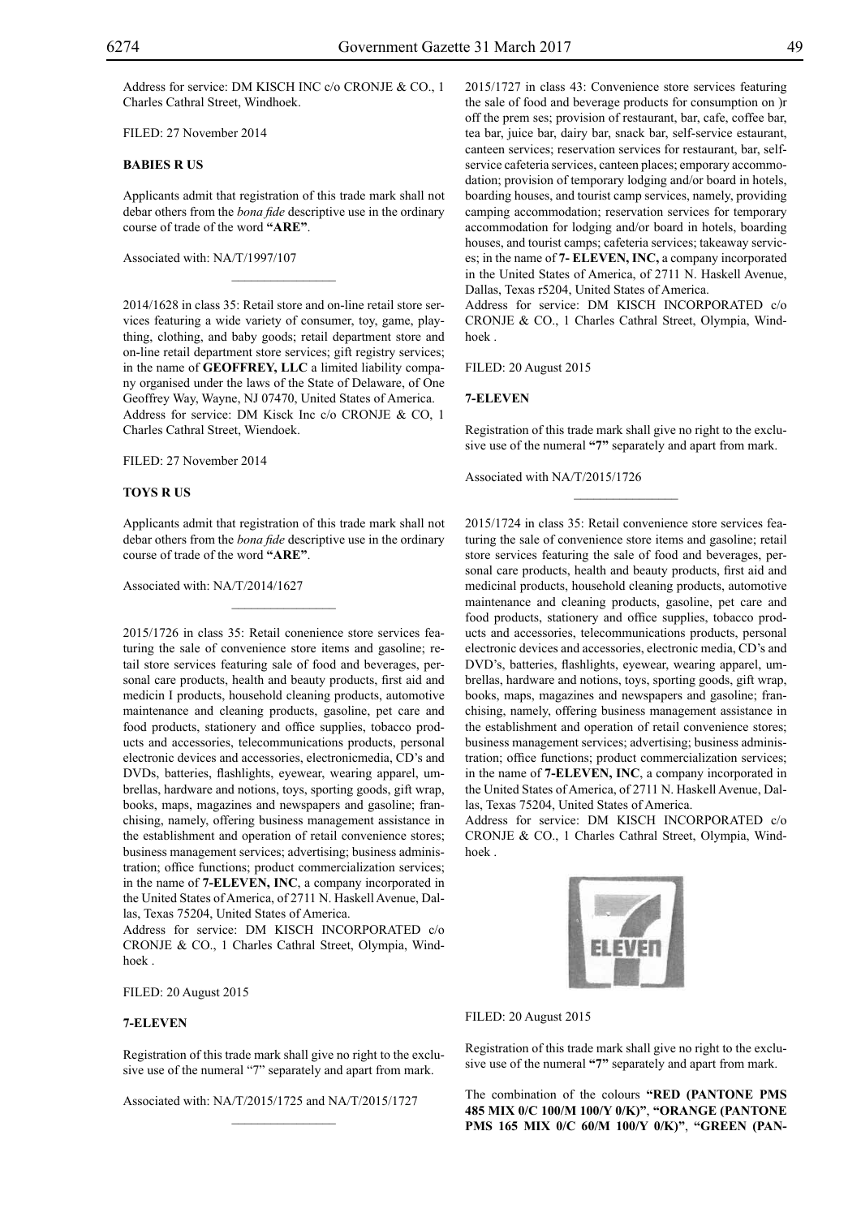Address for service: DM KISCH INC c/o CRONJE & CO., 1 Charles Cathral Street, Windhoek.

FILED: 27 November 2014

**BABIES R US**

Applicants admit that registration of this trade mark shall not debar others from the *bona fide* descriptive use in the ordinary course of trade of the word **"ARE"**.

Associated with: NA/T/1997/107

---

2014/1628 in class 35: Retail store and on-line retail store services featuring a wide variety of consumer, toy, game, plaything, clothing, and baby goods; retail department store and on-line retail department store services; gift registry services; in the name of **GEOFFREY, LLC** a limited liability company organised under the laws of the State of Delaware, of One Geoffrey Way, Wayne, NJ 07470, United States of America. Address for service: DM Kisck Inc c/o CRONJE & CO, 1 Charles Cathral Street, Wiendoek.

FILED: 27 November 2014

**TOYS R US**

Applicants admit that registration of this trade mark shall not debar others from the *bona fide* descriptive use in the ordinary course of trade of the word **"ARE"**.

Associated with: NA/T/2014/1627

---

2015/1726 in class 35: Retail conenience store services featuring the sale of convenience store items and gasoline; retail store services featuring sale of food and beverages, personal care products, health and beauty products, first aid and medicin I products, household cleaning products, automotive maintenance and cleaning products, gasoline, pet care and food products, stationery and office supplies, tobacco products and accessories, telecommunications products, personal electronic devices and accessories, electronicmedia, CD's and DVDs, batteries, flashlights, eyewear, wearing apparel, umbrellas, hardware and notions, toys, sporting goods, gift wrap, books, maps, magazines and newspapers and gasoline; franchising, namely, offering business management assistance in the establishment and operation of retail convenience stores; business management services; advertising; business administration; office functions; product commercialization services; in the name of **7-ELEVEN, INC**, a company incorporated in the United States of America, of 2711 N. Haskell Avenue, Dallas, Texas 75204, United States of America.

Address for service: DM KISCH INCORPORATED c/o CRONJE & CO., 1 Charles Cathral Street, Olympia, Windhoek .

FILED: 20 August 2015

**7-ELEVEN**

Registration of this trade mark shall give no right to the exclusive use of the numeral "7" separately and apart from mark.

Associated with: NA/T/2015/1725 and NA/T/2015/1727

---

2015/1727 in class 43: Convenience store services featuring the sale of food and beverage products for consumption on )r off the prem ses; provision of restaurant, bar, cafe, coffee bar, tea bar, juice bar, dairy bar, snack bar, self-service estaurant, canteen services; reservation services for restaurant, bar, self-service cafeteria services, canteen places; emporary accommodation; provision of temporary lodging and/or board in hotels, boarding houses, and tourist camp services, namely, providing camping accommodation; reservation services for temporary accommodation for lodging and/or board in hotels, boarding houses, and tourist camps; cafeteria services; takeaway services; in the name of **7- ELEVEN, INC,** a company incorporated in the United States of America, of 2711 N. Haskell Avenue, Dallas, Texas r5204, United States of America.

Address for service: DM KISCH INCORPORATED c/o CRONJE & CO., 1 Charles Cathral Street, Olympia, Windhoek .

FILED: 20 August 2015

**7-ELEVEN**

Registration of this trade mark shall give no right to the exclusive use of the numeral **"7"** separately and apart from mark.

Associated with NA/T/2015/1726

---

2015/1724 in class 35: Retail convenience store services featuring the sale of convenience store items and gasoline; retail store services featuring the sale of food and beverages, personal care products, health and beauty products, first aid and medicinal products, household cleaning products, automotive maintenance and cleaning products, gasoline, pet care and food products, stationery and office supplies, tobacco products and accessories, telecommunications products, personal electronic devices and accessories, electronic media, CD's and DVD's, batteries, flashlights, eyewear, wearing apparel, umbrellas, hardware and notions, toys, sporting goods, gift wrap, books, maps, magazines and newspapers and gasoline; franchising, namely, offering business management assistance in the establishment and operation of retail convenience stores; business management services; advertising; business administration; office functions; product commercialization services; in the name of **7-ELEVEN, INC**, a company incorporated in the United States of America, of 2711 N. Haskell Avenue, Dallas, Texas 75204, United States of America.

Address for service: DM KISCH INCORPORATED c/o CRONJE & CO., 1 Charles Cathral Street, Olympia, Windhoek .

FILED: 20 August 2015

Registration of this trade mark shall give no right to the exclusive use of the numeral **"7"** separately and apart from mark.

The combination of the colours **"RED (PANTONE PMS 485 MIX 0/C 100/M 100/Y 0/K)"**, **"ORANGE (PANTONE PMS 165 MIX 0/C 60/M 100/Y 0/K)"**, **"GREEN (PAN-**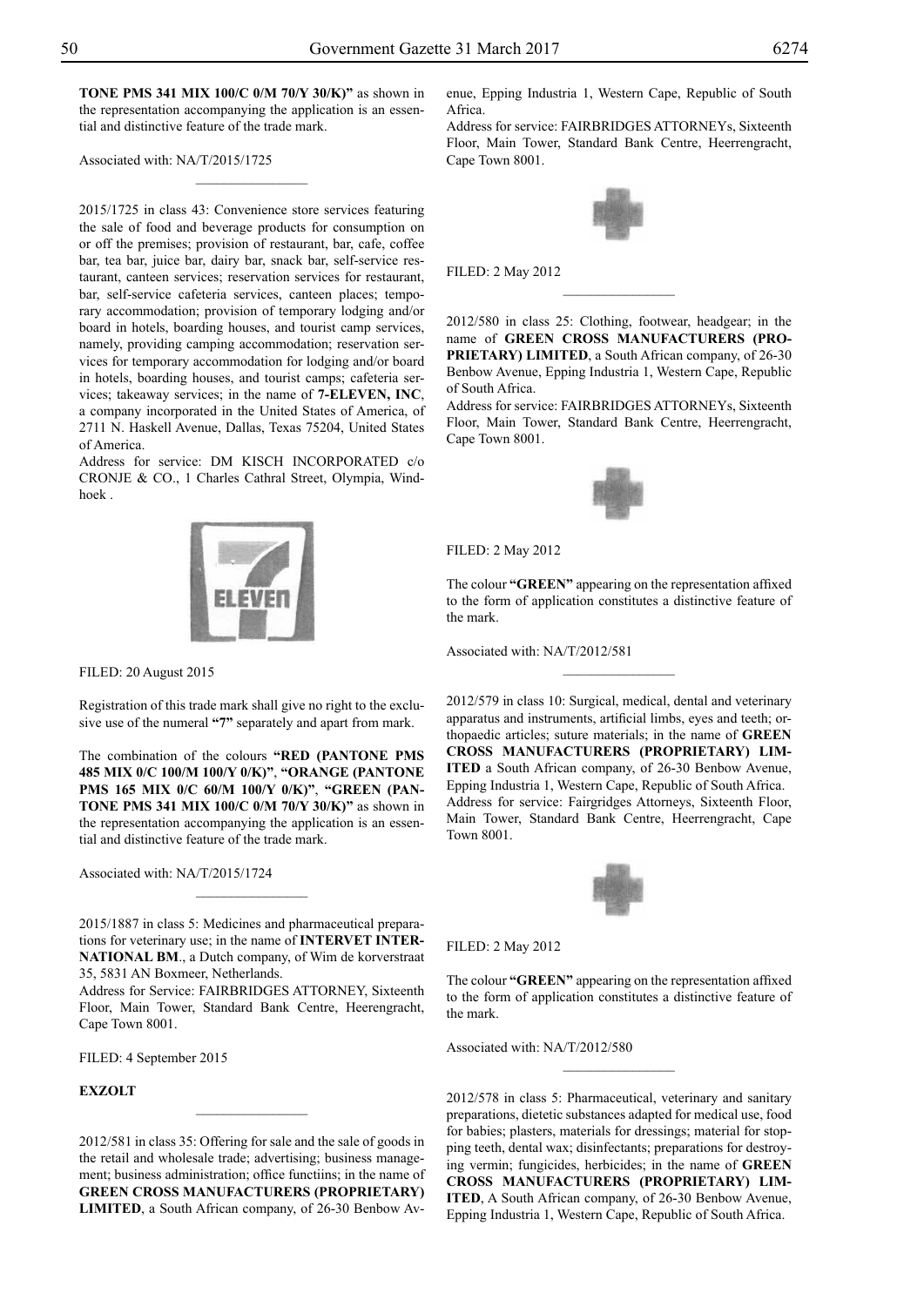**TONE PMS 341 MIX 100/C 0/M 70/Y 30/K)"** as shown in the representation accompanying the application is an essential and distinctive feature of the trade mark.

Associated with: NA/T/2015/1725

---

2015/1725 in class 43: Convenience store services featuring the sale of food and beverage products for consumption on or off the premises; provision of restaurant, bar, cafe, coffee bar, tea bar, juice bar, dairy bar, snack bar, self-service restaurant, canteen services; reservation services for restaurant, bar, self-service cafeteria services, canteen places; temporary accommodation; provision of temporary lodging and/or board in hotels, boarding houses, and tourist camp services, namely, providing camping accommodation; reservation services for temporary accommodation for lodging and/or board in hotels, boarding houses, and tourist camps; cafeteria services; takeaway services; in the name of **7-ELEVEN, INC**, a company incorporated in the United States of America, of 2711 N. Haskell Avenue, Dallas, Texas 75204, United States of America.

Address for service: DM KISCH INCORPORATED c/o CRONJE & CO., 1 Charles Cathral Street, Olympia, Windhoek .

FILED: 20 August 2015

Registration of this trade mark shall give no right to the exclusive use of the numeral **"7"** separately and apart from mark.

The combination of the colours **"RED (PANTONE PMS 485 MIX 0/C 100/M 100/Y 0/K)"**, **"ORANGE (PANTONE PMS 165 MIX 0/C 60/M 100/Y 0/K)"**, **"GREEN (PANTONE PMS 341 MIX 100/C 0/M 70/Y 30/K)"** as shown in the representation accompanying the application is an essential and distinctive feature of the trade mark.

Associated with: NA/T/2015/1724

---

2015/1887 in class 5: Medicines and pharmaceutical preparations for veterinary use; in the name of **INTERVET INTERNATIONAL BM**., a Dutch company, of Wim de korverstraat 35, 5831 AN Boxmeer, Netherlands.

Address for Service: FAIRBRIDGES ATTORNEY, Sixteenth Floor, Main Tower, Standard Bank Centre, Heerengracht, Cape Town 8001.

FILED: 4 September 2015

**EXZOLT**

---

2012/581 in class 35: Offering for sale and the sale of goods in the retail and wholesale trade; advertising; business management; business administration; office functiins; in the name of **GREEN CROSS MANUFACTURERS (PROPRIETARY) LIMITED**, a South African company, of 26-30 Benbow Avenue, Epping Industria 1, Western Cape, Republic of South Africa.

Address for service: FAIRBRIDGES ATTORNEYs, Sixteenth Floor, Main Tower, Standard Bank Centre, Heerrengracht, Cape Town 8001.

FILED: 2 May 2012

---

2012/580 in class 25: Clothing, footwear, headgear; in the name of **GREEN CROSS MANUFACTURERS (PROPRIETARY) LIMITED**, a South African company, of 26-30 Benbow Avenue, Epping Industria 1, Western Cape, Republic of South Africa.

Address for service: FAIRBRIDGES ATTORNEYs, Sixteenth Floor, Main Tower, Standard Bank Centre, Heerrengracht, Cape Town 8001.

FILED: 2 May 2012

The colour **"GREEN"** appearing on the representation affixed to the form of application constitutes a distinctive feature of the mark.

Associated with: NA/T/2012/581

---

2012/579 in class 10: Surgical, medical, dental and veterinary apparatus and instruments, artificial limbs, eyes and teeth; orthopaedic articles; suture materials; in the name of **GREEN CROSS MANUFACTURERS (PROPRIETARY) LIMITED** a South African company, of 26-30 Benbow Avenue, Epping Industria 1, Western Cape, Republic of South Africa.

Address for service: Fairgridges Attorneys, Sixteenth Floor, Main Tower, Standard Bank Centre, Heerrengracht, Cape Town 8001.

FILED: 2 May 2012

The colour **"GREEN"** appearing on the representation affixed to the form of application constitutes a distinctive feature of the mark.

Associated with: NA/T/2012/580

---

2012/578 in class 5: Pharmaceutical, veterinary and sanitary preparations, dietetic substances adapted for medical use, food for babies; plasters, materials for dressings; material for stopping teeth, dental wax; disinfectants; preparations for destroying vermin; fungicides, herbicides; in the name of **GREEN CROSS MANUFACTURERS (PROPRIETARY) LIMITED**, A South African company, of 26-30 Benbow Avenue, Epping Industria 1, Western Cape, Republic of South Africa.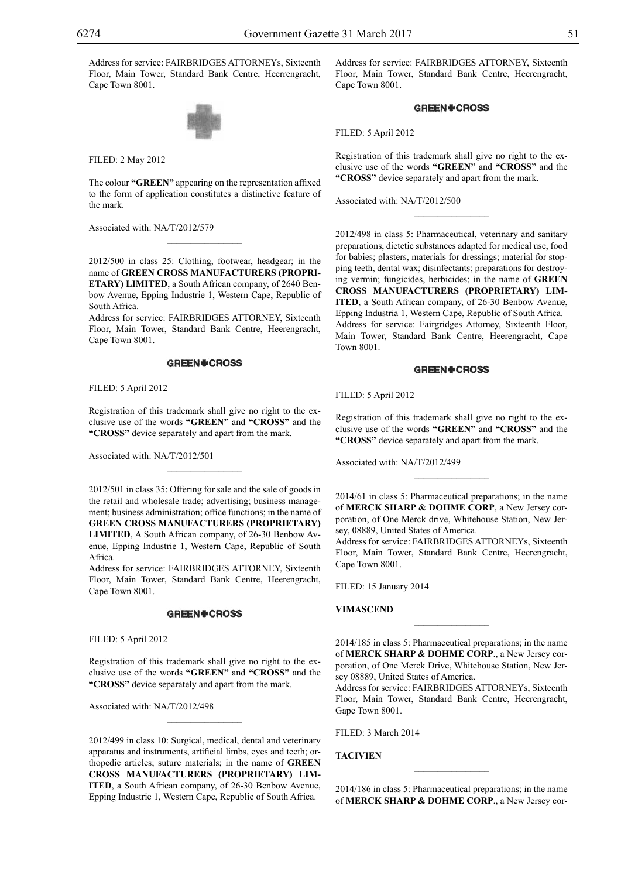Address for service: FAIRBRIDGES ATTORNEYs, Sixteenth Floor, Main Tower, Standard Bank Centre, Heerrengracht, Cape Town 8001.

FILED: 2 May 2012

The colour **"GREEN"** appearing on the representation affixed to the form of application constitutes a distinctive feature of the mark.

Associated with: NA/T/2012/579

---

2012/500 in class 25: Clothing, footwear, headgear; in the name of **GREEN CROSS MANUFACTURERS (PROPRIETARY) LIMITED**, a South African company, of 2640 Benbow Avenue, Epping Industrie 1, Western Cape, Republic of South Africa.
Address for service: FAIRBRIDGES ATTORNEY, Sixteenth Floor, Main Tower, Standard Bank Centre, Heerengracht, Cape Town 8001.

**GREEN✚CROSS**

FILED: 5 April 2012

Registration of this trademark shall give no right to the exclusive use of the words **"GREEN"** and **"CROSS"** and the **"CROSS"** device separately and apart from the mark.

Associated with: NA/T/2012/501

---

2012/501 in class 35: Offering for sale and the sale of goods in the retail and wholesale trade; advertising; business management; business administration; office functions; in the name of **GREEN CROSS MANUFACTURERS (PROPRIETARY) LIMITED**, A South African company, of 26-30 Benbow Avenue, Epping Industrie 1, Western Cape, Republic of South Africa.
Address for service: FAIRBRIDGES ATTORNEY, Sixteenth Floor, Main Tower, Standard Bank Centre, Heerengracht, Cape Town 8001.

**GREEN✚CROSS**

FILED: 5 April 2012

Registration of this trademark shall give no right to the exclusive use of the words **"GREEN"** and **"CROSS"** and the **"CROSS"** device separately and apart from the mark.

Associated with: NA/T/2012/498

---

2012/499 in class 10: Surgical, medical, dental and veterinary apparatus and instruments, artificial limbs, eyes and teeth; orthopedic articles; suture materials; in the name of **GREEN CROSS MANUFACTURERS (PROPRIETARY) LIMITED**, a South African company, of 26-30 Benbow Avenue, Epping Industrie 1, Western Cape, Republic of South Africa.
Address for service: FAIRBRIDGES ATTORNEY, Sixteenth Floor, Main Tower, Standard Bank Centre, Heerengracht, Cape Town 8001.

**GREEN✚CROSS**

FILED: 5 April 2012

Registration of this trademark shall give no right to the exclusive use of the words **"GREEN"** and **"CROSS"** and the **"CROSS"** device separately and apart from the mark.

Associated with: NA/T/2012/500

---

2012/498 in class 5: Pharmaceutical, veterinary and sanitary preparations, dietetic substances adapted for medical use, food for babies; plasters, materials for dressings; material for stopping teeth, dental wax; disinfectants; preparations for destroying vermin; fungicides, herbicides; in the name of **GREEN CROSS MANUFACTURERS (PROPRIETARY) LIMITED**, a South African company, of 26-30 Benbow Avenue, Epping Industria 1, Western Cape, Republic of South Africa.
Address for service: Fairgridges Attorney, Sixteenth Floor, Main Tower, Standard Bank Centre, Heerengracht, Cape Town 8001.

**GREEN✚CROSS**

FILED: 5 April 2012

Registration of this trademark shall give no right to the exclusive use of the words **"GREEN"** and **"CROSS"** and the **"CROSS"** device separately and apart from the mark.

Associated with: NA/T/2012/499

---

2014/61 in class 5: Pharmaceutical preparations; in the name of **MERCK SHARP & DOHME CORP**, a New Jersey corporation, of One Merck drive, Whitehouse Station, New Jersey, 08889, United States of America.
Address for service: FAIRBRIDGES ATTORNEYs, Sixteenth Floor, Main Tower, Standard Bank Centre, Heerengracht, Cape Town 8001.

FILED: 15 January 2014

**VIMASCEND**

---

2014/185 in class 5: Pharmaceutical preparations; in the name of **MERCK SHARP & DOHME CORP**., a New Jersey corporation, of One Merck Drive, Whitehouse Station, New Jersey 08889, United States of America.
Address for service: FAIRBRIDGES ATTORNEYs, Sixteenth Floor, Main Tower, Standard Bank Centre, Heerengracht, Gape Town 8001.

FILED: 3 March 2014

**TACIVIEN**

---

2014/186 in class 5: Pharmaceutical preparations; in the name of **MERCK SHARP & DOHME CORP**., a New Jersey cor-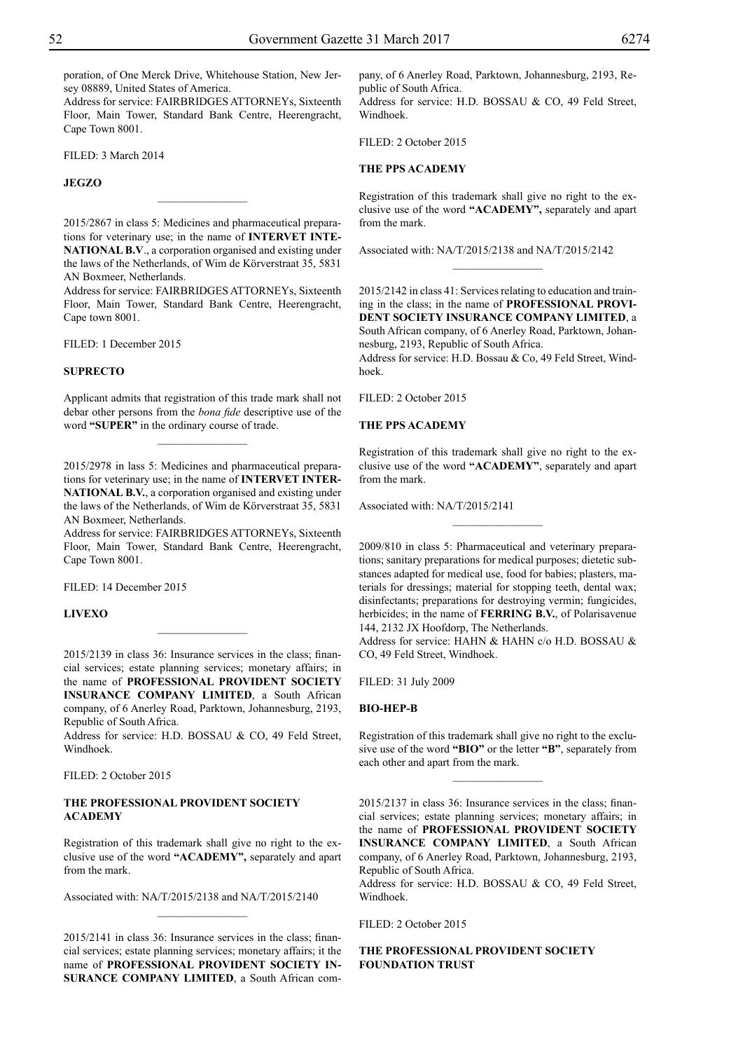poration, of One Merck Drive, Whitehouse Station, New Jersey 08889, United States of America.

Address for service: FAIRBRIDGES ATTORNEYs, Sixteenth Floor, Main Tower, Standard Bank Centre, Heerengracht, Cape Town 8001.

FILED: 3 March 2014

**JEGZO**

---

2015/2867 in class 5: Medicines and pharmaceutical preparations for veterinary use; in the name of **INTERVET INTERNATIONAL B.V**., a corporation organised and existing under the laws of the Netherlands, of Wim de Körverstraat 35, 5831 AN Boxmeer, Netherlands.

Address for service: FAIRBRIDGES ATTORNEYs, Sixteenth Floor, Main Tower, Standard Bank Centre, Heerengracht, Cape town 8001.

FILED: 1 December 2015

**SUPRECTO**

Applicant admits that registration of this trade mark shall not debar other persons from the *bona fide* descriptive use of the word **"SUPER"** in the ordinary course of trade.

---

2015/2978 in lass 5: Medicines and pharmaceutical preparations for veterinary use; in the name of **INTERVET INTERNATIONAL B.V.**, a corporation organised and existing under the laws of the Netherlands, of Wim de Körverstraat 35, 5831 AN Boxmeer, Netherlands.

Address for service: FAIRBRIDGES ATTORNEYs, Sixteenth Floor, Main Tower, Standard Bank Centre, Heerengracht, Cape Town 8001.

FILED: 14 December 2015

**LIVEXO**

---

2015/2139 in class 36: Insurance services in the class; financial services; estate planning services; monetary affairs; in the name of **PROFESSIONAL PROVIDENT SOCIETY INSURANCE COMPANY LIMITED**, a South African company, of 6 Anerley Road, Parktown, Johannesburg, 2193, Republic of South Africa.

Address for service: H.D. BOSSAU & CO, 49 Feld Street, Windhoek.

FILED: 2 October 2015

**THE PROFESSIONAL PROVIDENT SOCIETY ACADEMY**

Registration of this trademark shall give no right to the exclusive use of the word **"ACADEMY",** separately and apart from the mark.

Associated with: NA/T/2015/2138 and NA/T/2015/2140

---

2015/2141 in class 36: Insurance services in the class; financial services; estate planning services; monetary affairs; it the name of **PROFESSIONAL PROVIDENT SOCIETY INSURANCE COMPANY LIMITED**, a South African company, of 6 Anerley Road, Parktown, Johannesburg, 2193, Republic of South Africa.

Address for service: H.D. BOSSAU & CO, 49 Feld Street, Windhoek.

FILED: 2 October 2015

**THE PPS ACADEMY**

Registration of this trademark shall give no right to the exclusive use of the word **"ACADEMY",** separately and apart from the mark.

Associated with: NA/T/2015/2138 and NA/T/2015/2142

---

2015/2142 in class 41: Services relating to education and training in the class; in the name of **PROFESSIONAL PROVIDENT SOCIETY INSURANCE COMPANY LIMITED**, a South African company, of 6 Anerley Road, Parktown, Johannesburg, 2193, Republic of South Africa.

Address for service: H.D. Bossau & Co, 49 Feld Street, Windhoek.

FILED: 2 October 2015

**THE PPS ACADEMY**

Registration of this trademark shall give no right to the exclusive use of the word **"ACADEMY"**, separately and apart from the mark.

Associated with: NA/T/2015/2141

---

2009/810 in class 5: Pharmaceutical and veterinary preparations; sanitary preparations for medical purposes; dietetic substances adapted for medical use, food for babies; plasters, materials for dressings; material for stopping teeth, dental wax; disinfectants; preparations for destroying vermin; fungicides, herbicides; in the name of **FERRING B.V.**, of Polarisavenue 144, 2132 JX Hoofdorp, The Netherlands.

Address for service: HAHN & HAHN c/o H.D. BOSSAU & CO, 49 Feld Street, Windhoek.

FILED: 31 July 2009

**BIO-HEP-B**

Registration of this trademark shall give no right to the exclusive use of the word **"BIO"** or the letter **"B"**, separately from each other and apart from the mark.

---

2015/2137 in class 36: Insurance services in the class; financial services; estate planning services; monetary affairs; in the name of **PROFESSIONAL PROVIDENT SOCIETY INSURANCE COMPANY LIMITED**, a South African company, of 6 Anerley Road, Parktown, Johannesburg, 2193, Republic of South Africa.

Address for service: H.D. BOSSAU & CO, 49 Feld Street, Windhoek.

FILED: 2 October 2015

**THE PROFESSIONAL PROVIDENT SOCIETY FOUNDATION TRUST**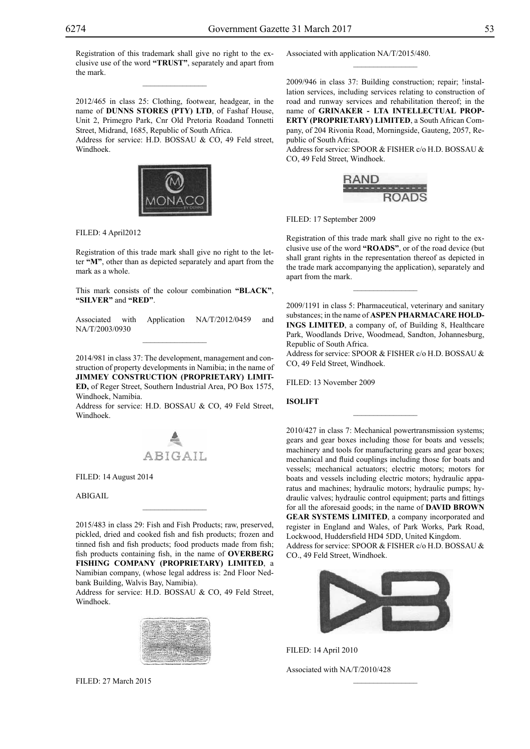Registration of this trademark shall give no right to the exclusive use of the word **"TRUST"**, separately and apart from the mark.

---

2012/465 in class 25: Clothing, footwear, headgear, in the name of **DUNNS STORES (PTY) LTD**, of Fashaf House, Unit 2, Primegro Park, Cnr Old Pretoria Roadand Tonnetti Street, Midrand, 1685, Republic of South Africa.
Address for service: H.D. BOSSAU & CO, 49 Feld street, Windhoek.

FILED: 4 April2012

Registration of this trade mark shall give no right to the letter **"M"**, other than as depicted separately and apart from the mark as a whole.

This mark consists of the colour combination **"BLACK"**, **"SILVER"** and **"RED"**.

Associated with Application NA/T/2012/0459 and NA/T/2003/0930

---

2014/981 in class 37: The development, management and construction of property developments in Namibia; in the name of **JIMMEY CONSTRUCTION (PROPRIETARY) LIMITED,** of Reger Street, Southern Industrial Area, PO Box 1575, Windhoek, Namibia.
Address for service: H.D. BOSSAU & CO, 49 Feld Street, Windhoek.

FILED: 14 August 2014

ABIGAIL

---

2015/483 in class 29: Fish and Fish Products; raw, preserved, pickled, dried and cooked fish and fish products; frozen and tinned fish and fish products; food products made from fish; fish products containing fish, in the name of **OVERBERG FISHING COMPANY (PROPRIETARY) LIMITED**, a Namibian company, (whose legal address is: 2nd Floor Nedbank Building, Walvis Bay, Namibia).
Address for service: H.D. BOSSAU & CO, 49 Feld Street, Windhoek.

FILED: 27 March 2015

Associated with application NA/T/2015/480.

---

2009/946 in class 37: Building construction; repair; !installation services, including services relating to construction of road and runway services and rehabilitation thereof; in the name of **GRINAKER - LTA INTELLECTUAL PROPERTY (PROPRIETARY) LIMITED**, a South African Company, of 204 Rivonia Road, Morningside, Gauteng, 2057, Republic of South Africa.
Address for service: SPOOR & FISHER c/o H.D. BOSSAU & CO, 49 Feld Street, Windhoek.

FILED: 17 September 2009

Registration of this trade mark shall give no right to the exclusive use of the word **"ROADS"**, or of the road device (but shall grant rights in the representation thereof as depicted in the trade mark accompanying the application), separately and apart from the mark.

---

2009/1191 in class 5: Pharmaceutical, veterinary and sanitary substances; in the name of **ASPEN PHARMACARE HOLDINGS LIMITED**, a company of, of Building 8, Healthcare Park, Woodlands Drive, Woodmead, Sandton, Johannesburg, Republic of South Africa.
Address for service: SPOOR & FISHER c/o H.D. BOSSAU & CO, 49 Feld Street, Windhoek.

FILED: 13 November 2009

**ISOLIFT**

---

2010/427 in class 7: Mechanical powertransmission systems; gears and gear boxes including those for boats and vessels; machinery and tools for manufacturing gears and gear boxes; mechanical and fluid couplings including those for boats and vessels; mechanical actuators; electric motors; motors for boats and vessels including electric motors; hydraulic apparatus and machines; hydraulic motors; hydraulic pumps; hydraulic valves; hydraulic control equipment; parts and fittings for all the aforesaid goods; in the name of **DAVID BROWN GEAR SYSTEMS LIMITED**, a company incorporated and register in England and Wales, of Park Works, Park Road, Lockwood, Huddersfield HD4 5DD, United Kingdom.
Address for service: SPOOR & FISHER c/o H.D. BOSSAU & CO., 49 Feld Street, Windhoek.

FILED: 14 April 2010

Associated with NA/T/2010/428

---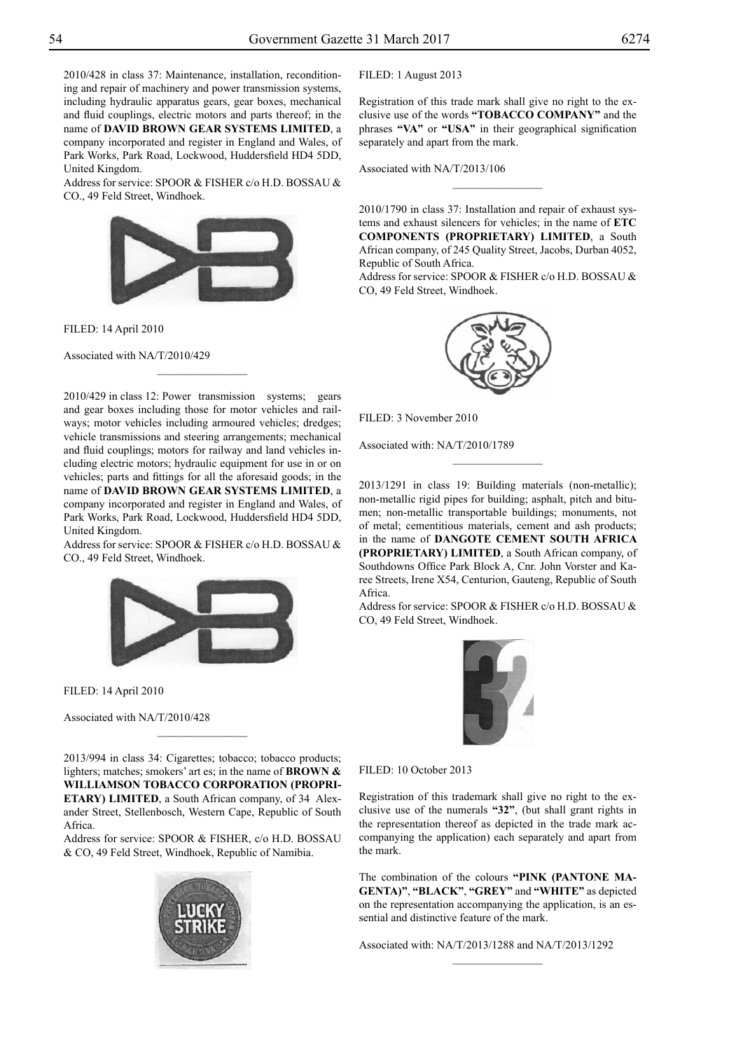2010/428 in class 37: Maintenance, installation, reconditioning and repair of machinery and power transmission systems, including hydraulic apparatus gears, gear boxes, mechanical and fluid couplings, electric motors and parts thereof; in the name of **DAVID BROWN GEAR SYSTEMS LIMITED**, a company incorporated and register in England and Wales, of Park Works, Park Road, Lockwood, Huddersfield HD4 5DD, United Kingdom.

Address for service: SPOOR & FISHER c/o H.D. BOSSAU & CO., 49 Feld Street, Windhoek.

FILED: 14 April 2010

Associated with NA/T/2010/429

---

2010/429 in class 12: Power transmission systems; gears and gear boxes including those for motor vehicles and railways; motor vehicles including armoured vehicles; dredges; vehicle transmissions and steering arrangements; mechanical and fluid couplings; motors for railway and land vehicles including electric motors; hydraulic equipment for use in or on vehicles; parts and fittings for all the aforesaid goods; in the name of **DAVID BROWN GEAR SYSTEMS LIMITED**, a company incorporated and register in England and Wales, of Park Works, Park Road, Lockwood, Huddersfield HD4 5DD, United Kingdom.

Address for service: SPOOR & FISHER c/o H.D. BOSSAU & CO., 49 Feld Street, Windhoek.

FILED: 14 April 2010

Associated with NA/T/2010/428

---

2013/994 in class 34: Cigarettes; tobacco; tobacco products; lighters; matches; smokers' art es; in the name of **BROWN & WILLIAMSON TOBACCO CORPORATION (PROPRIETARY) LIMITED**, a South African company, of 34 Alexander Street, Stellenbosch, Western Cape, Republic of South Africa.

Address for service: SPOOR & FISHER, c/o H.D. BOSSAU & CO, 49 Feld Street, Windhoek, Republic of Namibia.

FILED: 1 August 2013

Registration of this trade mark shall give no right to the exclusive use of the words **"TOBACCO COMPANY"** and the phrases **"VA"** or **"USA"** in their geographical signification separately and apart from the mark.

Associated with NA/T/2013/106

---

2010/1790 in class 37: Installation and repair of exhaust systems and exhaust silencers for vehicles; in the name of **ETC COMPONENTS (PROPRIETARY) LIMITED**, a South African company, of 245 Quality Street, Jacobs, Durban 4052, Republic of South Africa.

Address for service: SPOOR & FISHER c/o H.D. BOSSAU & CO, 49 Feld Street, Windhoek.

FILED: 3 November 2010

Associated with: NA/T/2010/1789

---

2013/1291 in class 19: Building materials (non-metallic); non-metallic rigid pipes for building; asphalt, pitch and bitumen; non-metallic transportable buildings; monuments, not of metal; cementitious materials, cement and ash products; in the name of **DANGOTE CEMENT SOUTH AFRICA (PROPRIETARY) LIMITED**, a South African company, of Southdowns Office Park Block A, Cnr. John Vorster and Karee Streets, Irene X54, Centurion, Gauteng, Republic of South Africa.

Address for service: SPOOR & FISHER c/o H.D. BOSSAU & CO, 49 Feld Street, Windhoek.

FILED: 10 October 2013

Registration of this trademark shall give no right to the exclusive use of the numerals **"32"**, (but shall grant rights in the representation thereof as depicted in the trade mark accompanying the application) each separately and apart from the mark.

The combination of the colours **"PINK (PANTONE MAGENTA)"**, **"BLACK"**, **"GREY"** and **"WHITE"** as depicted on the representation accompanying the application, is an essential and distinctive feature of the mark.

Associated with: NA/T/2013/1288 and NA/T/2013/1292

---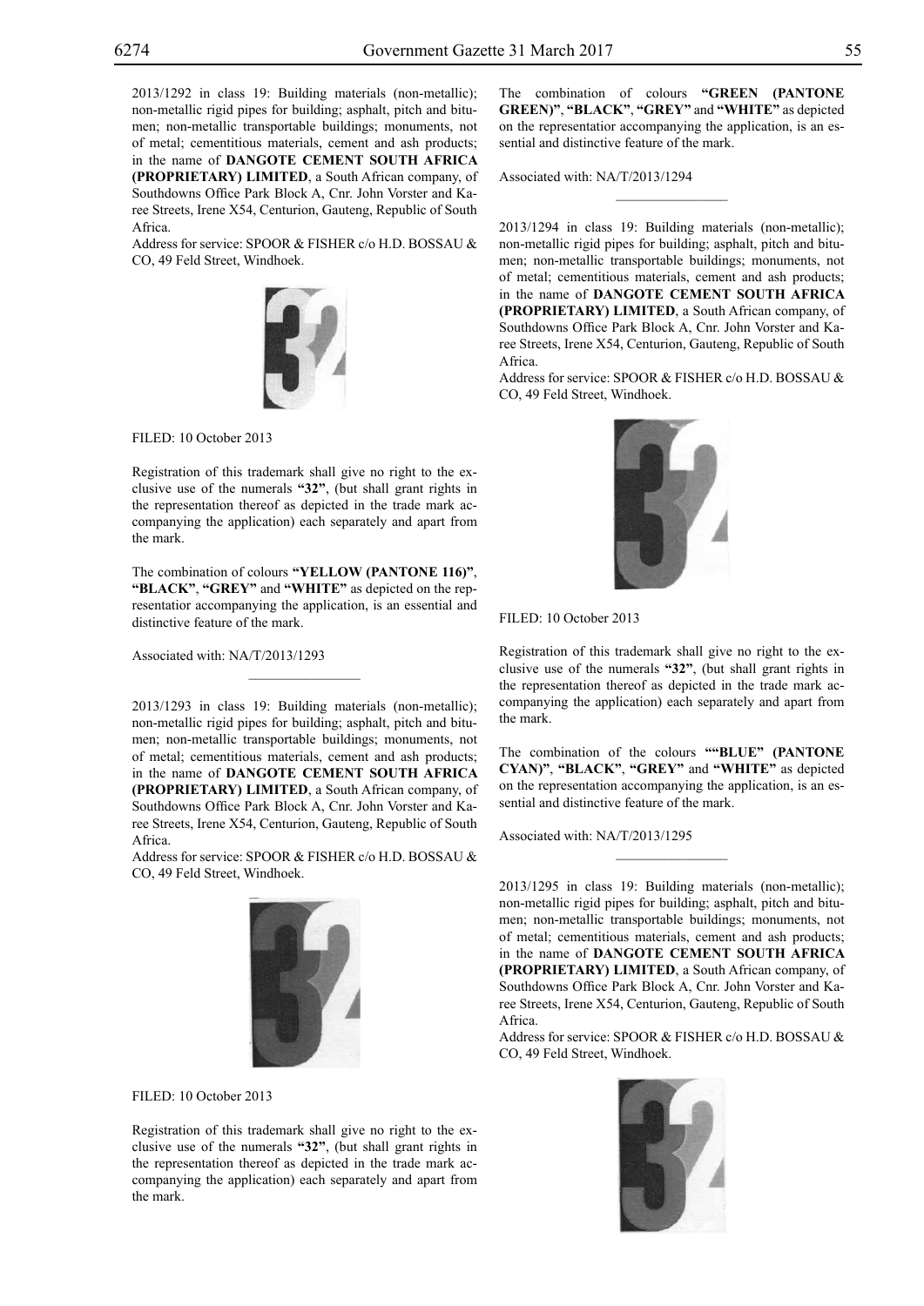2013/1292 in class 19: Building materials (non-metallic); non-metallic rigid pipes for building; asphalt, pitch and bitumen; non-metallic transportable buildings; monuments, not of metal; cementitious materials, cement and ash products; in the name of **DANGOTE CEMENT SOUTH AFRICA (PROPRIETARY) LIMITED**, a South African company, of Southdowns Office Park Block A, Cnr. John Vorster and Karee Streets, Irene X54, Centurion, Gauteng, Republic of South Africa.
Address for service: SPOOR & FISHER c/o H.D. BOSSAU & CO, 49 Feld Street, Windhoek.

FILED: 10 October 2013

Registration of this trademark shall give no right to the exclusive use of the numerals **"32"**, (but shall grant rights in the representation thereof as depicted in the trade mark accompanying the application) each separately and apart from the mark.

The combination of colours **"YELLOW (PANTONE 116)"**, **"BLACK"**, **"GREY"** and **"WHITE"** as depicted on the representatior accompanying the application, is an essential and distinctive feature of the mark.

Associated with: NA/T/2013/1293

---

2013/1293 in class 19: Building materials (non-metallic); non-metallic rigid pipes for building; asphalt, pitch and bitumen; non-metallic transportable buildings; monuments, not of metal; cementitious materials, cement and ash products; in the name of **DANGOTE CEMENT SOUTH AFRICA (PROPRIETARY) LIMITED**, a South African company, of Southdowns Office Park Block A, Cnr. John Vorster and Karee Streets, Irene X54, Centurion, Gauteng, Republic of South Africa.
Address for service: SPOOR & FISHER c/o H.D. BOSSAU & CO, 49 Feld Street, Windhoek.

FILED: 10 October 2013

Registration of this trademark shall give no right to the exclusive use of the numerals **"32"**, (but shall grant rights in the representation thereof as depicted in the trade mark accompanying the application) each separately and apart from the mark.

The combination of colours **"GREEN (PANTONE GREEN)"**, **"BLACK"**, **"GREY"** and **"WHITE"** as depicted on the representatior accompanying the application, is an essential and distinctive feature of the mark.

Associated with: NA/T/2013/1294

---

2013/1294 in class 19: Building materials (non-metallic); non-metallic rigid pipes for building; asphalt, pitch and bitumen; non-metallic transportable buildings; monuments, not of metal; cementitious materials, cement and ash products; in the name of **DANGOTE CEMENT SOUTH AFRICA (PROPRIETARY) LIMITED**, a South African company, of Southdowns Office Park Block A, Cnr. John Vorster and Karee Streets, Irene X54, Centurion, Gauteng, Republic of South Africa.
Address for service: SPOOR & FISHER c/o H.D. BOSSAU & CO, 49 Feld Street, Windhoek.

FILED: 10 October 2013

Registration of this trademark shall give no right to the exclusive use of the numerals **"32"**, (but shall grant rights in the representation thereof as depicted in the trade mark accompanying the application) each separately and apart from the mark.

The combination of the colours **""BLUE" (PANTONE CYAN)"**, **"BLACK"**, **"GREY"** and **"WHITE"** as depicted on the representation accompanying the application, is an essential and distinctive feature of the mark.

Associated with: NA/T/2013/1295

---

2013/1295 in class 19: Building materials (non-metallic); non-metallic rigid pipes for building; asphalt, pitch and bitumen; non-metallic transportable buildings; monuments, not of metal; cementitious materials, cement and ash products; in the name of **DANGOTE CEMENT SOUTH AFRICA (PROPRIETARY) LIMITED**, a South African company, of Southdowns Office Park Block A, Cnr. John Vorster and Karee Streets, Irene X54, Centurion, Gauteng, Republic of South Africa.
Address for service: SPOOR & FISHER c/o H.D. BOSSAU & CO, 49 Feld Street, Windhoek.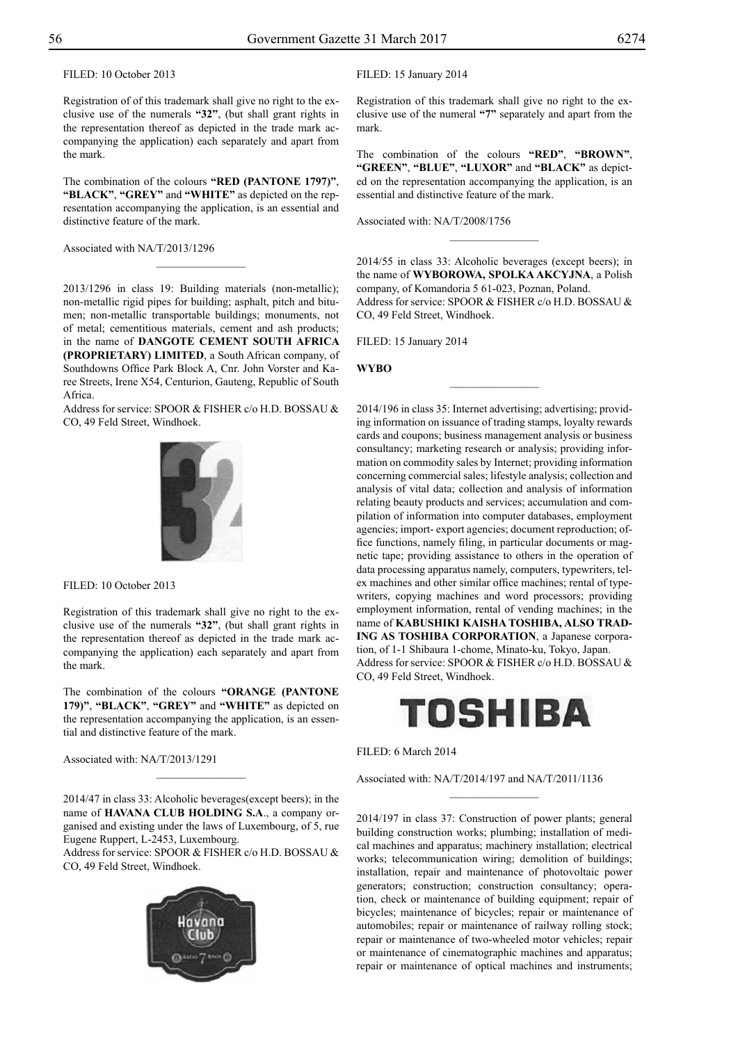FILED: 10 October 2013

Registration of of this trademark shall give no right to the exclusive use of the numerals **"32"**, (but shall grant rights in the representation thereof as depicted in the trade mark accompanying the application) each separately and apart from the mark.

The combination of the colours **"RED (PANTONE 1797)"**, **"BLACK"**, **"GREY"** and **"WHITE"** as depicted on the representation accompanying the application, is an essential and distinctive feature of the mark.

Associated with NA/T/2013/1296

---

2013/1296 in class 19: Building materials (non-metallic); non-metallic rigid pipes for building; asphalt, pitch and bitumen; non-metallic transportable buildings; monuments, not of metal; cementitious materials, cement and ash products; in the name of **DANGOTE CEMENT SOUTH AFRICA (PROPRIETARY) LIMITED**, a South African company, of Southdowns Office Park Block A, Cnr. John Vorster and Karee Streets, Irene X54, Centurion, Gauteng, Republic of South Africa.
Address for service: SPOOR & FISHER c/o H.D. BOSSAU & CO, 49 Feld Street, Windhoek.

FILED: 10 October 2013

Registration of this trademark shall give no right to the exclusive use of the numerals **"32"**, (but shall grant rights in the representation thereof as depicted in the trade mark accompanying the application) each separately and apart from the mark.

The combination of the colours **"ORANGE (PANTONE 179)"**, **"BLACK"**, **"GREY"** and **"WHITE"** as depicted on the representation accompanying the application, is an essential and distinctive feature of the mark.

Associated with: NA/T/2013/1291

---

2014/47 in class 33: Alcoholic beverages(except beers); in the name of **HAVANA CLUB HOLDING S.A.**, a company organised and existing under the laws of Luxembourg, of 5, rue Eugene Ruppert, L-2453, Luxembourg.
Address for service: SPOOR & FISHER c/o H.D. BOSSAU & CO, 49 Feld Street, Windhoek.

FILED: 15 January 2014

Registration of this trademark shall give no right to the exclusive use of the numeral **"7"** separately and apart from the mark.

The combination of the colours **"RED"**, **"BROWN"**, **"GREEN"**, **"BLUE"**, **"LUXOR"** and **"BLACK"** as depicted on the representation accompanying the application, is an essential and distinctive feature of the mark.

Associated with: NA/T/2008/1756

---

2014/55 in class 33: Alcoholic beverages (except beers); in the name of **WYBOROWA, SPOLKA AKCYJNA**, a Polish company, of Komandoria 5 61-023, Poznan, Poland.
Address for service: SPOOR & FISHER c/o H.D. BOSSAU & CO, 49 Feld Street, Windhoek.

FILED: 15 January 2014

**WYBO**

---

2014/196 in class 35: Internet advertising; advertising; providing information on issuance of trading stamps, loyalty rewards cards and coupons; business management analysis or business consultancy; marketing research or analysis; providing information on commodity sales by Internet; providing information concerning commercial sales; lifestyle analysis; collection and analysis of vital data; collection and analysis of information relating beauty products and services; accumulation and compilation of information into computer databases, employment agencies; import- export agencies; document reproduction; office functions, namely filing, in particular documents or magnetic tape; providing assistance to others in the operation of data processing apparatus namely, computers, typewriters, telex machines and other similar office machines; rental of typewriters, copying machines and word processors; providing employment information, rental of vending machines; in the name of **KABUSHIKI KAISHA TOSHIBA, ALSO TRADING AS TOSHIBA CORPORATION**, a Japanese corporation, of 1-1 Shibaura 1-chome, Minato-ku, Tokyo, Japan.
Address for service: SPOOR & FISHER c/o H.D. BOSSAU & CO, 49 Feld Street, Windhoek.

**TOSHIBA**

FILED: 6 March 2014

Associated with: NA/T/2014/197 and NA/T/2011/1136

---

2014/197 in class 37: Construction of power plants; general building construction works; plumbing; installation of medical machines and apparatus; machinery installation; electrical works; telecommunication wiring; demolition of buildings; installation, repair and maintenance of photovoltaic power generators; construction; construction consultancy; operation, check or maintenance of building equipment; repair of bicycles; maintenance of bicycles; repair or maintenance of automobiles; repair or maintenance of railway rolling stock; repair or maintenance of two-wheeled motor vehicles; repair or maintenance of cinematographic machines and apparatus; repair or maintenance of optical machines and instruments;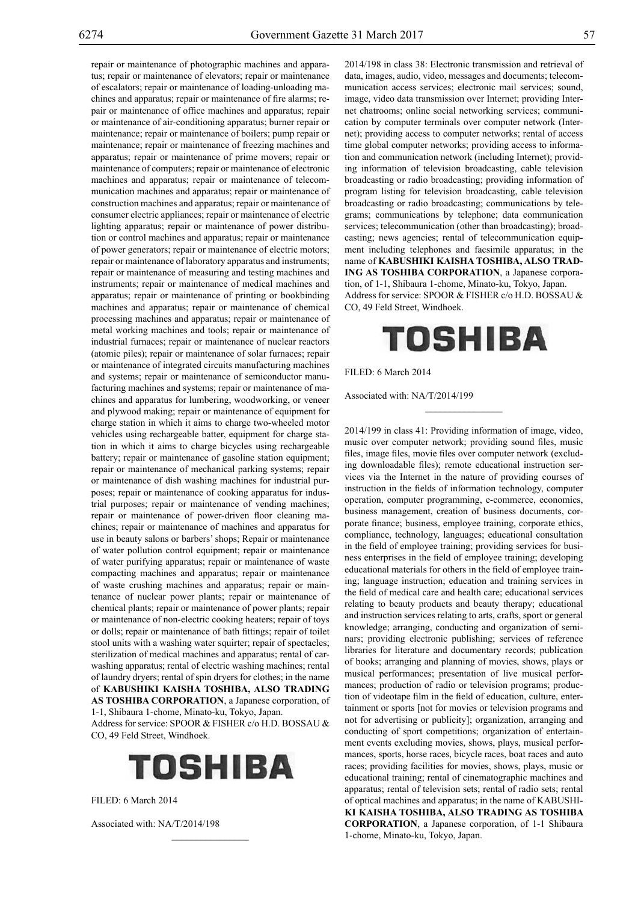repair or maintenance of photographic machines and apparatus; repair or maintenance of elevators; repair or maintenance of escalators; repair or maintenance of loading-unloading machines and apparatus; repair or maintenance of fire alarms; repair or maintenance of office machines and apparatus; repair or maintenance of air-conditioning apparatus; burner repair or maintenance; repair or maintenance of boilers; pump repair or maintenance; repair or maintenance of freezing machines and apparatus; repair or maintenance of prime movers; repair or maintenance of computers; repair or maintenance of electronic machines and apparatus; repair or maintenance of telecommunication machines and apparatus; repair or maintenance of construction machines and apparatus; repair or maintenance of consumer electric appliances; repair or maintenance of electric lighting apparatus; repair or maintenance of power distribution or control machines and apparatus; repair or maintenance of power generators; repair or maintenance of electric motors; repair or maintenance of laboratory apparatus and instruments; repair or maintenance of measuring and testing machines and instruments; repair or maintenance of medical machines and apparatus; repair or maintenance of printing or bookbinding machines and apparatus; repair or maintenance of chemical processing machines and apparatus; repair or maintenance of metal working machines and tools; repair or maintenance of industrial furnaces; repair or maintenance of nuclear reactors (atomic piles); repair or maintenance of solar furnaces; repair or maintenance of integrated circuits manufacturing machines and systems; repair or maintenance of semiconductor manufacturing machines and systems; repair or maintenance of machines and apparatus for lumbering, woodworking, or veneer and plywood making; repair or maintenance of equipment for charge station in which it aims to charge two-wheeled motor vehicles using rechargeable batter, equipment for charge station in which it aims to charge bicycles using rechargeable battery; repair or maintenance of gasoline station equipment; repair or maintenance of mechanical parking systems; repair or maintenance of dish washing machines for industrial purposes; repair or maintenance of cooking apparatus for industrial purposes; repair or maintenance of vending machines; repair or maintenance of power-driven floor cleaning machines; repair or maintenance of machines and apparatus for use in beauty salons or barbers' shops; Repair or maintenance of water pollution control equipment; repair or maintenance of water purifying apparatus; repair or maintenance of waste compacting machines and apparatus; repair or maintenance of waste crushing machines and apparatus; repair or maintenance of nuclear power plants; repair or maintenance of chemical plants; repair or maintenance of power plants; repair or maintenance of non-electric cooking heaters; repair of toys or dolls; repair or maintenance of bath fittings; repair of toilet stool units with a washing water squirter; repair of spectacles; sterilization of medical machines and apparatus; rental of car-washing apparatus; rental of electric washing machines; rental of laundry dryers; rental of spin dryers for clothes; in the name of **KABUSHIKI KAISHA TOSHIBA, ALSO TRADING AS TOSHIBA CORPORATION**, a Japanese corporation, of 1-1, Shibaura 1-chome, Minato-ku, Tokyo, Japan.
Address for service: SPOOR & FISHER c/o H.D. BOSSAU & CO, 49 Feld Street, Windhoek.

**TOSHIBA**

FILED: 6 March 2014

Associated with: NA/T/2014/198

---

2014/198 in class 38: Electronic transmission and retrieval of data, images, audio, video, messages and documents; telecommunication access services; electronic mail services; sound, image, video data transmission over Internet; providing Internet chatrooms; online social networking services; communication by computer terminals over computer network (Internet); providing access to computer networks; rental of access time global computer networks; providing access to information and communication network (including Internet); providing information of television broadcasting, cable television broadcasting or radio broadcasting; providing information of program listing for television broadcasting, cable television broadcasting or radio broadcasting; communications by telegrams; communications by telephone; data communication services; telecommunication (other than broadcasting); broadcasting; news agencies; rental of telecommunication equipment including telephones and facsimile apparatus; in the name of **KABUSHIKI KAISHA TOSHIBA, ALSO TRADING AS TOSHIBA CORPORATION**, a Japanese corporation, of 1-1, Shibaura 1-chome, Minato-ku, Tokyo, Japan.
Address for service: SPOOR & FISHER c/o H.D. BOSSAU & CO, 49 Feld Street, Windhoek.

**TOSHIBA**

FILED: 6 March 2014

Associated with: NA/T/2014/199

---

2014/199 in class 41: Providing information of image, video, music over computer network; providing sound files, music files, image files, movie files over computer network (excluding downloadable files); remote educational instruction services via the Internet in the nature of providing courses of instruction in the fields of information technology, computer operation, computer programming, e-commerce, economics, business management, creation of business documents, corporate finance; business, employee training, corporate ethics, compliance, technology, languages; educational consultation in the field of employee training; providing services for business enterprises in the field of employee training; developing educational materials for others in the field of employee training; language instruction; education and training services in the field of medical care and health care; educational services relating to beauty products and beauty therapy; educational and instruction services relating to arts, crafts, sport or general knowledge; arranging, conducting and organization of seminars; providing electronic publishing; services of reference libraries for literature and documentary records; publication of books; arranging and planning of movies, shows, plays or musical performances; presentation of live musical performances; production of radio or television programs; production of videotape film in the field of education, culture, entertainment or sports [not for movies or television programs and not for advertising or publicity]; organization, arranging and conducting of sport competitions; organization of entertainment events excluding movies, shows, plays, musical performances, sports, horse races, bicycle races, boat races and auto races; providing facilities for movies, shows, plays, music or educational training; rental of cinematographic machines and apparatus; rental of television sets; rental of radio sets; rental of optical machines and apparatus; in the name of KABUSHI**KI KAISHA TOSHIBA, ALSO TRADING AS TOSHIBA CORPORATION**, a Japanese corporation, of 1-1 Shibaura 1-chome, Minato-ku, Tokyo, Japan.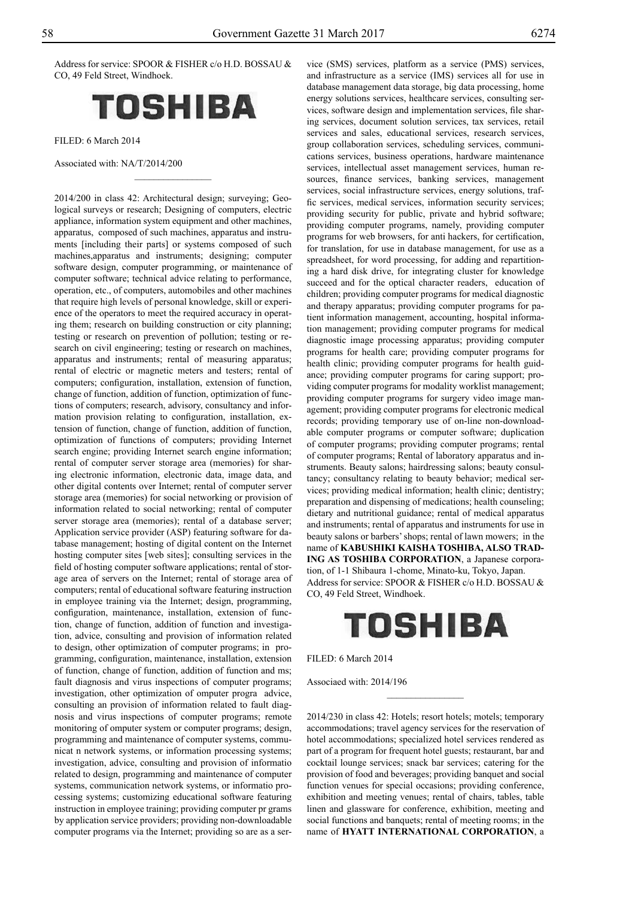Address for service: SPOOR & FISHER c/o H.D. BOSSAU & CO, 49 Feld Street, Windhoek.

**TOSHIBA**

FILED: 6 March 2014

Associated with: NA/T/2014/200

---

2014/200 in class 42: Architectural design; surveying; Geological surveys or research; Designing of computers, electric appliance, information system equipment and other machines, apparatus, composed of such machines, apparatus and instruments [including their parts] or systems composed of such machines,apparatus and instruments; designing; computer software design, computer programming, or maintenance of computer software; technical advice relating to performance, operation, etc., of computers, automobiles and other machines that require high levels of personal knowledge, skill or experience of the operators to meet the required accuracy in operating them; research on building construction or city planning; testing or research on prevention of pollution; testing or research on civil engineering; testing or research on machines, apparatus and instruments; rental of measuring apparatus; rental of electric or magnetic meters and testers; rental of computers; configuration, installation, extension of function, change of function, addition of function, optimization of functions of computers; research, advisory, consultancy and information provision relating to configuration, installation, extension of function, change of function, addition of function, optimization of functions of computers; providing Internet search engine; providing Internet search engine information; rental of computer server storage area (memories) for sharing electronic information, electronic data, image data, and other digital contents over Internet; rental of computer server storage area (memories) for social networking or provision of information related to social networking; rental of computer server storage area (memories); rental of a database server; Application service provider (ASP) featuring software for database management; hosting of digital content on the Internet hosting computer sites [web sites]; consulting services in the field of hosting computer software applications; rental of storage area of servers on the Internet; rental of storage area of computers; rental of educational software featuring instruction in employee training via the Internet; design, programming, configuration, maintenance, installation, extension of function, change of function, addition of function and investigation, advice, consulting and provision of information related to design, other optimization of computer programs; in programming, configuration, maintenance, installation, extension of function, change of function, addition of function and ms; fault diagnosis and virus inspections of computer programs; investigation, other optimization of omputer progra advice, consulting an provision of information related to fault diagnosis and virus inspections of computer programs; remote monitoring of omputer system or computer programs; design, programming and maintenance of computer systems, communicat n network systems, or information processing systems; investigation, advice, consulting and provision of informatio related to design, programming and maintenance of computer systems, communication network systems, or informatio processing systems; customizing educational software featuring instruction in employee training; providing computer pr grams by application service providers; providing non-downloadable computer programs via the Internet; providing so are as a service (SMS) services, platform as a service (PMS) services, and infrastructure as a service (IMS) services all for use in database management data storage, big data processing, home energy solutions services, healthcare services, consulting services, software design and implementation services, file sharing services, document solution services, tax services, retail services and sales, educational services, research services, group collaboration services, scheduling services, communications services, business operations, hardware maintenance services, intellectual asset management services, human resources, finance services, banking services, management services, social infrastructure services, energy solutions, traffic services, medical services, information security services; providing security for public, private and hybrid software; providing computer programs, namely, providing computer programs for web browsers, for anti hackers, for certification, for translation, for use in database management, for use as a spreadsheet, for word processing, for adding and repartitioning a hard disk drive, for integrating cluster for knowledge succeed and for the optical character readers, education of children; providing computer programs for medical diagnostic and therapy apparatus; providing computer programs for patient information management, accounting, hospital information management; providing computer programs for medical diagnostic image processing apparatus; providing computer programs for health care; providing computer programs for health clinic; providing computer programs for health guidance; providing computer programs for caring support; providing computer programs for modality worklist management; providing computer programs for surgery video image management; providing computer programs for electronic medical records; providing temporary use of on-line non-downloadable computer programs or computer software; duplication of computer programs; providing computer programs; rental of computer programs; Rental of laboratory apparatus and instruments. Beauty salons; hairdressing salons; beauty consultancy; consultancy relating to beauty behavior; medical services; providing medical information; health clinic; dentistry; preparation and dispensing of medications; health counseling; dietary and nutritional guidance; rental of medical apparatus and instruments; rental of apparatus and instruments for use in beauty salons or barbers' shops; rental of lawn mowers; in the name of **KABUSHIKI KAISHA TOSHIBA, ALSO TRADING AS TOSHIBA CORPORATION**, a Japanese corporation, of 1-1 Shibaura 1-chome, Minato-ku, Tokyo, Japan.
Address for service: SPOOR & FISHER c/o H.D. BOSSAU & CO, 49 Feld Street, Windhoek.

**TOSHIBA**

FILED: 6 March 2014

Associaed with: 2014/196

---

2014/230 in class 42: Hotels; resort hotels; motels; temporary accommodations; travel agency services for the reservation of hotel accommodations; specialized hotel services rendered as part of a program for frequent hotel guests; restaurant, bar and cocktail lounge services; snack bar services; catering for the provision of food and beverages; providing banquet and social function venues for special occasions; providing conference, exhibition and meeting venues; rental of chairs, tables, table linen and glassware for conference, exhibition, meeting and social functions and banquets; rental of meeting rooms; in the name of **HYATT INTERNATIONAL CORPORATION**, a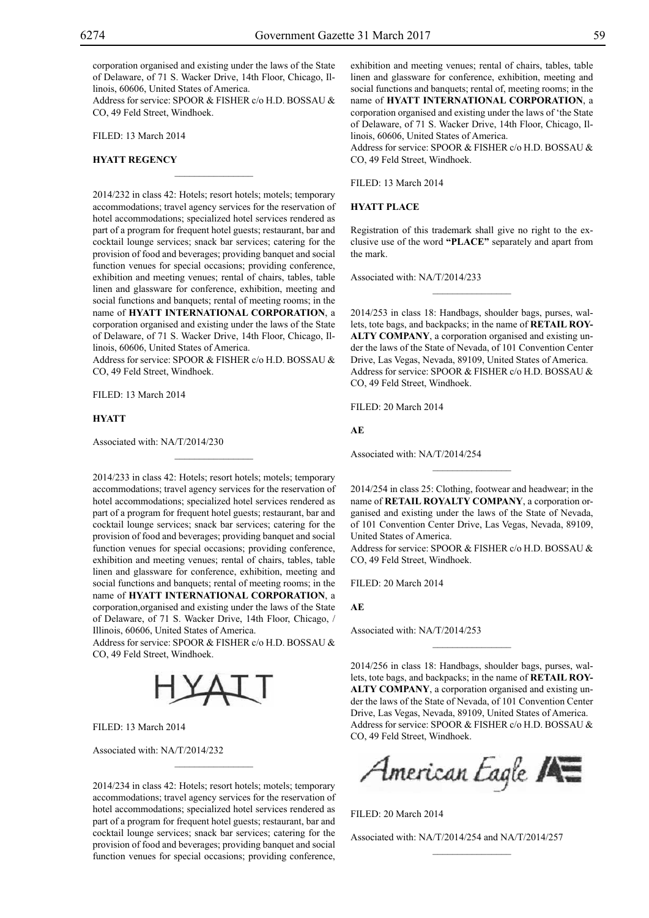corporation organised and existing under the laws of the State of Delaware, of 71 S. Wacker Drive, 14th Floor, Chicago, Illinois, 60606, United States of America.
Address for service: SPOOR & FISHER c/o H.D. BOSSAU & CO, 49 Feld Street, Windhoek.

FILED: 13 March 2014

**HYATT REGENCY**

---

2014/232 in class 42: Hotels; resort hotels; motels; temporary accommodations; travel agency services for the reservation of hotel accommodations; specialized hotel services rendered as part of a program for frequent hotel guests; restaurant, bar and cocktail lounge services; snack bar services; catering for the provision of food and beverages; providing banquet and social function venues for special occasions; providing conference, exhibition and meeting venues; rental of chairs, tables, table linen and glassware for conference, exhibition, meeting and social functions and banquets; rental of meeting rooms; in the name of **HYATT INTERNATIONAL CORPORATION**, a corporation organised and existing under the laws of the State of Delaware, of 71 S. Wacker Drive, 14th Floor, Chicago, Illinois, 60606, United States of America.
Address for service: SPOOR & FISHER c/o H.D. BOSSAU & CO, 49 Feld Street, Windhoek.

FILED: 13 March 2014

**HYATT**

Associated with: NA/T/2014/230

---

2014/233 in class 42: Hotels; resort hotels; motels; temporary accommodations; travel agency services for the reservation of hotel accommodations; specialized hotel services rendered as part of a program for frequent hotel guests; restaurant, bar and cocktail lounge services; snack bar services; catering for the provision of food and beverages; providing banquet and social function venues for special occasions; providing conference, exhibition and meeting venues; rental of chairs, tables, table linen and glassware for conference, exhibition, meeting and social functions and banquets; rental of meeting rooms; in the name of **HYATT INTERNATIONAL CORPORATION**, a corporation,organised and existing under the laws of the State of Delaware, of 71 S. Wacker Drive, 14th Floor, Chicago, / Illinois, 60606, United States of America.
Address for service: SPOOR & FISHER c/o H.D. BOSSAU & CO, 49 Feld Street, Windhoek.

HYATT

FILED: 13 March 2014

Associated with: NA/T/2014/232

---

2014/234 in class 42: Hotels; resort hotels; motels; temporary accommodations; travel agency services for the reservation of hotel accommodations; specialized hotel services rendered as part of a program for frequent hotel guests; restaurant, bar and cocktail lounge services; snack bar services; catering for the provision of food and beverages; providing banquet and social function venues for special occasions; providing conference, exhibition and meeting venues; rental of chairs, tables, table linen and glassware for conference, exhibition, meeting and social functions and banquets; rental of, meeting rooms; in the name of **HYATT INTERNATIONAL CORPORATION**, a corporation organised and existing under the laws of 'the State of Delaware, of 71 S. Wacker Drive, 14th Floor, Chicago, Illinois, 60606, United States of America.
Address for service: SPOOR & FISHER c/o H.D. BOSSAU & CO, 49 Feld Street, Windhoek.

FILED: 13 March 2014

**HYATT PLACE**

Registration of this trademark shall give no right to the exclusive use of the word **"PLACE"** separately and apart from the mark.

Associated with: NA/T/2014/233

---

2014/253 in class 18: Handbags, shoulder bags, purses, wallets, tote bags, and backpacks; in the name of **RETAIL ROYALTY COMPANY**, a corporation organised and existing under the laws of the State of Nevada, of 101 Convention Center Drive, Las Vegas, Nevada, 89109, United States of America.
Address for service: SPOOR & FISHER c/o H.D. BOSSAU & CO, 49 Feld Street, Windhoek.

FILED: 20 March 2014

**AE**

Associated with: NA/T/2014/254

---

2014/254 in class 25: Clothing, footwear and headwear; in the name of **RETAIL ROYALTY COMPANY**, a corporation organised and existing under the laws of the State of Nevada, of 101 Convention Center Drive, Las Vegas, Nevada, 89109, United States of America.
Address for service: SPOOR & FISHER c/o H.D. BOSSAU & CO, 49 Feld Street, Windhoek.

FILED: 20 March 2014

**AE**

Associated with: NA/T/2014/253

---

2014/256 in class 18: Handbags, shoulder bags, purses, wallets, tote bags, and backpacks; in the name of **RETAIL ROYALTY COMPANY**, a corporation organised and existing under the laws of the State of Nevada, of 101 Convention Center Drive, Las Vegas, Nevada, 89109, United States of America.
Address for service: SPOOR & FISHER c/o H.D. BOSSAU & CO, 49 Feld Street, Windhoek.

American Eagle AE

FILED: 20 March 2014

Associated with: NA/T/2014/254 and NA/T/2014/257

---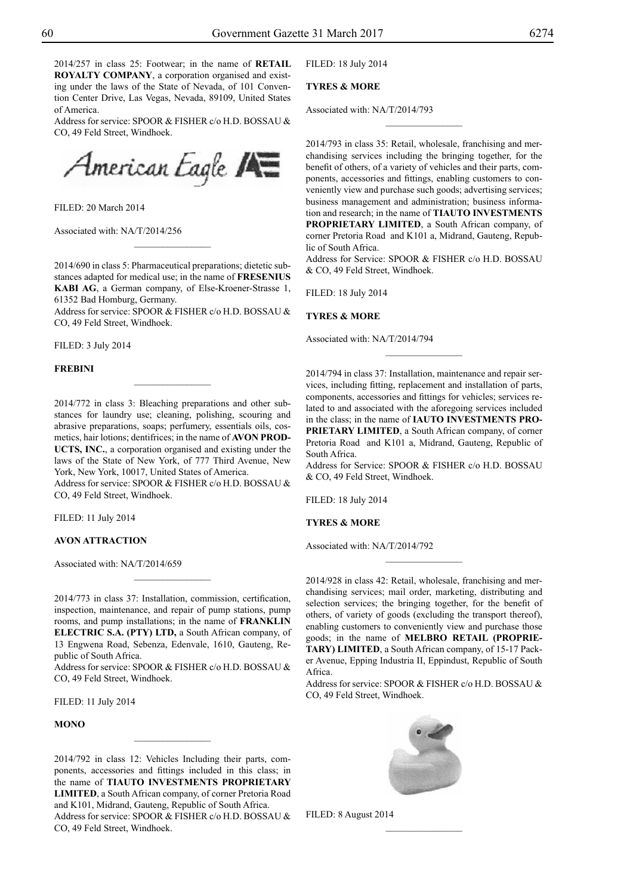2014/257 in class 25: Footwear; in the name of **RETAIL ROYALTY COMPANY**, a corporation organised and existing under the laws of the State of Nevada, of 101 Convention Center Drive, Las Vegas, Nevada, 89109, United States of America.

Address for service: SPOOR & FISHER c/o H.D. BOSSAU & CO, 49 Feld Street, Windhoek.

FILED: 20 March 2014

Associated with: NA/T/2014/256

---

2014/690 in class 5: Pharmaceutical preparations; dietetic substances adapted for medical use; in the name of **FRESENIUS KABI AG**, a German company, of Else-Kroener-Strasse 1, 61352 Bad Homburg, Germany.

Address for service: SPOOR & FISHER c/o H.D. BOSSAU & CO, 49 Feld Street, Windhoek.

FILED: 3 July 2014

**FREBINI**

---

2014/772 in class 3: Bleaching preparations and other substances for laundry use; cleaning, polishing, scouring and abrasive preparations, soaps; perfumery, essentials oils, cosmetics, hair lotions; dentifrices; in the name of **AVON PRODUCTS, INC.**, a corporation organised and existing under the laws of the State of New York, of 777 Third Avenue, New York, New York, 10017, United States of America.

Address for service: SPOOR & FISHER c/o H.D. BOSSAU & CO, 49 Feld Street, Windhoek.

FILED: 11 July 2014

**AVON ATTRACTION**

Associated with: NA/T/2014/659

---

2014/773 in class 37: Installation, commission, certification, inspection, maintenance, and repair of pump stations, pump rooms, and pump installations; in the name of **FRANKLIN ELECTRIC S.A. (PTY) LTD,** a South African company, of 13 Engwena Road, Sebenza, Edenvale, 1610, Gauteng, Republic of South Africa.

Address for service: SPOOR & FISHER c/o H.D. BOSSAU & CO, 49 Feld Street, Windhoek.

FILED: 11 July 2014

**MONO**

---

2014/792 in class 12: Vehicles Including their parts, components, accessories and fittings included in this class; in the name of **TIAUTO INVESTMENTS PROPRIETARY LIMITED**, a South African company, of corner Pretoria Road and K101, Midrand, Gauteng, Republic of South Africa.

Address for service: SPOOR & FISHER c/o H.D. BOSSAU & CO, 49 Feld Street, Windhoek.

FILED: 18 July 2014

**TYRES & MORE**

Associated with: NA/T/2014/793

---

2014/793 in class 35: Retail, wholesale, franchising and merchandising services including the bringing together, for the benefit of others, of a variety of vehicles and their parts, components, accessories and fittings, enabling customers to conveniently view and purchase such goods; advertising services; business management and administration; business information and research; in the name of **TIAUTO INVESTMENTS PROPRIETARY LIMITED**, a South African company, of corner Pretoria Road and K101 a, Midrand, Gauteng, Republic of South Africa.

Address for Service: SPOOR & FISHER c/o H.D. BOSSAU & CO, 49 Feld Street, Windhoek.

FILED: 18 July 2014

**TYRES & MORE**

Associated with: NA/T/2014/794

---

2014/794 in class 37: Installation, maintenance and repair services, including fitting, replacement and installation of parts, components, accessories and fittings for vehicles; services related to and associated with the aforegoing services included in the class; in the name of **IAUTO INVESTMENTS PROPRIETARY LIMITED**, a South African company, of corner Pretoria Road and K101 a, Midrand, Gauteng, Republic of South Africa.

Address for Service: SPOOR & FISHER c/o H.D. BOSSAU & CO, 49 Feld Street, Windhoek.

FILED: 18 July 2014

**TYRES & MORE**

Associated with: NA/T/2014/792

---

2014/928 in class 42: Retail, wholesale, franchising and merchandising services; mail order, marketing, distributing and selection services; the bringing together, for the benefit of others, of variety of goods (excluding the transport thereof), enabling customers to conveniently view and purchase those goods; in the name of **MELBRO RETAIL (PROPRIETARY) LIMITED**, a South African company, of 15-17 Packer Avenue, Epping Industria II, Eppindust, Republic of South Africa.

Address for service: SPOOR & FISHER c/o H.D. BOSSAU & CO, 49 Feld Street, Windhoek.

FILED: 8 August 2014

---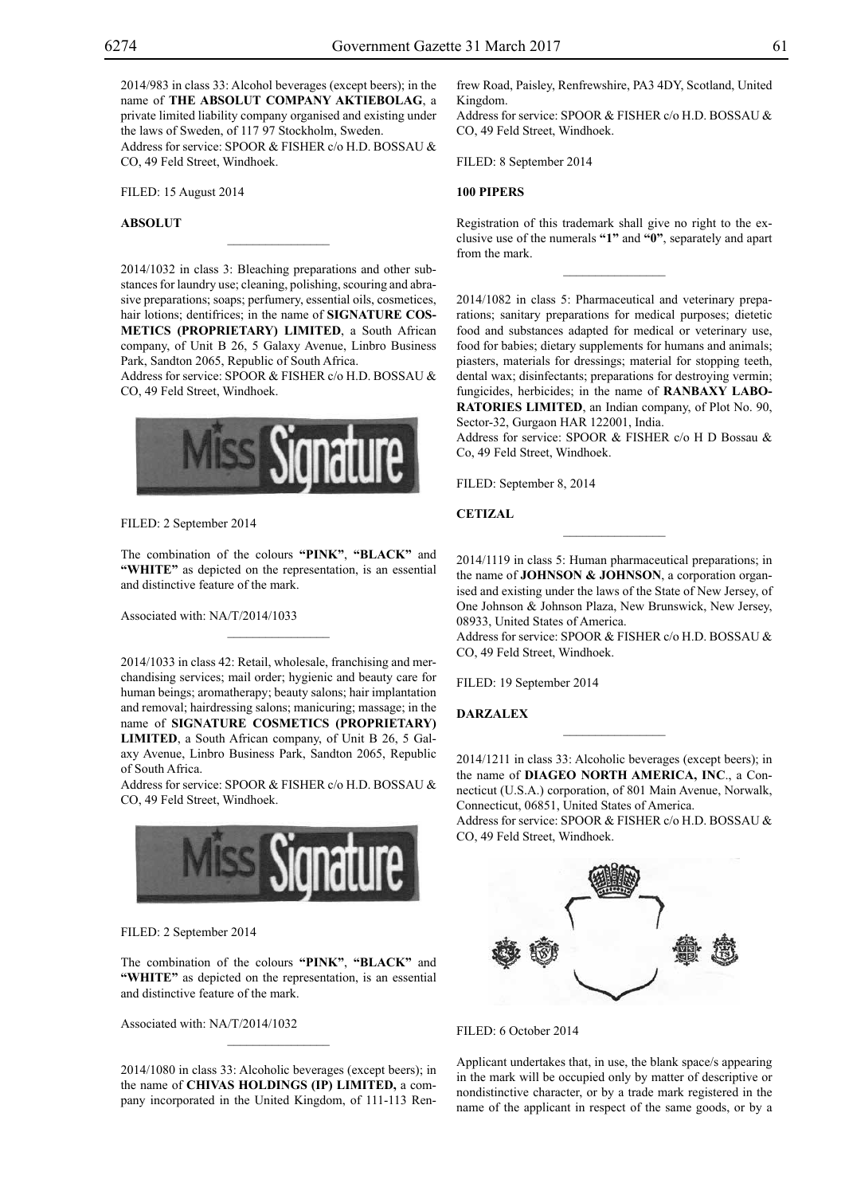2014/983 in class 33: Alcohol beverages (except beers); in the name of **THE ABSOLUT COMPANY AKTIEBOLAG**, a private limited liability company organised and existing under the laws of Sweden, of 117 97 Stockholm, Sweden.
Address for service: SPOOR & FISHER c/o H.D. BOSSAU & CO, 49 Feld Street, Windhoek.

FILED: 15 August 2014

**ABSOLUT**

________________

2014/1032 in class 3: Bleaching preparations and other substances for laundry use; cleaning, polishing, scouring and abrasive preparations; soaps; perfumery, essential oils, cosmetices, hair lotions; dentifrices; in the name of **SIGNATURE COSMETICS (PROPRIETARY) LIMITED**, a South African company, of Unit B 26, 5 Galaxy Avenue, Linbro Business Park, Sandton 2065, Republic of South Africa.
Address for service: SPOOR & FISHER c/o H.D. BOSSAU & CO, 49 Feld Street, Windhoek.

Miss Signature

FILED: 2 September 2014

The combination of the colours **"PINK"**, **"BLACK"** and **"WHITE"** as depicted on the representation, is an essential and distinctive feature of the mark.

Associated with: NA/T/2014/1033

________________

2014/1033 in class 42: Retail, wholesale, franchising and merchandising services; mail order; hygienic and beauty care for human beings; aromatherapy; beauty salons; hair implantation and removal; hairdressing salons; manicuring; massage; in the name of **SIGNATURE COSMETICS (PROPRIETARY) LIMITED**, a South African company, of Unit B 26, 5 Galaxy Avenue, Linbro Business Park, Sandton 2065, Republic of South Africa.
Address for service: SPOOR & FISHER c/o H.D. BOSSAU & CO, 49 Feld Street, Windhoek.

Miss Signature

FILED: 2 September 2014

The combination of the colours **"PINK"**, **"BLACK"** and **"WHITE"** as depicted on the representation, is an essential and distinctive feature of the mark.

Associated with: NA/T/2014/1032

________________

2014/1080 in class 33: Alcoholic beverages (except beers); in the name of **CHIVAS HOLDINGS (IP) LIMITED,** a company incorporated in the United Kingdom, of 111-113 Renfrew Road, Paisley, Renfrewshire, PA3 4DY, Scotland, United Kingdom.
Address for service: SPOOR & FISHER c/o H.D. BOSSAU & CO, 49 Feld Street, Windhoek.

FILED: 8 September 2014

**100 PIPERS**

Registration of this trademark shall give no right to the exclusive use of the numerals **"1"** and **"0"**, separately and apart from the mark.

________________

2014/1082 in class 5: Pharmaceutical and veterinary preparations; sanitary preparations for medical purposes; dietetic food and substances adapted for medical or veterinary use, food for babies; dietary supplements for humans and animals; piasters, materials for dressings; material for stopping teeth, dental wax; disinfectants; preparations for destroying vermin; fungicides, herbicides; in the name of **RANBAXY LABORATORIES LIMITED**, an Indian company, of Plot No. 90, Sector-32, Gurgaon HAR 122001, India.
Address for service: SPOOR & FISHER c/o H D Bossau & Co, 49 Feld Street, Windhoek.

FILED: September 8, 2014

**CETIZAL**

________________

2014/1119 in class 5: Human pharmaceutical preparations; in the name of **JOHNSON & JOHNSON**, a corporation organised and existing under the laws of the State of New Jersey, of One Johnson & Johnson Plaza, New Brunswick, New Jersey, 08933, United States of America.
Address for service: SPOOR & FISHER c/o H.D. BOSSAU & CO, 49 Feld Street, Windhoek.

FILED: 19 September 2014

**DARZALEX**

________________

2014/1211 in class 33: Alcoholic beverages (except beers); in the name of **DIAGEO NORTH AMERICA, INC**., a Connecticut (U.S.A.) corporation, of 801 Main Avenue, Norwalk, Connecticut, 06851, United States of America.
Address for service: SPOOR & FISHER c/o H.D. BOSSAU & CO, 49 Feld Street, Windhoek.

FILED: 6 October 2014

Applicant undertakes that, in use, the blank space/s appearing in the mark will be occupied only by matter of descriptive or nondistinctive character, or by a trade mark registered in the name of the applicant in respect of the same goods, or by a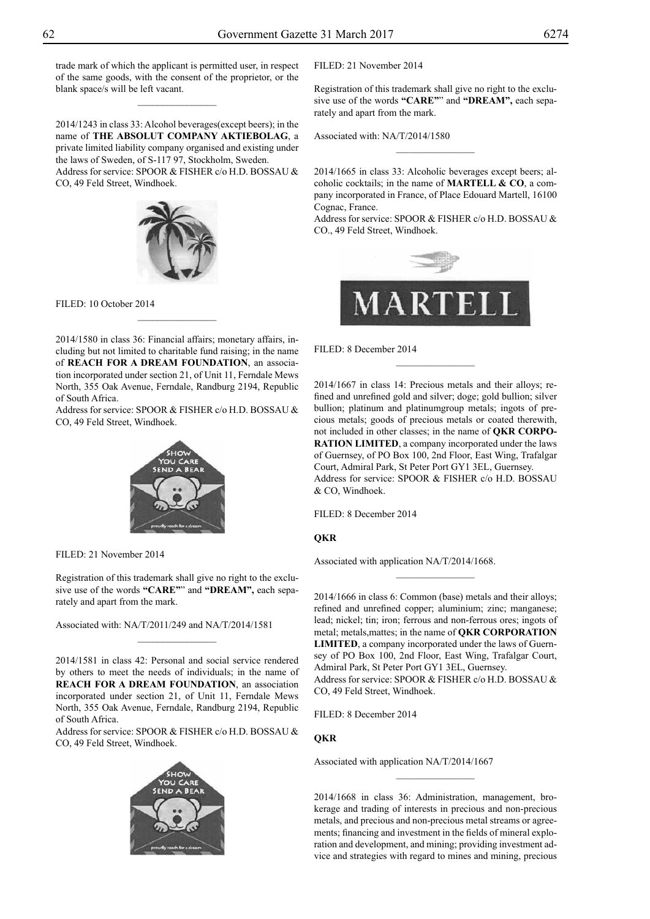trade mark of which the applicant is permitted user, in respect of the same goods, with the consent of the proprietor, or the blank space/s will be left vacant.

---

2014/1243 in class 33: Alcohol beverages(except beers); in the name of **THE ABSOLUT COMPANY AKTIEBOLAG**, a private limited liability company organised and existing under the laws of Sweden, of S-117 97, Stockholm, Sweden.
Address for service: SPOOR & FISHER c/o H.D. BOSSAU & CO, 49 Feld Street, Windhoek.

FILED: 10 October 2014

---

2014/1580 in class 36: Financial affairs; monetary affairs, including but not limited to charitable fund raising; in the name of **REACH FOR A DREAM FOUNDATION**, an association incorporated under section 21, of Unit 11, Ferndale Mews North, 355 Oak Avenue, Ferndale, Randburg 2194, Republic of South Africa.
Address for service: SPOOR & FISHER c/o H.D. BOSSAU & CO, 49 Feld Street, Windhoek.

FILED: 21 November 2014

Registration of this trademark shall give no right to the exclusive use of the words **"CARE"**" and **"DREAM",** each separately and apart from the mark.

Associated with: NA/T/2011/249 and NA/T/2014/1581

---

2014/1581 in class 42: Personal and social service rendered by others to meet the needs of individuals; in the name of **REACH FOR A DREAM FOUNDATION**, an association incorporated under section 21, of Unit 11, Ferndale Mews North, 355 Oak Avenue, Ferndale, Randburg 2194, Republic of South Africa.
Address for service: SPOOR & FISHER c/o H.D. BOSSAU & CO, 49 Feld Street, Windhoek.

FILED: 21 November 2014

Registration of this trademark shall give no right to the exclusive use of the words **"CARE"**" and **"DREAM",** each separately and apart from the mark.

Associated with: NA/T/2014/1580

---

2014/1665 in class 33: Alcoholic beverages except beers; alcoholic cocktails; in the name of **MARTELL & CO**, a company incorporated in France, of Place Edouard Martell, 16100 Cognac, France.
Address for service: SPOOR & FISHER c/o H.D. BOSSAU & CO., 49 Feld Street, Windhoek.

FILED: 8 December 2014

---

2014/1667 in class 14: Precious metals and their alloys; refined and unrefined gold and silver; doge; gold bullion; silver bullion; platinum and platinumgroup metals; ingots of precious metals; goods of precious metals or coated therewith, not included in other classes; in the name of **QKR CORPORATION LIMITED**, a company incorporated under the laws of Guernsey, of PO Box 100, 2nd Floor, East Wing, Trafalgar Court, Admiral Park, St Peter Port GY1 3EL, Guernsey.
Address for service: SPOOR & FISHER c/o H.D. BOSSAU & CO, Windhoek.

FILED: 8 December 2014

**QKR**

Associated with application NA/T/2014/1668.

---

2014/1666 in class 6: Common (base) metals and their alloys; refined and unrefined copper; aluminium; zinc; manganese; lead; nickel; tin; iron; ferrous and non-ferrous ores; ingots of metal; metals,mattes; in the name of **QKR CORPORATION LIMITED**, a company incorporated under the laws of Guernsey of PO Box 100, 2nd Floor, East Wing, Trafalgar Court, Admiral Park, St Peter Port GY1 3EL, Guernsey.
Address for service: SPOOR & FISHER c/o H.D. BOSSAU & CO, 49 Feld Street, Windhoek.

FILED: 8 December 2014

**QKR**

Associated with application NA/T/2014/1667

---

2014/1668 in class 36: Administration, management, brokerage and trading of interests in precious and non-precious metals, and precious and non-precious metal streams or agreements; financing and investment in the fields of mineral exploration and development, and mining; providing investment advice and strategies with regard to mines and mining, precious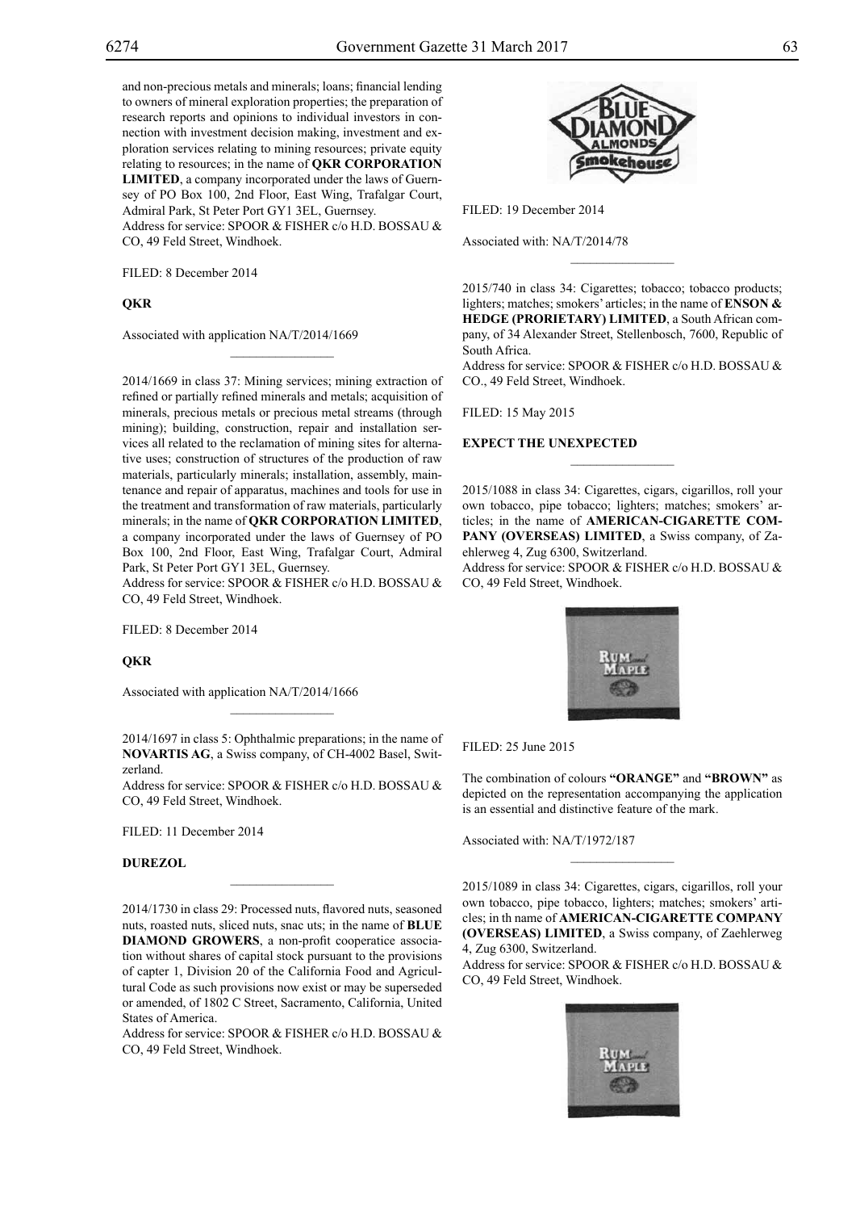and non-precious metals and minerals; loans; financial lending to owners of mineral exploration properties; the preparation of research reports and opinions to individual investors in connection with investment decision making, investment and exploration services relating to mining resources; private equity relating to resources; in the name of **QKR CORPORATION LIMITED**, a company incorporated under the laws of Guernsey of PO Box 100, 2nd Floor, East Wing, Trafalgar Court, Admiral Park, St Peter Port GY1 3EL, Guernsey.
Address for service: SPOOR & FISHER c/o H.D. BOSSAU & CO, 49 Feld Street, Windhoek.

FILED: 8 December 2014

**QKR**

Associated with application NA/T/2014/1669

---

2014/1669 in class 37: Mining services; mining extraction of refined or partially refined minerals and metals; acquisition of minerals, precious metals or precious metal streams (through mining); building, construction, repair and installation services all related to the reclamation of mining sites for alternative uses; construction of structures of the production of raw materials, particularly minerals; installation, assembly, maintenance and repair of apparatus, machines and tools for use in the treatment and transformation of raw materials, particularly minerals; in the name of **QKR CORPORATION LIMITED**, a company incorporated under the laws of Guernsey of PO Box 100, 2nd Floor, East Wing, Trafalgar Court, Admiral Park, St Peter Port GY1 3EL, Guernsey.
Address for service: SPOOR & FISHER c/o H.D. BOSSAU & CO, 49 Feld Street, Windhoek.

FILED: 8 December 2014

**QKR**

Associated with application NA/T/2014/1666

---

2014/1697 in class 5: Ophthalmic preparations; in the name of **NOVARTIS AG**, a Swiss company, of CH-4002 Basel, Switzerland.
Address for service: SPOOR & FISHER c/o H.D. BOSSAU & CO, 49 Feld Street, Windhoek.

FILED: 11 December 2014

**DUREZOL**

---

2014/1730 in class 29: Processed nuts, flavored nuts, seasoned nuts, roasted nuts, sliced nuts, snac uts; in the name of **BLUE DIAMOND GROWERS**, a non-profit cooperatice association without shares of capital stock pursuant to the provisions of capter 1, Division 20 of the California Food and Agricultural Code as such provisions now exist or may be superseded or amended, of 1802 C Street, Sacramento, California, United States of America.
Address for service: SPOOR & FISHER c/o H.D. BOSSAU & CO, 49 Feld Street, Windhoek.

FILED: 19 December 2014

Associated with: NA/T/2014/78

---

2015/740 in class 34: Cigarettes; tobacco; tobacco products; lighters; matches; smokers' articles; in the name of **ENSON & HEDGE (PRORIETARY) LIMITED**, a South African company, of 34 Alexander Street, Stellenbosch, 7600, Republic of South Africa.
Address for service: SPOOR & FISHER c/o H.D. BOSSAU & CO., 49 Feld Street, Windhoek.

FILED: 15 May 2015

**EXPECT THE UNEXPECTED**

---

2015/1088 in class 34: Cigarettes, cigars, cigarillos, roll your own tobacco, pipe tobacco; lighters; matches; smokers' articles; in the name of **AMERICAN-CIGARETTE COMPANY (OVERSEAS) LIMITED**, a Swiss company, of Zaehlerweg 4, Zug 6300, Switzerland.
Address for service: SPOOR & FISHER c/o H.D. BOSSAU & CO, 49 Feld Street, Windhoek.

FILED: 25 June 2015

The combination of colours **"ORANGE"** and **"BROWN"** as depicted on the representation accompanying the application is an essential and distinctive feature of the mark.

Associated with: NA/T/1972/187

---

2015/1089 in class 34: Cigarettes, cigars, cigarillos, roll your own tobacco, pipe tobacco, lighters; matches; smokers' articles; in th name of **AMERICAN-CIGARETTE COMPANY (OVERSEAS) LIMITED**, a Swiss company, of Zaehlerweg 4, Zug 6300, Switzerland.
Address for service: SPOOR & FISHER c/o H.D. BOSSAU & CO, 49 Feld Street, Windhoek.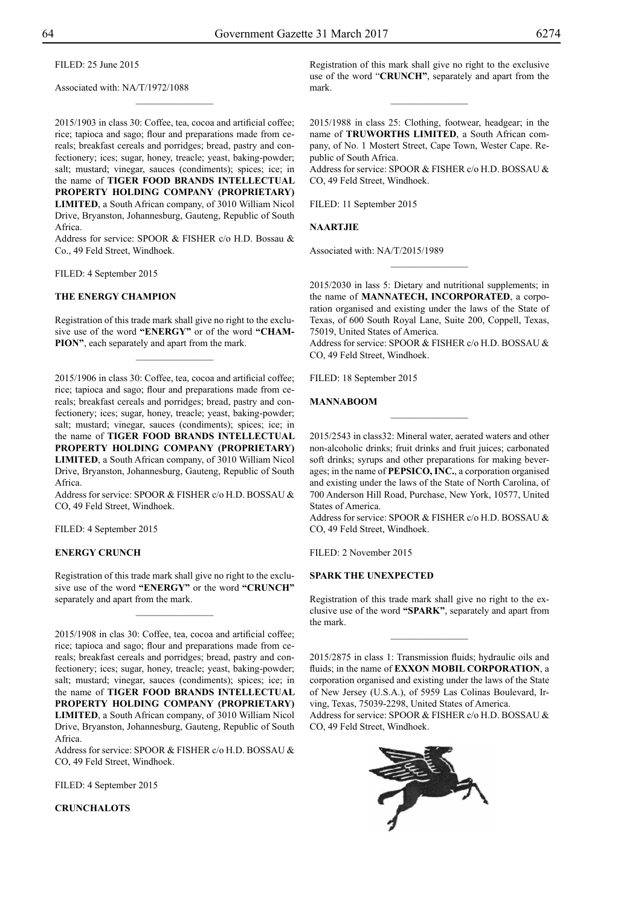FILED: 25 June 2015

Associated with: NA/T/1972/1088

2015/1903 in class 30: Coffee, tea, cocoa and artificial coffee; rice; tapioca and sago; flour and preparations made from cereals; breakfast cereals and porridges; bread, pastry and confectionery; ices; sugar, honey, treacle; yeast, baking-powder; salt; mustard; vinegar, sauces (condiments); spices; ice; in the name of **TIGER FOOD BRANDS INTELLECTUAL PROPERTY HOLDING COMPANY (PROPRIETARY) LIMITED**, a South African company, of 3010 William Nicol Drive, Bryanston, Johannesburg, Gauteng, Republic of South Africa.
Address for service: SPOOR & FISHER c/o H.D. Bossau & Co., 49 Feld Street, Windhoek.

FILED: 4 September 2015

**THE ENERGY CHAMPION**

Registration of this trade mark shall give no right to the exclusive use of the word **"ENERGY"** or of the word **"CHAMPION"**, each separately and apart from the mark.

2015/1906 in class 30: Coffee, tea, cocoa and artificial coffee; rice; tapioca and sago; flour and preparations made from cereals; breakfast cereals and porridges; bread, pastry and confectionery; ices; sugar, honey, treacle; yeast, baking-powder; salt; mustard; vinegar, sauces (condiments); spices; ice; in the name of **TIGER FOOD BRANDS INTELLECTUAL PROPERTY HOLDING COMPANY (PROPRIETARY) LIMITED**, a South African company, of 3010 William Nicol Drive, Bryanston, Johannesburg, Gauteng, Republic of South Africa.
Address for service: SPOOR & FISHER c/o H.D. BOSSAU & CO, 49 Feld Street, Windhoek.

FILED: 4 September 2015

**ENERGY CRUNCH**

Registration of this trade mark shall give no right to the exclusive use of the word **"ENERGY"** or the word **"CRUNCH"** separately and apart from the mark.

2015/1908 in clas 30: Coffee, tea, cocoa and artificial coffee; rice; tapioca and sago; flour and preparations made from cereals; breakfast cereals and porridges; bread, pastry and confectionery; ices; sugar, honey, treacle; yeast, baking-powder; salt; mustard; vinegar, sauces (condiments); spices; ice; in the name of **TIGER FOOD BRANDS INTELLECTUAL PROPERTY HOLDING COMPANY (PROPRIETARY) LIMITED**, a South African company, of 3010 William Nicol Drive, Bryanston, Johannesburg, Gauteng, Republic of South Africa.
Address for service: SPOOR & FISHER c/o H.D. BOSSAU & CO, 49 Feld Street, Windhoek.

FILED: 4 September 2015

**CRUNCHALOTS**

Registration of this mark shall give no right to the exclusive use of the word "**CRUNCH"**, separately and apart from the mark.

2015/1988 in class 25: Clothing, footwear, headgear; in the name of **TRUWORTHS LIMITED**, a South African company, of No. 1 Mostert Street, Cape Town, Wester Cape. Republic of South Africa.
Address for service: SPOOR & FISHER c/o H.D. BOSSAU & CO, 49 Feld Street, Windhoek.

FILED: 11 September 2015

**NAARTJIE**

Associated with: NA/T/2015/1989

2015/2030 in lass 5: Dietary and nutritional supplements; in the name of **MANNATECH, INCORPORATED**, a corporation organised and existing under the laws of the State of Texas, of 600 South Royal Lane, Suite 200, Coppell, Texas, 75019, United States of America.
Address for service: SPOOR & FISHER c/o H.D. BOSSAU & CO, 49 Feld Street, Windhoek.

FILED: 18 September 2015

**MANNABOOM**

2015/2543 in class32: Mineral water, aerated waters and other non-alcoholic drinks; fruit drinks and fruit juices; carbonated soft drinks; syrups and other preparations for making beverages; in the name of **PEPSICO, INC.**, a corporation organised and existing under the laws of the State of North Carolina, of 700 Anderson Hill Road, Purchase, New York, 10577, United States of America.
Address for service: SPOOR & FISHER c/o H.D. BOSSAU & CO, 49 Feld Street, Windhoek.

FILED: 2 November 2015

**SPARK THE UNEXPECTED**

Registration of this trade mark shall give no right to the exclusive use of the word **"SPARK"**, separately and apart from the mark.

2015/2875 in class 1: Transmission fluids; hydraulic oils and fluids; in the name of **EXXON MOBIL CORPORATION**, a corporation organised and existing under the laws of the State of New Jersey (U.S.A.), of 5959 Las Colinas Boulevard, Irving, Texas, 75039-2298, United States of America.
Address for service: SPOOR & FISHER c/o H.D. BOSSAU & CO, 49 Feld Street, Windhoek.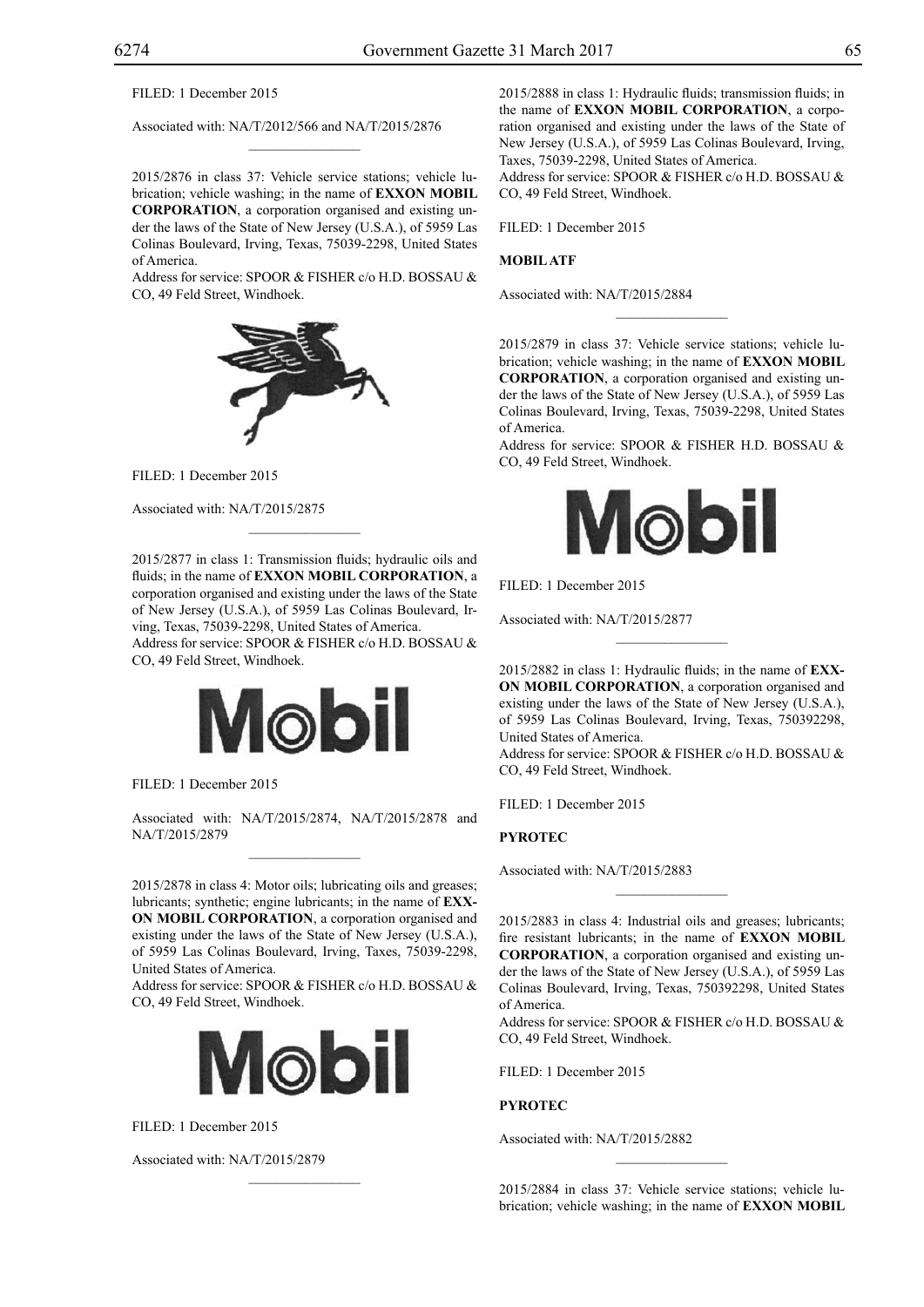FILED: 1 December 2015

Associated with: NA/T/2012/566 and NA/T/2015/2876

---

2015/2876 in class 37: Vehicle service stations; vehicle lubrication; vehicle washing; in the name of **EXXON MOBIL CORPORATION**, a corporation organised and existing under the laws of the State of New Jersey (U.S.A.), of 5959 Las Colinas Boulevard, Irving, Texas, 75039-2298, United States of America.
Address for service: SPOOR & FISHER c/o H.D. BOSSAU & CO, 49 Feld Street, Windhoek.

FILED: 1 December 2015

Associated with: NA/T/2015/2875

---

2015/2877 in class 1: Transmission fluids; hydraulic oils and fluids; in the name of **EXXON MOBIL CORPORATION**, a corporation organised and existing under the laws of the State of New Jersey (U.S.A.), of 5959 Las Colinas Boulevard, Irving, Texas, 75039-2298, United States of America.
Address for service: SPOOR & FISHER c/o H.D. BOSSAU & CO, 49 Feld Street, Windhoek.

Mobil

FILED: 1 December 2015

Associated with: NA/T/2015/2874, NA/T/2015/2878 and NA/T/2015/2879

---

2015/2878 in class 4: Motor oils; lubricating oils and greases; lubricants; synthetic; engine lubricants; in the name of **EXXON MOBIL CORPORATION**, a corporation organised and existing under the laws of the State of New Jersey (U.S.A.), of 5959 Las Colinas Boulevard, Irving, Taxes, 75039-2298, United States of America.
Address for service: SPOOR & FISHER c/o H.D. BOSSAU & CO, 49 Feld Street, Windhoek.

Mobil

FILED: 1 December 2015

Associated with: NA/T/2015/2879

---

2015/2888 in class 1: Hydraulic fluids; transmission fluids; in the name of **EXXON MOBIL CORPORATION**, a corporation organised and existing under the laws of the State of New Jersey (U.S.A.), of 5959 Las Colinas Boulevard, Irving, Taxes, 75039-2298, United States of America.
Address for service: SPOOR & FISHER c/o H.D. BOSSAU & CO, 49 Feld Street, Windhoek.

FILED: 1 December 2015

**MOBIL ATF**

Associated with: NA/T/2015/2884

---

2015/2879 in class 37: Vehicle service stations; vehicle lubrication; vehicle washing; in the name of **EXXON MOBIL CORPORATION**, a corporation organised and existing under the laws of the State of New Jersey (U.S.A.), of 5959 Las Colinas Boulevard, Irving, Texas, 75039-2298, United States of America.
Address for service: SPOOR & FISHER H.D. BOSSAU & CO, 49 Feld Street, Windhoek.

Mobil

FILED: 1 December 2015

Associated with: NA/T/2015/2877

---

2015/2882 in class 1: Hydraulic fluids; in the name of **EXXON MOBIL CORPORATION**, a corporation organised and existing under the laws of the State of New Jersey (U.S.A.), of 5959 Las Colinas Boulevard, Irving, Texas, 750392298, United States of America.
Address for service: SPOOR & FISHER c/o H.D. BOSSAU & CO, 49 Feld Street, Windhoek.

FILED: 1 December 2015

**PYROTEC**

Associated with: NA/T/2015/2883

---

2015/2883 in class 4: Industrial oils and greases; lubricants; fire resistant lubricants; in the name of **EXXON MOBIL CORPORATION**, a corporation organised and existing under the laws of the State of New Jersey (U.S.A.), of 5959 Las Colinas Boulevard, Irving, Texas, 750392298, United States of America.
Address for service: SPOOR & FISHER c/o H.D. BOSSAU & CO, 49 Feld Street, Windhoek.

FILED: 1 December 2015

**PYROTEC**

Associated with: NA/T/2015/2882

---

2015/2884 in class 37: Vehicle service stations; vehicle lubrication; vehicle washing; in the name of **EXXON MOBIL**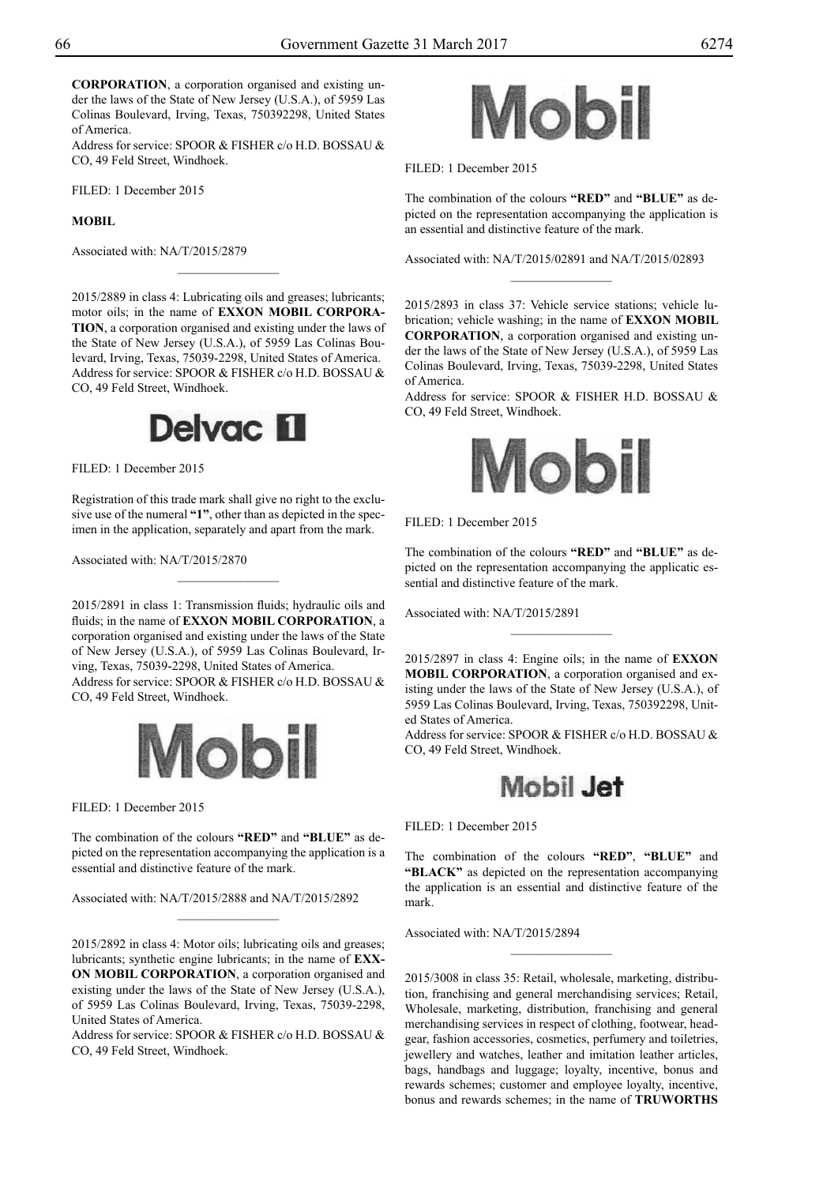**CORPORATION**, a corporation organised and existing under the laws of the State of New Jersey (U.S.A.), of 5959 Las Colinas Boulevard, Irving, Texas, 750392298, United States of America.
Address for service: SPOOR & FISHER c/o H.D. BOSSAU & CO, 49 Feld Street, Windhoek.

FILED: 1 December 2015

**MOBIL**

Associated with: NA/T/2015/2879

________________

2015/2889 in class 4: Lubricating oils and greases; lubricants; motor oils; in the name of **EXXON MOBIL CORPORATION**, a corporation organised and existing under the laws of the State of New Jersey (U.S.A.), of 5959 Las Colinas Boulevard, Irving, Texas, 75039-2298, United States of America.
Address for service: SPOOR & FISHER c/o H.D. BOSSAU & CO, 49 Feld Street, Windhoek.

**Delvac 1**

FILED: 1 December 2015

Registration of this trade mark shall give no right to the exclusive use of the numeral **"1"**, other than as depicted in the specimen in the application, separately and apart from the mark.

Associated with: NA/T/2015/2870

________________

2015/2891 in class 1: Transmission fluids; hydraulic oils and fluids; in the name of **EXXON MOBIL CORPORATION**, a corporation organised and existing under the laws of the State of New Jersey (U.S.A.), of 5959 Las Colinas Boulevard, Irving, Texas, 75039-2298, United States of America.
Address for service: SPOOR & FISHER c/o H.D. BOSSAU & CO, 49 Feld Street, Windhoek.

**Mobil**

FILED: 1 December 2015

The combination of the colours **"RED"** and **"BLUE"** as depicted on the representation accompanying the application is a essential and distinctive feature of the mark.

Associated with: NA/T/2015/2888 and NA/T/2015/2892

________________

2015/2892 in class 4: Motor oils; lubricating oils and greases; lubricants; synthetic engine lubricants; in the name of **EXXON MOBIL CORPORATION**, a corporation organised and existing under the laws of the State of New Jersey (U.S.A.), of 5959 Las Colinas Boulevard, Irving, Texas, 75039-2298, United States of America.
Address for service: SPOOR & FISHER c/o H.D. BOSSAU & CO, 49 Feld Street, Windhoek.

**Mobil**

FILED: 1 December 2015

The combination of the colours **"RED"** and **"BLUE"** as depicted on the representation accompanying the application is an essential and distinctive feature of the mark.

Associated with: NA/T/2015/02891 and NA/T/2015/02893

________________

2015/2893 in class 37: Vehicle service stations; vehicle lubrication; vehicle washing; in the name of **EXXON MOBIL CORPORATION**, a corporation organised and existing under the laws of the State of New Jersey (U.S.A.), of 5959 Las Colinas Boulevard, Irving, Texas, 75039-2298, United States of America.
Address for service: SPOOR & FISHER H.D. BOSSAU & CO, 49 Feld Street, Windhoek.

**Mobil**

FILED: 1 December 2015

The combination of the colours **"RED"** and **"BLUE"** as depicted on the representation accompanying the applicatic essential and distinctive feature of the mark.

Associated with: NA/T/2015/2891

________________

2015/2897 in class 4: Engine oils; in the name of **EXXON MOBIL CORPORATION**, a corporation organised and existing under the laws of the State of New Jersey (U.S.A.), of 5959 Las Colinas Boulevard, Irving, Texas, 750392298, United States of America.
Address for service: SPOOR & FISHER c/o H.D. BOSSAU & CO, 49 Feld Street, Windhoek.

**Mobil Jet**

FILED: 1 December 2015

The combination of the colours **"RED"**, **"BLUE"** and **"BLACK"** as depicted on the representation accompanying the application is an essential and distinctive feature of the mark.

Associated with: NA/T/2015/2894

________________

2015/3008 in class 35: Retail, wholesale, marketing, distribution, franchising and general merchandising services; Retail, Wholesale, marketing, distribution, franchising and general merchandising services in respect of clothing, footwear, headgear, fashion accessories, cosmetics, perfumery and toiletries, jewellery and watches, leather and imitation leather articles, bags, handbags and luggage; loyalty, incentive, bonus and rewards schemes; customer and employee loyalty, incentive, bonus and rewards schemes; in the name of **TRUWORTHS**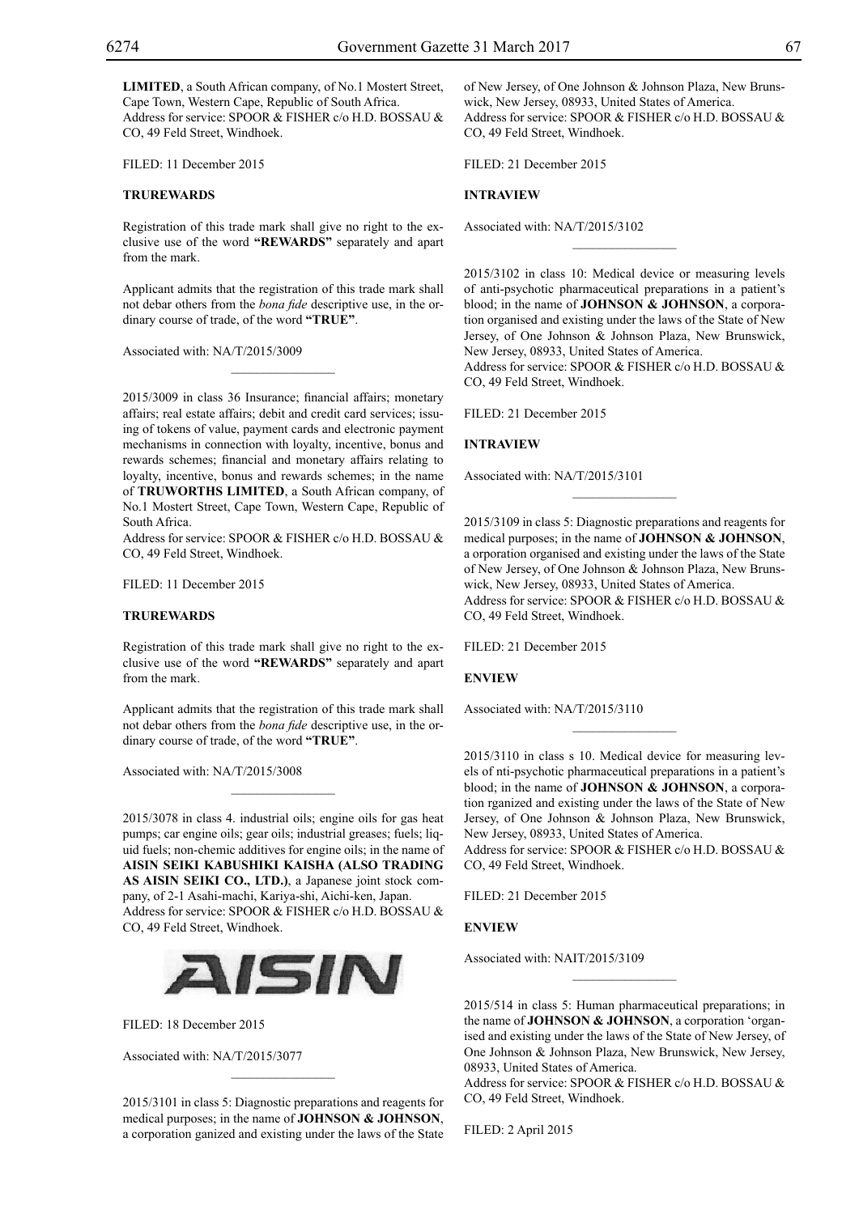**LIMITED**, a South African company, of No.1 Mostert Street, Cape Town, Western Cape, Republic of South Africa.
Address for service: SPOOR & FISHER c/o H.D. BOSSAU & CO, 49 Feld Street, Windhoek.

FILED: 11 December 2015

**TRUREWARDS**

Registration of this trade mark shall give no right to the exclusive use of the word **"REWARDS"** separately and apart from the mark.

Applicant admits that the registration of this trade mark shall not debar others from the *bona fide* descriptive use, in the ordinary course of trade, of the word **"TRUE"**.

Associated with: NA/T/2015/3009

---

2015/3009 in class 36 Insurance; financial affairs; monetary affairs; real estate affairs; debit and credit card services; issuing of tokens of value, payment cards and electronic payment mechanisms in connection with loyalty, incentive, bonus and rewards schemes; financial and monetary affairs relating to loyalty, incentive, bonus and rewards schemes; in the name of **TRUWORTHS LIMITED**, a South African company, of No.1 Mostert Street, Cape Town, Western Cape, Republic of South Africa.
Address for service: SPOOR & FISHER c/o H.D. BOSSAU & CO, 49 Feld Street, Windhoek.

FILED: 11 December 2015

**TRUREWARDS**

Registration of this trade mark shall give no right to the exclusive use of the word **"REWARDS"** separately and apart from the mark.

Applicant admits that the registration of this trade mark shall not debar others from the *bona fide* descriptive use, in the ordinary course of trade, of the word **"TRUE"**.

Associated with: NA/T/2015/3008

---

2015/3078 in class 4. industrial oils; engine oils for gas heat pumps; car engine oils; gear oils; industrial greases; fuels; liquid fuels; non-chemic additives for engine oils; in the name of **AISIN SEIKI KABUSHIKI KAISHA (ALSO TRADING AS AISIN SEIKI CO., LTD.)**, a Japanese joint stock company, of 2-1 Asahi-machi, Kariya-shi, Aichi-ken, Japan.
Address for service: SPOOR & FISHER c/o H.D. BOSSAU & CO, 49 Feld Street, Windhoek.

AISIN

FILED: 18 December 2015

Associated with: NA/T/2015/3077

---

2015/3101 in class 5: Diagnostic preparations and reagents for medical purposes; in the name of **JOHNSON & JOHNSON**, a corporation ganized and existing under the laws of the State of New Jersey, of One Johnson & Johnson Plaza, New Brunswick, New Jersey, 08933, United States of America.
Address for service: SPOOR & FISHER c/o H.D. BOSSAU & CO, 49 Feld Street, Windhoek.

FILED: 21 December 2015

**INTRAVIEW**

Associated with: NA/T/2015/3102

---

2015/3102 in class 10: Medical device or measuring levels of anti-psychotic pharmaceutical preparations in a patient's blood; in the name of **JOHNSON & JOHNSON**, a corporation organised and existing under the laws of the State of New Jersey, of One Johnson & Johnson Plaza, New Brunswick, New Jersey, 08933, United States of America.
Address for service: SPOOR & FISHER c/o H.D. BOSSAU & CO, 49 Feld Street, Windhoek.

FILED: 21 December 2015

**INTRAVIEW**

Associated with: NA/T/2015/3101

---

2015/3109 in class 5: Diagnostic preparations and reagents for medical purposes; in the name of **JOHNSON & JOHNSON**, a orporation organised and existing under the laws of the State of New Jersey, of One Johnson & Johnson Plaza, New Brunswick, New Jersey, 08933, United States of America.
Address for service: SPOOR & FISHER c/o H.D. BOSSAU & CO, 49 Feld Street, Windhoek.

FILED: 21 December 2015

**ENVIEW**

Associated with: NA/T/2015/3110

---

2015/3110 in class s 10. Medical device for measuring levels of nti-psychotic pharmaceutical preparations in a patient's blood; in the name of **JOHNSON & JOHNSON**, a corporation rganized and existing under the laws of the State of New Jersey, of One Johnson & Johnson Plaza, New Brunswick, New Jersey, 08933, United States of America.
Address for service: SPOOR & FISHER c/o H.D. BOSSAU & CO, 49 Feld Street, Windhoek.

FILED: 21 December 2015

**ENVIEW**

Associated with: NAIT/2015/3109

---

2015/514 in class 5: Human pharmaceutical preparations; in the name of **JOHNSON & JOHNSON**, a corporation 'organised and existing under the laws of the State of New Jersey, of One Johnson & Johnson Plaza, New Brunswick, New Jersey, 08933, United States of America.
Address for service: SPOOR & FISHER c/o H.D. BOSSAU & CO, 49 Feld Street, Windhoek.

FILED: 2 April 2015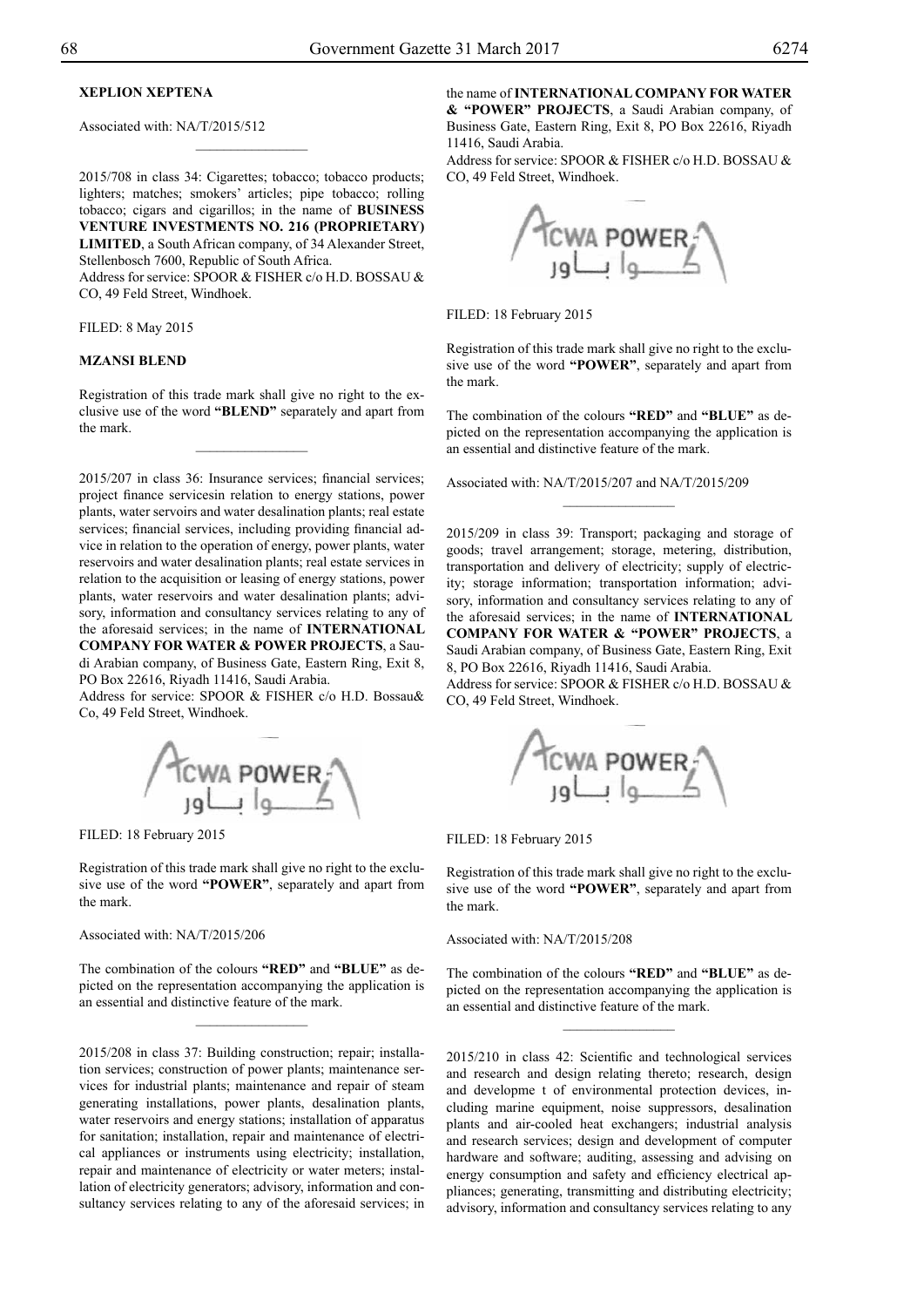**XEPLION XEPTENA**

Associated with: NA/T/2015/512

2015/708 in class 34: Cigarettes; tobacco; tobacco products; lighters; matches; smokers' articles; pipe tobacco; rolling tobacco; cigars and cigarillos; in the name of **BUSINESS VENTURE INVESTMENTS NO. 216 (PROPRIETARY) LIMITED**, a South African company, of 34 Alexander Street, Stellenbosch 7600, Republic of South Africa.

Address for service: SPOOR & FISHER c/o H.D. BOSSAU & CO, 49 Feld Street, Windhoek.

FILED: 8 May 2015

**MZANSI BLEND**

Registration of this trade mark shall give no right to the exclusive use of the word **"BLEND"** separately and apart from the mark.

2015/207 in class 36: Insurance services; financial services; project finance servicesin relation to energy stations, power plants, water servoirs and water desalination plants; real estate services; financial services, including providing financial advice in relation to the operation of energy, power plants, water reservoirs and water desalination plants; real estate services in relation to the acquisition or leasing of energy stations, power plants, water reservoirs and water desalination plants; advisory, information and consultancy services relating to any of the aforesaid services; in the name of **INTERNATIONAL COMPANY FOR WATER & POWER PROJECTS**, a Saudi Arabian company, of Business Gate, Eastern Ring, Exit 8, PO Box 22616, Riyadh 11416, Saudi Arabia.

Address for service: SPOOR & FISHER c/o H.D. Bossau& Co, 49 Feld Street, Windhoek.

ACWA POWER

اكوا باور

FILED: 18 February 2015

Registration of this trade mark shall give no right to the exclusive use of the word **"POWER"**, separately and apart from the mark.

Associated with: NA/T/2015/206

The combination of the colours **"RED"** and **"BLUE"** as depicted on the representation accompanying the application is an essential and distinctive feature of the mark.

2015/208 in class 37: Building construction; repair; installation services; construction of power plants; maintenance services for industrial plants; maintenance and repair of steam generating installations, power plants, desalination plants, water reservoirs and energy stations; installation of apparatus for sanitation; installation, repair and maintenance of electrical appliances or instruments using electricity; installation, repair and maintenance of electricity or water meters; installation of electricity generators; advisory, information and consultancy services relating to any of the aforesaid services; in the name of **INTERNATIONAL COMPANY FOR WATER & "POWER" PROJECTS**, a Saudi Arabian company, of Business Gate, Eastern Ring, Exit 8, PO Box 22616, Riyadh 11416, Saudi Arabia.

Address for service: SPOOR & FISHER c/o H.D. BOSSAU & CO, 49 Feld Street, Windhoek.

ACWA POWER

اكوا باور

FILED: 18 February 2015

Registration of this trade mark shall give no right to the exclusive use of the word **"POWER"**, separately and apart from the mark.

The combination of the colours **"RED"** and **"BLUE"** as depicted on the representation accompanying the application is an essential and distinctive feature of the mark.

Associated with: NA/T/2015/207 and NA/T/2015/209

2015/209 in class 39: Transport; packaging and storage of goods; travel arrangement; storage, metering, distribution, transportation and delivery of electricity; supply of electricity; storage information; transportation information; advisory, information and consultancy services relating to any of the aforesaid services; in the name of **INTERNATIONAL COMPANY FOR WATER & "POWER" PROJECTS**, a Saudi Arabian company, of Business Gate, Eastern Ring, Exit 8, PO Box 22616, Riyadh 11416, Saudi Arabia.

Address for service: SPOOR & FISHER c/o H.D. BOSSAU & CO, 49 Feld Street, Windhoek.

ACWA POWER

اكوا باور

FILED: 18 February 2015

Registration of this trade mark shall give no right to the exclusive use of the word **"POWER"**, separately and apart from the mark.

Associated with: NA/T/2015/208

The combination of the colours **"RED"** and **"BLUE"** as depicted on the representation accompanying the application is an essential and distinctive feature of the mark.

2015/210 in class 42: Scientific and technological services and research and design relating thereto; research, design and developme t of environmental protection devices, including marine equipment, noise suppressors, desalination plants and air-cooled heat exchangers; industrial analysis and research services; design and development of computer hardware and software; auditing, assessing and advising on energy consumption and safety and efficiency electrical appliances; generating, transmitting and distributing electricity; advisory, information and consultancy services relating to any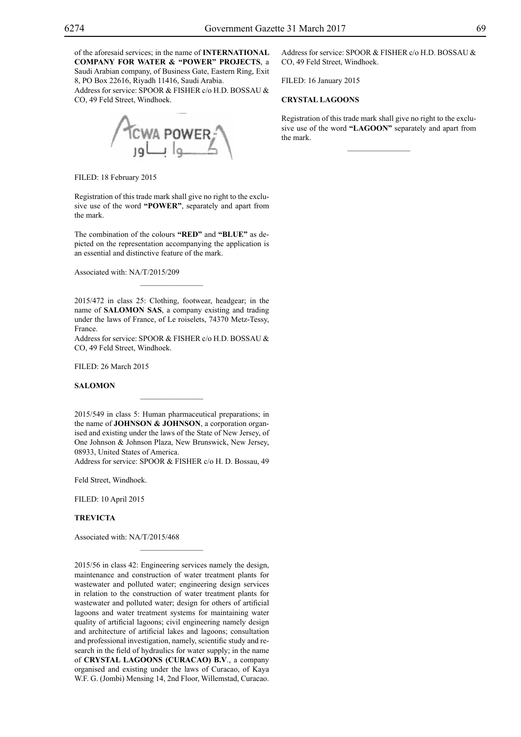of the aforesaid services; in the name of **INTERNATIONAL COMPANY FOR WATER & "POWER" PROJECTS**, a Saudi Arabian company, of Business Gate, Eastern Ring, Exit 8, PO Box 22616, Riyadh 11416, Saudi Arabia.
Address for service: SPOOR & FISHER c/o H.D. BOSSAU & CO, 49 Feld Street, Windhoek.

ACWA POWER
اكوا باور

FILED: 18 February 2015

Registration of this trade mark shall give no right to the exclusive use of the word **"POWER"**, separately and apart from the mark.

The combination of the colours **"RED"** and **"BLUE"** as depicted on the representation accompanying the application is an essential and distinctive feature of the mark.

Associated with: NA/T/2015/209

---

2015/472 in class 25: Clothing, footwear, headgear; in the name of **SALOMON SAS**, a company existing and trading under the laws of France, of Le roiselets, 74370 Metz-Tessy, France.
Address for service: SPOOR & FISHER c/o H.D. BOSSAU & CO, 49 Feld Street, Windhoek.

FILED: 26 March 2015

**SALOMON**

---

2015/549 in class 5: Human pharmaceutical preparations; in the name of **JOHNSON & JOHNSON**, a corporation organised and existing under the laws of the State of New Jersey, of One Johnson & Johnson Plaza, New Brunswick, New Jersey, 08933, United States of America.
Address for service: SPOOR & FISHER c/o H. D. Bossau, 49

Feld Street, Windhoek.

FILED: 10 April 2015

**TREVICTA**

Associated with: NA/T/2015/468

---

2015/56 in class 42: Engineering services namely the design, maintenance and construction of water treatment plants for wastewater and polluted water; engineering design services in relation to the construction of water treatment plants for wastewater and polluted water; design for others of artificial lagoons and water treatment systems for maintaining water quality of artificial lagoons; civil engineering namely design and architecture of artificial lakes and lagoons; consultation and professional investigation, namely, scientific study and research in the field of hydraulics for water supply; in the name of **CRYSTAL LAGOONS (CURACAO) B.V**., a company organised and existing under the laws of Curacao, of Kaya W.F. G. (Jombi) Mensing 14, 2nd Floor, Willemstad, Curacao.
Address for service: SPOOR & FISHER c/o H.D. BOSSAU & CO, 49 Feld Street, Windhoek.

FILED: 16 January 2015

**CRYSTAL LAGOONS**

Registration of this trade mark shall give no right to the exclusive use of the word **"LAGOON"** separately and apart from the mark.

---